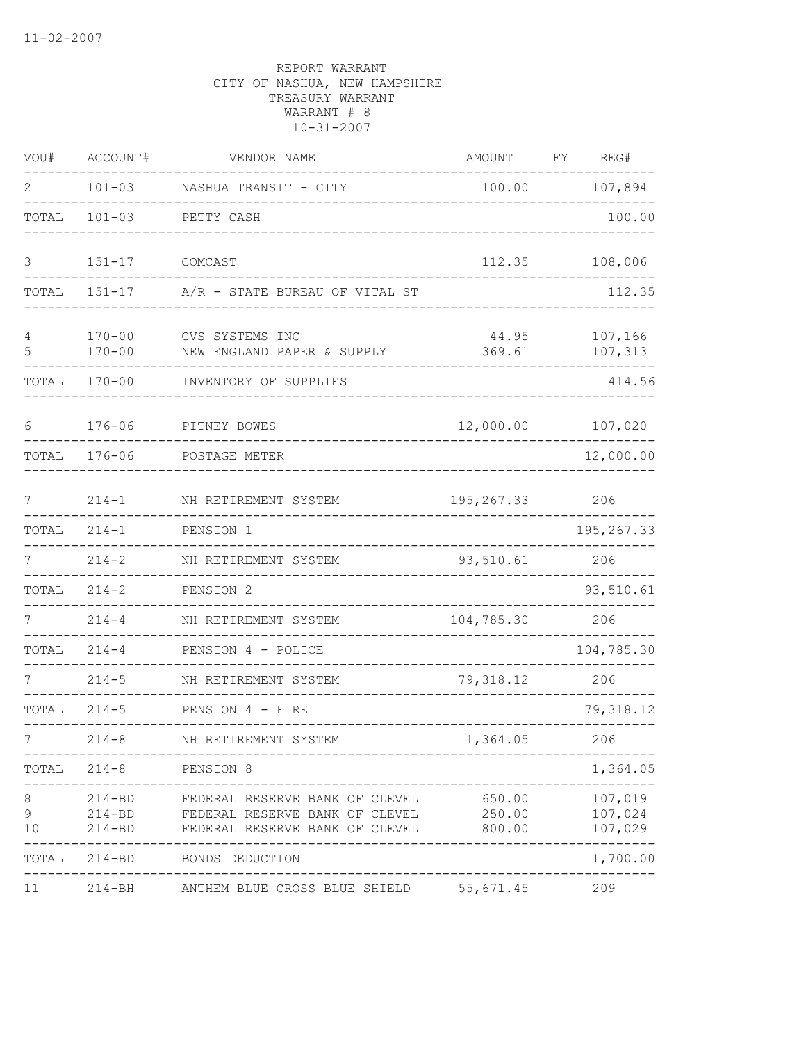11-02-2007

REPORT WARRANT
CITY OF NASHUA, NEW HAMPSHIRE
TREASURY WARRANT
WARRANT # 8
10-31-2007

| VOU# | ACCOUNT# | VENDOR NAME | AMOUNT | FY | REG# |
|---|---|---|---|---|---|
| 2 | 101-03 | NASHUA TRANSIT - CITY | 100.00 | | 107,894 |
| TOTAL | 101-03 | PETTY CASH | | | 100.00 |
| 3 | 151-17 | COMCAST | 112.35 | | 108,006 |
| TOTAL | 151-17 | A/R - STATE BUREAU OF VITAL ST | | | 112.35 |
| 4 | 170-00 | CVS SYSTEMS INC | 44.95 | | 107,166 |
| 5 | 170-00 | NEW ENGLAND PAPER & SUPPLY | 369.61 | | 107,313 |
| TOTAL | 170-00 | INVENTORY OF SUPPLIES | | | 414.56 |
| 6 | 176-06 | PITNEY BOWES | 12,000.00 | | 107,020 |
| TOTAL | 176-06 | POSTAGE METER | | | 12,000.00 |
| 7 | 214-1 | NH RETIREMENT SYSTEM | 195,267.33 | | 206 |
| TOTAL | 214-1 | PENSION 1 | | | 195,267.33 |
| 7 | 214-2 | NH RETIREMENT SYSTEM | 93,510.61 | | 206 |
| TOTAL | 214-2 | PENSION 2 | | | 93,510.61 |
| 7 | 214-4 | NH RETIREMENT SYSTEM | 104,785.30 | | 206 |
| TOTAL | 214-4 | PENSION 4 - POLICE | | | 104,785.30 |
| 7 | 214-5 | NH RETIREMENT SYSTEM | 79,318.12 | | 206 |
| TOTAL | 214-5 | PENSION 4 - FIRE | | | 79,318.12 |
| 7 | 214-8 | NH RETIREMENT SYSTEM | 1,364.05 | | 206 |
| TOTAL | 214-8 | PENSION 8 | | | 1,364.05 |
| 8 | 214-BD | FEDERAL RESERVE BANK OF CLEVEL | 650.00 | | 107,019 |
| 9 | 214-BD | FEDERAL RESERVE BANK OF CLEVEL | 250.00 | | 107,024 |
| 10 | 214-BD | FEDERAL RESERVE BANK OF CLEVEL | 800.00 | | 107,029 |
| TOTAL | 214-BD | BONDS DEDUCTION | | | 1,700.00 |
| 11 | 214-BH | ANTHEM BLUE CROSS BLUE SHIELD | 55,671.45 | | 209 |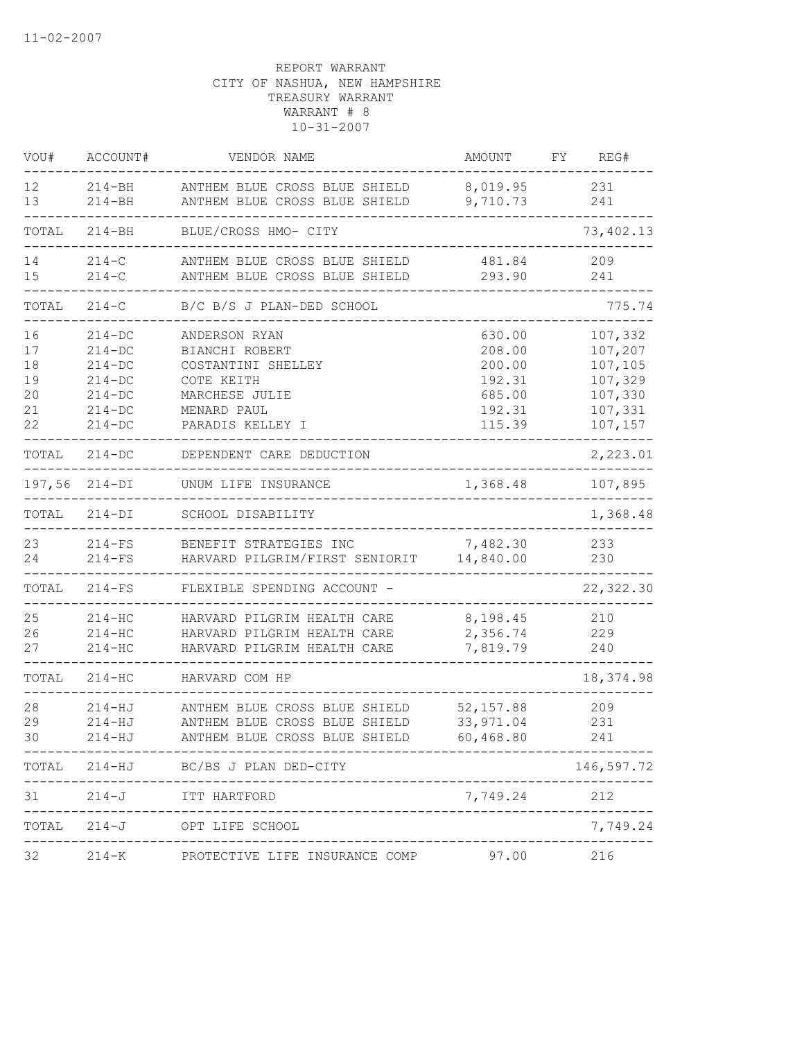11-02-2007

REPORT WARRANT
CITY OF NASHUA, NEW HAMPSHIRE
TREASURY WARRANT
WARRANT # 8
10-31-2007

| VOU# | ACCOUNT# | VENDOR NAME | AMOUNT | FY | REG# |
|---|---|---|---|---|---|
| 12 | 214-BH | ANTHEM BLUE CROSS BLUE SHIELD | 8,019.95 | | 231 |
| 13 | 214-BH | ANTHEM BLUE CROSS BLUE SHIELD | 9,710.73 | | 241 |
| TOTAL | 214-BH | BLUE/CROSS HMO- CITY | | | 73,402.13 |
| 14 | 214-C | ANTHEM BLUE CROSS BLUE SHIELD | 481.84 | | 209 |
| 15 | 214-C | ANTHEM BLUE CROSS BLUE SHIELD | 293.90 | | 241 |
| TOTAL | 214-C | B/C B/S J PLAN-DED SCHOOL | | | 775.74 |
| 16 | 214-DC | ANDERSON RYAN | 630.00 | | 107,332 |
| 17 | 214-DC | BIANCHI ROBERT | 208.00 | | 107,207 |
| 18 | 214-DC | COSTANTINI SHELLEY | 200.00 | | 107,105 |
| 19 | 214-DC | COTE KEITH | 192.31 | | 107,329 |
| 20 | 214-DC | MARCHESE JULIE | 685.00 | | 107,330 |
| 21 | 214-DC | MENARD PAUL | 192.31 | | 107,331 |
| 22 | 214-DC | PARADIS KELLEY I | 115.39 | | 107,157 |
| TOTAL | 214-DC | DEPENDENT CARE DEDUCTION | | | 2,223.01 |
| 197,56 | 214-DI | UNUM LIFE INSURANCE | 1,368.48 | | 107,895 |
| TOTAL | 214-DI | SCHOOL DISABILITY | | | 1,368.48 |
| 23 | 214-FS | BENEFIT STRATEGIES INC | 7,482.30 | | 233 |
| 24 | 214-FS | HARVARD PILGRIM/FIRST SENIORIT | 14,840.00 | | 230 |
| TOTAL | 214-FS | FLEXIBLE SPENDING ACCOUNT - | | | 22,322.30 |
| 25 | 214-HC | HARVARD PILGRIM HEALTH CARE | 8,198.45 | | 210 |
| 26 | 214-HC | HARVARD PILGRIM HEALTH CARE | 2,356.74 | | 229 |
| 27 | 214-HC | HARVARD PILGRIM HEALTH CARE | 7,819.79 | | 240 |
| TOTAL | 214-HC | HARVARD COM HP | | | 18,374.98 |
| 28 | 214-HJ | ANTHEM BLUE CROSS BLUE SHIELD | 52,157.88 | | 209 |
| 29 | 214-HJ | ANTHEM BLUE CROSS BLUE SHIELD | 33,971.04 | | 231 |
| 30 | 214-HJ | ANTHEM BLUE CROSS BLUE SHIELD | 60,468.80 | | 241 |
| TOTAL | 214-HJ | BC/BS J PLAN DED-CITY | | | 146,597.72 |
| 31 | 214-J | ITT HARTFORD | 7,749.24 | | 212 |
| TOTAL | 214-J | OPT LIFE SCHOOL | | | 7,749.24 |
| 32 | 214-K | PROTECTIVE LIFE INSURANCE COMP | 97.00 | | 216 |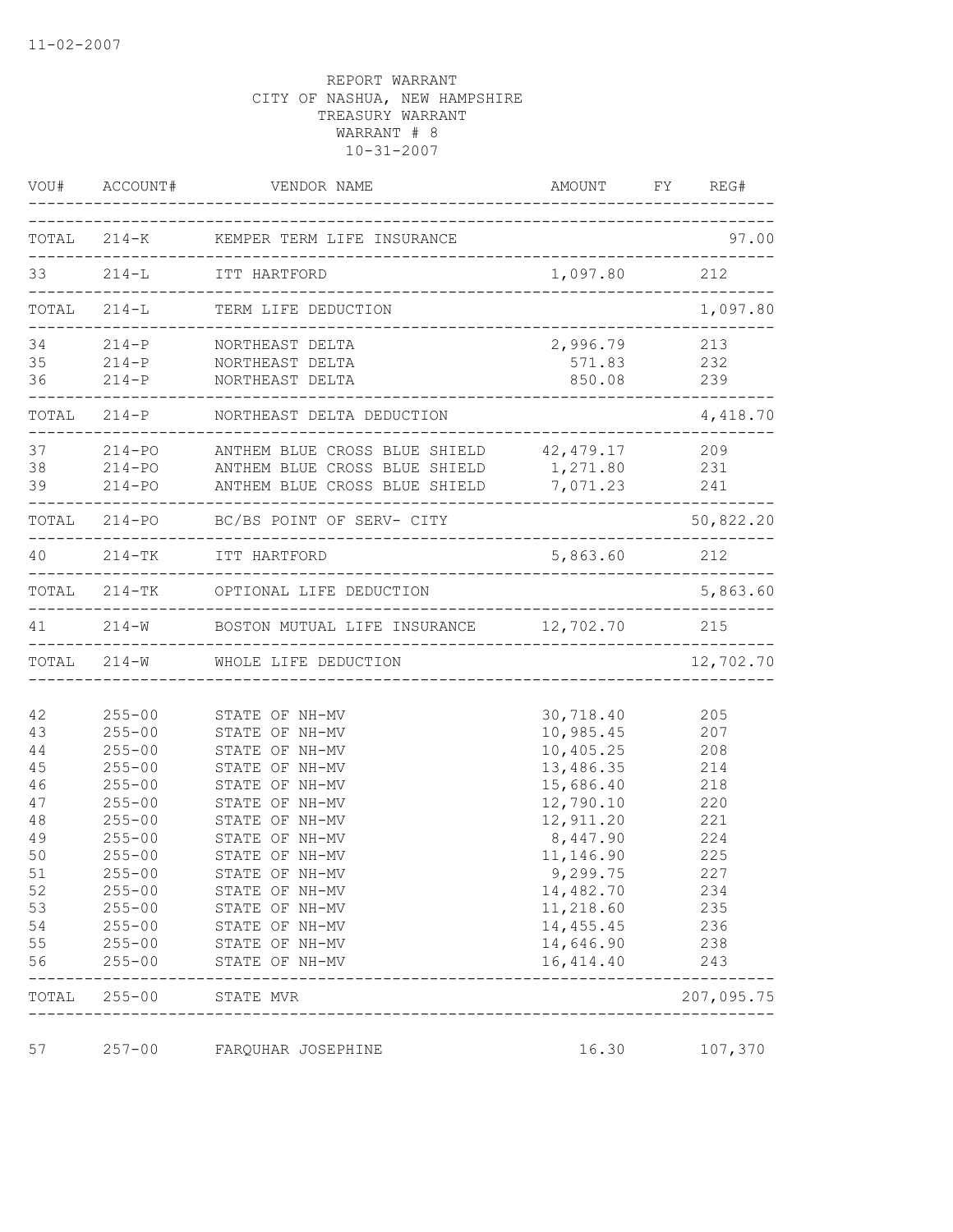11-02-2007

REPORT WARRANT
CITY OF NASHUA, NEW HAMPSHIRE
TREASURY WARRANT
WARRANT # 8
10-31-2007

| VOU# | ACCOUNT# | VENDOR NAME | AMOUNT | FY | REG# |
|---|---|---|---|---|---|
| TOTAL | 214-K | KEMPER TERM LIFE INSURANCE | | | 97.00 |
| 33 | 214-L | ITT HARTFORD | 1,097.80 | | 212 |
| TOTAL | 214-L | TERM LIFE DEDUCTION | | | 1,097.80 |
| 34 | 214-P | NORTHEAST DELTA | 2,996.79 | | 213 |
| 35 | 214-P | NORTHEAST DELTA | 571.83 | | 232 |
| 36 | 214-P | NORTHEAST DELTA | 850.08 | | 239 |
| TOTAL | 214-P | NORTHEAST DELTA DEDUCTION | | | 4,418.70 |
| 37 | 214-PO | ANTHEM BLUE CROSS BLUE SHIELD | 42,479.17 | | 209 |
| 38 | 214-PO | ANTHEM BLUE CROSS BLUE SHIELD | 1,271.80 | | 231 |
| 39 | 214-PO | ANTHEM BLUE CROSS BLUE SHIELD | 7,071.23 | | 241 |
| TOTAL | 214-PO | BC/BS POINT OF SERV- CITY | | | 50,822.20 |
| 40 | 214-TK | ITT HARTFORD | 5,863.60 | | 212 |
| TOTAL | 214-TK | OPTIONAL LIFE DEDUCTION | | | 5,863.60 |
| 41 | 214-W | BOSTON MUTUAL LIFE INSURANCE | 12,702.70 | | 215 |
| TOTAL | 214-W | WHOLE LIFE DEDUCTION | | | 12,702.70 |
| 42 | 255-00 | STATE OF NH-MV | 30,718.40 | | 205 |
| 43 | 255-00 | STATE OF NH-MV | 10,985.45 | | 207 |
| 44 | 255-00 | STATE OF NH-MV | 10,405.25 | | 208 |
| 45 | 255-00 | STATE OF NH-MV | 13,486.35 | | 214 |
| 46 | 255-00 | STATE OF NH-MV | 15,686.40 | | 218 |
| 47 | 255-00 | STATE OF NH-MV | 12,790.10 | | 220 |
| 48 | 255-00 | STATE OF NH-MV | 12,911.20 | | 221 |
| 49 | 255-00 | STATE OF NH-MV | 8,447.90 | | 224 |
| 50 | 255-00 | STATE OF NH-MV | 11,146.90 | | 225 |
| 51 | 255-00 | STATE OF NH-MV | 9,299.75 | | 227 |
| 52 | 255-00 | STATE OF NH-MV | 14,482.70 | | 234 |
| 53 | 255-00 | STATE OF NH-MV | 11,218.60 | | 235 |
| 54 | 255-00 | STATE OF NH-MV | 14,455.45 | | 236 |
| 55 | 255-00 | STATE OF NH-MV | 14,646.90 | | 238 |
| 56 | 255-00 | STATE OF NH-MV | 16,414.40 | | 243 |
| TOTAL | 255-00 | STATE MVR | | | 207,095.75 |
| 57 | 257-00 | FARQUHAR JOSEPHINE | 16.30 | | 107,370 |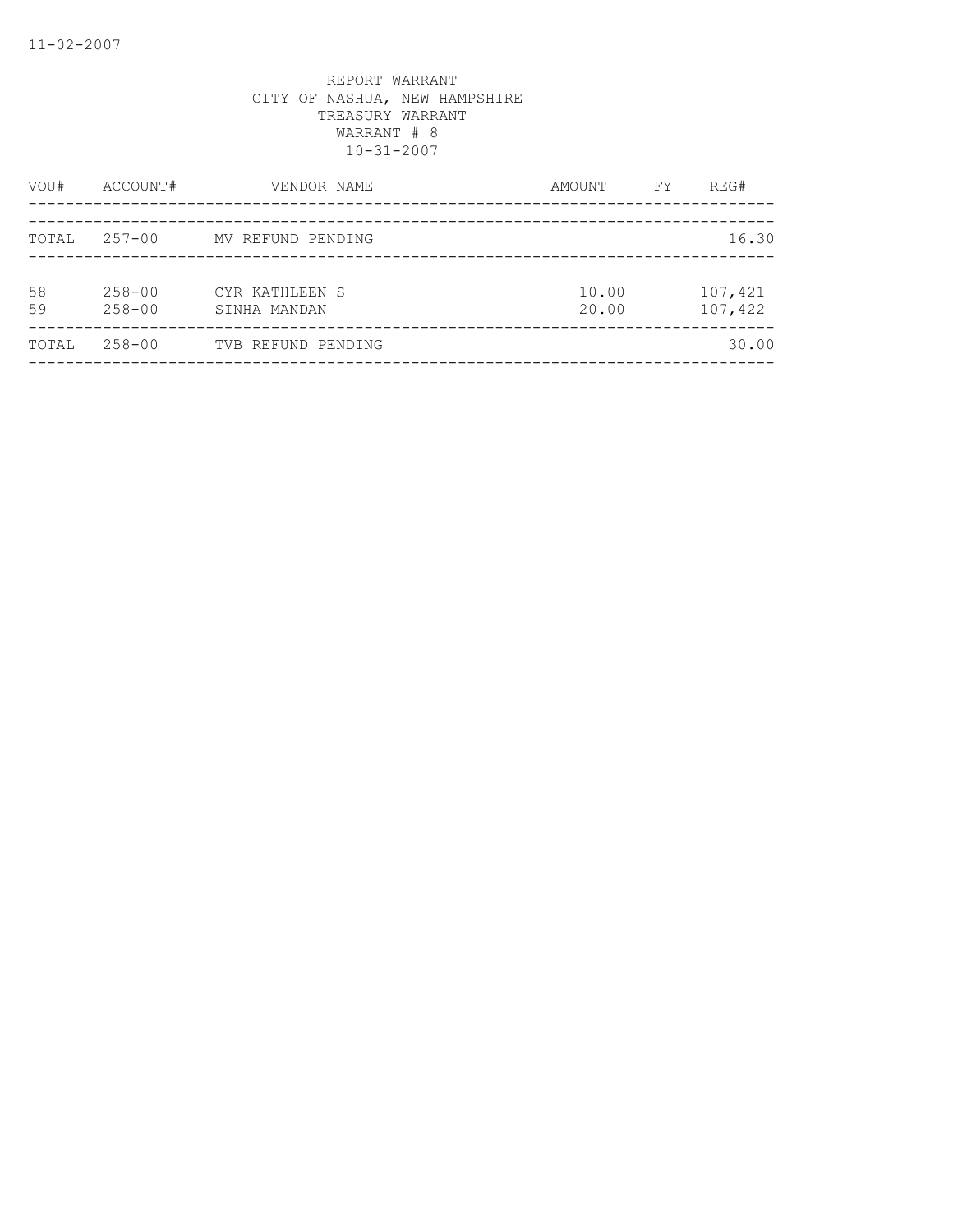REPORT WARRANT
CITY OF NASHUA, NEW HAMPSHIRE
TREASURY WARRANT
WARRANT # 8
10-31-2007

| VOU# | ACCOUNT# | VENDOR NAME | AMOUNT | FY | REG# |
|---|---|---|---|---|---|
| TOTAL | 257-00 | MV REFUND PENDING | | | 16.30 |
| 58 | 258-00 | CYR KATHLEEN S | 10.00 | | 107,421 |
| 59 | 258-00 | SINHA MANDAN | 20.00 | | 107,422 |
| TOTAL | 258-00 | TVB REFUND PENDING | | | 30.00 |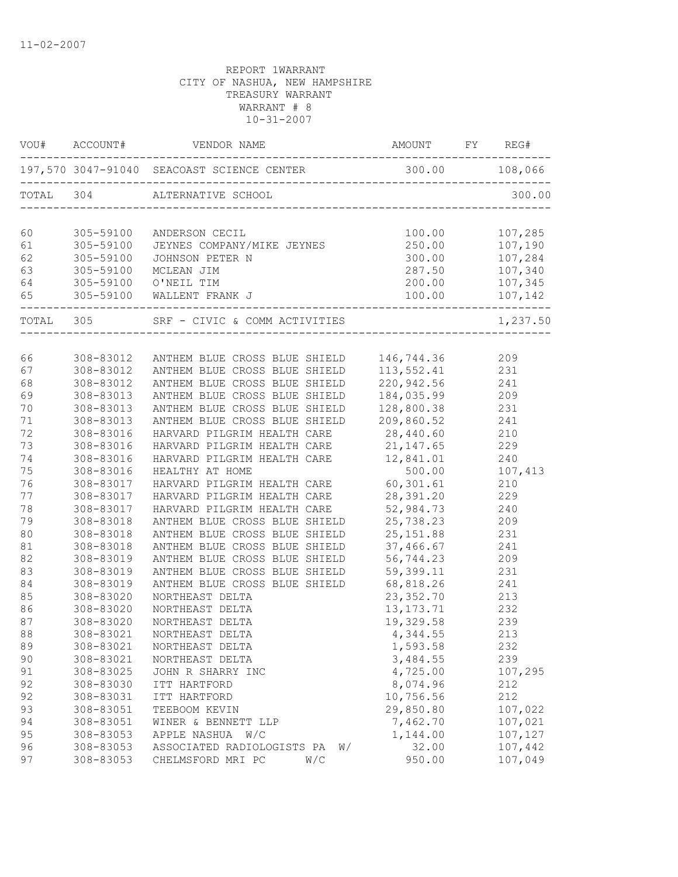11-02-2007

REPORT 1WARRANT
CITY OF NASHUA, NEW HAMPSHIRE
TREASURY WARRANT
WARRANT # 8
10-31-2007

| VOU# | ACCOUNT# | VENDOR NAME | AMOUNT | FY | REG# |
|---|---|---|---|---|---|
| 197,570 | 3047-91040 | SEACOAST SCIENCE CENTER | 300.00 | | 108,066 |
| TOTAL | 304 | ALTERNATIVE SCHOOL | | | 300.00 |
| 60 | 305-59100 | ANDERSON CECIL | 100.00 | | 107,285 |
| 61 | 305-59100 | JEYNES COMPANY/MIKE JEYNES | 250.00 | | 107,190 |
| 62 | 305-59100 | JOHNSON PETER N | 300.00 | | 107,284 |
| 63 | 305-59100 | MCLEAN JIM | 287.50 | | 107,340 |
| 64 | 305-59100 | O'NEIL TIM | 200.00 | | 107,345 |
| 65 | 305-59100 | WALLENT FRANK J | 100.00 | | 107,142 |
| TOTAL | 305 | SRF - CIVIC & COMM ACTIVITIES | | | 1,237.50 |
| 66 | 308-83012 | ANTHEM BLUE CROSS BLUE SHIELD | 146,744.36 | | 209 |
| 67 | 308-83012 | ANTHEM BLUE CROSS BLUE SHIELD | 113,552.41 | | 231 |
| 68 | 308-83012 | ANTHEM BLUE CROSS BLUE SHIELD | 220,942.56 | | 241 |
| 69 | 308-83013 | ANTHEM BLUE CROSS BLUE SHIELD | 184,035.99 | | 209 |
| 70 | 308-83013 | ANTHEM BLUE CROSS BLUE SHIELD | 128,800.38 | | 231 |
| 71 | 308-83013 | ANTHEM BLUE CROSS BLUE SHIELD | 209,860.52 | | 241 |
| 72 | 308-83016 | HARVARD PILGRIM HEALTH CARE | 28,440.60 | | 210 |
| 73 | 308-83016 | HARVARD PILGRIM HEALTH CARE | 21,147.65 | | 229 |
| 74 | 308-83016 | HARVARD PILGRIM HEALTH CARE | 12,841.01 | | 240 |
| 75 | 308-83016 | HEALTHY AT HOME | 500.00 | | 107,413 |
| 76 | 308-83017 | HARVARD PILGRIM HEALTH CARE | 60,301.61 | | 210 |
| 77 | 308-83017 | HARVARD PILGRIM HEALTH CARE | 28,391.20 | | 229 |
| 78 | 308-83017 | HARVARD PILGRIM HEALTH CARE | 52,984.73 | | 240 |
| 79 | 308-83018 | ANTHEM BLUE CROSS BLUE SHIELD | 25,738.23 | | 209 |
| 80 | 308-83018 | ANTHEM BLUE CROSS BLUE SHIELD | 25,151.88 | | 231 |
| 81 | 308-83018 | ANTHEM BLUE CROSS BLUE SHIELD | 37,466.67 | | 241 |
| 82 | 308-83019 | ANTHEM BLUE CROSS BLUE SHIELD | 56,744.23 | | 209 |
| 83 | 308-83019 | ANTHEM BLUE CROSS BLUE SHIELD | 59,399.11 | | 231 |
| 84 | 308-83019 | ANTHEM BLUE CROSS BLUE SHIELD | 68,818.26 | | 241 |
| 85 | 308-83020 | NORTHEAST DELTA | 23,352.70 | | 213 |
| 86 | 308-83020 | NORTHEAST DELTA | 13,173.71 | | 232 |
| 87 | 308-83020 | NORTHEAST DELTA | 19,329.58 | | 239 |
| 88 | 308-83021 | NORTHEAST DELTA | 4,344.55 | | 213 |
| 89 | 308-83021 | NORTHEAST DELTA | 1,593.58 | | 232 |
| 90 | 308-83021 | NORTHEAST DELTA | 3,484.55 | | 239 |
| 91 | 308-83025 | JOHN R SHARRY INC | 4,725.00 | | 107,295 |
| 92 | 308-83030 | ITT HARTFORD | 8,074.96 | | 212 |
| 92 | 308-83031 | ITT HARTFORD | 10,756.56 | | 212 |
| 93 | 308-83051 | TEEBOOM KEVIN | 29,850.80 | | 107,022 |
| 94 | 308-83051 | WINER & BENNETT LLP | 7,462.70 | | 107,021 |
| 95 | 308-83053 | APPLE NASHUA W/C | 1,144.00 | | 107,127 |
| 96 | 308-83053 | ASSOCIATED RADIOLOGISTS PA W/ | 32.00 | | 107,442 |
| 97 | 308-83053 | CHELMSFORD MRI PC W/C | 950.00 | | 107,049 |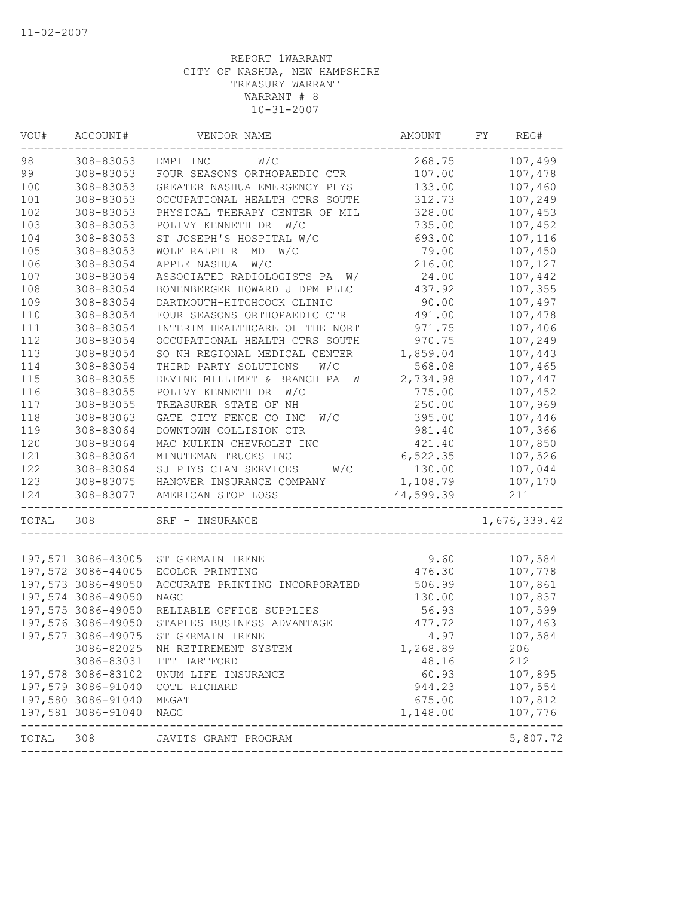11-02-2007

REPORT 1WARRANT
CITY OF NASHUA, NEW HAMPSHIRE
TREASURY WARRANT
WARRANT # 8
10-31-2007

| VOU# | ACCOUNT# | VENDOR NAME | AMOUNT | FY | REG# |
|---|---|---|---|---|---|
| 98 | 308-83053 | EMPI INC W/C | 268.75 | | 107,499 |
| 99 | 308-83053 | FOUR SEASONS ORTHOPAEDIC CTR | 107.00 | | 107,478 |
| 100 | 308-83053 | GREATER NASHUA EMERGENCY PHYS | 133.00 | | 107,460 |
| 101 | 308-83053 | OCCUPATIONAL HEALTH CTRS SOUTH | 312.73 | | 107,249 |
| 102 | 308-83053 | PHYSICAL THERAPY CENTER OF MIL | 328.00 | | 107,453 |
| 103 | 308-83053 | POLIVY KENNETH DR W/C | 735.00 | | 107,452 |
| 104 | 308-83053 | ST JOSEPH'S HOSPITAL W/C | 693.00 | | 107,116 |
| 105 | 308-83053 | WOLF RALPH R MD W/C | 79.00 | | 107,450 |
| 106 | 308-83054 | APPLE NASHUA W/C | 216.00 | | 107,127 |
| 107 | 308-83054 | ASSOCIATED RADIOLOGISTS PA W/ | 24.00 | | 107,442 |
| 108 | 308-83054 | BONENBERGER HOWARD J DPM PLLC | 437.92 | | 107,355 |
| 109 | 308-83054 | DARTMOUTH-HITCHCOCK CLINIC | 90.00 | | 107,497 |
| 110 | 308-83054 | FOUR SEASONS ORTHOPAEDIC CTR | 491.00 | | 107,478 |
| 111 | 308-83054 | INTERIM HEALTHCARE OF THE NORT | 971.75 | | 107,406 |
| 112 | 308-83054 | OCCUPATIONAL HEALTH CTRS SOUTH | 970.75 | | 107,249 |
| 113 | 308-83054 | SO NH REGIONAL MEDICAL CENTER | 1,859.04 | | 107,443 |
| 114 | 308-83054 | THIRD PARTY SOLUTIONS W/C | 568.08 | | 107,465 |
| 115 | 308-83055 | DEVINE MILLIMET & BRANCH PA W | 2,734.98 | | 107,447 |
| 116 | 308-83055 | POLIVY KENNETH DR W/C | 775.00 | | 107,452 |
| 117 | 308-83055 | TREASURER STATE OF NH | 250.00 | | 107,969 |
| 118 | 308-83063 | GATE CITY FENCE CO INC W/C | 395.00 | | 107,446 |
| 119 | 308-83064 | DOWNTOWN COLLISION CTR | 981.40 | | 107,366 |
| 120 | 308-83064 | MAC MULKIN CHEVROLET INC | 421.40 | | 107,850 |
| 121 | 308-83064 | MINUTEMAN TRUCKS INC | 6,522.35 | | 107,526 |
| 122 | 308-83064 | SJ PHYSICIAN SERVICES W/C | 130.00 | | 107,044 |
| 123 | 308-83075 | HANOVER INSURANCE COMPANY | 1,108.79 | | 107,170 |
| 124 | 308-83077 | AMERICAN STOP LOSS | 44,599.39 | | 211 |
| TOTAL | 308 | SRF - INSURANCE | | | 1,676,339.42 |

| VOU# | ACCOUNT# | VENDOR NAME | AMOUNT | FY | REG# |
|---|---|---|---|---|---|
| 197,571 | 3086-43005 | ST GERMAIN IRENE | 9.60 | | 107,584 |
| 197,572 | 3086-44005 | ECOLOR PRINTING | 476.30 | | 107,778 |
| 197,573 | 3086-49050 | ACCURATE PRINTING INCORPORATED | 506.99 | | 107,861 |
| 197,574 | 3086-49050 | NAGC | 130.00 | | 107,837 |
| 197,575 | 3086-49050 | RELIABLE OFFICE SUPPLIES | 56.93 | | 107,599 |
| 197,576 | 3086-49050 | STAPLES BUSINESS ADVANTAGE | 477.72 | | 107,463 |
| 197,577 | 3086-49075 | ST GERMAIN IRENE | 4.97 | | 107,584 |
| | 3086-82025 | NH RETIREMENT SYSTEM | 1,268.89 | | 206 |
| | 3086-83031 | ITT HARTFORD | 48.16 | | 212 |
| 197,578 | 3086-83102 | UNUM LIFE INSURANCE | 60.93 | | 107,895 |
| 197,579 | 3086-91040 | COTE RICHARD | 944.23 | | 107,554 |
| 197,580 | 3086-91040 | MEGAT | 675.00 | | 107,812 |
| 197,581 | 3086-91040 | NAGC | 1,148.00 | | 107,776 |
| TOTAL | 308 | JAVITS GRANT PROGRAM | | | 5,807.72 |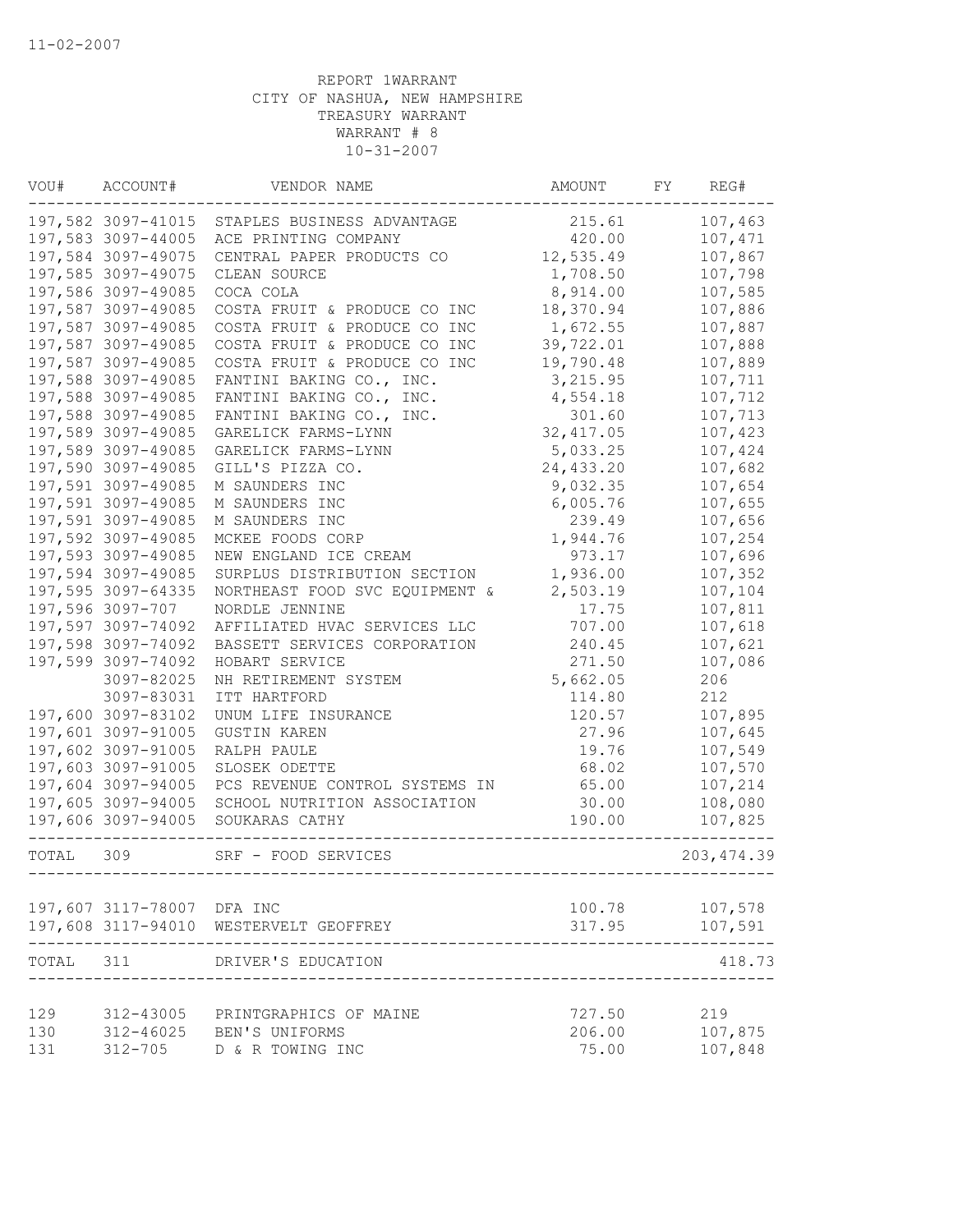11-02-2007

REPORT 1WARRANT
CITY OF NASHUA, NEW HAMPSHIRE
TREASURY WARRANT
WARRANT # 8
10-31-2007

| VOU# | ACCOUNT# | VENDOR NAME | AMOUNT | FY | REG# |
|---|---|---|---|---|---|
| 197,582 | 3097-41015 | STAPLES BUSINESS ADVANTAGE | 215.61 | | 107,463 |
| 197,583 | 3097-44005 | ACE PRINTING COMPANY | 420.00 | | 107,471 |
| 197,584 | 3097-49075 | CENTRAL PAPER PRODUCTS CO | 12,535.49 | | 107,867 |
| 197,585 | 3097-49075 | CLEAN SOURCE | 1,708.50 | | 107,798 |
| 197,586 | 3097-49085 | COCA COLA | 8,914.00 | | 107,585 |
| 197,587 | 3097-49085 | COSTA FRUIT & PRODUCE CO INC | 18,370.94 | | 107,886 |
| 197,587 | 3097-49085 | COSTA FRUIT & PRODUCE CO INC | 1,672.55 | | 107,887 |
| 197,587 | 3097-49085 | COSTA FRUIT & PRODUCE CO INC | 39,722.01 | | 107,888 |
| 197,587 | 3097-49085 | COSTA FRUIT & PRODUCE CO INC | 19,790.48 | | 107,889 |
| 197,588 | 3097-49085 | FANTINI BAKING CO., INC. | 3,215.95 | | 107,711 |
| 197,588 | 3097-49085 | FANTINI BAKING CO., INC. | 4,554.18 | | 107,712 |
| 197,588 | 3097-49085 | FANTINI BAKING CO., INC. | 301.60 | | 107,713 |
| 197,589 | 3097-49085 | GARELICK FARMS-LYNN | 32,417.05 | | 107,423 |
| 197,589 | 3097-49085 | GARELICK FARMS-LYNN | 5,033.25 | | 107,424 |
| 197,590 | 3097-49085 | GILL'S PIZZA CO. | 24,433.20 | | 107,682 |
| 197,591 | 3097-49085 | M SAUNDERS INC | 9,032.35 | | 107,654 |
| 197,591 | 3097-49085 | M SAUNDERS INC | 6,005.76 | | 107,655 |
| 197,591 | 3097-49085 | M SAUNDERS INC | 239.49 | | 107,656 |
| 197,592 | 3097-49085 | MCKEE FOODS CORP | 1,944.76 | | 107,254 |
| 197,593 | 3097-49085 | NEW ENGLAND ICE CREAM | 973.17 | | 107,696 |
| 197,594 | 3097-49085 | SURPLUS DISTRIBUTION SECTION | 1,936.00 | | 107,352 |
| 197,595 | 3097-64335 | NORTHEAST FOOD SVC EQUIPMENT & | 2,503.19 | | 107,104 |
| 197,596 | 3097-707 | NORDLE JENNINE | 17.75 | | 107,811 |
| 197,597 | 3097-74092 | AFFILIATED HVAC SERVICES LLC | 707.00 | | 107,618 |
| 197,598 | 3097-74092 | BASSETT SERVICES CORPORATION | 240.45 | | 107,621 |
| 197,599 | 3097-74092 | HOBART SERVICE | 271.50 | | 107,086 |
| | 3097-82025 | NH RETIREMENT SYSTEM | 5,662.05 | | 206 |
| | 3097-83031 | ITT HARTFORD | 114.80 | | 212 |
| 197,600 | 3097-83102 | UNUM LIFE INSURANCE | 120.57 | | 107,895 |
| 197,601 | 3097-91005 | GUSTIN KAREN | 27.96 | | 107,645 |
| 197,602 | 3097-91005 | RALPH PAULE | 19.76 | | 107,549 |
| 197,603 | 3097-91005 | SLOSEK ODETTE | 68.02 | | 107,570 |
| 197,604 | 3097-94005 | PCS REVENUE CONTROL SYSTEMS IN | 65.00 | | 107,214 |
| 197,605 | 3097-94005 | SCHOOL NUTRITION ASSOCIATION | 30.00 | | 108,080 |
| 197,606 | 3097-94005 | SOUKARAS CATHY | 190.00 | | 107,825 |
| TOTAL | 309 | SRF - FOOD SERVICES | | | 203,474.39 |
| 197,607 | 3117-78007 | DFA INC | 100.78 | | 107,578 |
| 197,608 | 3117-94010 | WESTERVELT GEOFFREY | 317.95 | | 107,591 |
| TOTAL | 311 | DRIVER'S EDUCATION | | | 418.73 |
| 129 | 312-43005 | PRINTGRAPHICS OF MAINE | 727.50 | | 219 |
| 130 | 312-46025 | BEN'S UNIFORMS | 206.00 | | 107,875 |
| 131 | 312-705 | D & R TOWING INC | 75.00 | | 107,848 |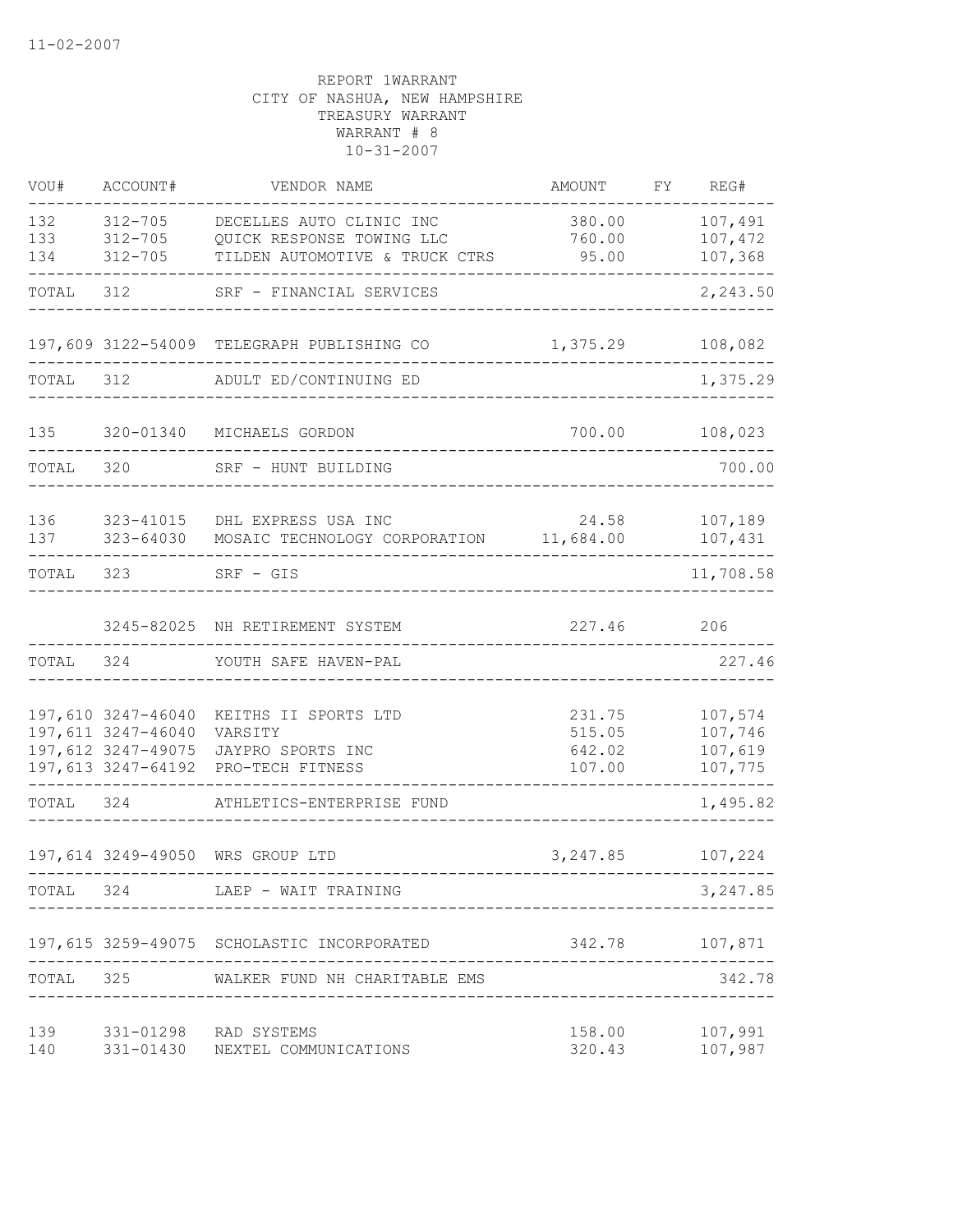11-02-2007

REPORT 1WARRANT
CITY OF NASHUA, NEW HAMPSHIRE
TREASURY WARRANT
WARRANT # 8
10-31-2007

| VOU# | ACCOUNT# | VENDOR NAME | AMOUNT | FY | REG# |
|---|---|---|---|---|---|
| 132 | 312-705 | DECELLES AUTO CLINIC INC | 380.00 | | 107,491 |
| 133 | 312-705 | QUICK RESPONSE TOWING LLC | 760.00 | | 107,472 |
| 134 | 312-705 | TILDEN AUTOMOTIVE & TRUCK CTRS | 95.00 | | 107,368 |
| TOTAL | 312 | SRF - FINANCIAL SERVICES | | | 2,243.50 |
| 197,609 | 3122-54009 | TELEGRAPH PUBLISHING CO | 1,375.29 | | 108,082 |
| TOTAL | 312 | ADULT ED/CONTINUING ED | | | 1,375.29 |
| 135 | 320-01340 | MICHAELS GORDON | 700.00 | | 108,023 |
| TOTAL | 320 | SRF - HUNT BUILDING | | | 700.00 |
| 136 | 323-41015 | DHL EXPRESS USA INC | 24.58 | | 107,189 |
| 137 | 323-64030 | MOSAIC TECHNOLOGY CORPORATION | 11,684.00 | | 107,431 |
| TOTAL | 323 | SRF - GIS | | | 11,708.58 |
| | 3245-82025 | NH RETIREMENT SYSTEM | 227.46 | | 206 |
| TOTAL | 324 | YOUTH SAFE HAVEN-PAL | | | 227.46 |
| 197,610 | 3247-46040 | KEITHS II SPORTS LTD | 231.75 | | 107,574 |
| 197,611 | 3247-46040 | VARSITY | 515.05 | | 107,746 |
| 197,612 | 3247-49075 | JAYPRO SPORTS INC | 642.02 | | 107,619 |
| 197,613 | 3247-64192 | PRO-TECH FITNESS | 107.00 | | 107,775 |
| TOTAL | 324 | ATHLETICS-ENTERPRISE FUND | | | 1,495.82 |
| 197,614 | 3249-49050 | WRS GROUP LTD | 3,247.85 | | 107,224 |
| TOTAL | 324 | LAEP - WAIT TRAINING | | | 3,247.85 |
| 197,615 | 3259-49075 | SCHOLASTIC INCORPORATED | 342.78 | | 107,871 |
| TOTAL | 325 | WALKER FUND NH CHARITABLE EMS | | | 342.78 |
| 139 | 331-01298 | RAD SYSTEMS | 158.00 | | 107,991 |
| 140 | 331-01430 | NEXTEL COMMUNICATIONS | 320.43 | | 107,987 |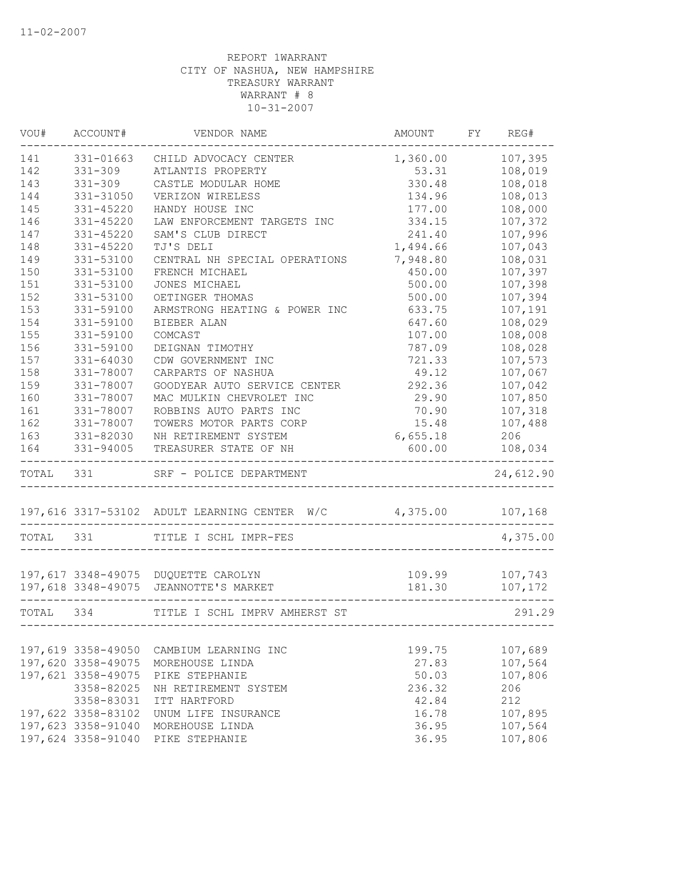11-02-2007

REPORT 1WARRANT
CITY OF NASHUA, NEW HAMPSHIRE
TREASURY WARRANT
WARRANT # 8
10-31-2007

| VOU# | ACCOUNT# | VENDOR NAME | AMOUNT | FY | REG# |
|---|---|---|---|---|---|
| 141 | 331-01663 | CHILD ADVOCACY CENTER | 1,360.00 | | 107,395 |
| 142 | 331-309 | ATLANTIS PROPERTY | 53.31 | | 108,019 |
| 143 | 331-309 | CASTLE MODULAR HOME | 330.48 | | 108,018 |
| 144 | 331-31050 | VERIZON WIRELESS | 134.96 | | 108,013 |
| 145 | 331-45220 | HANDY HOUSE INC | 177.00 | | 108,000 |
| 146 | 331-45220 | LAW ENFORCEMENT TARGETS INC | 334.15 | | 107,372 |
| 147 | 331-45220 | SAM'S CLUB DIRECT | 241.40 | | 107,996 |
| 148 | 331-45220 | TJ'S DELI | 1,494.66 | | 107,043 |
| 149 | 331-53100 | CENTRAL NH SPECIAL OPERATIONS | 7,948.80 | | 108,031 |
| 150 | 331-53100 | FRENCH MICHAEL | 450.00 | | 107,397 |
| 151 | 331-53100 | JONES MICHAEL | 500.00 | | 107,398 |
| 152 | 331-53100 | OETINGER THOMAS | 500.00 | | 107,394 |
| 153 | 331-59100 | ARMSTRONG HEATING & POWER INC | 633.75 | | 107,191 |
| 154 | 331-59100 | BIEBER ALAN | 647.60 | | 108,029 |
| 155 | 331-59100 | COMCAST | 107.00 | | 108,008 |
| 156 | 331-59100 | DEIGNAN TIMOTHY | 787.09 | | 108,028 |
| 157 | 331-64030 | CDW GOVERNMENT INC | 721.33 | | 107,573 |
| 158 | 331-78007 | CARPARTS OF NASHUA | 49.12 | | 107,067 |
| 159 | 331-78007 | GOODYEAR AUTO SERVICE CENTER | 292.36 | | 107,042 |
| 160 | 331-78007 | MAC MULKIN CHEVROLET INC | 29.90 | | 107,850 |
| 161 | 331-78007 | ROBBINS AUTO PARTS INC | 70.90 | | 107,318 |
| 162 | 331-78007 | TOWERS MOTOR PARTS CORP | 15.48 | | 107,488 |
| 163 | 331-82030 | NH RETIREMENT SYSTEM | 6,655.18 | | 206 |
| 164 | 331-94005 | TREASURER STATE OF NH | 600.00 | | 108,034 |
| TOTAL | 331 | SRF - POLICE DEPARTMENT | | | 24,612.90 |
| 197,616 | 3317-53102 | ADULT LEARNING CENTER W/C | 4,375.00 | | 107,168 |
| TOTAL | 331 | TITLE I SCHL IMPR-FES | | | 4,375.00 |
| 197,617 | 3348-49075 | DUQUETTE CAROLYN | 109.99 | | 107,743 |
| 197,618 | 3348-49075 | JEANNOTTE'S MARKET | 181.30 | | 107,172 |
| TOTAL | 334 | TITLE I SCHL IMPRV AMHERST ST | | | 291.29 |
| 197,619 | 3358-49050 | CAMBIUM LEARNING INC | 199.75 | | 107,689 |
| 197,620 | 3358-49075 | MOREHOUSE LINDA | 27.83 | | 107,564 |
| 197,621 | 3358-49075 | PIKE STEPHANIE | 50.03 | | 107,806 |
| | 3358-82025 | NH RETIREMENT SYSTEM | 236.32 | | 206 |
| | 3358-83031 | ITT HARTFORD | 42.84 | | 212 |
| 197,622 | 3358-83102 | UNUM LIFE INSURANCE | 16.78 | | 107,895 |
| 197,623 | 3358-91040 | MOREHOUSE LINDA | 36.95 | | 107,564 |
| 197,624 | 3358-91040 | PIKE STEPHANIE | 36.95 | | 107,806 |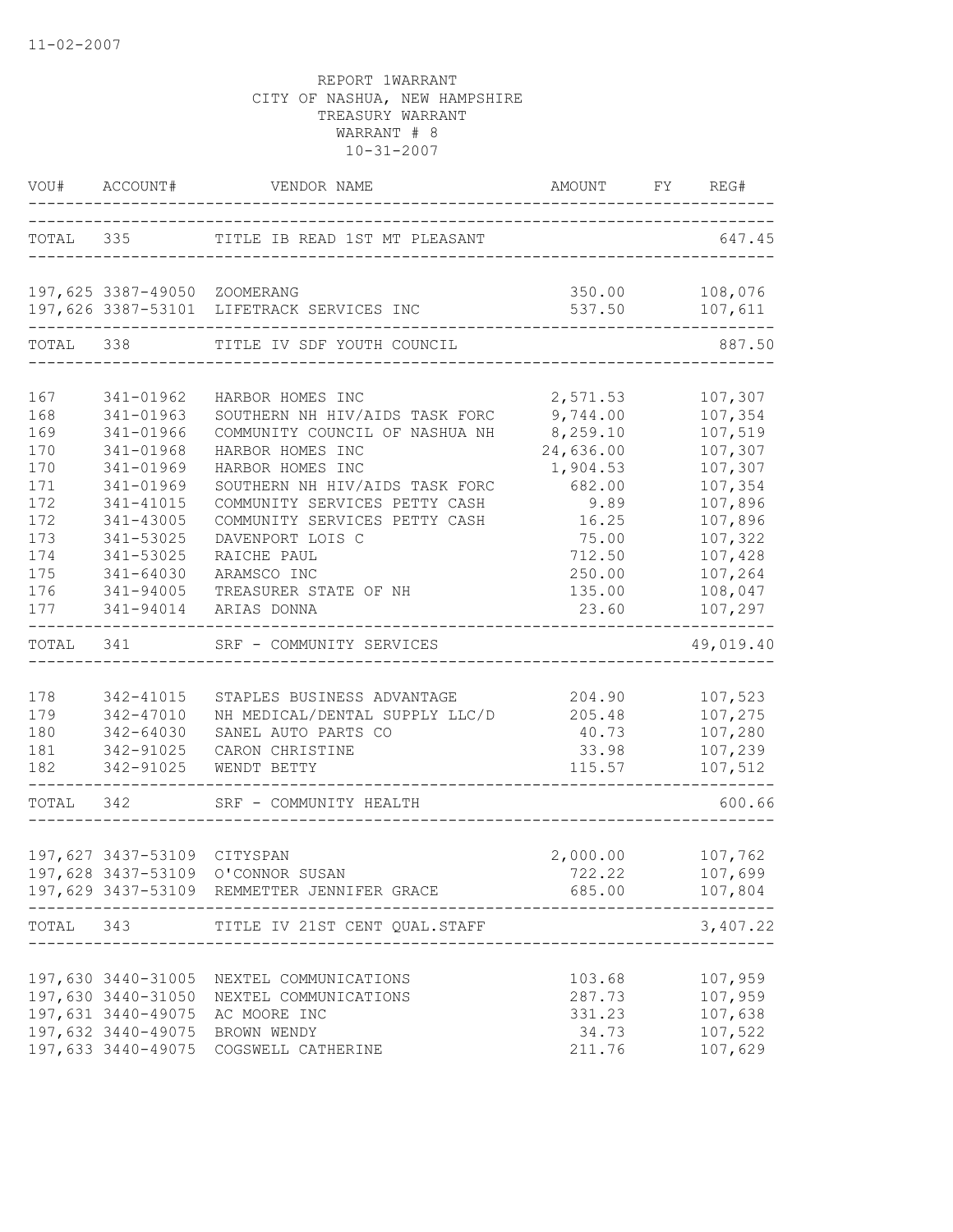11-02-2007

REPORT 1WARRANT
CITY OF NASHUA, NEW HAMPSHIRE
TREASURY WARRANT
WARRANT # 8
10-31-2007

| VOU# | ACCOUNT# | VENDOR NAME | AMOUNT | FY | REG# |
|---|---|---|---|---|---|
| TOTAL | 335 | TITLE IB READ 1ST MT PLEASANT | | | 647.45 |
| 197,625 | 3387-49050 | ZOOMERANG | 350.00 | | 108,076 |
| 197,626 | 3387-53101 | LIFETRACK SERVICES INC | 537.50 | | 107,611 |
| TOTAL | 338 | TITLE IV SDF YOUTH COUNCIL | | | 887.50 |
| 167 | 341-01962 | HARBOR HOMES INC | 2,571.53 | | 107,307 |
| 168 | 341-01963 | SOUTHERN NH HIV/AIDS TASK FORC | 9,744.00 | | 107,354 |
| 169 | 341-01966 | COMMUNITY COUNCIL OF NASHUA NH | 8,259.10 | | 107,519 |
| 170 | 341-01968 | HARBOR HOMES INC | 24,636.00 | | 107,307 |
| 170 | 341-01969 | HARBOR HOMES INC | 1,904.53 | | 107,307 |
| 171 | 341-01969 | SOUTHERN NH HIV/AIDS TASK FORC | 682.00 | | 107,354 |
| 172 | 341-41015 | COMMUNITY SERVICES PETTY CASH | 9.89 | | 107,896 |
| 172 | 341-43005 | COMMUNITY SERVICES PETTY CASH | 16.25 | | 107,896 |
| 173 | 341-53025 | DAVENPORT LOIS C | 75.00 | | 107,322 |
| 174 | 341-53025 | RAICHE PAUL | 712.50 | | 107,428 |
| 175 | 341-64030 | ARAMSCO INC | 250.00 | | 107,264 |
| 176 | 341-94005 | TREASURER STATE OF NH | 135.00 | | 108,047 |
| 177 | 341-94014 | ARIAS DONNA | 23.60 | | 107,297 |
| TOTAL | 341 | SRF - COMMUNITY SERVICES | | | 49,019.40 |
| 178 | 342-41015 | STAPLES BUSINESS ADVANTAGE | 204.90 | | 107,523 |
| 179 | 342-47010 | NH MEDICAL/DENTAL SUPPLY LLC/D | 205.48 | | 107,275 |
| 180 | 342-64030 | SANEL AUTO PARTS CO | 40.73 | | 107,280 |
| 181 | 342-91025 | CARON CHRISTINE | 33.98 | | 107,239 |
| 182 | 342-91025 | WENDT BETTY | 115.57 | | 107,512 |
| TOTAL | 342 | SRF - COMMUNITY HEALTH | | | 600.66 |
| 197,627 | 3437-53109 | CITYSPAN | 2,000.00 | | 107,762 |
| 197,628 | 3437-53109 | O'CONNOR SUSAN | 722.22 | | 107,699 |
| 197,629 | 3437-53109 | REMMETTER JENNIFER GRACE | 685.00 | | 107,804 |
| TOTAL | 343 | TITLE IV 21ST CENT QUAL.STAFF | | | 3,407.22 |
| 197,630 | 3440-31005 | NEXTEL COMMUNICATIONS | 103.68 | | 107,959 |
| 197,630 | 3440-31050 | NEXTEL COMMUNICATIONS | 287.73 | | 107,959 |
| 197,631 | 3440-49075 | AC MOORE INC | 331.23 | | 107,638 |
| 197,632 | 3440-49075 | BROWN WENDY | 34.73 | | 107,522 |
| 197,633 | 3440-49075 | COGSWELL CATHERINE | 211.76 | | 107,629 |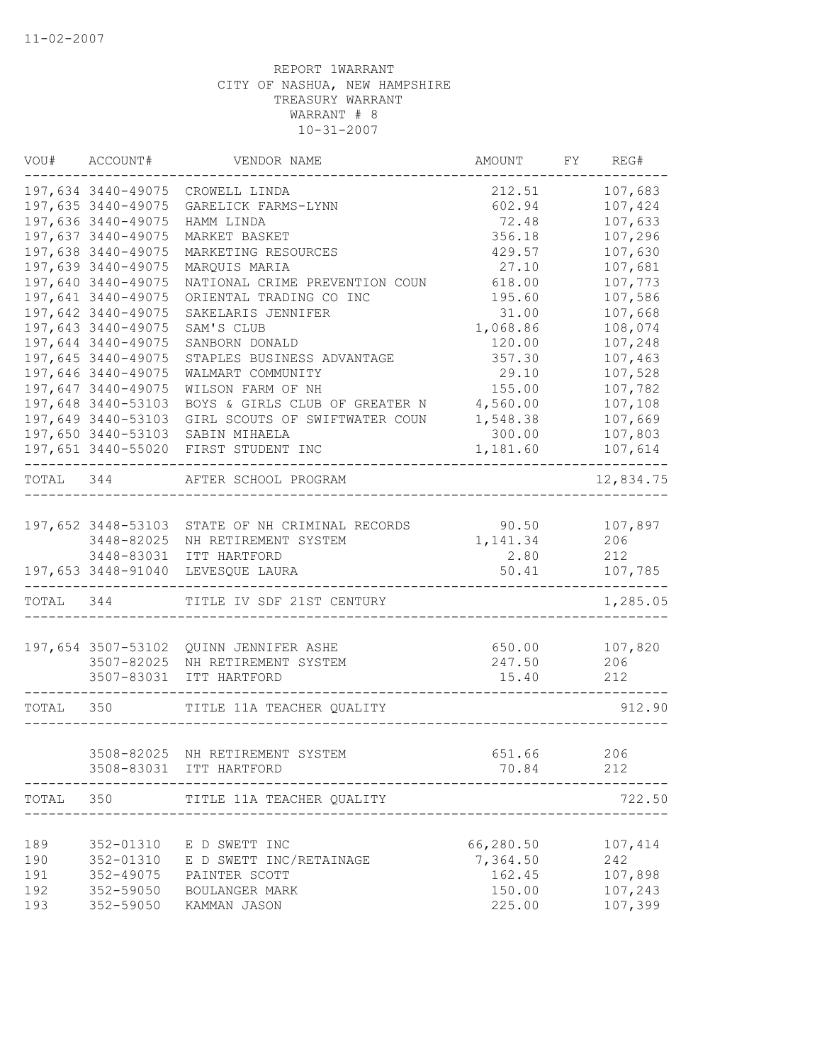11-02-2007

REPORT 1WARRANT
CITY OF NASHUA, NEW HAMPSHIRE
TREASURY WARRANT
WARRANT # 8
10-31-2007

| VOU# | ACCOUNT# | VENDOR NAME | AMOUNT | FY | REG# |
|---|---|---|---|---|---|
| 197,634 | 3440-49075 | CROWELL LINDA | 212.51 | | 107,683 |
| 197,635 | 3440-49075 | GARELICK FARMS-LYNN | 602.94 | | 107,424 |
| 197,636 | 3440-49075 | HAMM LINDA | 72.48 | | 107,633 |
| 197,637 | 3440-49075 | MARKET BASKET | 356.18 | | 107,296 |
| 197,638 | 3440-49075 | MARKETING RESOURCES | 429.57 | | 107,630 |
| 197,639 | 3440-49075 | MARQUIS MARIA | 27.10 | | 107,681 |
| 197,640 | 3440-49075 | NATIONAL CRIME PREVENTION COUN | 618.00 | | 107,773 |
| 197,641 | 3440-49075 | ORIENTAL TRADING CO INC | 195.60 | | 107,586 |
| 197,642 | 3440-49075 | SAKELARIS JENNIFER | 31.00 | | 107,668 |
| 197,643 | 3440-49075 | SAM'S CLUB | 1,068.86 | | 108,074 |
| 197,644 | 3440-49075 | SANBORN DONALD | 120.00 | | 107,248 |
| 197,645 | 3440-49075 | STAPLES BUSINESS ADVANTAGE | 357.30 | | 107,463 |
| 197,646 | 3440-49075 | WALMART COMMUNITY | 29.10 | | 107,528 |
| 197,647 | 3440-49075 | WILSON FARM OF NH | 155.00 | | 107,782 |
| 197,648 | 3440-53103 | BOYS & GIRLS CLUB OF GREATER N | 4,560.00 | | 107,108 |
| 197,649 | 3440-53103 | GIRL SCOUTS OF SWIFTWATER COUN | 1,548.38 | | 107,669 |
| 197,650 | 3440-53103 | SABIN MIHAELA | 300.00 | | 107,803 |
| 197,651 | 3440-55020 | FIRST STUDENT INC | 1,181.60 | | 107,614 |
| TOTAL | 344 | AFTER SCHOOL PROGRAM | | | 12,834.75 |
| 197,652 | 3448-53103 | STATE OF NH CRIMINAL RECORDS | 90.50 | | 107,897 |
| | 3448-82025 | NH RETIREMENT SYSTEM | 1,141.34 | | 206 |
| | 3448-83031 | ITT HARTFORD | 2.80 | | 212 |
| 197,653 | 3448-91040 | LEVESQUE LAURA | 50.41 | | 107,785 |
| TOTAL | 344 | TITLE IV SDF 21ST CENTURY | | | 1,285.05 |
| 197,654 | 3507-53102 | QUINN JENNIFER ASHE | 650.00 | | 107,820 |
| | 3507-82025 | NH RETIREMENT SYSTEM | 247.50 | | 206 |
| | 3507-83031 | ITT HARTFORD | 15.40 | | 212 |
| TOTAL | 350 | TITLE 11A TEACHER QUALITY | | | 912.90 |
| | 3508-82025 | NH RETIREMENT SYSTEM | 651.66 | | 206 |
| | 3508-83031 | ITT HARTFORD | 70.84 | | 212 |
| TOTAL | 350 | TITLE 11A TEACHER QUALITY | | | 722.50 |
| 189 | 352-01310 | E D SWETT INC | 66,280.50 | | 107,414 |
| 190 | 352-01310 | E D SWETT INC/RETAINAGE | 7,364.50 | | 242 |
| 191 | 352-49075 | PAINTER SCOTT | 162.45 | | 107,898 |
| 192 | 352-59050 | BOULANGER MARK | 150.00 | | 107,243 |
| 193 | 352-59050 | KAMMAN JASON | 225.00 | | 107,399 |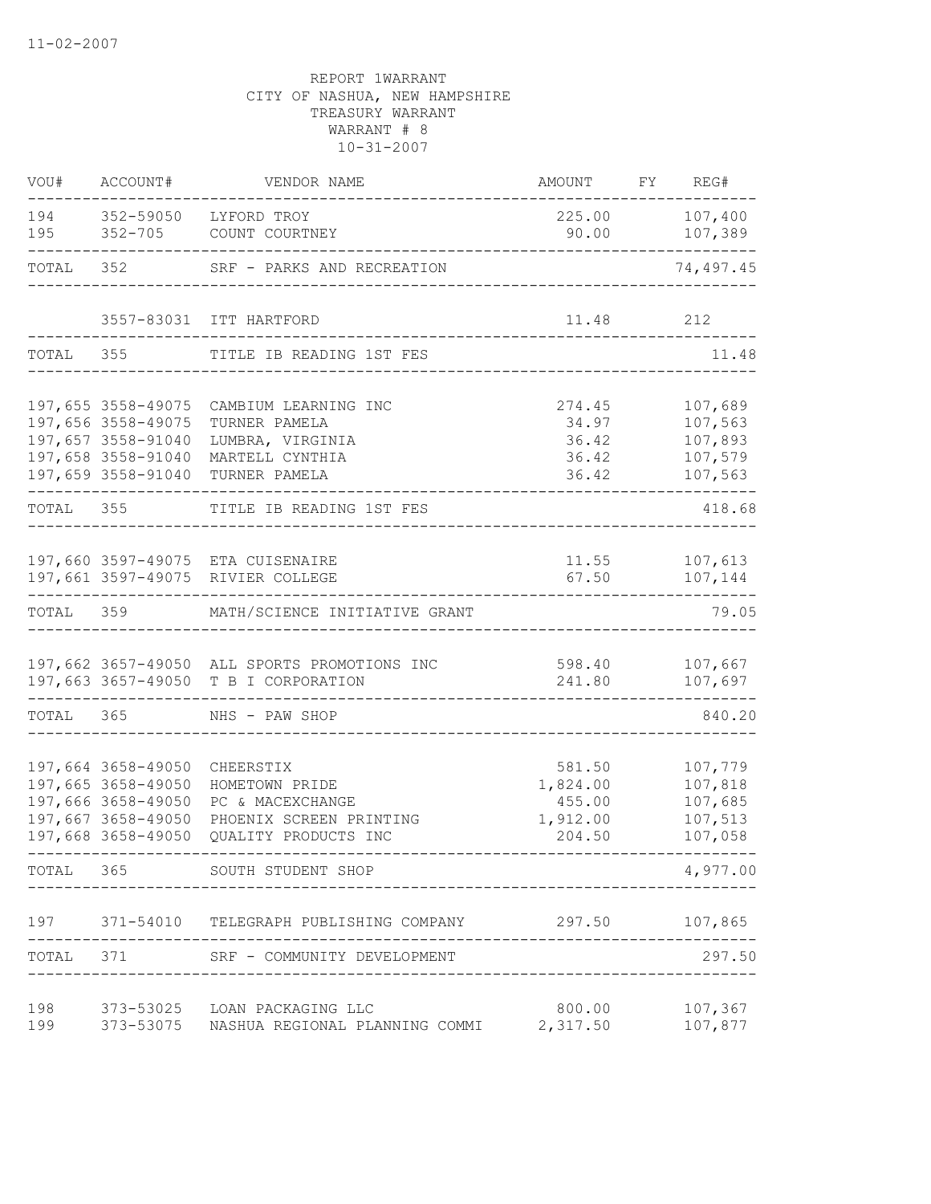11-02-2007

REPORT 1WARRANT
CITY OF NASHUA, NEW HAMPSHIRE
TREASURY WARRANT
WARRANT # 8
10-31-2007

| VOU# | ACCOUNT# | VENDOR NAME | AMOUNT | FY | REG# |
|---|---|---|---|---|---|
| 194 | 352-59050 | LYFORD TROY | 225.00 | | 107,400 |
| 195 | 352-705 | COUNT COURTNEY | 90.00 | | 107,389 |
| TOTAL | 352 | SRF - PARKS AND RECREATION | | | 74,497.45 |
| | 3557-83031 | ITT HARTFORD | 11.48 | | 212 |
| TOTAL | 355 | TITLE IB READING 1ST FES | | | 11.48 |
| 197,655 | 3558-49075 | CAMBIUM LEARNING INC | 274.45 | | 107,689 |
| 197,656 | 3558-49075 | TURNER PAMELA | 34.97 | | 107,563 |
| 197,657 | 3558-91040 | LUMBRA, VIRGINIA | 36.42 | | 107,893 |
| 197,658 | 3558-91040 | MARTELL CYNTHIA | 36.42 | | 107,579 |
| 197,659 | 3558-91040 | TURNER PAMELA | 36.42 | | 107,563 |
| TOTAL | 355 | TITLE IB READING 1ST FES | | | 418.68 |
| 197,660 | 3597-49075 | ETA CUISENAIRE | 11.55 | | 107,613 |
| 197,661 | 3597-49075 | RIVIER COLLEGE | 67.50 | | 107,144 |
| TOTAL | 359 | MATH/SCIENCE INITIATIVE GRANT | | | 79.05 |
| 197,662 | 3657-49050 | ALL SPORTS PROMOTIONS INC | 598.40 | | 107,667 |
| 197,663 | 3657-49050 | T B I CORPORATION | 241.80 | | 107,697 |
| TOTAL | 365 | NHS - PAW SHOP | | | 840.20 |
| 197,664 | 3658-49050 | CHEERSTIX | 581.50 | | 107,779 |
| 197,665 | 3658-49050 | HOMETOWN PRIDE | 1,824.00 | | 107,818 |
| 197,666 | 3658-49050 | PC & MACEXCHANGE | 455.00 | | 107,685 |
| 197,667 | 3658-49050 | PHOENIX SCREEN PRINTING | 1,912.00 | | 107,513 |
| 197,668 | 3658-49050 | QUALITY PRODUCTS INC | 204.50 | | 107,058 |
| TOTAL | 365 | SOUTH STUDENT SHOP | | | 4,977.00 |
| 197 | 371-54010 | TELEGRAPH PUBLISHING COMPANY | 297.50 | | 107,865 |
| TOTAL | 371 | SRF - COMMUNITY DEVELOPMENT | | | 297.50 |
| 198 | 373-53025 | LOAN PACKAGING LLC | 800.00 | | 107,367 |
| 199 | 373-53075 | NASHUA REGIONAL PLANNING COMMI | 2,317.50 | | 107,877 |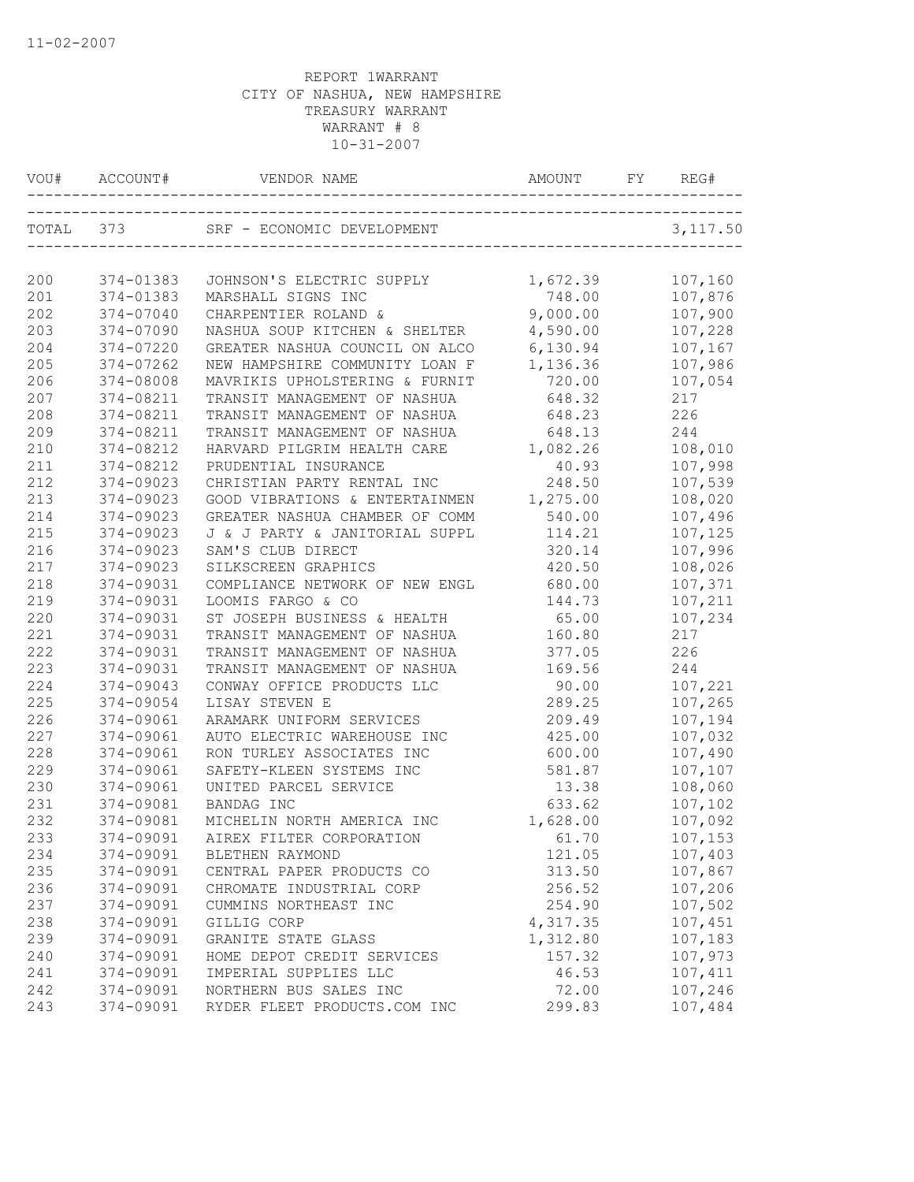11-02-2007

REPORT 1WARRANT
CITY OF NASHUA, NEW HAMPSHIRE
TREASURY WARRANT
WARRANT # 8
10-31-2007

| VOU# | ACCOUNT# | VENDOR NAME | AMOUNT | FY | REG# |
|---|---|---|---|---|---|
| TOTAL | 373 | SRF - ECONOMIC DEVELOPMENT | | | 3,117.50 |
| 200 | 374-01383 | JOHNSON'S ELECTRIC SUPPLY | 1,672.39 | | 107,160 |
| 201 | 374-01383 | MARSHALL SIGNS INC | 748.00 | | 107,876 |
| 202 | 374-07040 | CHARPENTIER ROLAND & | 9,000.00 | | 107,900 |
| 203 | 374-07090 | NASHUA SOUP KITCHEN & SHELTER | 4,590.00 | | 107,228 |
| 204 | 374-07220 | GREATER NASHUA COUNCIL ON ALCO | 6,130.94 | | 107,167 |
| 205 | 374-07262 | NEW HAMPSHIRE COMMUNITY LOAN F | 1,136.36 | | 107,986 |
| 206 | 374-08008 | MAVRIKIS UPHOLSTERING & FURNIT | 720.00 | | 107,054 |
| 207 | 374-08211 | TRANSIT MANAGEMENT OF NASHUA | 648.32 | | 217 |
| 208 | 374-08211 | TRANSIT MANAGEMENT OF NASHUA | 648.23 | | 226 |
| 209 | 374-08211 | TRANSIT MANAGEMENT OF NASHUA | 648.13 | | 244 |
| 210 | 374-08212 | HARVARD PILGRIM HEALTH CARE | 1,082.26 | | 108,010 |
| 211 | 374-08212 | PRUDENTIAL INSURANCE | 40.93 | | 107,998 |
| 212 | 374-09023 | CHRISTIAN PARTY RENTAL INC | 248.50 | | 107,539 |
| 213 | 374-09023 | GOOD VIBRATIONS & ENTERTAINMEN | 1,275.00 | | 108,020 |
| 214 | 374-09023 | GREATER NASHUA CHAMBER OF COMM | 540.00 | | 107,496 |
| 215 | 374-09023 | J & J PARTY & JANITORIAL SUPPL | 114.21 | | 107,125 |
| 216 | 374-09023 | SAM'S CLUB DIRECT | 320.14 | | 107,996 |
| 217 | 374-09023 | SILKSCREEN GRAPHICS | 420.50 | | 108,026 |
| 218 | 374-09031 | COMPLIANCE NETWORK OF NEW ENGL | 680.00 | | 107,371 |
| 219 | 374-09031 | LOOMIS FARGO & CO | 144.73 | | 107,211 |
| 220 | 374-09031 | ST JOSEPH BUSINESS & HEALTH | 65.00 | | 107,234 |
| 221 | 374-09031 | TRANSIT MANAGEMENT OF NASHUA | 160.80 | | 217 |
| 222 | 374-09031 | TRANSIT MANAGEMENT OF NASHUA | 377.05 | | 226 |
| 223 | 374-09031 | TRANSIT MANAGEMENT OF NASHUA | 169.56 | | 244 |
| 224 | 374-09043 | CONWAY OFFICE PRODUCTS LLC | 90.00 | | 107,221 |
| 225 | 374-09054 | LISAY STEVEN E | 289.25 | | 107,265 |
| 226 | 374-09061 | ARAMARK UNIFORM SERVICES | 209.49 | | 107,194 |
| 227 | 374-09061 | AUTO ELECTRIC WAREHOUSE INC | 425.00 | | 107,032 |
| 228 | 374-09061 | RON TURLEY ASSOCIATES INC | 600.00 | | 107,490 |
| 229 | 374-09061 | SAFETY-KLEEN SYSTEMS INC | 581.87 | | 107,107 |
| 230 | 374-09061 | UNITED PARCEL SERVICE | 13.38 | | 108,060 |
| 231 | 374-09081 | BANDAG INC | 633.62 | | 107,102 |
| 232 | 374-09081 | MICHELIN NORTH AMERICA INC | 1,628.00 | | 107,092 |
| 233 | 374-09091 | AIREX FILTER CORPORATION | 61.70 | | 107,153 |
| 234 | 374-09091 | BLETHEN RAYMOND | 121.05 | | 107,403 |
| 235 | 374-09091 | CENTRAL PAPER PRODUCTS CO | 313.50 | | 107,867 |
| 236 | 374-09091 | CHROMATE INDUSTRIAL CORP | 256.52 | | 107,206 |
| 237 | 374-09091 | CUMMINS NORTHEAST INC | 254.90 | | 107,502 |
| 238 | 374-09091 | GILLIG CORP | 4,317.35 | | 107,451 |
| 239 | 374-09091 | GRANITE STATE GLASS | 1,312.80 | | 107,183 |
| 240 | 374-09091 | HOME DEPOT CREDIT SERVICES | 157.32 | | 107,973 |
| 241 | 374-09091 | IMPERIAL SUPPLIES LLC | 46.53 | | 107,411 |
| 242 | 374-09091 | NORTHERN BUS SALES INC | 72.00 | | 107,246 |
| 243 | 374-09091 | RYDER FLEET PRODUCTS.COM INC | 299.83 | | 107,484 |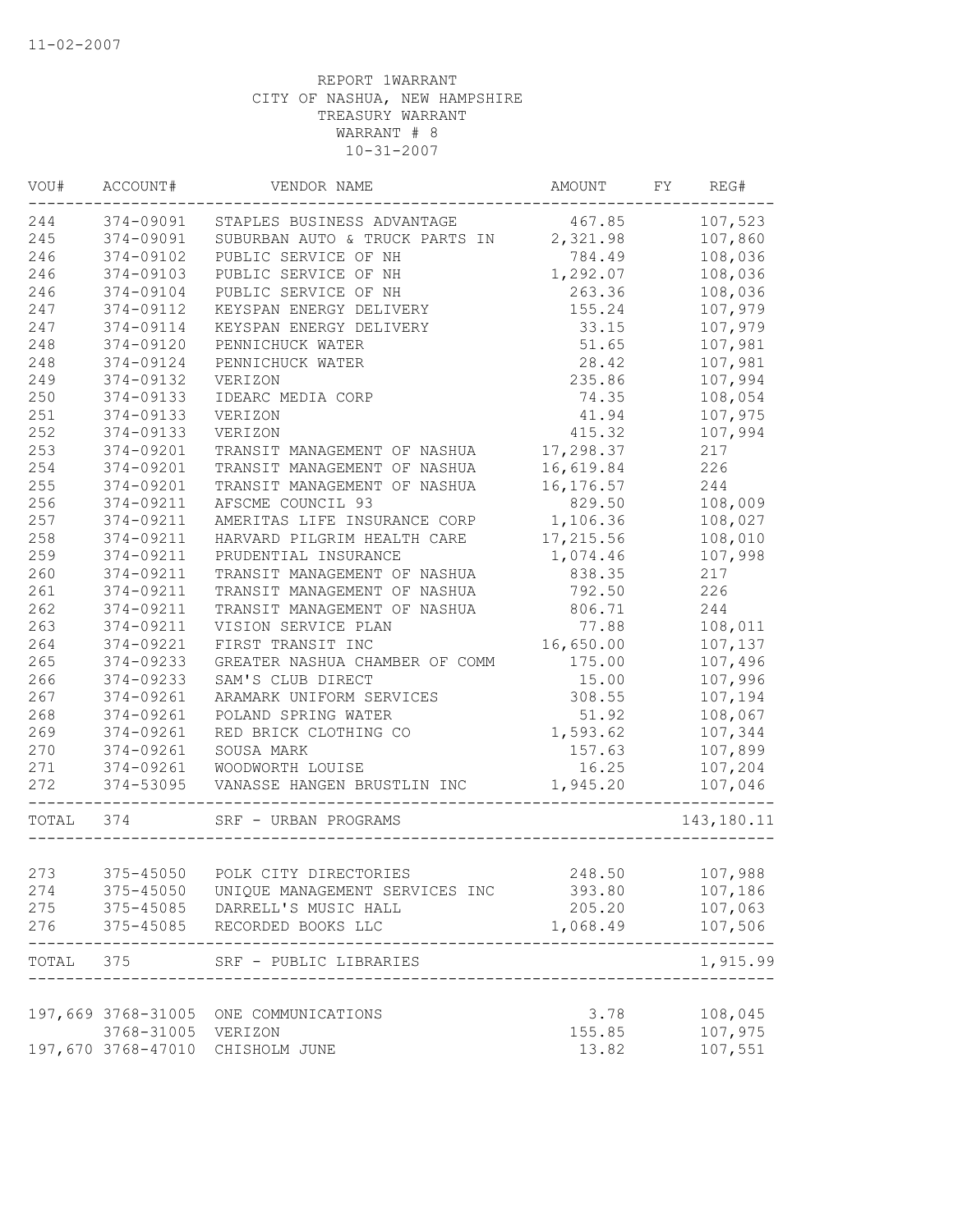11-02-2007

REPORT 1WARRANT
CITY OF NASHUA, NEW HAMPSHIRE
TREASURY WARRANT
WARRANT # 8
10-31-2007

| VOU# | ACCOUNT# | VENDOR NAME | AMOUNT | FY | REG# |
|---|---|---|---|---|---|
| 244 | 374-09091 | STAPLES BUSINESS ADVANTAGE | 467.85 | | 107,523 |
| 245 | 374-09091 | SUBURBAN AUTO & TRUCK PARTS IN | 2,321.98 | | 107,860 |
| 246 | 374-09102 | PUBLIC SERVICE OF NH | 784.49 | | 108,036 |
| 246 | 374-09103 | PUBLIC SERVICE OF NH | 1,292.07 | | 108,036 |
| 246 | 374-09104 | PUBLIC SERVICE OF NH | 263.36 | | 108,036 |
| 247 | 374-09112 | KEYSPAN ENERGY DELIVERY | 155.24 | | 107,979 |
| 247 | 374-09114 | KEYSPAN ENERGY DELIVERY | 33.15 | | 107,979 |
| 248 | 374-09120 | PENNICHUCK WATER | 51.65 | | 107,981 |
| 248 | 374-09124 | PENNICHUCK WATER | 28.42 | | 107,981 |
| 249 | 374-09132 | VERIZON | 235.86 | | 107,994 |
| 250 | 374-09133 | IDEARC MEDIA CORP | 74.35 | | 108,054 |
| 251 | 374-09133 | VERIZON | 41.94 | | 107,975 |
| 252 | 374-09133 | VERIZON | 415.32 | | 107,994 |
| 253 | 374-09201 | TRANSIT MANAGEMENT OF NASHUA | 17,298.37 | | 217 |
| 254 | 374-09201 | TRANSIT MANAGEMENT OF NASHUA | 16,619.84 | | 226 |
| 255 | 374-09201 | TRANSIT MANAGEMENT OF NASHUA | 16,176.57 | | 244 |
| 256 | 374-09211 | AFSCME COUNCIL 93 | 829.50 | | 108,009 |
| 257 | 374-09211 | AMERITAS LIFE INSURANCE CORP | 1,106.36 | | 108,027 |
| 258 | 374-09211 | HARVARD PILGRIM HEALTH CARE | 17,215.56 | | 108,010 |
| 259 | 374-09211 | PRUDENTIAL INSURANCE | 1,074.46 | | 107,998 |
| 260 | 374-09211 | TRANSIT MANAGEMENT OF NASHUA | 838.35 | | 217 |
| 261 | 374-09211 | TRANSIT MANAGEMENT OF NASHUA | 792.50 | | 226 |
| 262 | 374-09211 | TRANSIT MANAGEMENT OF NASHUA | 806.71 | | 244 |
| 263 | 374-09211 | VISION SERVICE PLAN | 77.88 | | 108,011 |
| 264 | 374-09221 | FIRST TRANSIT INC | 16,650.00 | | 107,137 |
| 265 | 374-09233 | GREATER NASHUA CHAMBER OF COMM | 175.00 | | 107,496 |
| 266 | 374-09233 | SAM'S CLUB DIRECT | 15.00 | | 107,996 |
| 267 | 374-09261 | ARAMARK UNIFORM SERVICES | 308.55 | | 107,194 |
| 268 | 374-09261 | POLAND SPRING WATER | 51.92 | | 108,067 |
| 269 | 374-09261 | RED BRICK CLOTHING CO | 1,593.62 | | 107,344 |
| 270 | 374-09261 | SOUSA MARK | 157.63 | | 107,899 |
| 271 | 374-09261 | WOODWORTH LOUISE | 16.25 | | 107,204 |
| 272 | 374-53095 | VANASSE HANGEN BRUSTLIN INC | 1,945.20 | | 107,046 |
| TOTAL | 374 | SRF - URBAN PROGRAMS | | | 143,180.11 |
| 273 | 375-45050 | POLK CITY DIRECTORIES | 248.50 | | 107,988 |
| 274 | 375-45050 | UNIQUE MANAGEMENT SERVICES INC | 393.80 | | 107,186 |
| 275 | 375-45085 | DARRELL'S MUSIC HALL | 205.20 | | 107,063 |
| 276 | 375-45085 | RECORDED BOOKS LLC | 1,068.49 | | 107,506 |
| TOTAL | 375 | SRF - PUBLIC LIBRARIES | | | 1,915.99 |
| 197,669 | 3768-31005 | ONE COMMUNICATIONS | 3.78 | | 108,045 |
| | 3768-31005 | VERIZON | 155.85 | | 107,975 |
| 197,670 | 3768-47010 | CHISHOLM JUNE | 13.82 | | 107,551 |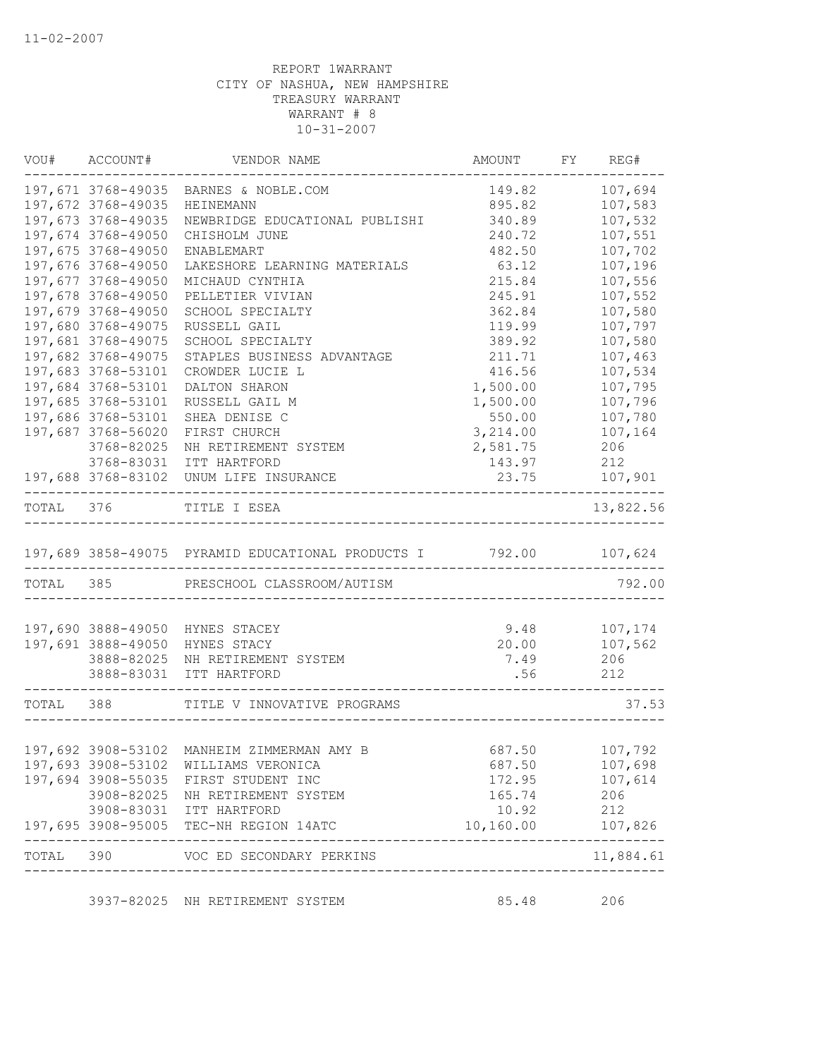11-02-2007

REPORT 1WARRANT
CITY OF NASHUA, NEW HAMPSHIRE
TREASURY WARRANT
WARRANT # 8
10-31-2007

| VOU# | ACCOUNT# | VENDOR NAME | AMOUNT | FY | REG# |
|---|---|---|---|---|---|
| 197,671 | 3768-49035 | BARNES & NOBLE.COM | 149.82 | | 107,694 |
| 197,672 | 3768-49035 | HEINEMANN | 895.82 | | 107,583 |
| 197,673 | 3768-49035 | NEWBRIDGE EDUCATIONAL PUBLISHI | 340.89 | | 107,532 |
| 197,674 | 3768-49050 | CHISHOLM JUNE | 240.72 | | 107,551 |
| 197,675 | 3768-49050 | ENABLEMART | 482.50 | | 107,702 |
| 197,676 | 3768-49050 | LAKESHORE LEARNING MATERIALS | 63.12 | | 107,196 |
| 197,677 | 3768-49050 | MICHAUD CYNTHIA | 215.84 | | 107,556 |
| 197,678 | 3768-49050 | PELLETIER VIVIAN | 245.91 | | 107,552 |
| 197,679 | 3768-49050 | SCHOOL SPECIALTY | 362.84 | | 107,580 |
| 197,680 | 3768-49075 | RUSSELL GAIL | 119.99 | | 107,797 |
| 197,681 | 3768-49075 | SCHOOL SPECIALTY | 389.92 | | 107,580 |
| 197,682 | 3768-49075 | STAPLES BUSINESS ADVANTAGE | 211.71 | | 107,463 |
| 197,683 | 3768-53101 | CROWDER LUCIE L | 416.56 | | 107,534 |
| 197,684 | 3768-53101 | DALTON SHARON | 1,500.00 | | 107,795 |
| 197,685 | 3768-53101 | RUSSELL GAIL M | 1,500.00 | | 107,796 |
| 197,686 | 3768-53101 | SHEA DENISE C | 550.00 | | 107,780 |
| 197,687 | 3768-56020 | FIRST CHURCH | 3,214.00 | | 107,164 |
| | 3768-82025 | NH RETIREMENT SYSTEM | 2,581.75 | | 206 |
| | 3768-83031 | ITT HARTFORD | 143.97 | | 212 |
| 197,688 | 3768-83102 | UNUM LIFE INSURANCE | 23.75 | | 107,901 |
| TOTAL | 376 | TITLE I ESEA | | | 13,822.56 |
| 197,689 | 3858-49075 | PYRAMID EDUCATIONAL PRODUCTS I | 792.00 | | 107,624 |
| TOTAL | 385 | PRESCHOOL CLASSROOM/AUTISM | | | 792.00 |
| 197,690 | 3888-49050 | HYNES STACEY | 9.48 | | 107,174 |
| 197,691 | 3888-49050 | HYNES STACY | 20.00 | | 107,562 |
| | 3888-82025 | NH RETIREMENT SYSTEM | 7.49 | | 206 |
| | 3888-83031 | ITT HARTFORD | .56 | | 212 |
| TOTAL | 388 | TITLE V INNOVATIVE PROGRAMS | | | 37.53 |
| 197,692 | 3908-53102 | MANHEIM ZIMMERMAN AMY B | 687.50 | | 107,792 |
| 197,693 | 3908-53102 | WILLIAMS VERONICA | 687.50 | | 107,698 |
| 197,694 | 3908-55035 | FIRST STUDENT INC | 172.95 | | 107,614 |
| | 3908-82025 | NH RETIREMENT SYSTEM | 165.74 | | 206 |
| | 3908-83031 | ITT HARTFORD | 10.92 | | 212 |
| 197,695 | 3908-95005 | TEC-NH REGION 14ATC | 10,160.00 | | 107,826 |
| TOTAL | 390 | VOC ED SECONDARY PERKINS | | | 11,884.61 |
| | 3937-82025 | NH RETIREMENT SYSTEM | 85.48 | | 206 |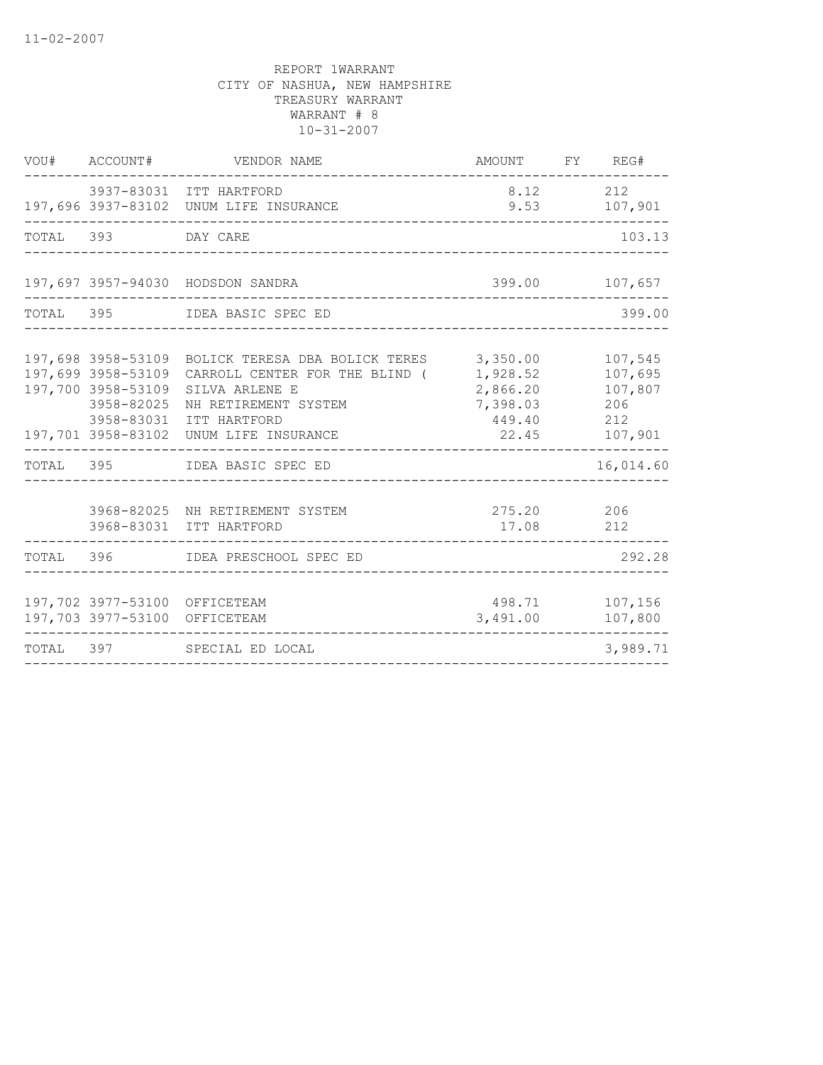11-02-2007

REPORT 1WARRANT
CITY OF NASHUA, NEW HAMPSHIRE
TREASURY WARRANT
WARRANT # 8
10-31-2007

| VOU# | ACCOUNT# | VENDOR NAME | AMOUNT | FY | REG# |
|---|---|---|---|---|---|
| | 3937-83031 | ITT HARTFORD | 8.12 | | 212 |
| 197,696 | 3937-83102 | UNUM LIFE INSURANCE | 9.53 | | 107,901 |
| TOTAL | 393 | DAY CARE | | | 103.13 |
| 197,697 | 3957-94030 | HODSDON SANDRA | 399.00 | | 107,657 |
| TOTAL | 395 | IDEA BASIC SPEC ED | | | 399.00 |
| 197,698 | 3958-53109 | BOLICK TERESA DBA BOLICK TERES | 3,350.00 | | 107,545 |
| 197,699 | 3958-53109 | CARROLL CENTER FOR THE BLIND ( | 1,928.52 | | 107,695 |
| 197,700 | 3958-53109 | SILVA ARLENE E | 2,866.20 | | 107,807 |
| | 3958-82025 | NH RETIREMENT SYSTEM | 7,398.03 | | 206 |
| | 3958-83031 | ITT HARTFORD | 449.40 | | 212 |
| 197,701 | 3958-83102 | UNUM LIFE INSURANCE | 22.45 | | 107,901 |
| TOTAL | 395 | IDEA BASIC SPEC ED | | | 16,014.60 |
| | 3968-82025 | NH RETIREMENT SYSTEM | 275.20 | | 206 |
| | 3968-83031 | ITT HARTFORD | 17.08 | | 212 |
| TOTAL | 396 | IDEA PRESCHOOL SPEC ED | | | 292.28 |
| 197,702 | 3977-53100 | OFFICETEAM | 498.71 | | 107,156 |
| 197,703 | 3977-53100 | OFFICETEAM | 3,491.00 | | 107,800 |
| TOTAL | 397 | SPECIAL ED LOCAL | | | 3,989.71 |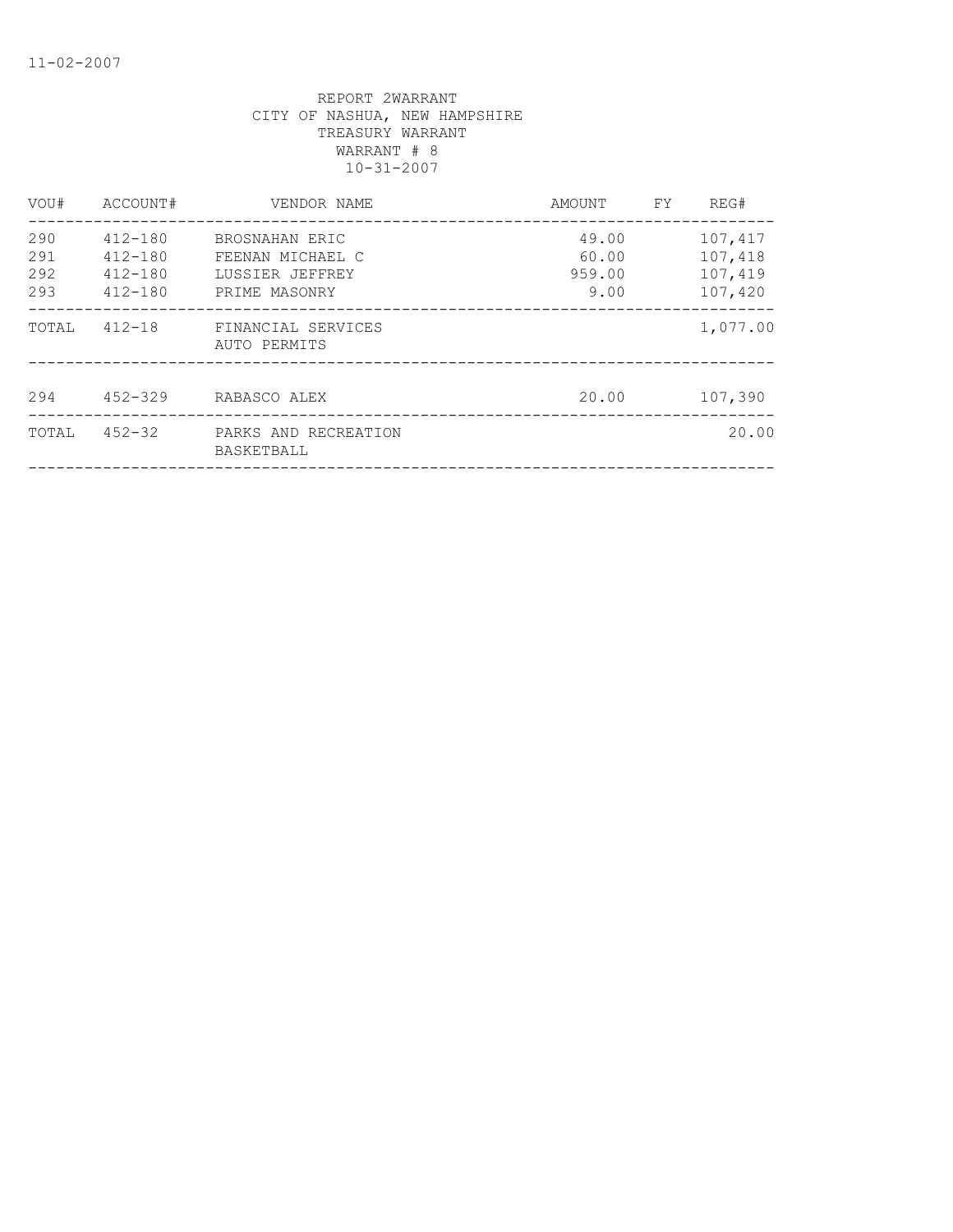REPORT 2WARRANT
CITY OF NASHUA, NEW HAMPSHIRE
TREASURY WARRANT
WARRANT # 8
10-31-2007

| VOU# | ACCOUNT# | VENDOR NAME | AMOUNT | FY | REG# |
|---|---|---|---|---|---|
| 290 | 412-180 | BROSNAHAN ERIC | 49.00 | | 107,417 |
| 291 | 412-180 | FEENAN MICHAEL C | 60.00 | | 107,418 |
| 292 | 412-180 | LUSSIER JEFFREY | 959.00 | | 107,419 |
| 293 | 412-180 | PRIME MASONRY | 9.00 | | 107,420 |
| TOTAL | 412-18 | FINANCIAL SERVICES AUTO PERMITS | | | 1,077.00 |
| 294 | 452-329 | RABASCO ALEX | 20.00 | | 107,390 |
| TOTAL | 452-32 | PARKS AND RECREATION BASKETBALL | | | 20.00 |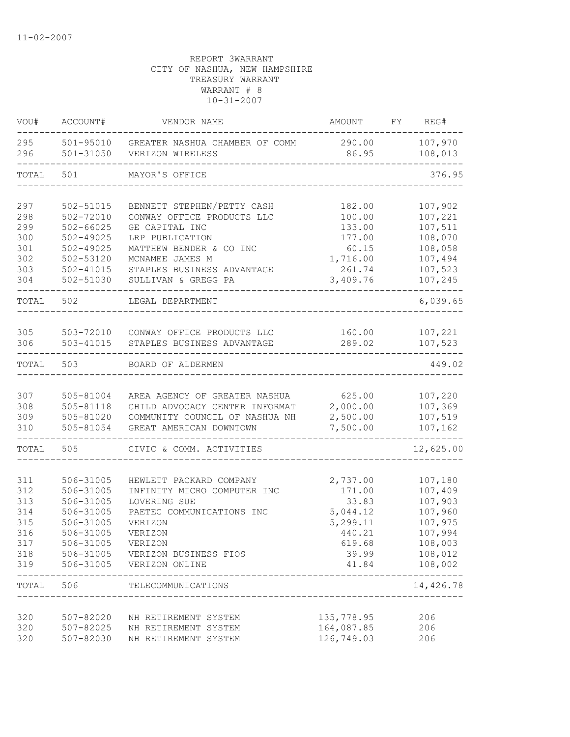11-02-2007

REPORT 3WARRANT
CITY OF NASHUA, NEW HAMPSHIRE
TREASURY WARRANT
WARRANT # 8
10-31-2007

| VOU# | ACCOUNT# | VENDOR NAME | AMOUNT | FY | REG# |
|---|---|---|---|---|---|
| 295 | 501-95010 | GREATER NASHUA CHAMBER OF COMM | 290.00 | | 107,970 |
| 296 | 501-31050 | VERIZON WIRELESS | 86.95 | | 108,013 |
| TOTAL | 501 | MAYOR'S OFFICE | | | 376.95 |
| 297 | 502-51015 | BENNETT STEPHEN/PETTY CASH | 182.00 | | 107,902 |
| 298 | 502-72010 | CONWAY OFFICE PRODUCTS LLC | 100.00 | | 107,221 |
| 299 | 502-66025 | GE CAPITAL INC | 133.00 | | 107,511 |
| 300 | 502-49025 | LRP PUBLICATION | 177.00 | | 108,070 |
| 301 | 502-49025 | MATTHEW BENDER & CO INC | 60.15 | | 108,058 |
| 302 | 502-53120 | MCNAMEE JAMES M | 1,716.00 | | 107,494 |
| 303 | 502-41015 | STAPLES BUSINESS ADVANTAGE | 261.74 | | 107,523 |
| 304 | 502-51030 | SULLIVAN & GREGG PA | 3,409.76 | | 107,245 |
| TOTAL | 502 | LEGAL DEPARTMENT | | | 6,039.65 |
| 305 | 503-72010 | CONWAY OFFICE PRODUCTS LLC | 160.00 | | 107,221 |
| 306 | 503-41015 | STAPLES BUSINESS ADVANTAGE | 289.02 | | 107,523 |
| TOTAL | 503 | BOARD OF ALDERMEN | | | 449.02 |
| 307 | 505-81004 | AREA AGENCY OF GREATER NASHUA | 625.00 | | 107,220 |
| 308 | 505-81118 | CHILD ADVOCACY CENTER INFORMAT | 2,000.00 | | 107,369 |
| 309 | 505-81020 | COMMUNITY COUNCIL OF NASHUA NH | 2,500.00 | | 107,519 |
| 310 | 505-81054 | GREAT AMERICAN DOWNTOWN | 7,500.00 | | 107,162 |
| TOTAL | 505 | CIVIC & COMM. ACTIVITIES | | | 12,625.00 |
| 311 | 506-31005 | HEWLETT PACKARD COMPANY | 2,737.00 | | 107,180 |
| 312 | 506-31005 | INFINITY MICRO COMPUTER INC | 171.00 | | 107,409 |
| 313 | 506-31005 | LOVERING SUE | 33.83 | | 107,903 |
| 314 | 506-31005 | PAETEC COMMUNICATIONS INC | 5,044.12 | | 107,960 |
| 315 | 506-31005 | VERIZON | 5,299.11 | | 107,975 |
| 316 | 506-31005 | VERIZON | 440.21 | | 107,994 |
| 317 | 506-31005 | VERIZON | 619.68 | | 108,003 |
| 318 | 506-31005 | VERIZON BUSINESS FIOS | 39.99 | | 108,012 |
| 319 | 506-31005 | VERIZON ONLINE | 41.84 | | 108,002 |
| TOTAL | 506 | TELECOMMUNICATIONS | | | 14,426.78 |
| 320 | 507-82020 | NH RETIREMENT SYSTEM | 135,778.95 | | 206 |
| 320 | 507-82025 | NH RETIREMENT SYSTEM | 164,087.85 | | 206 |
| 320 | 507-82030 | NH RETIREMENT SYSTEM | 126,749.03 | | 206 |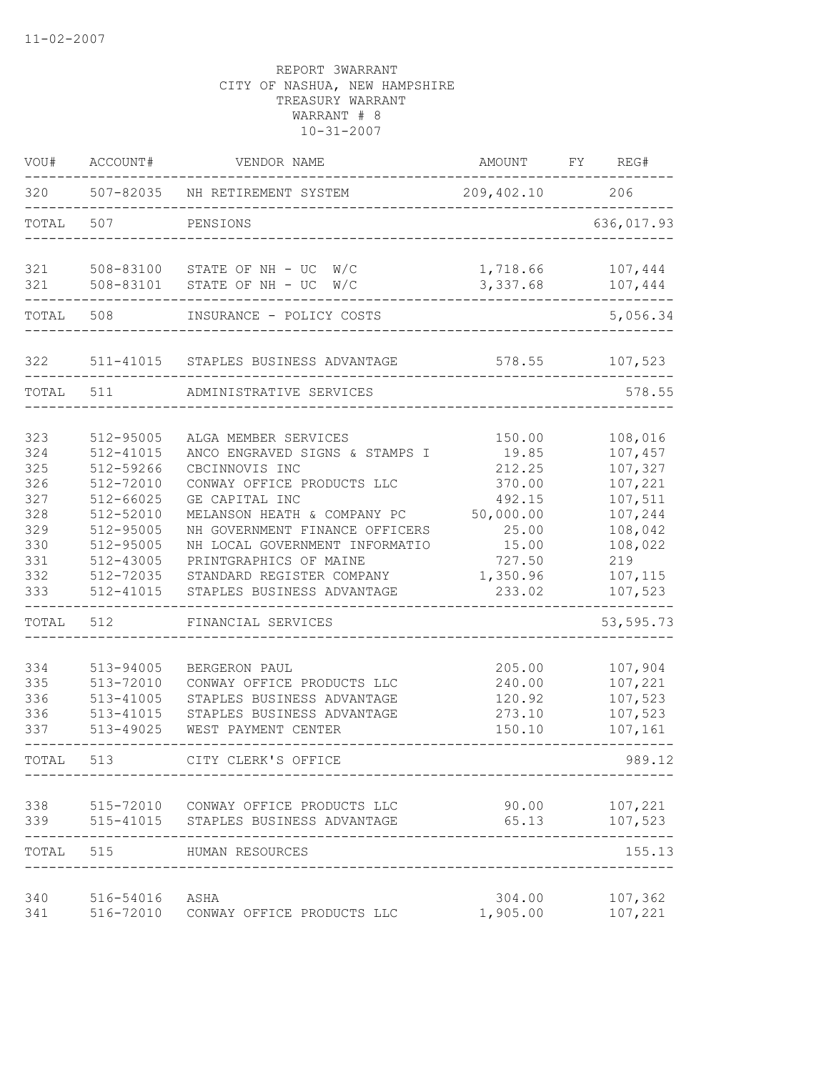11-02-2007

REPORT 3WARRANT
CITY OF NASHUA, NEW HAMPSHIRE
TREASURY WARRANT
WARRANT # 8
10-31-2007

| VOU# | ACCOUNT# | VENDOR NAME | AMOUNT | FY | REG# |
|---|---|---|---|---|---|
| 320 | 507-82035 | NH RETIREMENT SYSTEM | 209,402.10 | | 206 |
| TOTAL | 507 | PENSIONS | | | 636,017.93 |
| 321 | 508-83100 | STATE OF NH - UC W/C | 1,718.66 | | 107,444 |
| 321 | 508-83101 | STATE OF NH - UC W/C | 3,337.68 | | 107,444 |
| TOTAL | 508 | INSURANCE - POLICY COSTS | | | 5,056.34 |
| 322 | 511-41015 | STAPLES BUSINESS ADVANTAGE | 578.55 | | 107,523 |
| TOTAL | 511 | ADMINISTRATIVE SERVICES | | | 578.55 |
| 323 | 512-95005 | ALGA MEMBER SERVICES | 150.00 | | 108,016 |
| 324 | 512-41015 | ANCO ENGRAVED SIGNS & STAMPS I | 19.85 | | 107,457 |
| 325 | 512-59266 | CBCINNOVIS INC | 212.25 | | 107,327 |
| 326 | 512-72010 | CONWAY OFFICE PRODUCTS LLC | 370.00 | | 107,221 |
| 327 | 512-66025 | GE CAPITAL INC | 492.15 | | 107,511 |
| 328 | 512-52010 | MELANSON HEATH & COMPANY PC | 50,000.00 | | 107,244 |
| 329 | 512-95005 | NH GOVERNMENT FINANCE OFFICERS | 25.00 | | 108,042 |
| 330 | 512-95005 | NH LOCAL GOVERNMENT INFORMATIO | 15.00 | | 108,022 |
| 331 | 512-43005 | PRINTGRAPHICS OF MAINE | 727.50 | | 219 |
| 332 | 512-72035 | STANDARD REGISTER COMPANY | 1,350.96 | | 107,115 |
| 333 | 512-41015 | STAPLES BUSINESS ADVANTAGE | 233.02 | | 107,523 |
| TOTAL | 512 | FINANCIAL SERVICES | | | 53,595.73 |
| 334 | 513-94005 | BERGERON PAUL | 205.00 | | 107,904 |
| 335 | 513-72010 | CONWAY OFFICE PRODUCTS LLC | 240.00 | | 107,221 |
| 336 | 513-41005 | STAPLES BUSINESS ADVANTAGE | 120.92 | | 107,523 |
| 336 | 513-41015 | STAPLES BUSINESS ADVANTAGE | 273.10 | | 107,523 |
| 337 | 513-49025 | WEST PAYMENT CENTER | 150.10 | | 107,161 |
| TOTAL | 513 | CITY CLERK'S OFFICE | | | 989.12 |
| 338 | 515-72010 | CONWAY OFFICE PRODUCTS LLC | 90.00 | | 107,221 |
| 339 | 515-41015 | STAPLES BUSINESS ADVANTAGE | 65.13 | | 107,523 |
| TOTAL | 515 | HUMAN RESOURCES | | | 155.13 |
| 340 | 516-54016 | ASHA | 304.00 | | 107,362 |
| 341 | 516-72010 | CONWAY OFFICE PRODUCTS LLC | 1,905.00 | | 107,221 |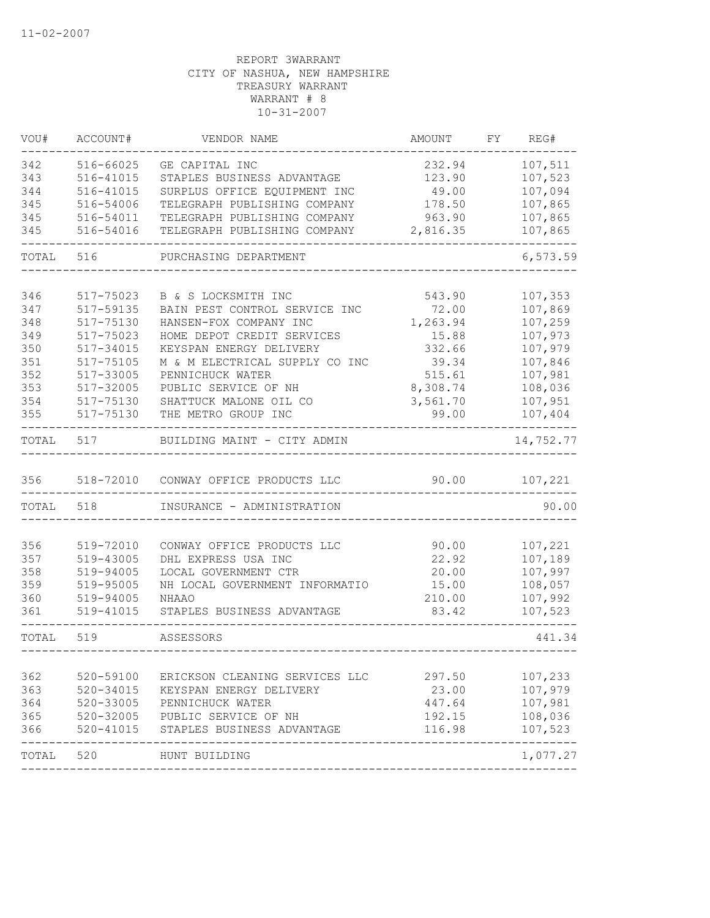11-02-2007

REPORT 3WARRANT
CITY OF NASHUA, NEW HAMPSHIRE
TREASURY WARRANT
WARRANT # 8
10-31-2007

| VOU# | ACCOUNT# | VENDOR NAME | AMOUNT | FY | REG# |
|---|---|---|---|---|---|
| 342 | 516-66025 | GE CAPITAL INC | 232.94 | | 107,511 |
| 343 | 516-41015 | STAPLES BUSINESS ADVANTAGE | 123.90 | | 107,523 |
| 344 | 516-41015 | SURPLUS OFFICE EQUIPMENT INC | 49.00 | | 107,094 |
| 345 | 516-54006 | TELEGRAPH PUBLISHING COMPANY | 178.50 | | 107,865 |
| 345 | 516-54011 | TELEGRAPH PUBLISHING COMPANY | 963.90 | | 107,865 |
| 345 | 516-54016 | TELEGRAPH PUBLISHING COMPANY | 2,816.35 | | 107,865 |
| TOTAL | 516 | PURCHASING DEPARTMENT | | | 6,573.59 |
| 346 | 517-75023 | B & S LOCKSMITH INC | 543.90 | | 107,353 |
| 347 | 517-59135 | BAIN PEST CONTROL SERVICE INC | 72.00 | | 107,869 |
| 348 | 517-75130 | HANSEN-FOX COMPANY INC | 1,263.94 | | 107,259 |
| 349 | 517-75023 | HOME DEPOT CREDIT SERVICES | 15.88 | | 107,973 |
| 350 | 517-34015 | KEYSPAN ENERGY DELIVERY | 332.66 | | 107,979 |
| 351 | 517-75105 | M & M ELECTRICAL SUPPLY CO INC | 39.34 | | 107,846 |
| 352 | 517-33005 | PENNICHUCK WATER | 515.61 | | 107,981 |
| 353 | 517-32005 | PUBLIC SERVICE OF NH | 8,308.74 | | 108,036 |
| 354 | 517-75130 | SHATTUCK MALONE OIL CO | 3,561.70 | | 107,951 |
| 355 | 517-75130 | THE METRO GROUP INC | 99.00 | | 107,404 |
| TOTAL | 517 | BUILDING MAINT - CITY ADMIN | | | 14,752.77 |
| 356 | 518-72010 | CONWAY OFFICE PRODUCTS LLC | 90.00 | | 107,221 |
| TOTAL | 518 | INSURANCE - ADMINISTRATION | | | 90.00 |
| 356 | 519-72010 | CONWAY OFFICE PRODUCTS LLC | 90.00 | | 107,221 |
| 357 | 519-43005 | DHL EXPRESS USA INC | 22.92 | | 107,189 |
| 358 | 519-94005 | LOCAL GOVERNMENT CTR | 20.00 | | 107,997 |
| 359 | 519-95005 | NH LOCAL GOVERNMENT INFORMATIO | 15.00 | | 108,057 |
| 360 | 519-94005 | NHAAO | 210.00 | | 107,992 |
| 361 | 519-41015 | STAPLES BUSINESS ADVANTAGE | 83.42 | | 107,523 |
| TOTAL | 519 | ASSESSORS | | | 441.34 |
| 362 | 520-59100 | ERICKSON CLEANING SERVICES LLC | 297.50 | | 107,233 |
| 363 | 520-34015 | KEYSPAN ENERGY DELIVERY | 23.00 | | 107,979 |
| 364 | 520-33005 | PENNICHUCK WATER | 447.64 | | 107,981 |
| 365 | 520-32005 | PUBLIC SERVICE OF NH | 192.15 | | 108,036 |
| 366 | 520-41015 | STAPLES BUSINESS ADVANTAGE | 116.98 | | 107,523 |
| TOTAL | 520 | HUNT BUILDING | | | 1,077.27 |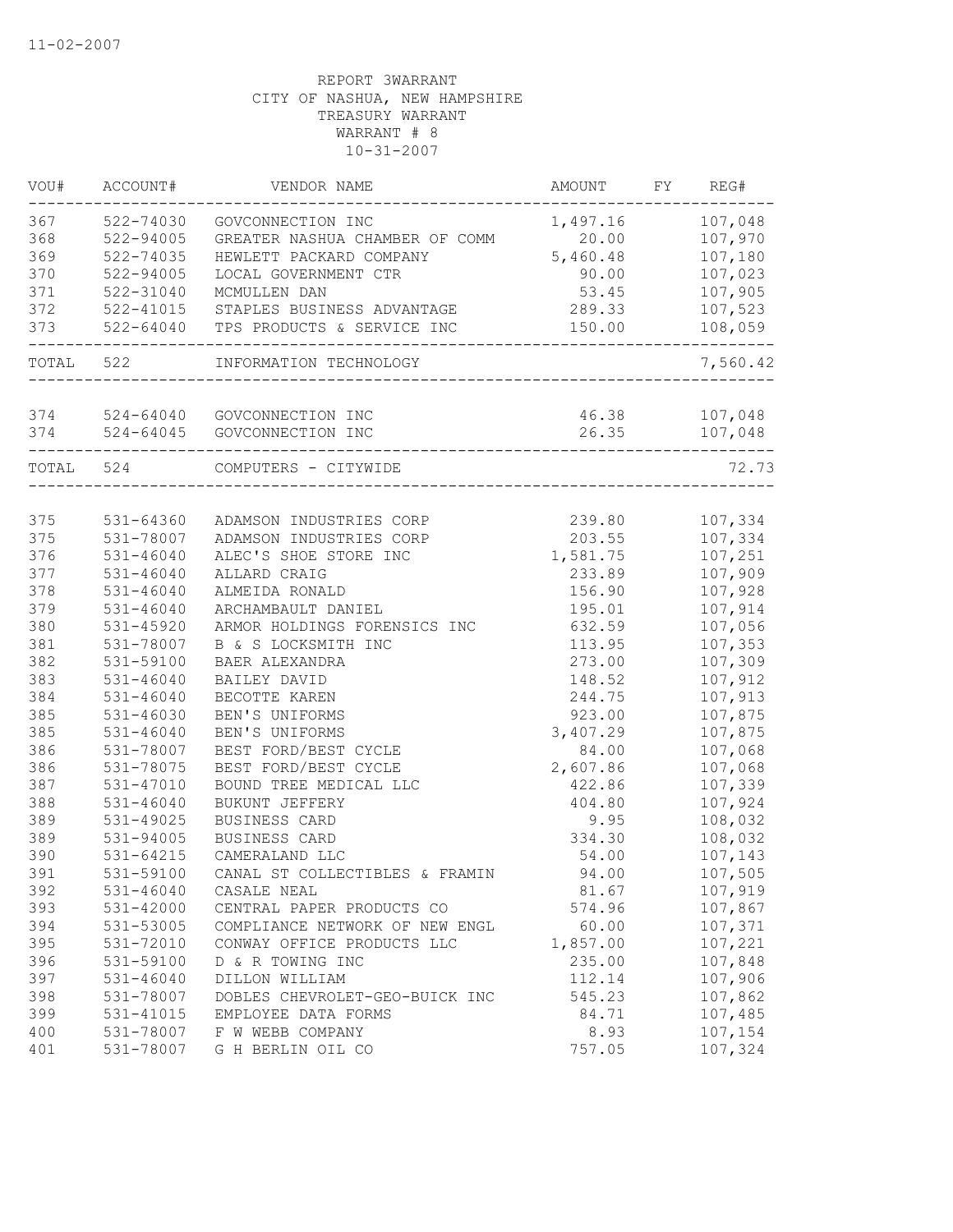11-02-2007

REPORT 3WARRANT
CITY OF NASHUA, NEW HAMPSHIRE
TREASURY WARRANT
WARRANT # 8
10-31-2007

| VOU# | ACCOUNT# | VENDOR NAME | AMOUNT | FY | REG# |
|---|---|---|---|---|---|
| 367 | 522-74030 | GOVCONNECTION INC | 1,497.16 | | 107,048 |
| 368 | 522-94005 | GREATER NASHUA CHAMBER OF COMM | 20.00 | | 107,970 |
| 369 | 522-74035 | HEWLETT PACKARD COMPANY | 5,460.48 | | 107,180 |
| 370 | 522-94005 | LOCAL GOVERNMENT CTR | 90.00 | | 107,023 |
| 371 | 522-31040 | MCMULLEN DAN | 53.45 | | 107,905 |
| 372 | 522-41015 | STAPLES BUSINESS ADVANTAGE | 289.33 | | 107,523 |
| 373 | 522-64040 | TPS PRODUCTS & SERVICE INC | 150.00 | | 108,059 |
| TOTAL | 522 | INFORMATION TECHNOLOGY | | | 7,560.42 |
| 374 | 524-64040 | GOVCONNECTION INC | 46.38 | | 107,048 |
| 374 | 524-64045 | GOVCONNECTION INC | 26.35 | | 107,048 |
| TOTAL | 524 | COMPUTERS - CITYWIDE | | | 72.73 |
| 375 | 531-64360 | ADAMSON INDUSTRIES CORP | 239.80 | | 107,334 |
| 375 | 531-78007 | ADAMSON INDUSTRIES CORP | 203.55 | | 107,334 |
| 376 | 531-46040 | ALEC'S SHOE STORE INC | 1,581.75 | | 107,251 |
| 377 | 531-46040 | ALLARD CRAIG | 233.89 | | 107,909 |
| 378 | 531-46040 | ALMEIDA RONALD | 156.90 | | 107,928 |
| 379 | 531-46040 | ARCHAMBAULT DANIEL | 195.01 | | 107,914 |
| 380 | 531-45920 | ARMOR HOLDINGS FORENSICS INC | 632.59 | | 107,056 |
| 381 | 531-78007 | B & S LOCKSMITH INC | 113.95 | | 107,353 |
| 382 | 531-59100 | BAER ALEXANDRA | 273.00 | | 107,309 |
| 383 | 531-46040 | BAILEY DAVID | 148.52 | | 107,912 |
| 384 | 531-46040 | BECOTTE KAREN | 244.75 | | 107,913 |
| 385 | 531-46030 | BEN'S UNIFORMS | 923.00 | | 107,875 |
| 385 | 531-46040 | BEN'S UNIFORMS | 3,407.29 | | 107,875 |
| 386 | 531-78007 | BEST FORD/BEST CYCLE | 84.00 | | 107,068 |
| 386 | 531-78075 | BEST FORD/BEST CYCLE | 2,607.86 | | 107,068 |
| 387 | 531-47010 | BOUND TREE MEDICAL LLC | 422.86 | | 107,339 |
| 388 | 531-46040 | BUKUNT JEFFERY | 404.80 | | 107,924 |
| 389 | 531-49025 | BUSINESS CARD | 9.95 | | 108,032 |
| 389 | 531-94005 | BUSINESS CARD | 334.30 | | 108,032 |
| 390 | 531-64215 | CAMERALAND LLC | 54.00 | | 107,143 |
| 391 | 531-59100 | CANAL ST COLLECTIBLES & FRAMIN | 94.00 | | 107,505 |
| 392 | 531-46040 | CASALE NEAL | 81.67 | | 107,919 |
| 393 | 531-42000 | CENTRAL PAPER PRODUCTS CO | 574.96 | | 107,867 |
| 394 | 531-53005 | COMPLIANCE NETWORK OF NEW ENGL | 60.00 | | 107,371 |
| 395 | 531-72010 | CONWAY OFFICE PRODUCTS LLC | 1,857.00 | | 107,221 |
| 396 | 531-59100 | D & R TOWING INC | 235.00 | | 107,848 |
| 397 | 531-46040 | DILLON WILLIAM | 112.14 | | 107,906 |
| 398 | 531-78007 | DOBLES CHEVROLET-GEO-BUICK INC | 545.23 | | 107,862 |
| 399 | 531-41015 | EMPLOYEE DATA FORMS | 84.71 | | 107,485 |
| 400 | 531-78007 | F W WEBB COMPANY | 8.93 | | 107,154 |
| 401 | 531-78007 | G H BERLIN OIL CO | 757.05 | | 107,324 |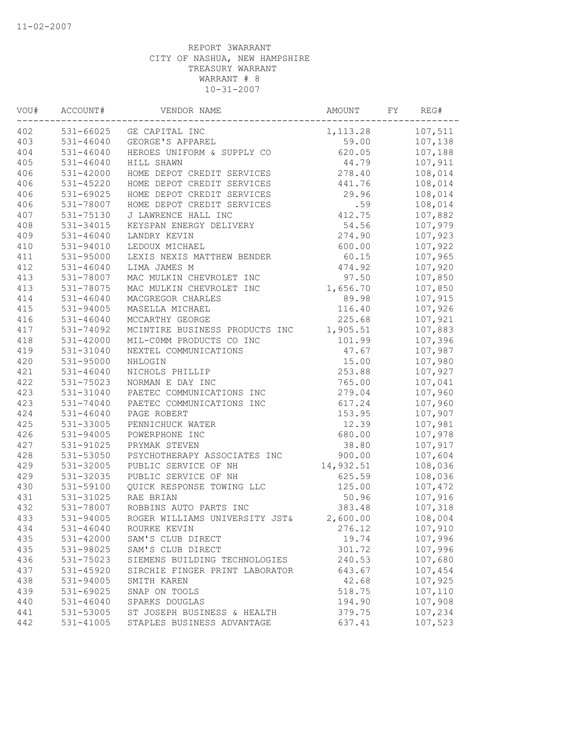11-02-2007

REPORT 3WARRANT
CITY OF NASHUA, NEW HAMPSHIRE
TREASURY WARRANT
WARRANT # 8
10-31-2007

| VOU# | ACCOUNT# | VENDOR NAME | AMOUNT | FY | REG# |
|---|---|---|---|---|---|
| 402 | 531-66025 | GE CAPITAL INC | 1,113.28 | | 107,511 |
| 403 | 531-46040 | GEORGE'S APPAREL | 59.00 | | 107,138 |
| 404 | 531-46040 | HEROES UNIFORM & SUPPLY CO | 620.05 | | 107,188 |
| 405 | 531-46040 | HILL SHAWN | 44.79 | | 107,911 |
| 406 | 531-42000 | HOME DEPOT CREDIT SERVICES | 278.40 | | 108,014 |
| 406 | 531-45220 | HOME DEPOT CREDIT SERVICES | 441.76 | | 108,014 |
| 406 | 531-69025 | HOME DEPOT CREDIT SERVICES | 29.96 | | 108,014 |
| 406 | 531-78007 | HOME DEPOT CREDIT SERVICES | .59 | | 108,014 |
| 407 | 531-75130 | J LAWRENCE HALL INC | 412.75 | | 107,882 |
| 408 | 531-34015 | KEYSPAN ENERGY DELIVERY | 54.56 | | 107,979 |
| 409 | 531-46040 | LANDRY KEVIN | 274.90 | | 107,923 |
| 410 | 531-94010 | LEDOUX MICHAEL | 600.00 | | 107,922 |
| 411 | 531-95000 | LEXIS NEXIS MATTHEW BENDER | 60.15 | | 107,965 |
| 412 | 531-46040 | LIMA JAMES M | 474.92 | | 107,920 |
| 413 | 531-78007 | MAC MULKIN CHEVROLET INC | 97.50 | | 107,850 |
| 413 | 531-78075 | MAC MULKIN CHEVROLET INC | 1,656.70 | | 107,850 |
| 414 | 531-46040 | MACGREGOR CHARLES | 89.98 | | 107,915 |
| 415 | 531-94005 | MASELLA MICHAEL | 116.40 | | 107,926 |
| 416 | 531-46040 | MCCARTHY GEORGE | 225.68 | | 107,921 |
| 417 | 531-74092 | MCINTIRE BUSINESS PRODUCTS INC | 1,905.51 | | 107,883 |
| 418 | 531-42000 | MIL-C0MM PRODUCTS CO INC | 101.99 | | 107,396 |
| 419 | 531-31040 | NEXTEL COMMUNICATIONS | 47.67 | | 107,987 |
| 420 | 531-95000 | NHLOGIN | 15.00 | | 107,980 |
| 421 | 531-46040 | NICHOLS PHILLIP | 253.88 | | 107,927 |
| 422 | 531-75023 | NORMAN E DAY INC | 765.00 | | 107,041 |
| 423 | 531-31040 | PAETEC COMMUNICATIONS INC | 279.04 | | 107,960 |
| 423 | 531-74040 | PAETEC COMMUNICATIONS INC | 617.24 | | 107,960 |
| 424 | 531-46040 | PAGE ROBERT | 153.95 | | 107,907 |
| 425 | 531-33005 | PENNICHUCK WATER | 12.39 | | 107,981 |
| 426 | 531-94005 | POWERPHONE INC | 680.00 | | 107,978 |
| 427 | 531-91025 | PRYMAK STEVEN | 38.80 | | 107,917 |
| 428 | 531-53050 | PSYCHOTHERAPY ASSOCIATES INC | 900.00 | | 107,604 |
| 429 | 531-32005 | PUBLIC SERVICE OF NH | 14,932.51 | | 108,036 |
| 429 | 531-32035 | PUBLIC SERVICE OF NH | 625.59 | | 108,036 |
| 430 | 531-59100 | QUICK RESPONSE TOWING LLC | 125.00 | | 107,472 |
| 431 | 531-31025 | RAE BRIAN | 50.96 | | 107,916 |
| 432 | 531-78007 | ROBBINS AUTO PARTS INC | 383.48 | | 107,318 |
| 433 | 531-94005 | ROGER WILLIAMS UNIVERSITY JST& | 2,600.00 | | 108,004 |
| 434 | 531-46040 | ROURKE KEVIN | 276.12 | | 107,910 |
| 435 | 531-42000 | SAM'S CLUB DIRECT | 19.74 | | 107,996 |
| 435 | 531-98025 | SAM'S CLUB DIRECT | 301.72 | | 107,996 |
| 436 | 531-75023 | SIEMENS BUILDING TECHNOLOGIES | 240.53 | | 107,680 |
| 437 | 531-45920 | SIRCHIE FINGER PRINT LABORATOR | 643.67 | | 107,454 |
| 438 | 531-94005 | SMITH KAREN | 42.68 | | 107,925 |
| 439 | 531-69025 | SNAP ON TOOLS | 518.75 | | 107,110 |
| 440 | 531-46040 | SPARKS DOUGLAS | 194.90 | | 107,908 |
| 441 | 531-53005 | ST JOSEPH BUSINESS & HEALTH | 379.75 | | 107,234 |
| 442 | 531-41005 | STAPLES BUSINESS ADVANTAGE | 637.41 | | 107,523 |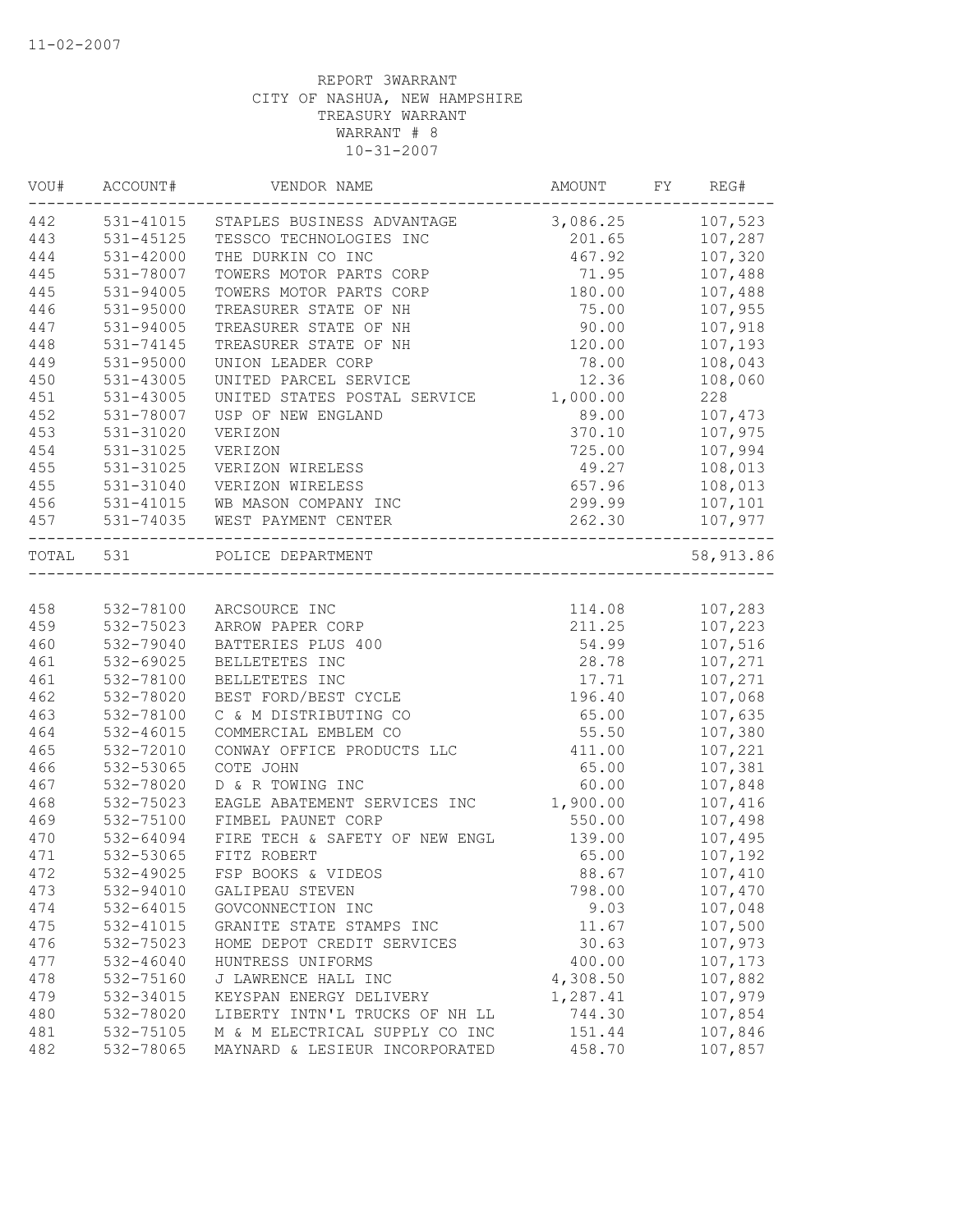11-02-2007

REPORT 3WARRANT
CITY OF NASHUA, NEW HAMPSHIRE
TREASURY WARRANT
WARRANT # 8
10-31-2007

| VOU# | ACCOUNT# | VENDOR NAME | AMOUNT | FY | REG# |
|---|---|---|---|---|---|
| 442 | 531-41015 | STAPLES BUSINESS ADVANTAGE | 3,086.25 | | 107,523 |
| 443 | 531-45125 | TESSCO TECHNOLOGIES INC | 201.65 | | 107,287 |
| 444 | 531-42000 | THE DURKIN CO INC | 467.92 | | 107,320 |
| 445 | 531-78007 | TOWERS MOTOR PARTS CORP | 71.95 | | 107,488 |
| 445 | 531-94005 | TOWERS MOTOR PARTS CORP | 180.00 | | 107,488 |
| 446 | 531-95000 | TREASURER STATE OF NH | 75.00 | | 107,955 |
| 447 | 531-94005 | TREASURER STATE OF NH | 90.00 | | 107,918 |
| 448 | 531-74145 | TREASURER STATE OF NH | 120.00 | | 107,193 |
| 449 | 531-95000 | UNION LEADER CORP | 78.00 | | 108,043 |
| 450 | 531-43005 | UNITED PARCEL SERVICE | 12.36 | | 108,060 |
| 451 | 531-43005 | UNITED STATES POSTAL SERVICE | 1,000.00 | | 228 |
| 452 | 531-78007 | USP OF NEW ENGLAND | 89.00 | | 107,473 |
| 453 | 531-31020 | VERIZON | 370.10 | | 107,975 |
| 454 | 531-31025 | VERIZON | 725.00 | | 107,994 |
| 455 | 531-31025 | VERIZON WIRELESS | 49.27 | | 108,013 |
| 455 | 531-31040 | VERIZON WIRELESS | 657.96 | | 108,013 |
| 456 | 531-41015 | WB MASON COMPANY INC | 299.99 | | 107,101 |
| 457 | 531-74035 | WEST PAYMENT CENTER | 262.30 | | 107,977 |
| TOTAL | 531 | POLICE DEPARTMENT | | | 58,913.86 |
| 458 | 532-78100 | ARCSOURCE INC | 114.08 | | 107,283 |
| 459 | 532-75023 | ARROW PAPER CORP | 211.25 | | 107,223 |
| 460 | 532-79040 | BATTERIES PLUS 400 | 54.99 | | 107,516 |
| 461 | 532-69025 | BELLETETES INC | 28.78 | | 107,271 |
| 461 | 532-78100 | BELLETETES INC | 17.71 | | 107,271 |
| 462 | 532-78020 | BEST FORD/BEST CYCLE | 196.40 | | 107,068 |
| 463 | 532-78100 | C & M DISTRIBUTING CO | 65.00 | | 107,635 |
| 464 | 532-46015 | COMMERCIAL EMBLEM CO | 55.50 | | 107,380 |
| 465 | 532-72010 | CONWAY OFFICE PRODUCTS LLC | 411.00 | | 107,221 |
| 466 | 532-53065 | COTE JOHN | 65.00 | | 107,381 |
| 467 | 532-78020 | D & R TOWING INC | 60.00 | | 107,848 |
| 468 | 532-75023 | EAGLE ABATEMENT SERVICES INC | 1,900.00 | | 107,416 |
| 469 | 532-75100 | FIMBEL PAUNET CORP | 550.00 | | 107,498 |
| 470 | 532-64094 | FIRE TECH & SAFETY OF NEW ENGL | 139.00 | | 107,495 |
| 471 | 532-53065 | FITZ ROBERT | 65.00 | | 107,192 |
| 472 | 532-49025 | FSP BOOKS & VIDEOS | 88.67 | | 107,410 |
| 473 | 532-94010 | GALIPEAU STEVEN | 798.00 | | 107,470 |
| 474 | 532-64015 | GOVCONNECTION INC | 9.03 | | 107,048 |
| 475 | 532-41015 | GRANITE STATE STAMPS INC | 11.67 | | 107,500 |
| 476 | 532-75023 | HOME DEPOT CREDIT SERVICES | 30.63 | | 107,973 |
| 477 | 532-46040 | HUNTRESS UNIFORMS | 400.00 | | 107,173 |
| 478 | 532-75160 | J LAWRENCE HALL INC | 4,308.50 | | 107,882 |
| 479 | 532-34015 | KEYSPAN ENERGY DELIVERY | 1,287.41 | | 107,979 |
| 480 | 532-78020 | LIBERTY INTN'L TRUCKS OF NH LL | 744.30 | | 107,854 |
| 481 | 532-75105 | M & M ELECTRICAL SUPPLY CO INC | 151.44 | | 107,846 |
| 482 | 532-78065 | MAYNARD & LESIEUR INCORPORATED | 458.70 | | 107,857 |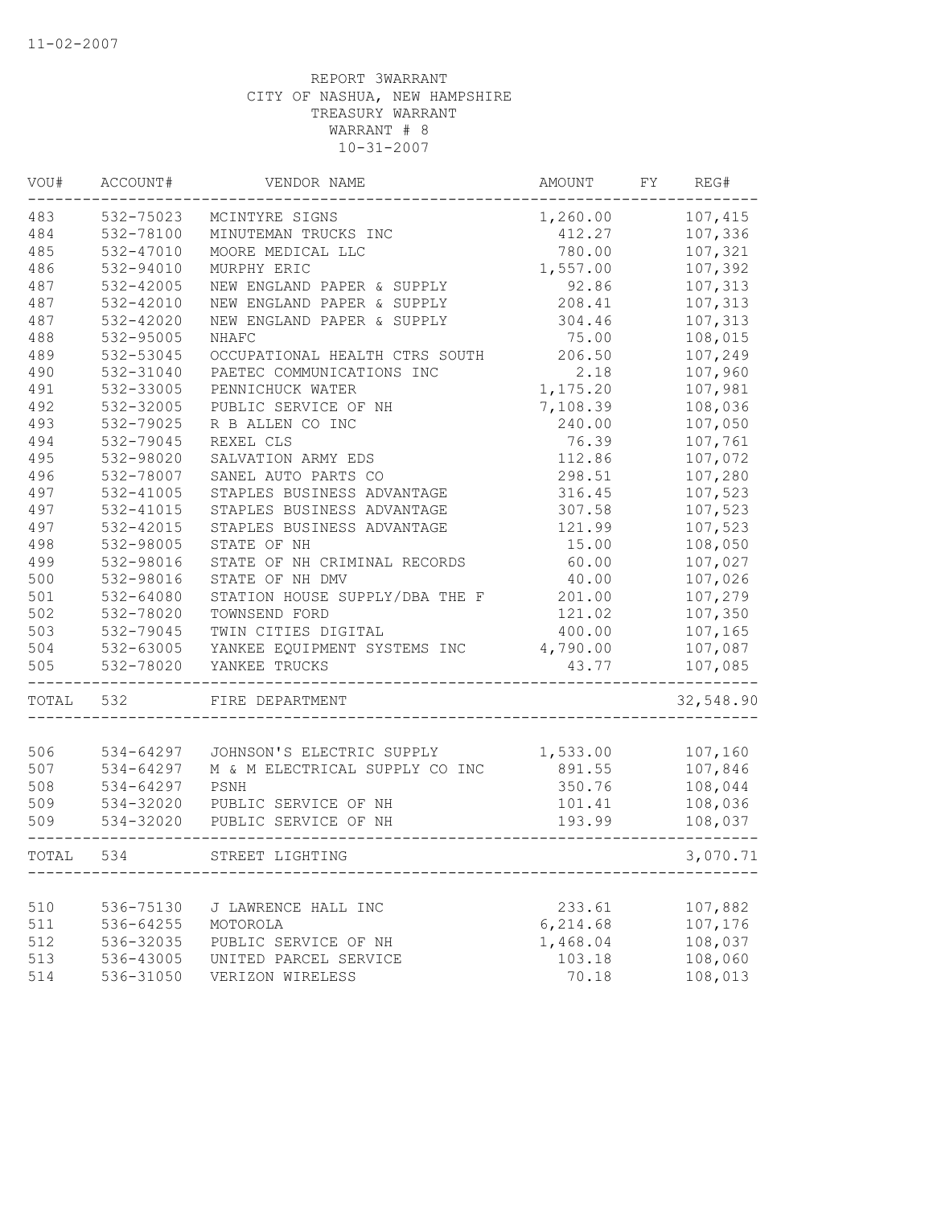REPORT 3WARRANT
CITY OF NASHUA, NEW HAMPSHIRE
TREASURY WARRANT
WARRANT # 8
10-31-2007

| VOU# | ACCOUNT# | VENDOR NAME | AMOUNT | FY | REG# |
|---|---|---|---|---|---|
| 483 | 532-75023 | MCINTYRE SIGNS | 1,260.00 | | 107,415 |
| 484 | 532-78100 | MINUTEMAN TRUCKS INC | 412.27 | | 107,336 |
| 485 | 532-47010 | MOORE MEDICAL LLC | 780.00 | | 107,321 |
| 486 | 532-94010 | MURPHY ERIC | 1,557.00 | | 107,392 |
| 487 | 532-42005 | NEW ENGLAND PAPER & SUPPLY | 92.86 | | 107,313 |
| 487 | 532-42010 | NEW ENGLAND PAPER & SUPPLY | 208.41 | | 107,313 |
| 487 | 532-42020 | NEW ENGLAND PAPER & SUPPLY | 304.46 | | 107,313 |
| 488 | 532-95005 | NHAFC | 75.00 | | 108,015 |
| 489 | 532-53045 | OCCUPATIONAL HEALTH CTRS SOUTH | 206.50 | | 107,249 |
| 490 | 532-31040 | PAETEC COMMUNICATIONS INC | 2.18 | | 107,960 |
| 491 | 532-33005 | PENNICHUCK WATER | 1,175.20 | | 107,981 |
| 492 | 532-32005 | PUBLIC SERVICE OF NH | 7,108.39 | | 108,036 |
| 493 | 532-79025 | R B ALLEN CO INC | 240.00 | | 107,050 |
| 494 | 532-79045 | REXEL CLS | 76.39 | | 107,761 |
| 495 | 532-98020 | SALVATION ARMY EDS | 112.86 | | 107,072 |
| 496 | 532-78007 | SANEL AUTO PARTS CO | 298.51 | | 107,280 |
| 497 | 532-41005 | STAPLES BUSINESS ADVANTAGE | 316.45 | | 107,523 |
| 497 | 532-41015 | STAPLES BUSINESS ADVANTAGE | 307.58 | | 107,523 |
| 497 | 532-42015 | STAPLES BUSINESS ADVANTAGE | 121.99 | | 107,523 |
| 498 | 532-98005 | STATE OF NH | 15.00 | | 108,050 |
| 499 | 532-98016 | STATE OF NH CRIMINAL RECORDS | 60.00 | | 107,027 |
| 500 | 532-98016 | STATE OF NH DMV | 40.00 | | 107,026 |
| 501 | 532-64080 | STATION HOUSE SUPPLY/DBA THE F | 201.00 | | 107,279 |
| 502 | 532-78020 | TOWNSEND FORD | 121.02 | | 107,350 |
| 503 | 532-79045 | TWIN CITIES DIGITAL | 400.00 | | 107,165 |
| 504 | 532-63005 | YANKEE EQUIPMENT SYSTEMS INC | 4,790.00 | | 107,087 |
| 505 | 532-78020 | YANKEE TRUCKS | 43.77 | | 107,085 |
| TOTAL | 532 | FIRE DEPARTMENT | | | 32,548.90 |
| 506 | 534-64297 | JOHNSON'S ELECTRIC SUPPLY | 1,533.00 | | 107,160 |
| 507 | 534-64297 | M & M ELECTRICAL SUPPLY CO INC | 891.55 | | 107,846 |
| 508 | 534-64297 | PSNH | 350.76 | | 108,044 |
| 509 | 534-32020 | PUBLIC SERVICE OF NH | 101.41 | | 108,036 |
| 509 | 534-32020 | PUBLIC SERVICE OF NH | 193.99 | | 108,037 |
| TOTAL | 534 | STREET LIGHTING | | | 3,070.71 |
| 510 | 536-75130 | J LAWRENCE HALL INC | 233.61 | | 107,882 |
| 511 | 536-64255 | MOTOROLA | 6,214.68 | | 107,176 |
| 512 | 536-32035 | PUBLIC SERVICE OF NH | 1,468.04 | | 108,037 |
| 513 | 536-43005 | UNITED PARCEL SERVICE | 103.18 | | 108,060 |
| 514 | 536-31050 | VERIZON WIRELESS | 70.18 | | 108,013 |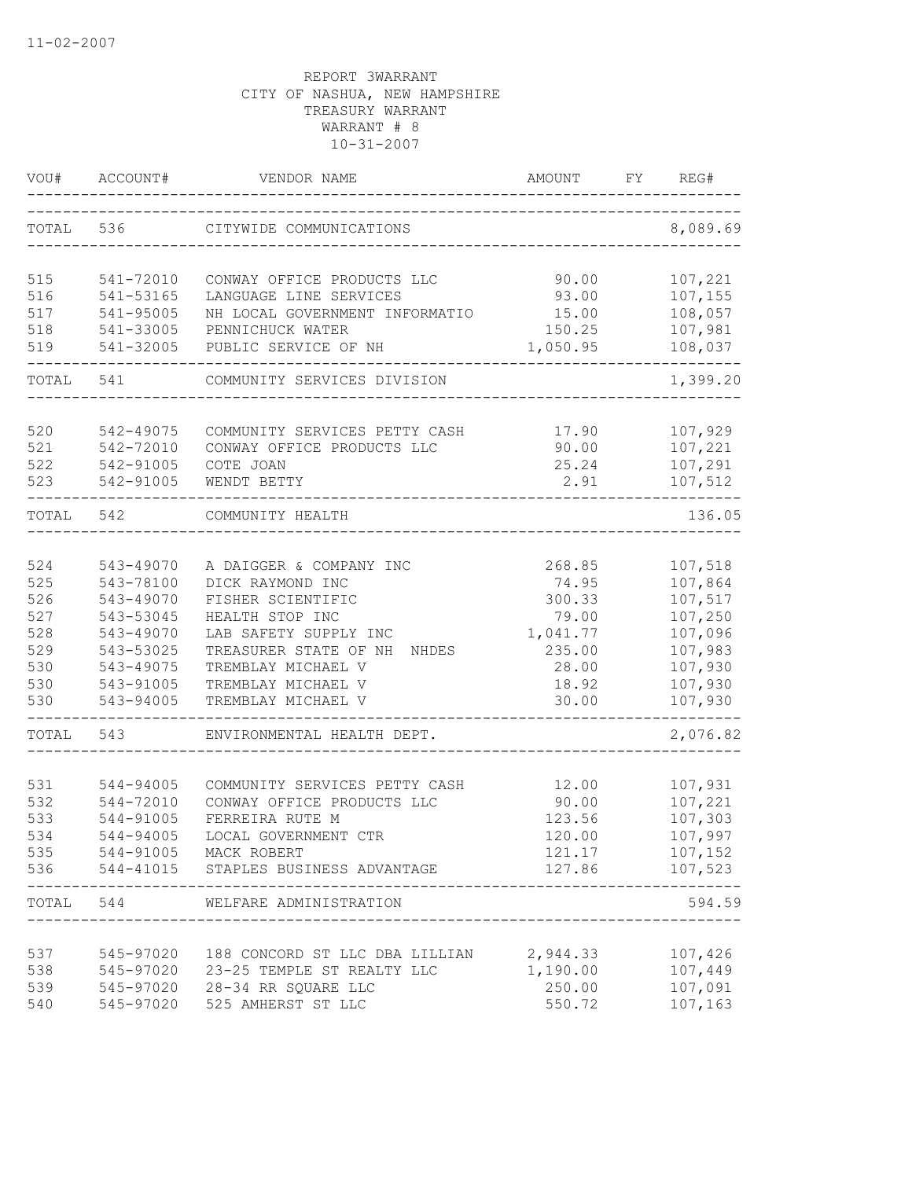11-02-2007

REPORT 3WARRANT
CITY OF NASHUA, NEW HAMPSHIRE
TREASURY WARRANT
WARRANT # 8
10-31-2007

| VOU# | ACCOUNT# | VENDOR NAME | AMOUNT | FY | REG# |
|---|---|---|---|---|---|
| TOTAL | 536 | CITYWIDE COMMUNICATIONS | | | 8,089.69 |
| 515 | 541-72010 | CONWAY OFFICE PRODUCTS LLC | 90.00 | | 107,221 |
| 516 | 541-53165 | LANGUAGE LINE SERVICES | 93.00 | | 107,155 |
| 517 | 541-95005 | NH LOCAL GOVERNMENT INFORMATIO | 15.00 | | 108,057 |
| 518 | 541-33005 | PENNICHUCK WATER | 150.25 | | 107,981 |
| 519 | 541-32005 | PUBLIC SERVICE OF NH | 1,050.95 | | 108,037 |
| TOTAL | 541 | COMMUNITY SERVICES DIVISION | | | 1,399.20 |
| 520 | 542-49075 | COMMUNITY SERVICES PETTY CASH | 17.90 | | 107,929 |
| 521 | 542-72010 | CONWAY OFFICE PRODUCTS LLC | 90.00 | | 107,221 |
| 522 | 542-91005 | COTE JOAN | 25.24 | | 107,291 |
| 523 | 542-91005 | WENDT BETTY | 2.91 | | 107,512 |
| TOTAL | 542 | COMMUNITY HEALTH | | | 136.05 |
| 524 | 543-49070 | A DAIGGER & COMPANY INC | 268.85 | | 107,518 |
| 525 | 543-78100 | DICK RAYMOND INC | 74.95 | | 107,864 |
| 526 | 543-49070 | FISHER SCIENTIFIC | 300.33 | | 107,517 |
| 527 | 543-53045 | HEALTH STOP INC | 79.00 | | 107,250 |
| 528 | 543-49070 | LAB SAFETY SUPPLY INC | 1,041.77 | | 107,096 |
| 529 | 543-53025 | TREASURER STATE OF NH NHDES | 235.00 | | 107,983 |
| 530 | 543-49075 | TREMBLAY MICHAEL V | 28.00 | | 107,930 |
| 530 | 543-91005 | TREMBLAY MICHAEL V | 18.92 | | 107,930 |
| 530 | 543-94005 | TREMBLAY MICHAEL V | 30.00 | | 107,930 |
| TOTAL | 543 | ENVIRONMENTAL HEALTH DEPT. | | | 2,076.82 |
| 531 | 544-94005 | COMMUNITY SERVICES PETTY CASH | 12.00 | | 107,931 |
| 532 | 544-72010 | CONWAY OFFICE PRODUCTS LLC | 90.00 | | 107,221 |
| 533 | 544-91005 | FERREIRA RUTE M | 123.56 | | 107,303 |
| 534 | 544-94005 | LOCAL GOVERNMENT CTR | 120.00 | | 107,997 |
| 535 | 544-91005 | MACK ROBERT | 121.17 | | 107,152 |
| 536 | 544-41015 | STAPLES BUSINESS ADVANTAGE | 127.86 | | 107,523 |
| TOTAL | 544 | WELFARE ADMINISTRATION | | | 594.59 |
| 537 | 545-97020 | 188 CONCORD ST LLC DBA LILLIAN | 2,944.33 | | 107,426 |
| 538 | 545-97020 | 23-25 TEMPLE ST REALTY LLC | 1,190.00 | | 107,449 |
| 539 | 545-97020 | 28-34 RR SQUARE LLC | 250.00 | | 107,091 |
| 540 | 545-97020 | 525 AMHERST ST LLC | 550.72 | | 107,163 |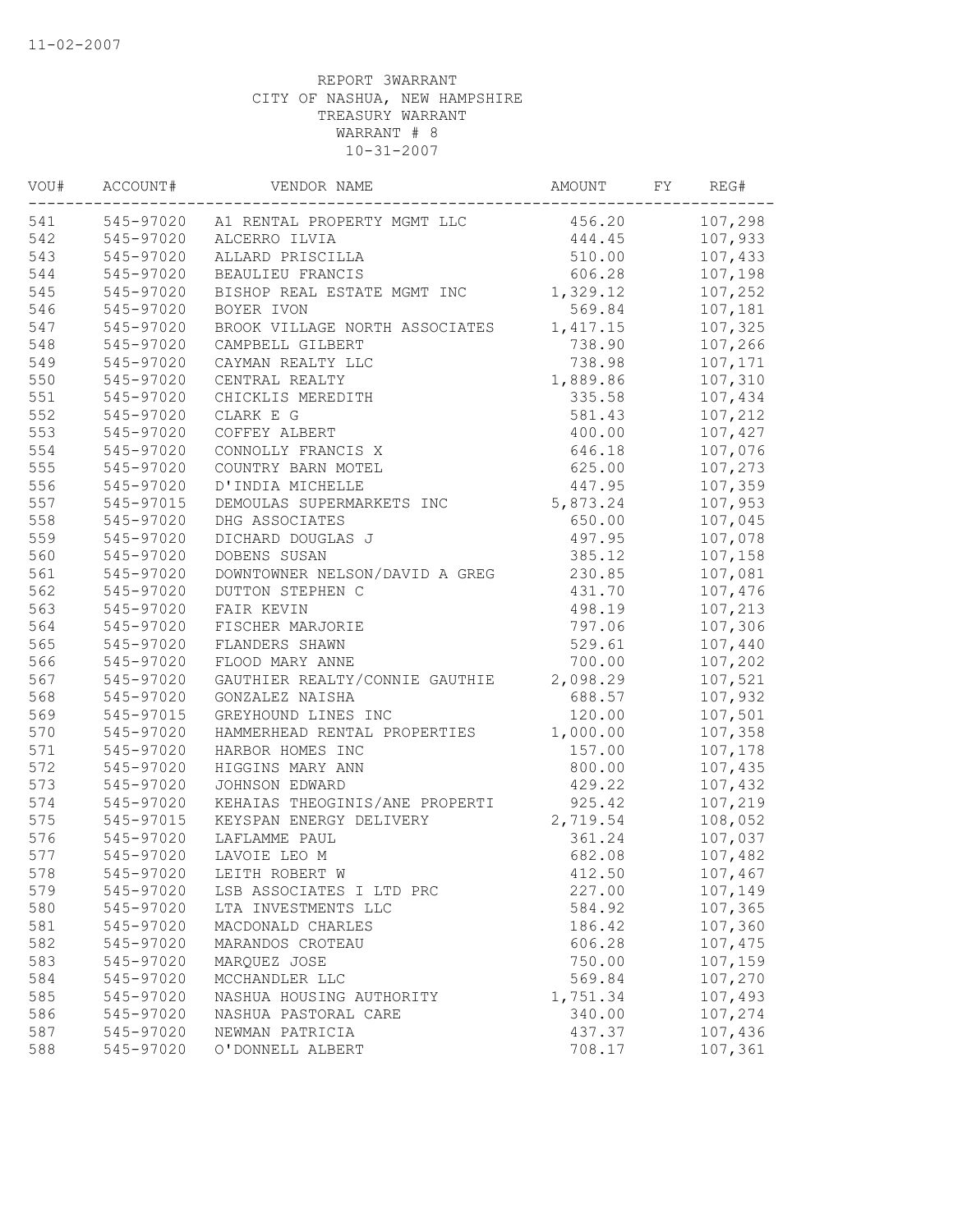11-02-2007

REPORT 3WARRANT
CITY OF NASHUA, NEW HAMPSHIRE
TREASURY WARRANT
WARRANT # 8
10-31-2007

| VOU# | ACCOUNT# | VENDOR NAME | AMOUNT | FY | REG# |
|---|---|---|---|---|---|
| 541 | 545-97020 | A1 RENTAL PROPERTY MGMT LLC | 456.20 | | 107,298 |
| 542 | 545-97020 | ALCERRO ILVIA | 444.45 | | 107,933 |
| 543 | 545-97020 | ALLARD PRISCILLA | 510.00 | | 107,433 |
| 544 | 545-97020 | BEAULIEU FRANCIS | 606.28 | | 107,198 |
| 545 | 545-97020 | BISHOP REAL ESTATE MGMT INC | 1,329.12 | | 107,252 |
| 546 | 545-97020 | BOYER IVON | 569.84 | | 107,181 |
| 547 | 545-97020 | BROOK VILLAGE NORTH ASSOCIATES | 1,417.15 | | 107,325 |
| 548 | 545-97020 | CAMPBELL GILBERT | 738.90 | | 107,266 |
| 549 | 545-97020 | CAYMAN REALTY LLC | 738.98 | | 107,171 |
| 550 | 545-97020 | CENTRAL REALTY | 1,889.86 | | 107,310 |
| 551 | 545-97020 | CHICKLIS MEREDITH | 335.58 | | 107,434 |
| 552 | 545-97020 | CLARK E G | 581.43 | | 107,212 |
| 553 | 545-97020 | COFFEY ALBERT | 400.00 | | 107,427 |
| 554 | 545-97020 | CONNOLLY FRANCIS X | 646.18 | | 107,076 |
| 555 | 545-97020 | COUNTRY BARN MOTEL | 625.00 | | 107,273 |
| 556 | 545-97020 | D'INDIA MICHELLE | 447.95 | | 107,359 |
| 557 | 545-97015 | DEMOULAS SUPERMARKETS INC | 5,873.24 | | 107,953 |
| 558 | 545-97020 | DHG ASSOCIATES | 650.00 | | 107,045 |
| 559 | 545-97020 | DICHARD DOUGLAS J | 497.95 | | 107,078 |
| 560 | 545-97020 | DOBENS SUSAN | 385.12 | | 107,158 |
| 561 | 545-97020 | DOWNTOWNER NELSON/DAVID A GREG | 230.85 | | 107,081 |
| 562 | 545-97020 | DUTTON STEPHEN C | 431.70 | | 107,476 |
| 563 | 545-97020 | FAIR KEVIN | 498.19 | | 107,213 |
| 564 | 545-97020 | FISCHER MARJORIE | 797.06 | | 107,306 |
| 565 | 545-97020 | FLANDERS SHAWN | 529.61 | | 107,440 |
| 566 | 545-97020 | FLOOD MARY ANNE | 700.00 | | 107,202 |
| 567 | 545-97020 | GAUTHIER REALTY/CONNIE GAUTHIE | 2,098.29 | | 107,521 |
| 568 | 545-97020 | GONZALEZ NAISHA | 688.57 | | 107,932 |
| 569 | 545-97015 | GREYHOUND LINES INC | 120.00 | | 107,501 |
| 570 | 545-97020 | HAMMERHEAD RENTAL PROPERTIES | 1,000.00 | | 107,358 |
| 571 | 545-97020 | HARBOR HOMES INC | 157.00 | | 107,178 |
| 572 | 545-97020 | HIGGINS MARY ANN | 800.00 | | 107,435 |
| 573 | 545-97020 | JOHNSON EDWARD | 429.22 | | 107,432 |
| 574 | 545-97020 | KEHAIAS THEOGINIS/ANE PROPERTI | 925.42 | | 107,219 |
| 575 | 545-97015 | KEYSPAN ENERGY DELIVERY | 2,719.54 | | 108,052 |
| 576 | 545-97020 | LAFLAMME PAUL | 361.24 | | 107,037 |
| 577 | 545-97020 | LAVOIE LEO M | 682.08 | | 107,482 |
| 578 | 545-97020 | LEITH ROBERT W | 412.50 | | 107,467 |
| 579 | 545-97020 | LSB ASSOCIATES I LTD PRC | 227.00 | | 107,149 |
| 580 | 545-97020 | LTA INVESTMENTS LLC | 584.92 | | 107,365 |
| 581 | 545-97020 | MACDONALD CHARLES | 186.42 | | 107,360 |
| 582 | 545-97020 | MARANDOS CROTEAU | 606.28 | | 107,475 |
| 583 | 545-97020 | MARQUEZ JOSE | 750.00 | | 107,159 |
| 584 | 545-97020 | MCCHANDLER LLC | 569.84 | | 107,270 |
| 585 | 545-97020 | NASHUA HOUSING AUTHORITY | 1,751.34 | | 107,493 |
| 586 | 545-97020 | NASHUA PASTORAL CARE | 340.00 | | 107,274 |
| 587 | 545-97020 | NEWMAN PATRICIA | 437.37 | | 107,436 |
| 588 | 545-97020 | O'DONNELL ALBERT | 708.17 | | 107,361 |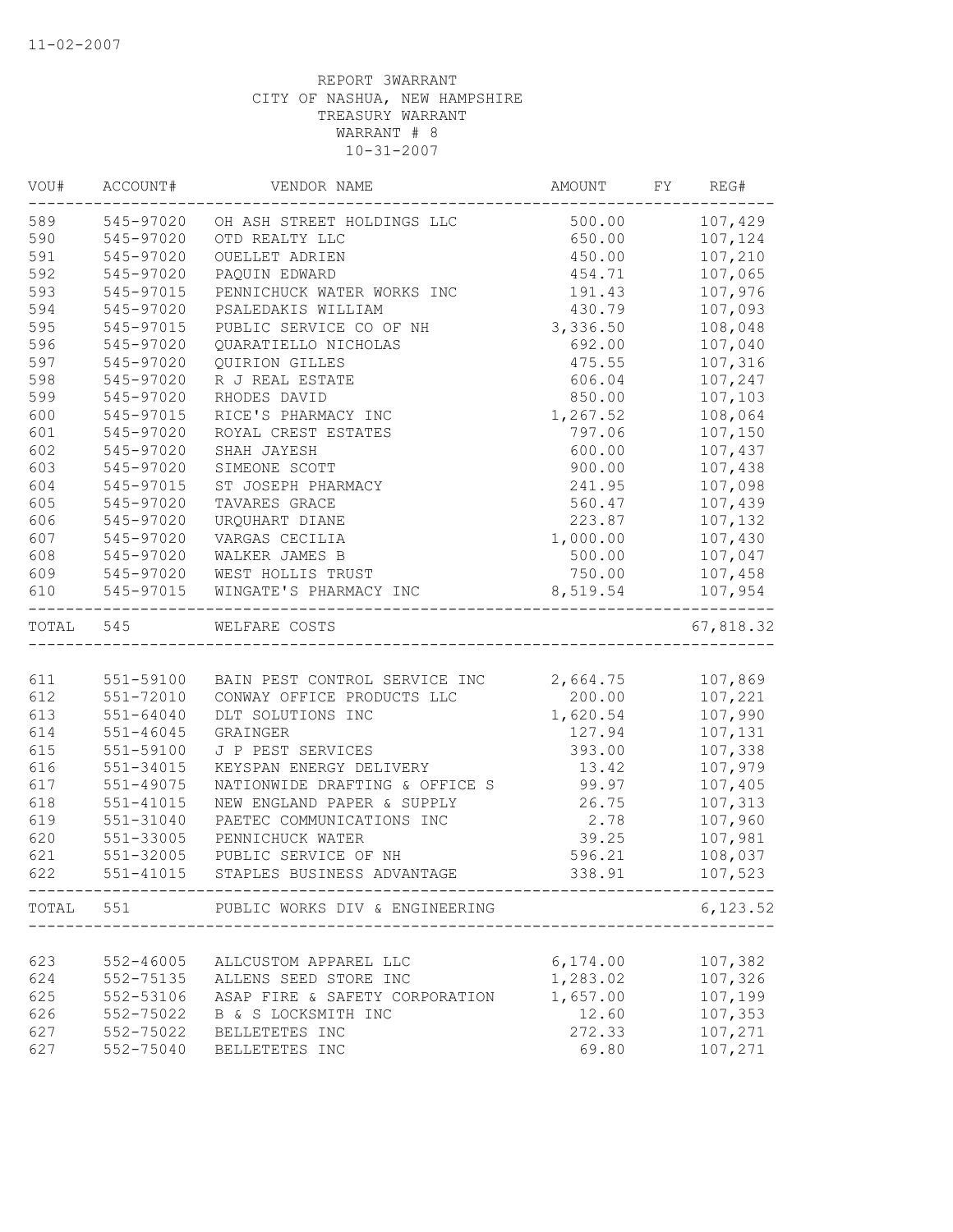REPORT 3WARRANT
CITY OF NASHUA, NEW HAMPSHIRE
TREASURY WARRANT
WARRANT # 8
10-31-2007

| VOU# | ACCOUNT# | VENDOR NAME | AMOUNT | FY | REG# |
|---|---|---|---|---|---|
| 589 | 545-97020 | OH ASH STREET HOLDINGS LLC | 500.00 | | 107,429 |
| 590 | 545-97020 | OTD REALTY LLC | 650.00 | | 107,124 |
| 591 | 545-97020 | OUELLET ADRIEN | 450.00 | | 107,210 |
| 592 | 545-97020 | PAQUIN EDWARD | 454.71 | | 107,065 |
| 593 | 545-97015 | PENNICHUCK WATER WORKS INC | 191.43 | | 107,976 |
| 594 | 545-97020 | PSALEDAKIS WILLIAM | 430.79 | | 107,093 |
| 595 | 545-97015 | PUBLIC SERVICE CO OF NH | 3,336.50 | | 108,048 |
| 596 | 545-97020 | QUARATIELLO NICHOLAS | 692.00 | | 107,040 |
| 597 | 545-97020 | QUIRION GILLES | 475.55 | | 107,316 |
| 598 | 545-97020 | R J REAL ESTATE | 606.04 | | 107,247 |
| 599 | 545-97020 | RHODES DAVID | 850.00 | | 107,103 |
| 600 | 545-97015 | RICE'S PHARMACY INC | 1,267.52 | | 108,064 |
| 601 | 545-97020 | ROYAL CREST ESTATES | 797.06 | | 107,150 |
| 602 | 545-97020 | SHAH JAYESH | 600.00 | | 107,437 |
| 603 | 545-97020 | SIMEONE SCOTT | 900.00 | | 107,438 |
| 604 | 545-97015 | ST JOSEPH PHARMACY | 241.95 | | 107,098 |
| 605 | 545-97020 | TAVARES GRACE | 560.47 | | 107,439 |
| 606 | 545-97020 | URQUHART DIANE | 223.87 | | 107,132 |
| 607 | 545-97020 | VARGAS CECILIA | 1,000.00 | | 107,430 |
| 608 | 545-97020 | WALKER JAMES B | 500.00 | | 107,047 |
| 609 | 545-97020 | WEST HOLLIS TRUST | 750.00 | | 107,458 |
| 610 | 545-97015 | WINGATE'S PHARMACY INC | 8,519.54 | | 107,954 |
| TOTAL | 545 | WELFARE COSTS | | | 67,818.32 |
| 611 | 551-59100 | BAIN PEST CONTROL SERVICE INC | 2,664.75 | | 107,869 |
| 612 | 551-72010 | CONWAY OFFICE PRODUCTS LLC | 200.00 | | 107,221 |
| 613 | 551-64040 | DLT SOLUTIONS INC | 1,620.54 | | 107,990 |
| 614 | 551-46045 | GRAINGER | 127.94 | | 107,131 |
| 615 | 551-59100 | J P PEST SERVICES | 393.00 | | 107,338 |
| 616 | 551-34015 | KEYSPAN ENERGY DELIVERY | 13.42 | | 107,979 |
| 617 | 551-49075 | NATIONWIDE DRAFTING & OFFICE S | 99.97 | | 107,405 |
| 618 | 551-41015 | NEW ENGLAND PAPER & SUPPLY | 26.75 | | 107,313 |
| 619 | 551-31040 | PAETEC COMMUNICATIONS INC | 2.78 | | 107,960 |
| 620 | 551-33005 | PENNICHUCK WATER | 39.25 | | 107,981 |
| 621 | 551-32005 | PUBLIC SERVICE OF NH | 596.21 | | 108,037 |
| 622 | 551-41015 | STAPLES BUSINESS ADVANTAGE | 338.91 | | 107,523 |
| TOTAL | 551 | PUBLIC WORKS DIV & ENGINEERING | | | 6,123.52 |
| 623 | 552-46005 | ALLCUSTOM APPAREL LLC | 6,174.00 | | 107,382 |
| 624 | 552-75135 | ALLENS SEED STORE INC | 1,283.02 | | 107,326 |
| 625 | 552-53106 | ASAP FIRE & SAFETY CORPORATION | 1,657.00 | | 107,199 |
| 626 | 552-75022 | B & S LOCKSMITH INC | 12.60 | | 107,353 |
| 627 | 552-75022 | BELLETETES INC | 272.33 | | 107,271 |
| 627 | 552-75040 | BELLETETES INC | 69.80 | | 107,271 |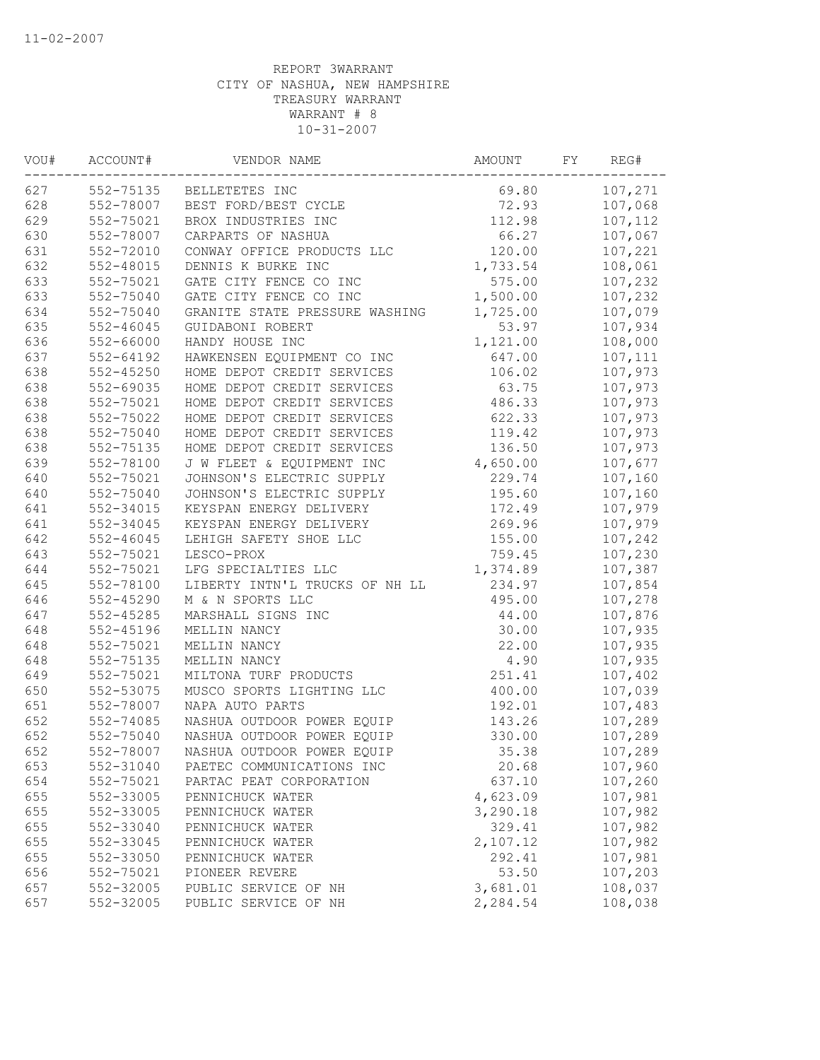11-02-2007

REPORT 3WARRANT
CITY OF NASHUA, NEW HAMPSHIRE
TREASURY WARRANT
WARRANT # 8
10-31-2007

| VOU# | ACCOUNT# | VENDOR NAME | AMOUNT | FY | REG# |
|---|---|---|---|---|---|
| 627 | 552-75135 | BELLETETES INC | 69.80 | | 107,271 |
| 628 | 552-78007 | BEST FORD/BEST CYCLE | 72.93 | | 107,068 |
| 629 | 552-75021 | BROX INDUSTRIES INC | 112.98 | | 107,112 |
| 630 | 552-78007 | CARPARTS OF NASHUA | 66.27 | | 107,067 |
| 631 | 552-72010 | CONWAY OFFICE PRODUCTS LLC | 120.00 | | 107,221 |
| 632 | 552-48015 | DENNIS K BURKE INC | 1,733.54 | | 108,061 |
| 633 | 552-75021 | GATE CITY FENCE CO INC | 575.00 | | 107,232 |
| 633 | 552-75040 | GATE CITY FENCE CO INC | 1,500.00 | | 107,232 |
| 634 | 552-75040 | GRANITE STATE PRESSURE WASHING | 1,725.00 | | 107,079 |
| 635 | 552-46045 | GUIDABONI ROBERT | 53.97 | | 107,934 |
| 636 | 552-66000 | HANDY HOUSE INC | 1,121.00 | | 108,000 |
| 637 | 552-64192 | HAWKENSEN EQUIPMENT CO INC | 647.00 | | 107,111 |
| 638 | 552-45250 | HOME DEPOT CREDIT SERVICES | 106.02 | | 107,973 |
| 638 | 552-69035 | HOME DEPOT CREDIT SERVICES | 63.75 | | 107,973 |
| 638 | 552-75021 | HOME DEPOT CREDIT SERVICES | 486.33 | | 107,973 |
| 638 | 552-75022 | HOME DEPOT CREDIT SERVICES | 622.33 | | 107,973 |
| 638 | 552-75040 | HOME DEPOT CREDIT SERVICES | 119.42 | | 107,973 |
| 638 | 552-75135 | HOME DEPOT CREDIT SERVICES | 136.50 | | 107,973 |
| 639 | 552-78100 | J W FLEET & EQUIPMENT INC | 4,650.00 | | 107,677 |
| 640 | 552-75021 | JOHNSON'S ELECTRIC SUPPLY | 229.74 | | 107,160 |
| 640 | 552-75040 | JOHNSON'S ELECTRIC SUPPLY | 195.60 | | 107,160 |
| 641 | 552-34015 | KEYSPAN ENERGY DELIVERY | 172.49 | | 107,979 |
| 641 | 552-34045 | KEYSPAN ENERGY DELIVERY | 269.96 | | 107,979 |
| 642 | 552-46045 | LEHIGH SAFETY SHOE LLC | 155.00 | | 107,242 |
| 643 | 552-75021 | LESCO-PROX | 759.45 | | 107,230 |
| 644 | 552-75021 | LFG SPECIALTIES LLC | 1,374.89 | | 107,387 |
| 645 | 552-78100 | LIBERTY INTN'L TRUCKS OF NH LL | 234.97 | | 107,854 |
| 646 | 552-45290 | M & N SPORTS LLC | 495.00 | | 107,278 |
| 647 | 552-45285 | MARSHALL SIGNS INC | 44.00 | | 107,876 |
| 648 | 552-45196 | MELLIN NANCY | 30.00 | | 107,935 |
| 648 | 552-75021 | MELLIN NANCY | 22.00 | | 107,935 |
| 648 | 552-75135 | MELLIN NANCY | 4.90 | | 107,935 |
| 649 | 552-75021 | MILTONA TURF PRODUCTS | 251.41 | | 107,402 |
| 650 | 552-53075 | MUSCO SPORTS LIGHTING LLC | 400.00 | | 107,039 |
| 651 | 552-78007 | NAPA AUTO PARTS | 192.01 | | 107,483 |
| 652 | 552-74085 | NASHUA OUTDOOR POWER EQUIP | 143.26 | | 107,289 |
| 652 | 552-75040 | NASHUA OUTDOOR POWER EQUIP | 330.00 | | 107,289 |
| 652 | 552-78007 | NASHUA OUTDOOR POWER EQUIP | 35.38 | | 107,289 |
| 653 | 552-31040 | PAETEC COMMUNICATIONS INC | 20.68 | | 107,960 |
| 654 | 552-75021 | PARTAC PEAT CORPORATION | 637.10 | | 107,260 |
| 655 | 552-33005 | PENNICHUCK WATER | 4,623.09 | | 107,981 |
| 655 | 552-33005 | PENNICHUCK WATER | 3,290.18 | | 107,982 |
| 655 | 552-33040 | PENNICHUCK WATER | 329.41 | | 107,982 |
| 655 | 552-33045 | PENNICHUCK WATER | 2,107.12 | | 107,982 |
| 655 | 552-33050 | PENNICHUCK WATER | 292.41 | | 107,981 |
| 656 | 552-75021 | PIONEER REVERE | 53.50 | | 107,203 |
| 657 | 552-32005 | PUBLIC SERVICE OF NH | 3,681.01 | | 108,037 |
| 657 | 552-32005 | PUBLIC SERVICE OF NH | 2,284.54 | | 108,038 |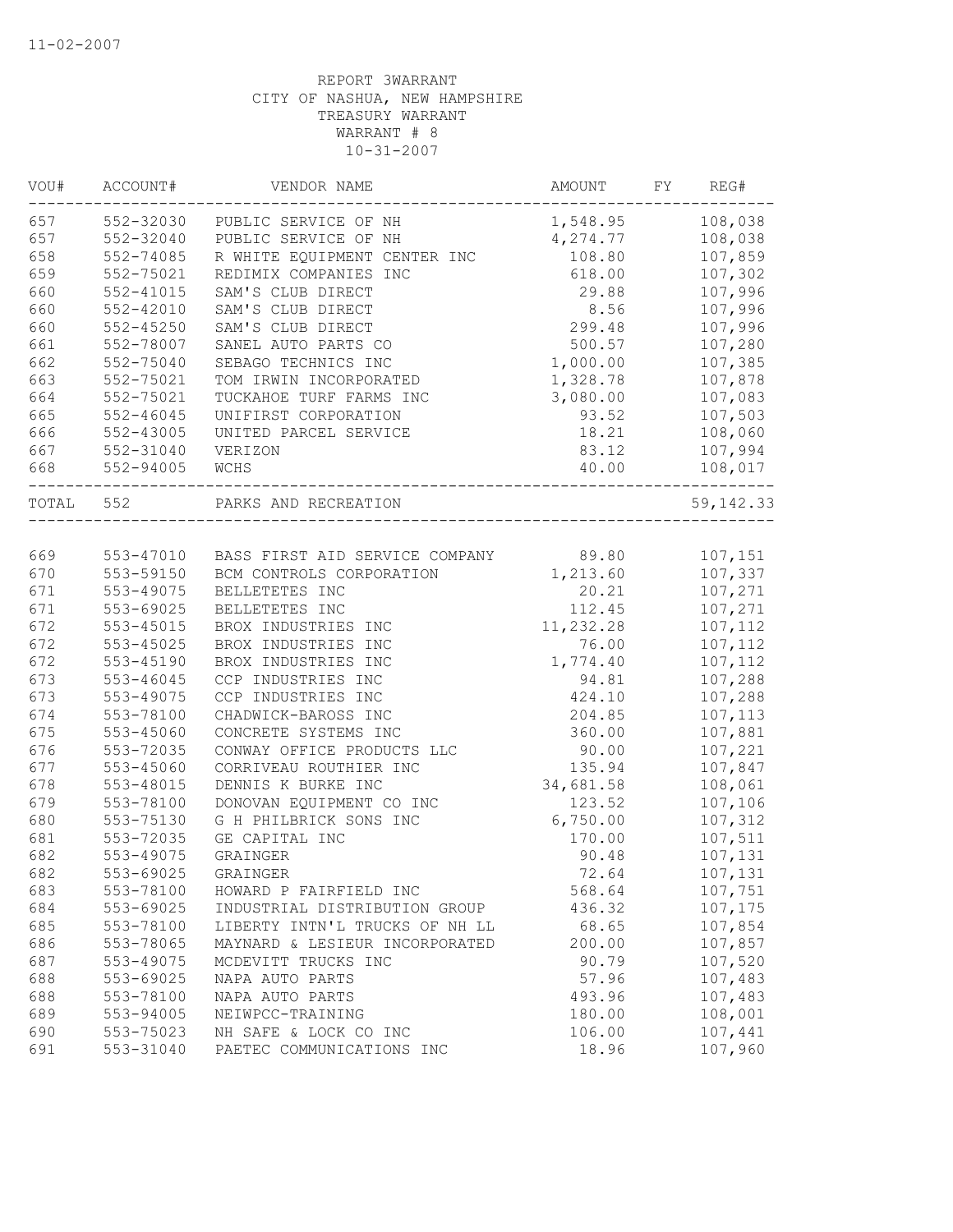11-02-2007

REPORT 3WARRANT
CITY OF NASHUA, NEW HAMPSHIRE
TREASURY WARRANT
WARRANT # 8
10-31-2007

| VOU# | ACCOUNT# | VENDOR NAME | AMOUNT | FY | REG# |
|---|---|---|---|---|---|
| 657 | 552-32030 | PUBLIC SERVICE OF NH | 1,548.95 | | 108,038 |
| 657 | 552-32040 | PUBLIC SERVICE OF NH | 4,274.77 | | 108,038 |
| 658 | 552-74085 | R WHITE EQUIPMENT CENTER INC | 108.80 | | 107,859 |
| 659 | 552-75021 | REDIMIX COMPANIES INC | 618.00 | | 107,302 |
| 660 | 552-41015 | SAM'S CLUB DIRECT | 29.88 | | 107,996 |
| 660 | 552-42010 | SAM'S CLUB DIRECT | 8.56 | | 107,996 |
| 660 | 552-45250 | SAM'S CLUB DIRECT | 299.48 | | 107,996 |
| 661 | 552-78007 | SANEL AUTO PARTS CO | 500.57 | | 107,280 |
| 662 | 552-75040 | SEBAGO TECHNICS INC | 1,000.00 | | 107,385 |
| 663 | 552-75021 | TOM IRWIN INCORPORATED | 1,328.78 | | 107,878 |
| 664 | 552-75021 | TUCKAHOE TURF FARMS INC | 3,080.00 | | 107,083 |
| 665 | 552-46045 | UNIFIRST CORPORATION | 93.52 | | 107,503 |
| 666 | 552-43005 | UNITED PARCEL SERVICE | 18.21 | | 108,060 |
| 667 | 552-31040 | VERIZON | 83.12 | | 107,994 |
| 668 | 552-94005 | WCHS | 40.00 | | 108,017 |
| TOTAL | 552 | PARKS AND RECREATION | | | 59,142.33 |
| 669 | 553-47010 | BASS FIRST AID SERVICE COMPANY | 89.80 | | 107,151 |
| 670 | 553-59150 | BCM CONTROLS CORPORATION | 1,213.60 | | 107,337 |
| 671 | 553-49075 | BELLETETES INC | 20.21 | | 107,271 |
| 671 | 553-69025 | BELLETETES INC | 112.45 | | 107,271 |
| 672 | 553-45015 | BROX INDUSTRIES INC | 11,232.28 | | 107,112 |
| 672 | 553-45025 | BROX INDUSTRIES INC | 76.00 | | 107,112 |
| 672 | 553-45190 | BROX INDUSTRIES INC | 1,774.40 | | 107,112 |
| 673 | 553-46045 | CCP INDUSTRIES INC | 94.81 | | 107,288 |
| 673 | 553-49075 | CCP INDUSTRIES INC | 424.10 | | 107,288 |
| 674 | 553-78100 | CHADWICK-BAROSS INC | 204.85 | | 107,113 |
| 675 | 553-45060 | CONCRETE SYSTEMS INC | 360.00 | | 107,881 |
| 676 | 553-72035 | CONWAY OFFICE PRODUCTS LLC | 90.00 | | 107,221 |
| 677 | 553-45060 | CORRIVEAU ROUTHIER INC | 135.94 | | 107,847 |
| 678 | 553-48015 | DENNIS K BURKE INC | 34,681.58 | | 108,061 |
| 679 | 553-78100 | DONOVAN EQUIPMENT CO INC | 123.52 | | 107,106 |
| 680 | 553-75130 | G H PHILBRICK SONS INC | 6,750.00 | | 107,312 |
| 681 | 553-72035 | GE CAPITAL INC | 170.00 | | 107,511 |
| 682 | 553-49075 | GRAINGER | 90.48 | | 107,131 |
| 682 | 553-69025 | GRAINGER | 72.64 | | 107,131 |
| 683 | 553-78100 | HOWARD P FAIRFIELD INC | 568.64 | | 107,751 |
| 684 | 553-69025 | INDUSTRIAL DISTRIBUTION GROUP | 436.32 | | 107,175 |
| 685 | 553-78100 | LIBERTY INTN'L TRUCKS OF NH LL | 68.65 | | 107,854 |
| 686 | 553-78065 | MAYNARD & LESIEUR INCORPORATED | 200.00 | | 107,857 |
| 687 | 553-49075 | MCDEVITT TRUCKS INC | 90.79 | | 107,520 |
| 688 | 553-69025 | NAPA AUTO PARTS | 57.96 | | 107,483 |
| 688 | 553-78100 | NAPA AUTO PARTS | 493.96 | | 107,483 |
| 689 | 553-94005 | NEIWPCC-TRAINING | 180.00 | | 108,001 |
| 690 | 553-75023 | NH SAFE & LOCK CO INC | 106.00 | | 107,441 |
| 691 | 553-31040 | PAETEC COMMUNICATIONS INC | 18.96 | | 107,960 |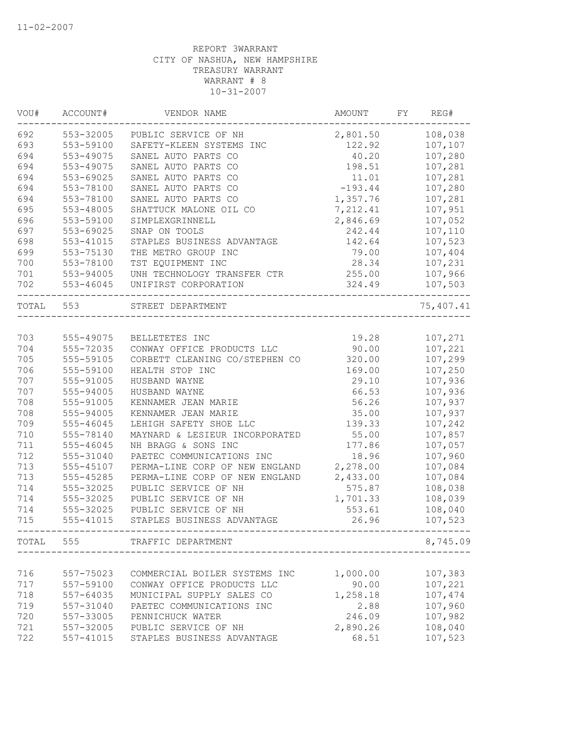REPORT 3WARRANT
CITY OF NASHUA, NEW HAMPSHIRE
TREASURY WARRANT
WARRANT # 8
10-31-2007

| VOU# | ACCOUNT# | VENDOR NAME | AMOUNT | FY | REG# |
|---|---|---|---|---|---|
| 692 | 553-32005 | PUBLIC SERVICE OF NH | 2,801.50 | | 108,038 |
| 693 | 553-59100 | SAFETY-KLEEN SYSTEMS INC | 122.92 | | 107,107 |
| 694 | 553-49075 | SANEL AUTO PARTS CO | 40.20 | | 107,280 |
| 694 | 553-49075 | SANEL AUTO PARTS CO | 198.51 | | 107,281 |
| 694 | 553-69025 | SANEL AUTO PARTS CO | 11.01 | | 107,281 |
| 694 | 553-78100 | SANEL AUTO PARTS CO | -193.44 | | 107,280 |
| 694 | 553-78100 | SANEL AUTO PARTS CO | 1,357.76 | | 107,281 |
| 695 | 553-48005 | SHATTUCK MALONE OIL CO | 7,212.41 | | 107,951 |
| 696 | 553-59100 | SIMPLEXGRINNELL | 2,846.69 | | 107,052 |
| 697 | 553-69025 | SNAP ON TOOLS | 242.44 | | 107,110 |
| 698 | 553-41015 | STAPLES BUSINESS ADVANTAGE | 142.64 | | 107,523 |
| 699 | 553-75130 | THE METRO GROUP INC | 79.00 | | 107,404 |
| 700 | 553-78100 | TST EQUIPMENT INC | 28.34 | | 107,231 |
| 701 | 553-94005 | UNH TECHNOLOGY TRANSFER CTR | 255.00 | | 107,966 |
| 702 | 553-46045 | UNIFIRST CORPORATION | 324.49 | | 107,503 |
| TOTAL | 553 | STREET DEPARTMENT | | | 75,407.41 |
| 703 | 555-49075 | BELLETETES INC | 19.28 | | 107,271 |
| 704 | 555-72035 | CONWAY OFFICE PRODUCTS LLC | 90.00 | | 107,221 |
| 705 | 555-59105 | CORBETT CLEANING CO/STEPHEN CO | 320.00 | | 107,299 |
| 706 | 555-59100 | HEALTH STOP INC | 169.00 | | 107,250 |
| 707 | 555-91005 | HUSBAND WAYNE | 29.10 | | 107,936 |
| 707 | 555-94005 | HUSBAND WAYNE | 66.53 | | 107,936 |
| 708 | 555-91005 | KENNAMER JEAN MARIE | 56.26 | | 107,937 |
| 708 | 555-94005 | KENNAMER JEAN MARIE | 35.00 | | 107,937 |
| 709 | 555-46045 | LEHIGH SAFETY SHOE LLC | 139.33 | | 107,242 |
| 710 | 555-78140 | MAYNARD & LESIEUR INCORPORATED | 55.00 | | 107,857 |
| 711 | 555-46045 | NH BRAGG & SONS INC | 177.86 | | 107,057 |
| 712 | 555-31040 | PAETEC COMMUNICATIONS INC | 18.96 | | 107,960 |
| 713 | 555-45107 | PERMA-LINE CORP OF NEW ENGLAND | 2,278.00 | | 107,084 |
| 713 | 555-45285 | PERMA-LINE CORP OF NEW ENGLAND | 2,433.00 | | 107,084 |
| 714 | 555-32025 | PUBLIC SERVICE OF NH | 575.87 | | 108,038 |
| 714 | 555-32025 | PUBLIC SERVICE OF NH | 1,701.33 | | 108,039 |
| 714 | 555-32025 | PUBLIC SERVICE OF NH | 553.61 | | 108,040 |
| 715 | 555-41015 | STAPLES BUSINESS ADVANTAGE | 26.96 | | 107,523 |
| TOTAL | 555 | TRAFFIC DEPARTMENT | | | 8,745.09 |
| 716 | 557-75023 | COMMERCIAL BOILER SYSTEMS INC | 1,000.00 | | 107,383 |
| 717 | 557-59100 | CONWAY OFFICE PRODUCTS LLC | 90.00 | | 107,221 |
| 718 | 557-64035 | MUNICIPAL SUPPLY SALES CO | 1,258.18 | | 107,474 |
| 719 | 557-31040 | PAETEC COMMUNICATIONS INC | 2.88 | | 107,960 |
| 720 | 557-33005 | PENNICHUCK WATER | 246.09 | | 107,982 |
| 721 | 557-32005 | PUBLIC SERVICE OF NH | 2,890.26 | | 108,040 |
| 722 | 557-41015 | STAPLES BUSINESS ADVANTAGE | 68.51 | | 107,523 |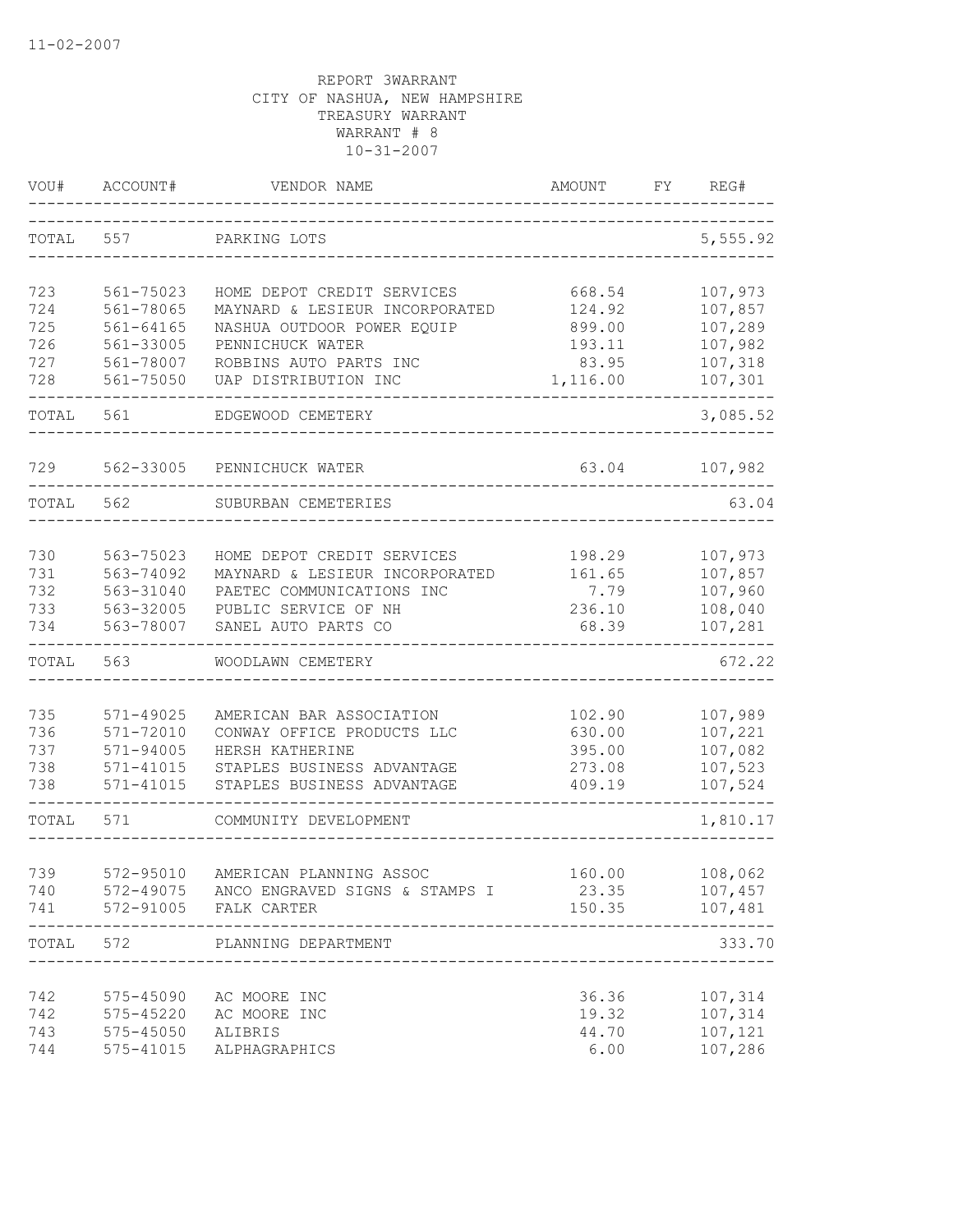11-02-2007

REPORT 3WARRANT
CITY OF NASHUA, NEW HAMPSHIRE
TREASURY WARRANT
WARRANT # 8
10-31-2007

| VOU# | ACCOUNT# | VENDOR NAME | AMOUNT | FY | REG# |
|---|---|---|---|---|---|
| TOTAL | 557 | PARKING LOTS | | | 5,555.92 |
| 723 | 561-75023 | HOME DEPOT CREDIT SERVICES | 668.54 | | 107,973 |
| 724 | 561-78065 | MAYNARD & LESIEUR INCORPORATED | 124.92 | | 107,857 |
| 725 | 561-64165 | NASHUA OUTDOOR POWER EQUIP | 899.00 | | 107,289 |
| 726 | 561-33005 | PENNICHUCK WATER | 193.11 | | 107,982 |
| 727 | 561-78007 | ROBBINS AUTO PARTS INC | 83.95 | | 107,318 |
| 728 | 561-75050 | UAP DISTRIBUTION INC | 1,116.00 | | 107,301 |
| TOTAL | 561 | EDGEWOOD CEMETERY | | | 3,085.52 |
| 729 | 562-33005 | PENNICHUCK WATER | 63.04 | | 107,982 |
| TOTAL | 562 | SUBURBAN CEMETERIES | | | 63.04 |
| 730 | 563-75023 | HOME DEPOT CREDIT SERVICES | 198.29 | | 107,973 |
| 731 | 563-74092 | MAYNARD & LESIEUR INCORPORATED | 161.65 | | 107,857 |
| 732 | 563-31040 | PAETEC COMMUNICATIONS INC | 7.79 | | 107,960 |
| 733 | 563-32005 | PUBLIC SERVICE OF NH | 236.10 | | 108,040 |
| 734 | 563-78007 | SANEL AUTO PARTS CO | 68.39 | | 107,281 |
| TOTAL | 563 | WOODLAWN CEMETERY | | | 672.22 |
| 735 | 571-49025 | AMERICAN BAR ASSOCIATION | 102.90 | | 107,989 |
| 736 | 571-72010 | CONWAY OFFICE PRODUCTS LLC | 630.00 | | 107,221 |
| 737 | 571-94005 | HERSH KATHERINE | 395.00 | | 107,082 |
| 738 | 571-41015 | STAPLES BUSINESS ADVANTAGE | 273.08 | | 107,523 |
| 738 | 571-41015 | STAPLES BUSINESS ADVANTAGE | 409.19 | | 107,524 |
| TOTAL | 571 | COMMUNITY DEVELOPMENT | | | 1,810.17 |
| 739 | 572-95010 | AMERICAN PLANNING ASSOC | 160.00 | | 108,062 |
| 740 | 572-49075 | ANCO ENGRAVED SIGNS & STAMPS I | 23.35 | | 107,457 |
| 741 | 572-91005 | FALK CARTER | 150.35 | | 107,481 |
| TOTAL | 572 | PLANNING DEPARTMENT | | | 333.70 |
| 742 | 575-45090 | AC MOORE INC | 36.36 | | 107,314 |
| 742 | 575-45220 | AC MOORE INC | 19.32 | | 107,314 |
| 743 | 575-45050 | ALIBRIS | 44.70 | | 107,121 |
| 744 | 575-41015 | ALPHAGRAPHICS | 6.00 | | 107,286 |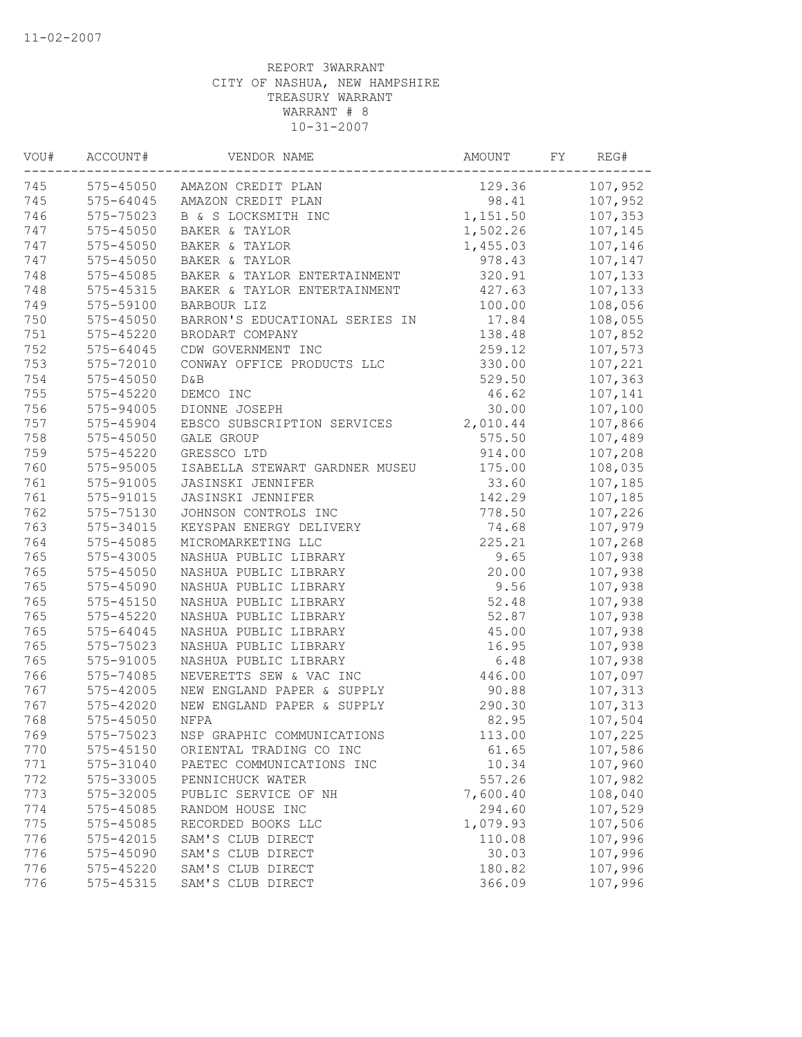11-02-2007

REPORT 3WARRANT
CITY OF NASHUA, NEW HAMPSHIRE
TREASURY WARRANT
WARRANT # 8
10-31-2007

| VOU# | ACCOUNT# | VENDOR NAME | AMOUNT | FY | REG# |
|---|---|---|---|---|---|
| 745 | 575-45050 | AMAZON CREDIT PLAN | 129.36 | | 107,952 |
| 745 | 575-64045 | AMAZON CREDIT PLAN | 98.41 | | 107,952 |
| 746 | 575-75023 | B & S LOCKSMITH INC | 1,151.50 | | 107,353 |
| 747 | 575-45050 | BAKER & TAYLOR | 1,502.26 | | 107,145 |
| 747 | 575-45050 | BAKER & TAYLOR | 1,455.03 | | 107,146 |
| 747 | 575-45050 | BAKER & TAYLOR | 978.43 | | 107,147 |
| 748 | 575-45085 | BAKER & TAYLOR ENTERTAINMENT | 320.91 | | 107,133 |
| 748 | 575-45315 | BAKER & TAYLOR ENTERTAINMENT | 427.63 | | 107,133 |
| 749 | 575-59100 | BARBOUR LIZ | 100.00 | | 108,056 |
| 750 | 575-45050 | BARRON'S EDUCATIONAL SERIES IN | 17.84 | | 108,055 |
| 751 | 575-45220 | BRODART COMPANY | 138.48 | | 107,852 |
| 752 | 575-64045 | CDW GOVERNMENT INC | 259.12 | | 107,573 |
| 753 | 575-72010 | CONWAY OFFICE PRODUCTS LLC | 330.00 | | 107,221 |
| 754 | 575-45050 | D&B | 529.50 | | 107,363 |
| 755 | 575-45220 | DEMCO INC | 46.62 | | 107,141 |
| 756 | 575-94005 | DIONNE JOSEPH | 30.00 | | 107,100 |
| 757 | 575-45904 | EBSCO SUBSCRIPTION SERVICES | 2,010.44 | | 107,866 |
| 758 | 575-45050 | GALE GROUP | 575.50 | | 107,489 |
| 759 | 575-45220 | GRESSCO LTD | 914.00 | | 107,208 |
| 760 | 575-95005 | ISABELLA STEWART GARDNER MUSEU | 175.00 | | 108,035 |
| 761 | 575-91005 | JASINSKI JENNIFER | 33.60 | | 107,185 |
| 761 | 575-91015 | JASINSKI JENNIFER | 142.29 | | 107,185 |
| 762 | 575-75130 | JOHNSON CONTROLS INC | 778.50 | | 107,226 |
| 763 | 575-34015 | KEYSPAN ENERGY DELIVERY | 74.68 | | 107,979 |
| 764 | 575-45085 | MICROMARKETING LLC | 225.21 | | 107,268 |
| 765 | 575-43005 | NASHUA PUBLIC LIBRARY | 9.65 | | 107,938 |
| 765 | 575-45050 | NASHUA PUBLIC LIBRARY | 20.00 | | 107,938 |
| 765 | 575-45090 | NASHUA PUBLIC LIBRARY | 9.56 | | 107,938 |
| 765 | 575-45150 | NASHUA PUBLIC LIBRARY | 52.48 | | 107,938 |
| 765 | 575-45220 | NASHUA PUBLIC LIBRARY | 52.87 | | 107,938 |
| 765 | 575-64045 | NASHUA PUBLIC LIBRARY | 45.00 | | 107,938 |
| 765 | 575-75023 | NASHUA PUBLIC LIBRARY | 16.95 | | 107,938 |
| 765 | 575-91005 | NASHUA PUBLIC LIBRARY | 6.48 | | 107,938 |
| 766 | 575-74085 | NEVERETTS SEW & VAC INC | 446.00 | | 107,097 |
| 767 | 575-42005 | NEW ENGLAND PAPER & SUPPLY | 90.88 | | 107,313 |
| 767 | 575-42020 | NEW ENGLAND PAPER & SUPPLY | 290.30 | | 107,313 |
| 768 | 575-45050 | NFPA | 82.95 | | 107,504 |
| 769 | 575-75023 | NSP GRAPHIC COMMUNICATIONS | 113.00 | | 107,225 |
| 770 | 575-45150 | ORIENTAL TRADING CO INC | 61.65 | | 107,586 |
| 771 | 575-31040 | PAETEC COMMUNICATIONS INC | 10.34 | | 107,960 |
| 772 | 575-33005 | PENNICHUCK WATER | 557.26 | | 107,982 |
| 773 | 575-32005 | PUBLIC SERVICE OF NH | 7,600.40 | | 108,040 |
| 774 | 575-45085 | RANDOM HOUSE INC | 294.60 | | 107,529 |
| 775 | 575-45085 | RECORDED BOOKS LLC | 1,079.93 | | 107,506 |
| 776 | 575-42015 | SAM'S CLUB DIRECT | 110.08 | | 107,996 |
| 776 | 575-45090 | SAM'S CLUB DIRECT | 30.03 | | 107,996 |
| 776 | 575-45220 | SAM'S CLUB DIRECT | 180.82 | | 107,996 |
| 776 | 575-45315 | SAM'S CLUB DIRECT | 366.09 | | 107,996 |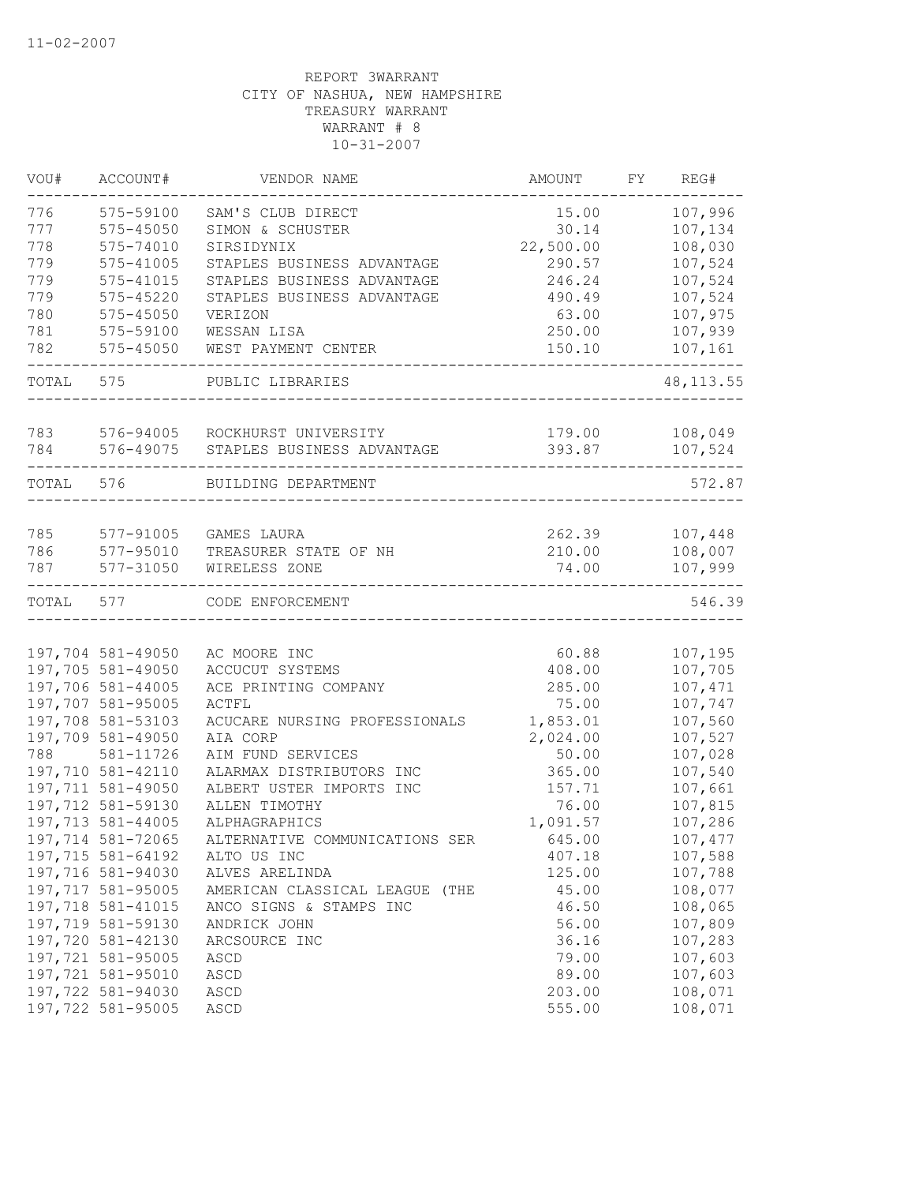11-02-2007

REPORT 3WARRANT
CITY OF NASHUA, NEW HAMPSHIRE
TREASURY WARRANT
WARRANT # 8
10-31-2007

| VOU# | ACCOUNT# | VENDOR NAME | AMOUNT | FY | REG# |
|---|---|---|---|---|---|
| 776 | 575-59100 | SAM'S CLUB DIRECT | 15.00 | | 107,996 |
| 777 | 575-45050 | SIMON & SCHUSTER | 30.14 | | 107,134 |
| 778 | 575-74010 | SIRSIDYNIX | 22,500.00 | | 108,030 |
| 779 | 575-41005 | STAPLES BUSINESS ADVANTAGE | 290.57 | | 107,524 |
| 779 | 575-41015 | STAPLES BUSINESS ADVANTAGE | 246.24 | | 107,524 |
| 779 | 575-45220 | STAPLES BUSINESS ADVANTAGE | 490.49 | | 107,524 |
| 780 | 575-45050 | VERIZON | 63.00 | | 107,975 |
| 781 | 575-59100 | WESSAN LISA | 250.00 | | 107,939 |
| 782 | 575-45050 | WEST PAYMENT CENTER | 150.10 | | 107,161 |
| TOTAL | 575 | PUBLIC LIBRARIES | | | 48,113.55 |
| 783 | 576-94005 | ROCKHURST UNIVERSITY | 179.00 | | 108,049 |
| 784 | 576-49075 | STAPLES BUSINESS ADVANTAGE | 393.87 | | 107,524 |
| TOTAL | 576 | BUILDING DEPARTMENT | | | 572.87 |
| 785 | 577-91005 | GAMES LAURA | 262.39 | | 107,448 |
| 786 | 577-95010 | TREASURER STATE OF NH | 210.00 | | 108,007 |
| 787 | 577-31050 | WIRELESS ZONE | 74.00 | | 107,999 |
| TOTAL | 577 | CODE ENFORCEMENT | | | 546.39 |
| 197,704 | 581-49050 | AC MOORE INC | 60.88 | | 107,195 |
| 197,705 | 581-49050 | ACCUCUT SYSTEMS | 408.00 | | 107,705 |
| 197,706 | 581-44005 | ACE PRINTING COMPANY | 285.00 | | 107,471 |
| 197,707 | 581-95005 | ACTFL | 75.00 | | 107,747 |
| 197,708 | 581-53103 | ACUCARE NURSING PROFESSIONALS | 1,853.01 | | 107,560 |
| 197,709 | 581-49050 | AIA CORP | 2,024.00 | | 107,527 |
| 788 | 581-11726 | AIM FUND SERVICES | 50.00 | | 107,028 |
| 197,710 | 581-42110 | ALARMAX DISTRIBUTORS INC | 365.00 | | 107,540 |
| 197,711 | 581-49050 | ALBERT USTER IMPORTS INC | 157.71 | | 107,661 |
| 197,712 | 581-59130 | ALLEN TIMOTHY | 76.00 | | 107,815 |
| 197,713 | 581-44005 | ALPHAGRAPHICS | 1,091.57 | | 107,286 |
| 197,714 | 581-72065 | ALTERNATIVE COMMUNICATIONS SER | 645.00 | | 107,477 |
| 197,715 | 581-64192 | ALTO US INC | 407.18 | | 107,588 |
| 197,716 | 581-94030 | ALVES ARELINDA | 125.00 | | 107,788 |
| 197,717 | 581-95005 | AMERICAN CLASSICAL LEAGUE (THE | 45.00 | | 108,077 |
| 197,718 | 581-41015 | ANCO SIGNS & STAMPS INC | 46.50 | | 108,065 |
| 197,719 | 581-59130 | ANDRICK JOHN | 56.00 | | 107,809 |
| 197,720 | 581-42130 | ARCSOURCE INC | 36.16 | | 107,283 |
| 197,721 | 581-95005 | ASCD | 79.00 | | 107,603 |
| 197,721 | 581-95010 | ASCD | 89.00 | | 107,603 |
| 197,722 | 581-94030 | ASCD | 203.00 | | 108,071 |
| 197,722 | 581-95005 | ASCD | 555.00 | | 108,071 |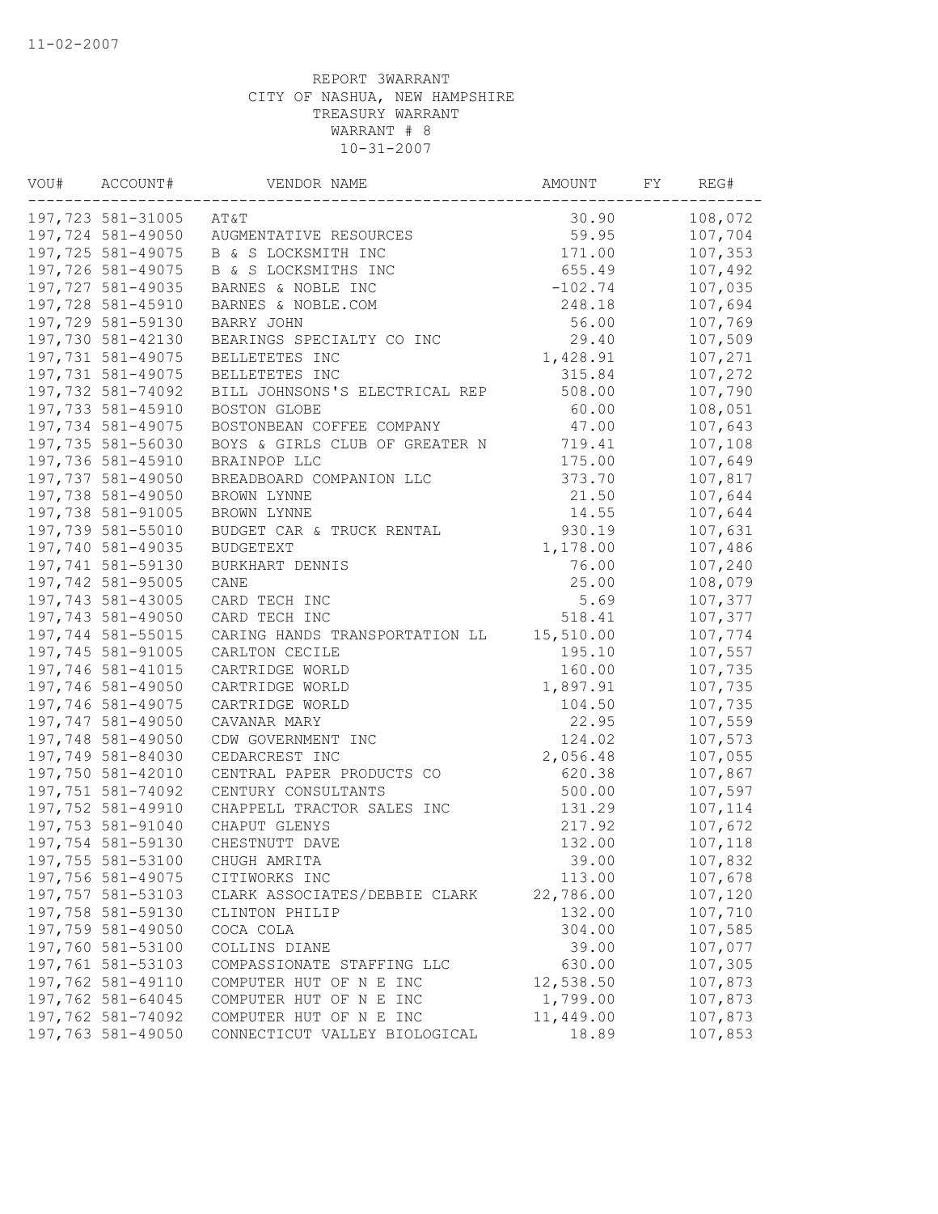REPORT 3WARRANT
CITY OF NASHUA, NEW HAMPSHIRE
TREASURY WARRANT
WARRANT # 8
10-31-2007

| VOU# | ACCOUNT# | VENDOR NAME | AMOUNT | FY | REG# |
|---|---|---|---|---|---|
| 197,723 | 581-31005 | AT&T | 30.90 | | 108,072 |
| 197,724 | 581-49050 | AUGMENTATIVE RESOURCES | 59.95 | | 107,704 |
| 197,725 | 581-49075 | B & S LOCKSMITH INC | 171.00 | | 107,353 |
| 197,726 | 581-49075 | B & S LOCKSMITHS INC | 655.49 | | 107,492 |
| 197,727 | 581-49035 | BARNES & NOBLE INC | -102.74 | | 107,035 |
| 197,728 | 581-45910 | BARNES & NOBLE.COM | 248.18 | | 107,694 |
| 197,729 | 581-59130 | BARRY JOHN | 56.00 | | 107,769 |
| 197,730 | 581-42130 | BEARINGS SPECIALTY CO INC | 29.40 | | 107,509 |
| 197,731 | 581-49075 | BELLETETES INC | 1,428.91 | | 107,271 |
| 197,731 | 581-49075 | BELLETETES INC | 315.84 | | 107,272 |
| 197,732 | 581-74092 | BILL JOHNSONS'S ELECTRICAL REP | 508.00 | | 107,790 |
| 197,733 | 581-45910 | BOSTON GLOBE | 60.00 | | 108,051 |
| 197,734 | 581-49075 | BOSTONBEAN COFFEE COMPANY | 47.00 | | 107,643 |
| 197,735 | 581-56030 | BOYS & GIRLS CLUB OF GREATER N | 719.41 | | 107,108 |
| 197,736 | 581-45910 | BRAINPOP LLC | 175.00 | | 107,649 |
| 197,737 | 581-49050 | BREADBOARD COMPANION LLC | 373.70 | | 107,817 |
| 197,738 | 581-49050 | BROWN LYNNE | 21.50 | | 107,644 |
| 197,738 | 581-91005 | BROWN LYNNE | 14.55 | | 107,644 |
| 197,739 | 581-55010 | BUDGET CAR & TRUCK RENTAL | 930.19 | | 107,631 |
| 197,740 | 581-49035 | BUDGETEXT | 1,178.00 | | 107,486 |
| 197,741 | 581-59130 | BURKHART DENNIS | 76.00 | | 107,240 |
| 197,742 | 581-95005 | CANE | 25.00 | | 108,079 |
| 197,743 | 581-43005 | CARD TECH INC | 5.69 | | 107,377 |
| 197,743 | 581-49050 | CARD TECH INC | 518.41 | | 107,377 |
| 197,744 | 581-55015 | CARING HANDS TRANSPORTATION LL | 15,510.00 | | 107,774 |
| 197,745 | 581-91005 | CARLTON CECILE | 195.10 | | 107,557 |
| 197,746 | 581-41015 | CARTRIDGE WORLD | 160.00 | | 107,735 |
| 197,746 | 581-49050 | CARTRIDGE WORLD | 1,897.91 | | 107,735 |
| 197,746 | 581-49075 | CARTRIDGE WORLD | 104.50 | | 107,735 |
| 197,747 | 581-49050 | CAVANAR MARY | 22.95 | | 107,559 |
| 197,748 | 581-49050 | CDW GOVERNMENT INC | 124.02 | | 107,573 |
| 197,749 | 581-84030 | CEDARCREST INC | 2,056.48 | | 107,055 |
| 197,750 | 581-42010 | CENTRAL PAPER PRODUCTS CO | 620.38 | | 107,867 |
| 197,751 | 581-74092 | CENTURY CONSULTANTS | 500.00 | | 107,597 |
| 197,752 | 581-49910 | CHAPPELL TRACTOR SALES INC | 131.29 | | 107,114 |
| 197,753 | 581-91040 | CHAPUT GLENYS | 217.92 | | 107,672 |
| 197,754 | 581-59130 | CHESTNUTT DAVE | 132.00 | | 107,118 |
| 197,755 | 581-53100 | CHUGH AMRITA | 39.00 | | 107,832 |
| 197,756 | 581-49075 | CITIWORKS INC | 113.00 | | 107,678 |
| 197,757 | 581-53103 | CLARK ASSOCIATES/DEBBIE CLARK | 22,786.00 | | 107,120 |
| 197,758 | 581-59130 | CLINTON PHILIP | 132.00 | | 107,710 |
| 197,759 | 581-49050 | COCA COLA | 304.00 | | 107,585 |
| 197,760 | 581-53100 | COLLINS DIANE | 39.00 | | 107,077 |
| 197,761 | 581-53103 | COMPASSIONATE STAFFING LLC | 630.00 | | 107,305 |
| 197,762 | 581-49110 | COMPUTER HUT OF N E INC | 12,538.50 | | 107,873 |
| 197,762 | 581-64045 | COMPUTER HUT OF N E INC | 1,799.00 | | 107,873 |
| 197,762 | 581-74092 | COMPUTER HUT OF N E INC | 11,449.00 | | 107,873 |
| 197,763 | 581-49050 | CONNECTICUT VALLEY BIOLOGICAL | 18.89 | | 107,853 |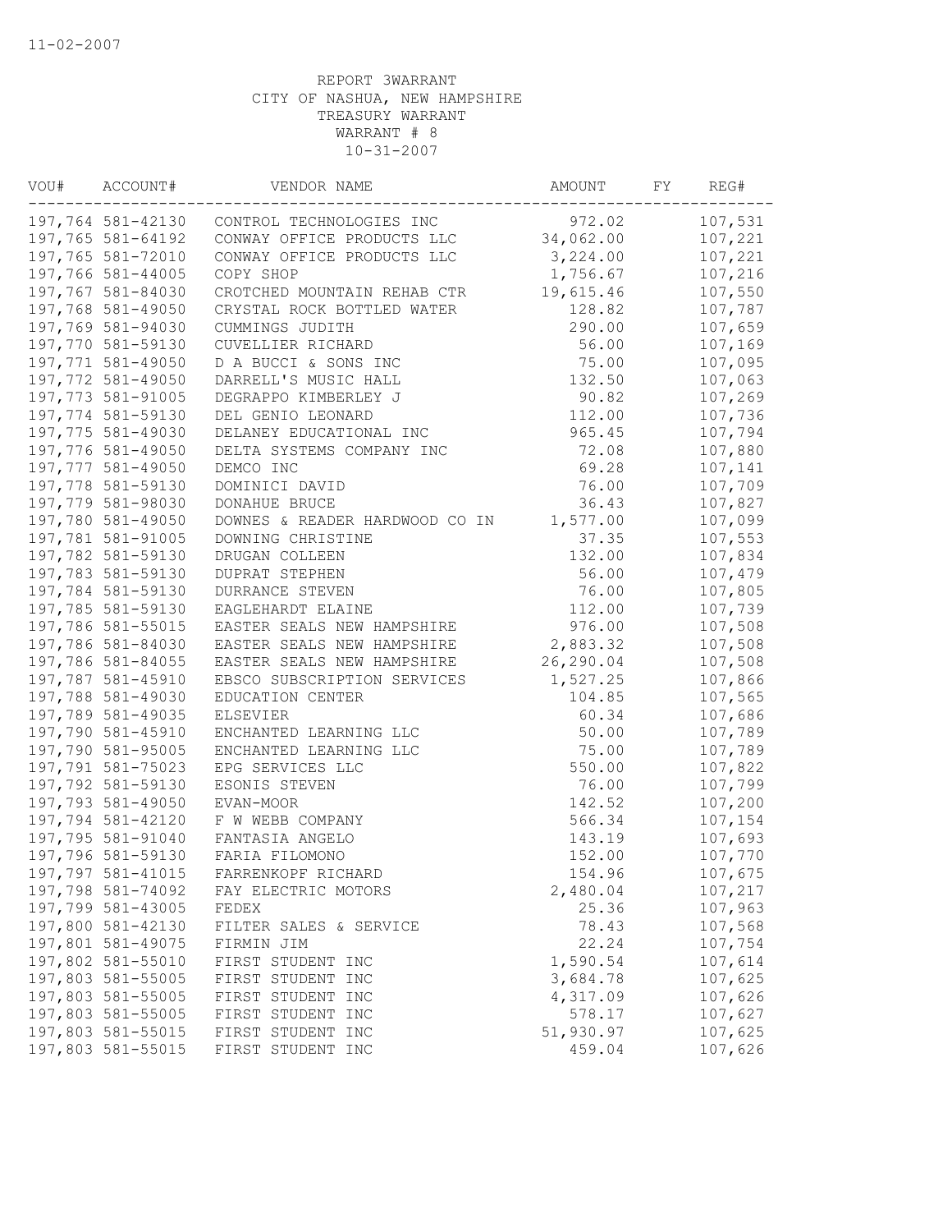11-02-2007

REPORT 3WARRANT
CITY OF NASHUA, NEW HAMPSHIRE
TREASURY WARRANT
WARRANT # 8
10-31-2007

| VOU# | ACCOUNT# | VENDOR NAME | AMOUNT | FY | REG# |
|---|---|---|---|---|---|
| 197,764 | 581-42130 | CONTROL TECHNOLOGIES INC | 972.02 | | 107,531 |
| 197,765 | 581-64192 | CONWAY OFFICE PRODUCTS LLC | 34,062.00 | | 107,221 |
| 197,765 | 581-72010 | CONWAY OFFICE PRODUCTS LLC | 3,224.00 | | 107,221 |
| 197,766 | 581-44005 | COPY SHOP | 1,756.67 | | 107,216 |
| 197,767 | 581-84030 | CROTCHED MOUNTAIN REHAB CTR | 19,615.46 | | 107,550 |
| 197,768 | 581-49050 | CRYSTAL ROCK BOTTLED WATER | 128.82 | | 107,787 |
| 197,769 | 581-94030 | CUMMINGS JUDITH | 290.00 | | 107,659 |
| 197,770 | 581-59130 | CUVELLIER RICHARD | 56.00 | | 107,169 |
| 197,771 | 581-49050 | D A BUCCI & SONS INC | 75.00 | | 107,095 |
| 197,772 | 581-49050 | DARRELL'S MUSIC HALL | 132.50 | | 107,063 |
| 197,773 | 581-91005 | DEGRAPPO KIMBERLEY J | 90.82 | | 107,269 |
| 197,774 | 581-59130 | DEL GENIO LEONARD | 112.00 | | 107,736 |
| 197,775 | 581-49030 | DELANEY EDUCATIONAL INC | 965.45 | | 107,794 |
| 197,776 | 581-49050 | DELTA SYSTEMS COMPANY INC | 72.08 | | 107,880 |
| 197,777 | 581-49050 | DEMCO INC | 69.28 | | 107,141 |
| 197,778 | 581-59130 | DOMINICI DAVID | 76.00 | | 107,709 |
| 197,779 | 581-98030 | DONAHUE BRUCE | 36.43 | | 107,827 |
| 197,780 | 581-49050 | DOWNES & READER HARDWOOD CO IN | 1,577.00 | | 107,099 |
| 197,781 | 581-91005 | DOWNING CHRISTINE | 37.35 | | 107,553 |
| 197,782 | 581-59130 | DRUGAN COLLEEN | 132.00 | | 107,834 |
| 197,783 | 581-59130 | DUPRAT STEPHEN | 56.00 | | 107,479 |
| 197,784 | 581-59130 | DURRANCE STEVEN | 76.00 | | 107,805 |
| 197,785 | 581-59130 | EAGLEHARDT ELAINE | 112.00 | | 107,739 |
| 197,786 | 581-55015 | EASTER SEALS NEW HAMPSHIRE | 976.00 | | 107,508 |
| 197,786 | 581-84030 | EASTER SEALS NEW HAMPSHIRE | 2,883.32 | | 107,508 |
| 197,786 | 581-84055 | EASTER SEALS NEW HAMPSHIRE | 26,290.04 | | 107,508 |
| 197,787 | 581-45910 | EBSCO SUBSCRIPTION SERVICES | 1,527.25 | | 107,866 |
| 197,788 | 581-49030 | EDUCATION CENTER | 104.85 | | 107,565 |
| 197,789 | 581-49035 | ELSEVIER | 60.34 | | 107,686 |
| 197,790 | 581-45910 | ENCHANTED LEARNING LLC | 50.00 | | 107,789 |
| 197,790 | 581-95005 | ENCHANTED LEARNING LLC | 75.00 | | 107,789 |
| 197,791 | 581-75023 | EPG SERVICES LLC | 550.00 | | 107,822 |
| 197,792 | 581-59130 | ESONIS STEVEN | 76.00 | | 107,799 |
| 197,793 | 581-49050 | EVAN-MOOR | 142.52 | | 107,200 |
| 197,794 | 581-42120 | F W WEBB COMPANY | 566.34 | | 107,154 |
| 197,795 | 581-91040 | FANTASIA ANGELO | 143.19 | | 107,693 |
| 197,796 | 581-59130 | FARIA FILOMONO | 152.00 | | 107,770 |
| 197,797 | 581-41015 | FARRENKOPF RICHARD | 154.96 | | 107,675 |
| 197,798 | 581-74092 | FAY ELECTRIC MOTORS | 2,480.04 | | 107,217 |
| 197,799 | 581-43005 | FEDEX | 25.36 | | 107,963 |
| 197,800 | 581-42130 | FILTER SALES & SERVICE | 78.43 | | 107,568 |
| 197,801 | 581-49075 | FIRMIN JIM | 22.24 | | 107,754 |
| 197,802 | 581-55010 | FIRST STUDENT INC | 1,590.54 | | 107,614 |
| 197,803 | 581-55005 | FIRST STUDENT INC | 3,684.78 | | 107,625 |
| 197,803 | 581-55005 | FIRST STUDENT INC | 4,317.09 | | 107,626 |
| 197,803 | 581-55005 | FIRST STUDENT INC | 578.17 | | 107,627 |
| 197,803 | 581-55015 | FIRST STUDENT INC | 51,930.97 | | 107,625 |
| 197,803 | 581-55015 | FIRST STUDENT INC | 459.04 | | 107,626 |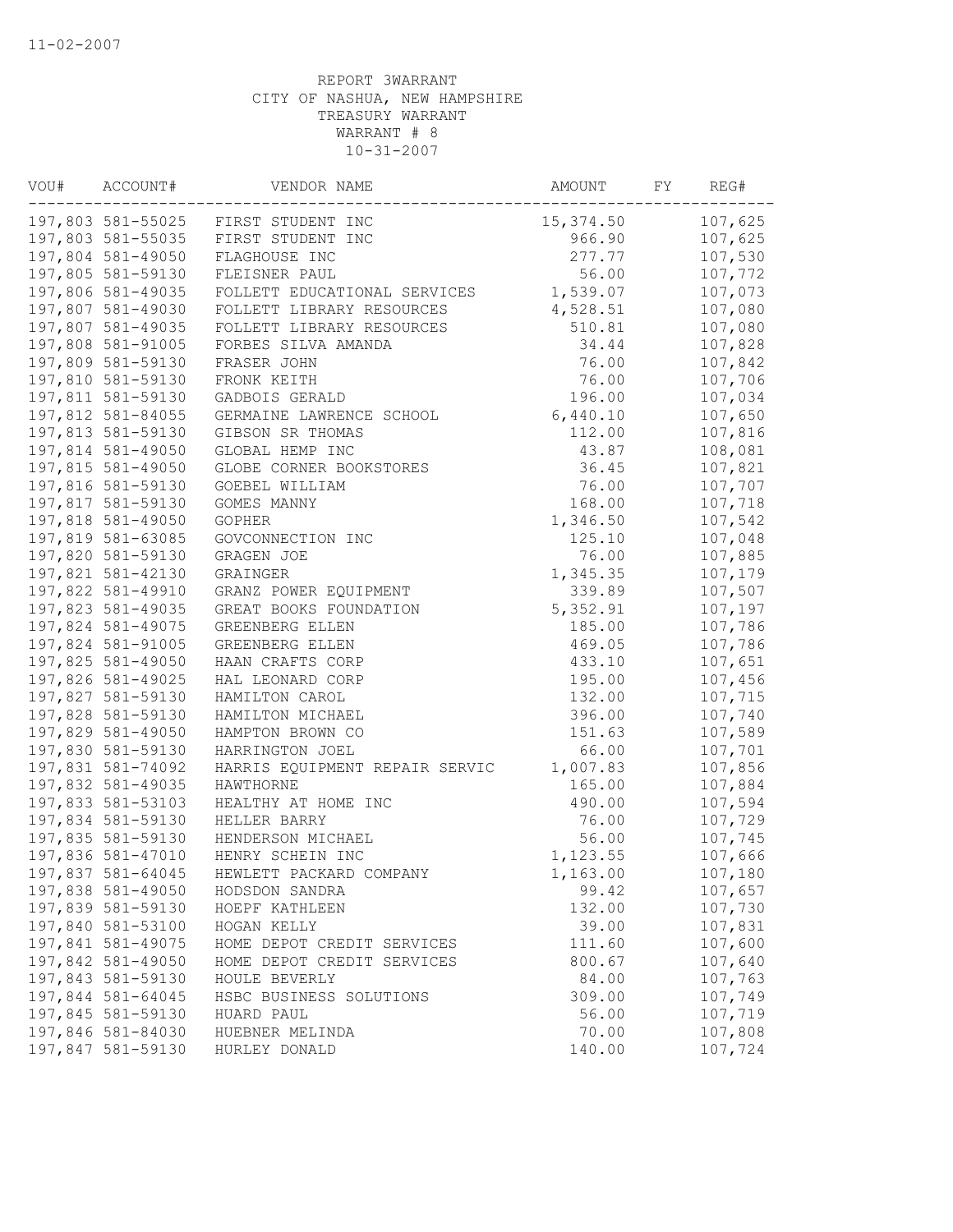REPORT 3WARRANT
CITY OF NASHUA, NEW HAMPSHIRE
TREASURY WARRANT
WARRANT # 8
10-31-2007

| VOU# | ACCOUNT# | VENDOR NAME | AMOUNT | FY | REG# |
|---|---|---|---|---|---|
| 197,803 | 581-55025 | FIRST STUDENT INC | 15,374.50 | | 107,625 |
| 197,803 | 581-55035 | FIRST STUDENT INC | 966.90 | | 107,625 |
| 197,804 | 581-49050 | FLAGHOUSE INC | 277.77 | | 107,530 |
| 197,805 | 581-59130 | FLEISNER PAUL | 56.00 | | 107,772 |
| 197,806 | 581-49035 | FOLLETT EDUCATIONAL SERVICES | 1,539.07 | | 107,073 |
| 197,807 | 581-49030 | FOLLETT LIBRARY RESOURCES | 4,528.51 | | 107,080 |
| 197,807 | 581-49035 | FOLLETT LIBRARY RESOURCES | 510.81 | | 107,080 |
| 197,808 | 581-91005 | FORBES SILVA AMANDA | 34.44 | | 107,828 |
| 197,809 | 581-59130 | FRASER JOHN | 76.00 | | 107,842 |
| 197,810 | 581-59130 | FRONK KEITH | 76.00 | | 107,706 |
| 197,811 | 581-59130 | GADBOIS GERALD | 196.00 | | 107,034 |
| 197,812 | 581-84055 | GERMAINE LAWRENCE SCHOOL | 6,440.10 | | 107,650 |
| 197,813 | 581-59130 | GIBSON SR THOMAS | 112.00 | | 107,816 |
| 197,814 | 581-49050 | GLOBAL HEMP INC | 43.87 | | 108,081 |
| 197,815 | 581-49050 | GLOBE CORNER BOOKSTORES | 36.45 | | 107,821 |
| 197,816 | 581-59130 | GOEBEL WILLIAM | 76.00 | | 107,707 |
| 197,817 | 581-59130 | GOMES MANNY | 168.00 | | 107,718 |
| 197,818 | 581-49050 | GOPHER | 1,346.50 | | 107,542 |
| 197,819 | 581-63085 | GOVCONNECTION INC | 125.10 | | 107,048 |
| 197,820 | 581-59130 | GRAGEN JOE | 76.00 | | 107,885 |
| 197,821 | 581-42130 | GRAINGER | 1,345.35 | | 107,179 |
| 197,822 | 581-49910 | GRANZ POWER EQUIPMENT | 339.89 | | 107,507 |
| 197,823 | 581-49035 | GREAT BOOKS FOUNDATION | 5,352.91 | | 107,197 |
| 197,824 | 581-49075 | GREENBERG ELLEN | 185.00 | | 107,786 |
| 197,824 | 581-91005 | GREENBERG ELLEN | 469.05 | | 107,786 |
| 197,825 | 581-49050 | HAAN CRAFTS CORP | 433.10 | | 107,651 |
| 197,826 | 581-49025 | HAL LEONARD CORP | 195.00 | | 107,456 |
| 197,827 | 581-59130 | HAMILTON CAROL | 132.00 | | 107,715 |
| 197,828 | 581-59130 | HAMILTON MICHAEL | 396.00 | | 107,740 |
| 197,829 | 581-49050 | HAMPTON BROWN CO | 151.63 | | 107,589 |
| 197,830 | 581-59130 | HARRINGTON JOEL | 66.00 | | 107,701 |
| 197,831 | 581-74092 | HARRIS EQUIPMENT REPAIR SERVIC | 1,007.83 | | 107,856 |
| 197,832 | 581-49035 | HAWTHORNE | 165.00 | | 107,884 |
| 197,833 | 581-53103 | HEALTHY AT HOME INC | 490.00 | | 107,594 |
| 197,834 | 581-59130 | HELLER BARRY | 76.00 | | 107,729 |
| 197,835 | 581-59130 | HENDERSON MICHAEL | 56.00 | | 107,745 |
| 197,836 | 581-47010 | HENRY SCHEIN INC | 1,123.55 | | 107,666 |
| 197,837 | 581-64045 | HEWLETT PACKARD COMPANY | 1,163.00 | | 107,180 |
| 197,838 | 581-49050 | HODSDON SANDRA | 99.42 | | 107,657 |
| 197,839 | 581-59130 | HOEPF KATHLEEN | 132.00 | | 107,730 |
| 197,840 | 581-53100 | HOGAN KELLY | 39.00 | | 107,831 |
| 197,841 | 581-49075 | HOME DEPOT CREDIT SERVICES | 111.60 | | 107,600 |
| 197,842 | 581-49050 | HOME DEPOT CREDIT SERVICES | 800.67 | | 107,640 |
| 197,843 | 581-59130 | HOULE BEVERLY | 84.00 | | 107,763 |
| 197,844 | 581-64045 | HSBC BUSINESS SOLUTIONS | 309.00 | | 107,749 |
| 197,845 | 581-59130 | HUARD PAUL | 56.00 | | 107,719 |
| 197,846 | 581-84030 | HUEBNER MELINDA | 70.00 | | 107,808 |
| 197,847 | 581-59130 | HURLEY DONALD | 140.00 | | 107,724 |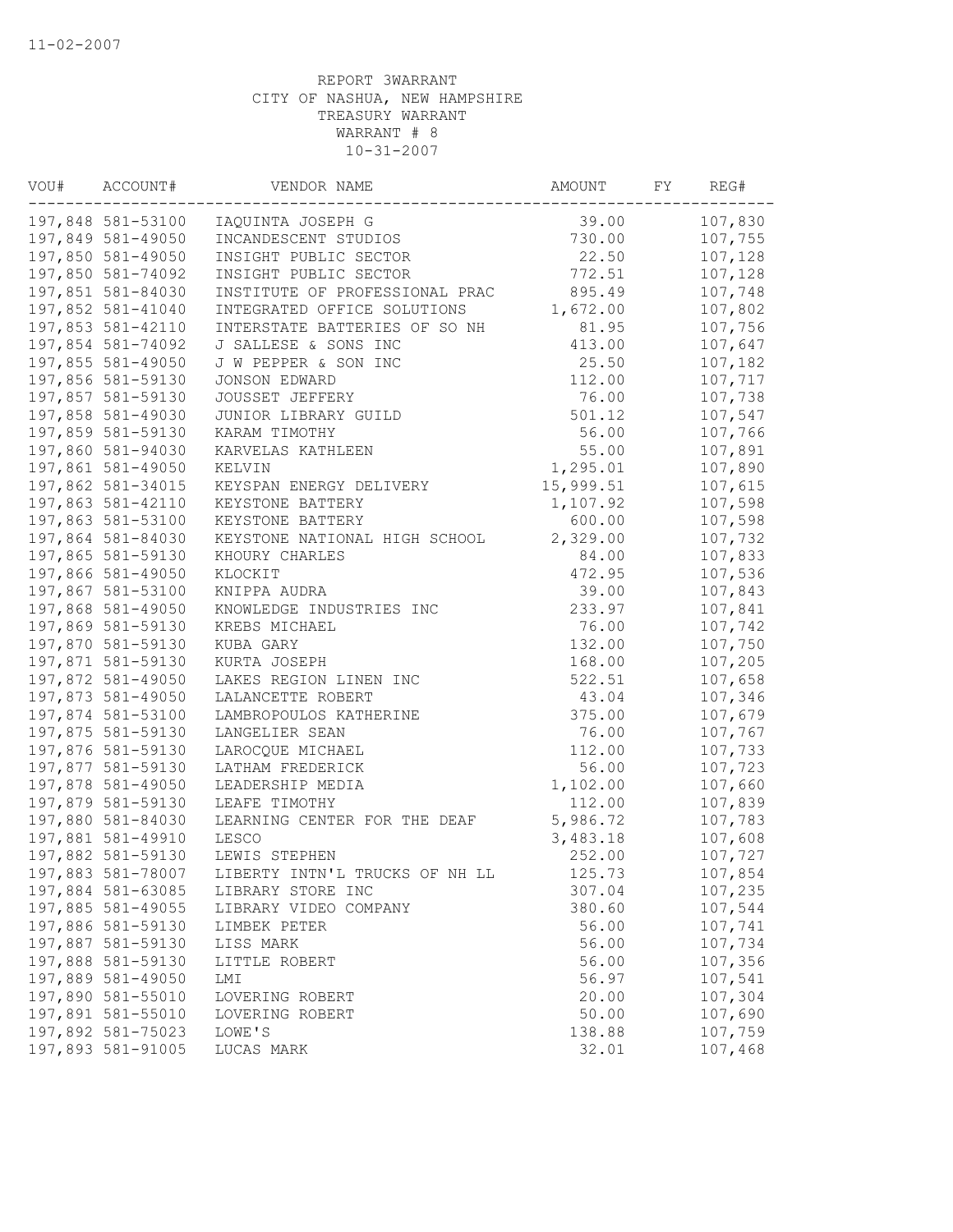REPORT 3WARRANT
CITY OF NASHUA, NEW HAMPSHIRE
TREASURY WARRANT
WARRANT # 8
10-31-2007

| VOU# | ACCOUNT# | VENDOR NAME | AMOUNT | FY | REG# |
|---|---|---|---|---|---|
| 197,848 | 581-53100 | IAQUINTA JOSEPH G | 39.00 | | 107,830 |
| 197,849 | 581-49050 | INCANDESCENT STUDIOS | 730.00 | | 107,755 |
| 197,850 | 581-49050 | INSIGHT PUBLIC SECTOR | 22.50 | | 107,128 |
| 197,850 | 581-74092 | INSIGHT PUBLIC SECTOR | 772.51 | | 107,128 |
| 197,851 | 581-84030 | INSTITUTE OF PROFESSIONAL PRAC | 895.49 | | 107,748 |
| 197,852 | 581-41040 | INTEGRATED OFFICE SOLUTIONS | 1,672.00 | | 107,802 |
| 197,853 | 581-42110 | INTERSTATE BATTERIES OF SO NH | 81.95 | | 107,756 |
| 197,854 | 581-74092 | J SALLESE & SONS INC | 413.00 | | 107,647 |
| 197,855 | 581-49050 | J W PEPPER & SON INC | 25.50 | | 107,182 |
| 197,856 | 581-59130 | JONSON EDWARD | 112.00 | | 107,717 |
| 197,857 | 581-59130 | JOUSSET JEFFERY | 76.00 | | 107,738 |
| 197,858 | 581-49030 | JUNIOR LIBRARY GUILD | 501.12 | | 107,547 |
| 197,859 | 581-59130 | KARAM TIMOTHY | 56.00 | | 107,766 |
| 197,860 | 581-94030 | KARVELAS KATHLEEN | 55.00 | | 107,891 |
| 197,861 | 581-49050 | KELVIN | 1,295.01 | | 107,890 |
| 197,862 | 581-34015 | KEYSPAN ENERGY DELIVERY | 15,999.51 | | 107,615 |
| 197,863 | 581-42110 | KEYSTONE BATTERY | 1,107.92 | | 107,598 |
| 197,863 | 581-53100 | KEYSTONE BATTERY | 600.00 | | 107,598 |
| 197,864 | 581-84030 | KEYSTONE NATIONAL HIGH SCHOOL | 2,329.00 | | 107,732 |
| 197,865 | 581-59130 | KHOURY CHARLES | 84.00 | | 107,833 |
| 197,866 | 581-49050 | KLOCKIT | 472.95 | | 107,536 |
| 197,867 | 581-53100 | KNIPPA AUDRA | 39.00 | | 107,843 |
| 197,868 | 581-49050 | KNOWLEDGE INDUSTRIES INC | 233.97 | | 107,841 |
| 197,869 | 581-59130 | KREBS MICHAEL | 76.00 | | 107,742 |
| 197,870 | 581-59130 | KUBA GARY | 132.00 | | 107,750 |
| 197,871 | 581-59130 | KURTA JOSEPH | 168.00 | | 107,205 |
| 197,872 | 581-49050 | LAKES REGION LINEN INC | 522.51 | | 107,658 |
| 197,873 | 581-49050 | LALANCETTE ROBERT | 43.04 | | 107,346 |
| 197,874 | 581-53100 | LAMBROPOULOS KATHERINE | 375.00 | | 107,679 |
| 197,875 | 581-59130 | LANGELIER SEAN | 76.00 | | 107,767 |
| 197,876 | 581-59130 | LAROCQUE MICHAEL | 112.00 | | 107,733 |
| 197,877 | 581-59130 | LATHAM FREDERICK | 56.00 | | 107,723 |
| 197,878 | 581-49050 | LEADERSHIP MEDIA | 1,102.00 | | 107,660 |
| 197,879 | 581-59130 | LEAFE TIMOTHY | 112.00 | | 107,839 |
| 197,880 | 581-84030 | LEARNING CENTER FOR THE DEAF | 5,986.72 | | 107,783 |
| 197,881 | 581-49910 | LESCO | 3,483.18 | | 107,608 |
| 197,882 | 581-59130 | LEWIS STEPHEN | 252.00 | | 107,727 |
| 197,883 | 581-78007 | LIBERTY INTN'L TRUCKS OF NH LL | 125.73 | | 107,854 |
| 197,884 | 581-63085 | LIBRARY STORE INC | 307.04 | | 107,235 |
| 197,885 | 581-49055 | LIBRARY VIDEO COMPANY | 380.60 | | 107,544 |
| 197,886 | 581-59130 | LIMBEK PETER | 56.00 | | 107,741 |
| 197,887 | 581-59130 | LISS MARK | 56.00 | | 107,734 |
| 197,888 | 581-59130 | LITTLE ROBERT | 56.00 | | 107,356 |
| 197,889 | 581-49050 | LMI | 56.97 | | 107,541 |
| 197,890 | 581-55010 | LOVERING ROBERT | 20.00 | | 107,304 |
| 197,891 | 581-55010 | LOVERING ROBERT | 50.00 | | 107,690 |
| 197,892 | 581-75023 | LOWE'S | 138.88 | | 107,759 |
| 197,893 | 581-91005 | LUCAS MARK | 32.01 | | 107,468 |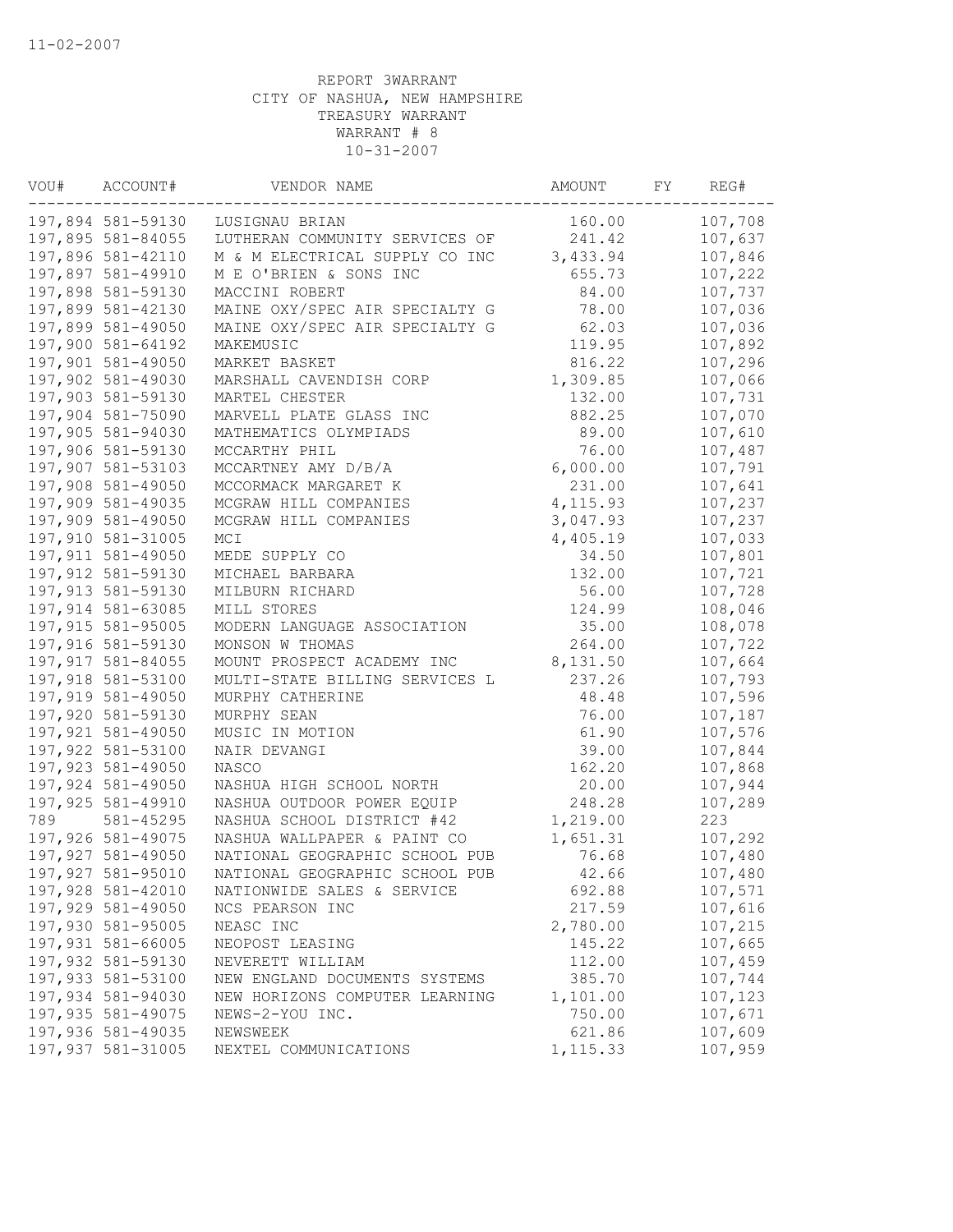11-02-2007

REPORT 3WARRANT
CITY OF NASHUA, NEW HAMPSHIRE
TREASURY WARRANT
WARRANT # 8
10-31-2007

| VOU# | ACCOUNT# | VENDOR NAME | AMOUNT | FY | REG# |
|---|---|---|---|---|---|
| 197,894 | 581-59130 | LUSIGNAU BRIAN | 160.00 | | 107,708 |
| 197,895 | 581-84055 | LUTHERAN COMMUNITY SERVICES OF | 241.42 | | 107,637 |
| 197,896 | 581-42110 | M & M ELECTRICAL SUPPLY CO INC | 3,433.94 | | 107,846 |
| 197,897 | 581-49910 | M E O'BRIEN & SONS INC | 655.73 | | 107,222 |
| 197,898 | 581-59130 | MACCINI ROBERT | 84.00 | | 107,737 |
| 197,899 | 581-42130 | MAINE OXY/SPEC AIR SPECIALTY G | 78.00 | | 107,036 |
| 197,899 | 581-49050 | MAINE OXY/SPEC AIR SPECIALTY G | 62.03 | | 107,036 |
| 197,900 | 581-64192 | MAKEMUSIC | 119.95 | | 107,892 |
| 197,901 | 581-49050 | MARKET BASKET | 816.22 | | 107,296 |
| 197,902 | 581-49030 | MARSHALL CAVENDISH CORP | 1,309.85 | | 107,066 |
| 197,903 | 581-59130 | MARTEL CHESTER | 132.00 | | 107,731 |
| 197,904 | 581-75090 | MARVELL PLATE GLASS INC | 882.25 | | 107,070 |
| 197,905 | 581-94030 | MATHEMATICS OLYMPIADS | 89.00 | | 107,610 |
| 197,906 | 581-59130 | MCCARTHY PHIL | 76.00 | | 107,487 |
| 197,907 | 581-53103 | MCCARTNEY AMY D/B/A | 6,000.00 | | 107,791 |
| 197,908 | 581-49050 | MCCORMACK MARGARET K | 231.00 | | 107,641 |
| 197,909 | 581-49035 | MCGRAW HILL COMPANIES | 4,115.93 | | 107,237 |
| 197,909 | 581-49050 | MCGRAW HILL COMPANIES | 3,047.93 | | 107,237 |
| 197,910 | 581-31005 | MCI | 4,405.19 | | 107,033 |
| 197,911 | 581-49050 | MEDE SUPPLY CO | 34.50 | | 107,801 |
| 197,912 | 581-59130 | MICHAEL BARBARA | 132.00 | | 107,721 |
| 197,913 | 581-59130 | MILBURN RICHARD | 56.00 | | 107,728 |
| 197,914 | 581-63085 | MILL STORES | 124.99 | | 108,046 |
| 197,915 | 581-95005 | MODERN LANGUAGE ASSOCIATION | 35.00 | | 108,078 |
| 197,916 | 581-59130 | MONSON W THOMAS | 264.00 | | 107,722 |
| 197,917 | 581-84055 | MOUNT PROSPECT ACADEMY INC | 8,131.50 | | 107,664 |
| 197,918 | 581-53100 | MULTI-STATE BILLING SERVICES L | 237.26 | | 107,793 |
| 197,919 | 581-49050 | MURPHY CATHERINE | 48.48 | | 107,596 |
| 197,920 | 581-59130 | MURPHY SEAN | 76.00 | | 107,187 |
| 197,921 | 581-49050 | MUSIC IN MOTION | 61.90 | | 107,576 |
| 197,922 | 581-53100 | NAIR DEVANGI | 39.00 | | 107,844 |
| 197,923 | 581-49050 | NASCO | 162.20 | | 107,868 |
| 197,924 | 581-49050 | NASHUA HIGH SCHOOL NORTH | 20.00 | | 107,944 |
| 197,925 | 581-49910 | NASHUA OUTDOOR POWER EQUIP | 248.28 | | 107,289 |
| 789 | 581-45295 | NASHUA SCHOOL DISTRICT #42 | 1,219.00 | | 223 |
| 197,926 | 581-49075 | NASHUA WALLPAPER & PAINT CO | 1,651.31 | | 107,292 |
| 197,927 | 581-49050 | NATIONAL GEOGRAPHIC SCHOOL PUB | 76.68 | | 107,480 |
| 197,927 | 581-95010 | NATIONAL GEOGRAPHIC SCHOOL PUB | 42.66 | | 107,480 |
| 197,928 | 581-42010 | NATIONWIDE SALES & SERVICE | 692.88 | | 107,571 |
| 197,929 | 581-49050 | NCS PEARSON INC | 217.59 | | 107,616 |
| 197,930 | 581-95005 | NEASC INC | 2,780.00 | | 107,215 |
| 197,931 | 581-66005 | NEOPOST LEASING | 145.22 | | 107,665 |
| 197,932 | 581-59130 | NEVERETT WILLIAM | 112.00 | | 107,459 |
| 197,933 | 581-53100 | NEW ENGLAND DOCUMENTS SYSTEMS | 385.70 | | 107,744 |
| 197,934 | 581-94030 | NEW HORIZONS COMPUTER LEARNING | 1,101.00 | | 107,123 |
| 197,935 | 581-49075 | NEWS-2-YOU INC. | 750.00 | | 107,671 |
| 197,936 | 581-49035 | NEWSWEEK | 621.86 | | 107,609 |
| 197,937 | 581-31005 | NEXTEL COMMUNICATIONS | 1,115.33 | | 107,959 |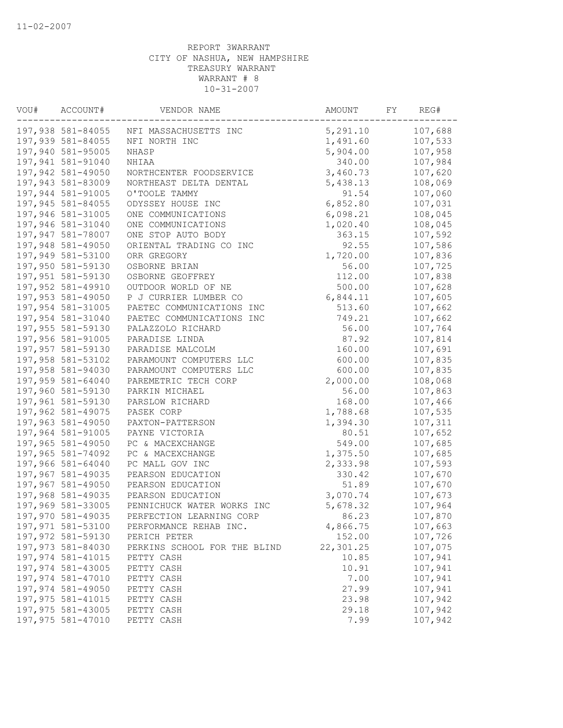11-02-2007

REPORT 3WARRANT
CITY OF NASHUA, NEW HAMPSHIRE
TREASURY WARRANT
WARRANT # 8
10-31-2007

| VOU# | ACCOUNT# | VENDOR NAME | AMOUNT | FY | REG# |
|---|---|---|---|---|---|
| 197,938 | 581-84055 | NFI MASSACHUSETTS INC | 5,291.10 | | 107,688 |
| 197,939 | 581-84055 | NFI NORTH INC | 1,491.60 | | 107,533 |
| 197,940 | 581-95005 | NHASP | 5,904.00 | | 107,958 |
| 197,941 | 581-91040 | NHIAA | 340.00 | | 107,984 |
| 197,942 | 581-49050 | NORTHCENTER FOODSERVICE | 3,460.73 | | 107,620 |
| 197,943 | 581-83009 | NORTHEAST DELTA DENTAL | 5,438.13 | | 108,069 |
| 197,944 | 581-91005 | O'TOOLE TAMMY | 91.54 | | 107,060 |
| 197,945 | 581-84055 | ODYSSEY HOUSE INC | 6,852.80 | | 107,031 |
| 197,946 | 581-31005 | ONE COMMUNICATIONS | 6,098.21 | | 108,045 |
| 197,946 | 581-31040 | ONE COMMUNICATIONS | 1,020.40 | | 108,045 |
| 197,947 | 581-78007 | ONE STOP AUTO BODY | 363.15 | | 107,592 |
| 197,948 | 581-49050 | ORIENTAL TRADING CO INC | 92.55 | | 107,586 |
| 197,949 | 581-53100 | ORR GREGORY | 1,720.00 | | 107,836 |
| 197,950 | 581-59130 | OSBORNE BRIAN | 56.00 | | 107,725 |
| 197,951 | 581-59130 | OSBORNE GEOFFREY | 112.00 | | 107,838 |
| 197,952 | 581-49910 | OUTDOOR WORLD OF NE | 500.00 | | 107,628 |
| 197,953 | 581-49050 | P J CURRIER LUMBER CO | 6,844.11 | | 107,605 |
| 197,954 | 581-31005 | PAETEC COMMUNICATIONS INC | 513.60 | | 107,662 |
| 197,954 | 581-31040 | PAETEC COMMUNICATIONS INC | 749.21 | | 107,662 |
| 197,955 | 581-59130 | PALAZZOLO RICHARD | 56.00 | | 107,764 |
| 197,956 | 581-91005 | PARADISE LINDA | 87.92 | | 107,814 |
| 197,957 | 581-59130 | PARADISE MALCOLM | 160.00 | | 107,691 |
| 197,958 | 581-53102 | PARAMOUNT COMPUTERS LLC | 600.00 | | 107,835 |
| 197,958 | 581-94030 | PARAMOUNT COMPUTERS LLC | 600.00 | | 107,835 |
| 197,959 | 581-64040 | PAREMETRIC TECH CORP | 2,000.00 | | 108,068 |
| 197,960 | 581-59130 | PARKIN MICHAEL | 56.00 | | 107,863 |
| 197,961 | 581-59130 | PARSLOW RICHARD | 168.00 | | 107,466 |
| 197,962 | 581-49075 | PASEK CORP | 1,788.68 | | 107,535 |
| 197,963 | 581-49050 | PAXTON-PATTERSON | 1,394.30 | | 107,311 |
| 197,964 | 581-91005 | PAYNE VICTORIA | 80.51 | | 107,652 |
| 197,965 | 581-49050 | PC & MACEXCHANGE | 549.00 | | 107,685 |
| 197,965 | 581-74092 | PC & MACEXCHANGE | 1,375.50 | | 107,685 |
| 197,966 | 581-64040 | PC MALL GOV INC | 2,333.98 | | 107,593 |
| 197,967 | 581-49035 | PEARSON EDUCATION | 330.42 | | 107,670 |
| 197,967 | 581-49050 | PEARSON EDUCATION | 51.89 | | 107,670 |
| 197,968 | 581-49035 | PEARSON EDUCATION | 3,070.74 | | 107,673 |
| 197,969 | 581-33005 | PENNICHUCK WATER WORKS INC | 5,678.32 | | 107,964 |
| 197,970 | 581-49035 | PERFECTION LEARNING CORP | 86.23 | | 107,870 |
| 197,971 | 581-53100 | PERFORMANCE REHAB INC. | 4,866.75 | | 107,663 |
| 197,972 | 581-59130 | PERICH PETER | 152.00 | | 107,726 |
| 197,973 | 581-84030 | PERKINS SCHOOL FOR THE BLIND | 22,301.25 | | 107,075 |
| 197,974 | 581-41015 | PETTY CASH | 10.85 | | 107,941 |
| 197,974 | 581-43005 | PETTY CASH | 10.91 | | 107,941 |
| 197,974 | 581-47010 | PETTY CASH | 7.00 | | 107,941 |
| 197,974 | 581-49050 | PETTY CASH | 27.99 | | 107,941 |
| 197,975 | 581-41015 | PETTY CASH | 23.98 | | 107,942 |
| 197,975 | 581-43005 | PETTY CASH | 29.18 | | 107,942 |
| 197,975 | 581-47010 | PETTY CASH | 7.99 | | 107,942 |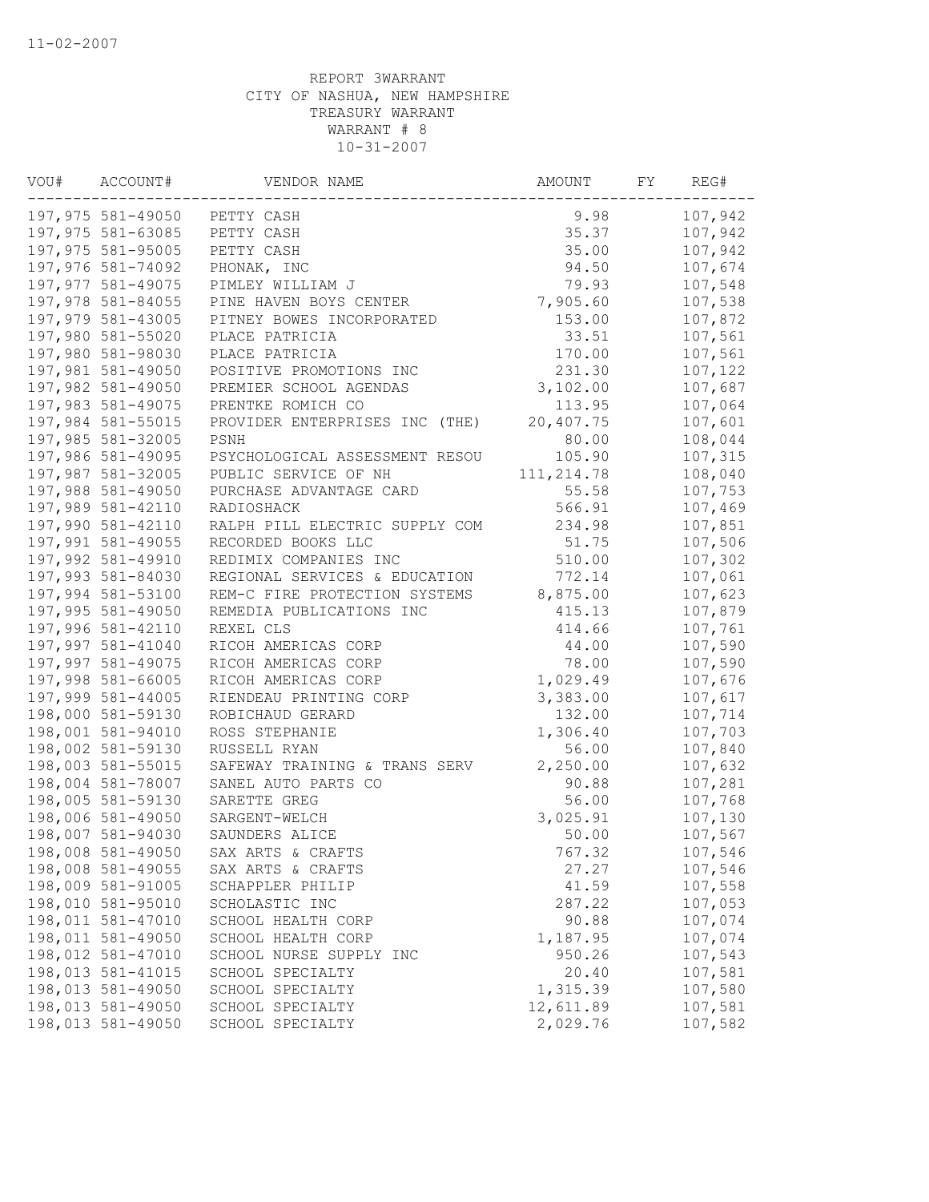11-02-2007

REPORT 3WARRANT
CITY OF NASHUA, NEW HAMPSHIRE
TREASURY WARRANT
WARRANT # 8
10-31-2007

| VOU# | ACCOUNT# | VENDOR NAME | AMOUNT | FY | REG# |
|---|---|---|---|---|---|
| 197,975 | 581-49050 | PETTY CASH | 9.98 | | 107,942 |
| 197,975 | 581-63085 | PETTY CASH | 35.37 | | 107,942 |
| 197,975 | 581-95005 | PETTY CASH | 35.00 | | 107,942 |
| 197,976 | 581-74092 | PHONAK, INC | 94.50 | | 107,674 |
| 197,977 | 581-49075 | PIMLEY WILLIAM J | 79.93 | | 107,548 |
| 197,978 | 581-84055 | PINE HAVEN BOYS CENTER | 7,905.60 | | 107,538 |
| 197,979 | 581-43005 | PITNEY BOWES INCORPORATED | 153.00 | | 107,872 |
| 197,980 | 581-55020 | PLACE PATRICIA | 33.51 | | 107,561 |
| 197,980 | 581-98030 | PLACE PATRICIA | 170.00 | | 107,561 |
| 197,981 | 581-49050 | POSITIVE PROMOTIONS INC | 231.30 | | 107,122 |
| 197,982 | 581-49050 | PREMIER SCHOOL AGENDAS | 3,102.00 | | 107,687 |
| 197,983 | 581-49075 | PRENTKE ROMICH CO | 113.95 | | 107,064 |
| 197,984 | 581-55015 | PROVIDER ENTERPRISES INC (THE) | 20,407.75 | | 107,601 |
| 197,985 | 581-32005 | PSNH | 80.00 | | 108,044 |
| 197,986 | 581-49095 | PSYCHOLOGICAL ASSESSMENT RESOU | 105.90 | | 107,315 |
| 197,987 | 581-32005 | PUBLIC SERVICE OF NH | 111,214.78 | | 108,040 |
| 197,988 | 581-49050 | PURCHASE ADVANTAGE CARD | 55.58 | | 107,753 |
| 197,989 | 581-42110 | RADIOSHACK | 566.91 | | 107,469 |
| 197,990 | 581-42110 | RALPH PILL ELECTRIC SUPPLY COM | 234.98 | | 107,851 |
| 197,991 | 581-49055 | RECORDED BOOKS LLC | 51.75 | | 107,506 |
| 197,992 | 581-49910 | REDIMIX COMPANIES INC | 510.00 | | 107,302 |
| 197,993 | 581-84030 | REGIONAL SERVICES & EDUCATION | 772.14 | | 107,061 |
| 197,994 | 581-53100 | REM-C FIRE PROTECTION SYSTEMS | 8,875.00 | | 107,623 |
| 197,995 | 581-49050 | REMEDIA PUBLICATIONS INC | 415.13 | | 107,879 |
| 197,996 | 581-42110 | REXEL CLS | 414.66 | | 107,761 |
| 197,997 | 581-41040 | RICOH AMERICAS CORP | 44.00 | | 107,590 |
| 197,997 | 581-49075 | RICOH AMERICAS CORP | 78.00 | | 107,590 |
| 197,998 | 581-66005 | RICOH AMERICAS CORP | 1,029.49 | | 107,676 |
| 197,999 | 581-44005 | RIENDEAU PRINTING CORP | 3,383.00 | | 107,617 |
| 198,000 | 581-59130 | ROBICHAUD GERARD | 132.00 | | 107,714 |
| 198,001 | 581-94010 | ROSS STEPHANIE | 1,306.40 | | 107,703 |
| 198,002 | 581-59130 | RUSSELL RYAN | 56.00 | | 107,840 |
| 198,003 | 581-55015 | SAFEWAY TRAINING & TRANS SERV | 2,250.00 | | 107,632 |
| 198,004 | 581-78007 | SANEL AUTO PARTS CO | 90.88 | | 107,281 |
| 198,005 | 581-59130 | SARETTE GREG | 56.00 | | 107,768 |
| 198,006 | 581-49050 | SARGENT-WELCH | 3,025.91 | | 107,130 |
| 198,007 | 581-94030 | SAUNDERS ALICE | 50.00 | | 107,567 |
| 198,008 | 581-49050 | SAX ARTS & CRAFTS | 767.32 | | 107,546 |
| 198,008 | 581-49055 | SAX ARTS & CRAFTS | 27.27 | | 107,546 |
| 198,009 | 581-91005 | SCHAPPLER PHILIP | 41.59 | | 107,558 |
| 198,010 | 581-95010 | SCHOLASTIC INC | 287.22 | | 107,053 |
| 198,011 | 581-47010 | SCHOOL HEALTH CORP | 90.88 | | 107,074 |
| 198,011 | 581-49050 | SCHOOL HEALTH CORP | 1,187.95 | | 107,074 |
| 198,012 | 581-47010 | SCHOOL NURSE SUPPLY INC | 950.26 | | 107,543 |
| 198,013 | 581-41015 | SCHOOL SPECIALTY | 20.40 | | 107,581 |
| 198,013 | 581-49050 | SCHOOL SPECIALTY | 1,315.39 | | 107,580 |
| 198,013 | 581-49050 | SCHOOL SPECIALTY | 12,611.89 | | 107,581 |
| 198,013 | 581-49050 | SCHOOL SPECIALTY | 2,029.76 | | 107,582 |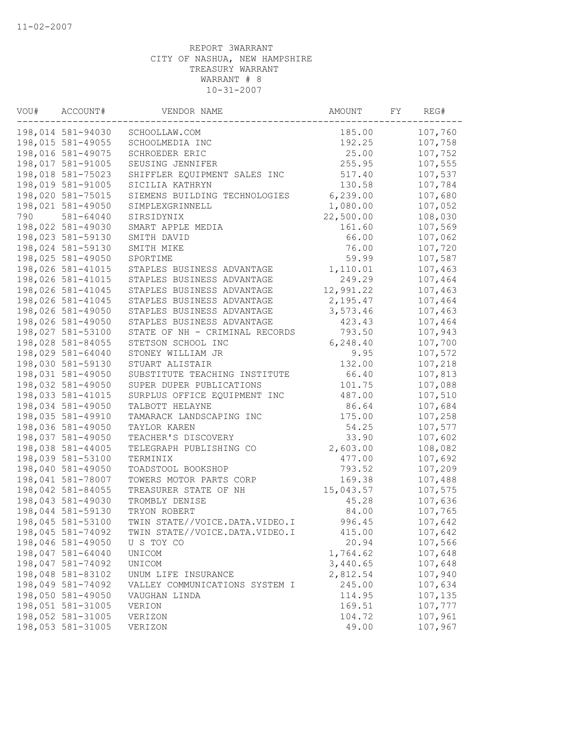11-02-2007

REPORT 3WARRANT
CITY OF NASHUA, NEW HAMPSHIRE
TREASURY WARRANT
WARRANT # 8
10-31-2007

| VOU# | ACCOUNT# | VENDOR NAME | AMOUNT | FY | REG# |
|---|---|---|---|---|---|
| 198,014 | 581-94030 | SCHOOLLAW.COM | 185.00 | | 107,760 |
| 198,015 | 581-49055 | SCHOOLMEDIA INC | 192.25 | | 107,758 |
| 198,016 | 581-49075 | SCHROEDER ERIC | 25.00 | | 107,752 |
| 198,017 | 581-91005 | SEUSING JENNIFER | 255.95 | | 107,555 |
| 198,018 | 581-75023 | SHIFFLER EQUIPMENT SALES INC | 517.40 | | 107,537 |
| 198,019 | 581-91005 | SICILIA KATHRYN | 130.58 | | 107,784 |
| 198,020 | 581-75015 | SIEMENS BUILDING TECHNOLOGIES | 6,239.00 | | 107,680 |
| 198,021 | 581-49050 | SIMPLEXGRINNELL | 1,080.00 | | 107,052 |
| 790 | 581-64040 | SIRSIDYNIX | 22,500.00 | | 108,030 |
| 198,022 | 581-49030 | SMART APPLE MEDIA | 161.60 | | 107,569 |
| 198,023 | 581-59130 | SMITH DAVID | 66.00 | | 107,062 |
| 198,024 | 581-59130 | SMITH MIKE | 76.00 | | 107,720 |
| 198,025 | 581-49050 | SPORTIME | 59.99 | | 107,587 |
| 198,026 | 581-41015 | STAPLES BUSINESS ADVANTAGE | 1,110.01 | | 107,463 |
| 198,026 | 581-41015 | STAPLES BUSINESS ADVANTAGE | 249.29 | | 107,464 |
| 198,026 | 581-41045 | STAPLES BUSINESS ADVANTAGE | 12,991.22 | | 107,463 |
| 198,026 | 581-41045 | STAPLES BUSINESS ADVANTAGE | 2,195.47 | | 107,464 |
| 198,026 | 581-49050 | STAPLES BUSINESS ADVANTAGE | 3,573.46 | | 107,463 |
| 198,026 | 581-49050 | STAPLES BUSINESS ADVANTAGE | 423.43 | | 107,464 |
| 198,027 | 581-53100 | STATE OF NH - CRIMINAL RECORDS | 793.50 | | 107,943 |
| 198,028 | 581-84055 | STETSON SCHOOL INC | 6,248.40 | | 107,700 |
| 198,029 | 581-64040 | STONEY WILLIAM JR | 9.95 | | 107,572 |
| 198,030 | 581-59130 | STUART ALISTAIR | 132.00 | | 107,218 |
| 198,031 | 581-49050 | SUBSTITUTE TEACHING INSTITUTE | 66.40 | | 107,813 |
| 198,032 | 581-49050 | SUPER DUPER PUBLICATIONS | 101.75 | | 107,088 |
| 198,033 | 581-41015 | SURPLUS OFFICE EQUIPMENT INC | 487.00 | | 107,510 |
| 198,034 | 581-49050 | TALBOTT HELAYNE | 86.64 | | 107,684 |
| 198,035 | 581-49910 | TAMARACK LANDSCAPING INC | 175.00 | | 107,258 |
| 198,036 | 581-49050 | TAYLOR KAREN | 54.25 | | 107,577 |
| 198,037 | 581-49050 | TEACHER'S DISCOVERY | 33.90 | | 107,602 |
| 198,038 | 581-44005 | TELEGRAPH PUBLISHING CO | 2,603.00 | | 108,082 |
| 198,039 | 581-53100 | TERMINIX | 477.00 | | 107,692 |
| 198,040 | 581-49050 | TOADSTOOL BOOKSHOP | 793.52 | | 107,209 |
| 198,041 | 581-78007 | TOWERS MOTOR PARTS CORP | 169.38 | | 107,488 |
| 198,042 | 581-84055 | TREASURER STATE OF NH | 15,043.57 | | 107,575 |
| 198,043 | 581-49030 | TROMBLY DENISE | 45.28 | | 107,636 |
| 198,044 | 581-59130 | TRYON ROBERT | 84.00 | | 107,765 |
| 198,045 | 581-53100 | TWIN STATE//VOICE.DATA.VIDEO.I | 996.45 | | 107,642 |
| 198,045 | 581-74092 | TWIN STATE//VOICE.DATA.VIDEO.I | 415.00 | | 107,642 |
| 198,046 | 581-49050 | U S TOY CO | 20.94 | | 107,566 |
| 198,047 | 581-64040 | UNICOM | 1,764.62 | | 107,648 |
| 198,047 | 581-74092 | UNICOM | 3,440.65 | | 107,648 |
| 198,048 | 581-83102 | UNUM LIFE INSURANCE | 2,812.54 | | 107,940 |
| 198,049 | 581-74092 | VALLEY COMMUNICATIONS SYSTEM I | 245.00 | | 107,634 |
| 198,050 | 581-49050 | VAUGHAN LINDA | 114.95 | | 107,135 |
| 198,051 | 581-31005 | VERION | 169.51 | | 107,777 |
| 198,052 | 581-31005 | VERIZON | 104.72 | | 107,961 |
| 198,053 | 581-31005 | VERIZON | 49.00 | | 107,967 |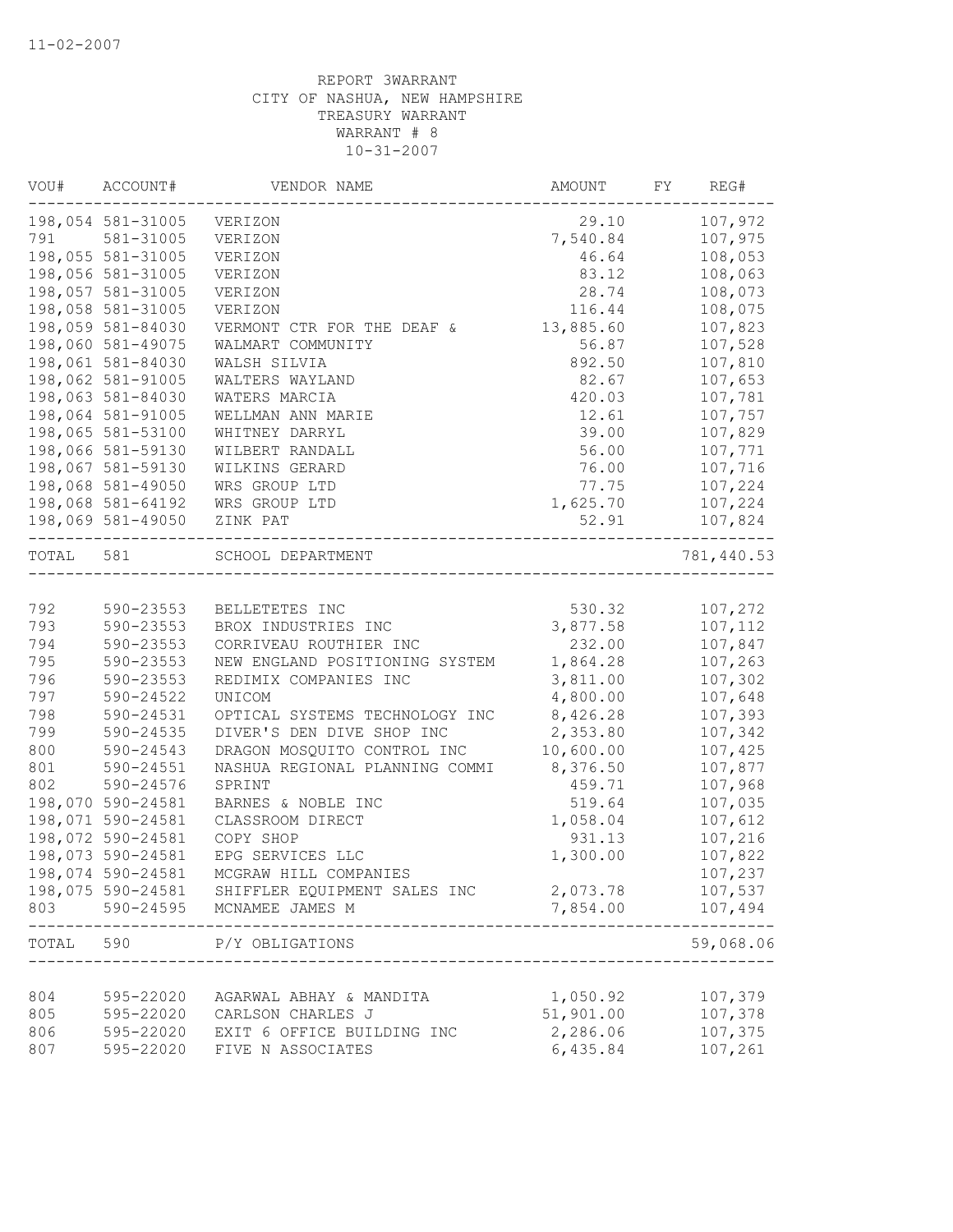11-02-2007

REPORT 3WARRANT
CITY OF NASHUA, NEW HAMPSHIRE
TREASURY WARRANT
WARRANT # 8
10-31-2007

| VOU# | ACCOUNT# | VENDOR NAME | AMOUNT | FY | REG# |
|---|---|---|---|---|---|
| 198,054 | 581-31005 | VERIZON | 29.10 | | 107,972 |
| 791 | 581-31005 | VERIZON | 7,540.84 | | 107,975 |
| 198,055 | 581-31005 | VERIZON | 46.64 | | 108,053 |
| 198,056 | 581-31005 | VERIZON | 83.12 | | 108,063 |
| 198,057 | 581-31005 | VERIZON | 28.74 | | 108,073 |
| 198,058 | 581-31005 | VERIZON | 116.44 | | 108,075 |
| 198,059 | 581-84030 | VERMONT CTR FOR THE DEAF & | 13,885.60 | | 107,823 |
| 198,060 | 581-49075 | WALMART COMMUNITY | 56.87 | | 107,528 |
| 198,061 | 581-84030 | WALSH SILVIA | 892.50 | | 107,810 |
| 198,062 | 581-91005 | WALTERS WAYLAND | 82.67 | | 107,653 |
| 198,063 | 581-84030 | WATERS MARCIA | 420.03 | | 107,781 |
| 198,064 | 581-91005 | WELLMAN ANN MARIE | 12.61 | | 107,757 |
| 198,065 | 581-53100 | WHITNEY DARRYL | 39.00 | | 107,829 |
| 198,066 | 581-59130 | WILBERT RANDALL | 56.00 | | 107,771 |
| 198,067 | 581-59130 | WILKINS GERARD | 76.00 | | 107,716 |
| 198,068 | 581-49050 | WRS GROUP LTD | 77.75 | | 107,224 |
| 198,068 | 581-64192 | WRS GROUP LTD | 1,625.70 | | 107,224 |
| 198,069 | 581-49050 | ZINK PAT | 52.91 | | 107,824 |
| TOTAL | 581 | SCHOOL DEPARTMENT | | | 781,440.53 |
| 792 | 590-23553 | BELLETETES INC | 530.32 | | 107,272 |
| 793 | 590-23553 | BROX INDUSTRIES INC | 3,877.58 | | 107,112 |
| 794 | 590-23553 | CORRIVEAU ROUTHIER INC | 232.00 | | 107,847 |
| 795 | 590-23553 | NEW ENGLAND POSITIONING SYSTEM | 1,864.28 | | 107,263 |
| 796 | 590-23553 | REDIMIX COMPANIES INC | 3,811.00 | | 107,302 |
| 797 | 590-24522 | UNICOM | 4,800.00 | | 107,648 |
| 798 | 590-24531 | OPTICAL SYSTEMS TECHNOLOGY INC | 8,426.28 | | 107,393 |
| 799 | 590-24535 | DIVER'S DEN DIVE SHOP INC | 2,353.80 | | 107,342 |
| 800 | 590-24543 | DRAGON MOSQUITO CONTROL INC | 10,600.00 | | 107,425 |
| 801 | 590-24551 | NASHUA REGIONAL PLANNING COMMI | 8,376.50 | | 107,877 |
| 802 | 590-24576 | SPRINT | 459.71 | | 107,968 |
| 198,070 | 590-24581 | BARNES & NOBLE INC | 519.64 | | 107,035 |
| 198,071 | 590-24581 | CLASSROOM DIRECT | 1,058.04 | | 107,612 |
| 198,072 | 590-24581 | COPY SHOP | 931.13 | | 107,216 |
| 198,073 | 590-24581 | EPG SERVICES LLC | 1,300.00 | | 107,822 |
| 198,074 | 590-24581 | MCGRAW HILL COMPANIES | | | 107,237 |
| 198,075 | 590-24581 | SHIFFLER EQUIPMENT SALES INC | 2,073.78 | | 107,537 |
| 803 | 590-24595 | MCNAMEE JAMES M | 7,854.00 | | 107,494 |
| TOTAL | 590 | P/Y OBLIGATIONS | | | 59,068.06 |
| 804 | 595-22020 | AGARWAL ABHAY & MANDITA | 1,050.92 | | 107,379 |
| 805 | 595-22020 | CARLSON CHARLES J | 51,901.00 | | 107,378 |
| 806 | 595-22020 | EXIT 6 OFFICE BUILDING INC | 2,286.06 | | 107,375 |
| 807 | 595-22020 | FIVE N ASSOCIATES | 6,435.84 | | 107,261 |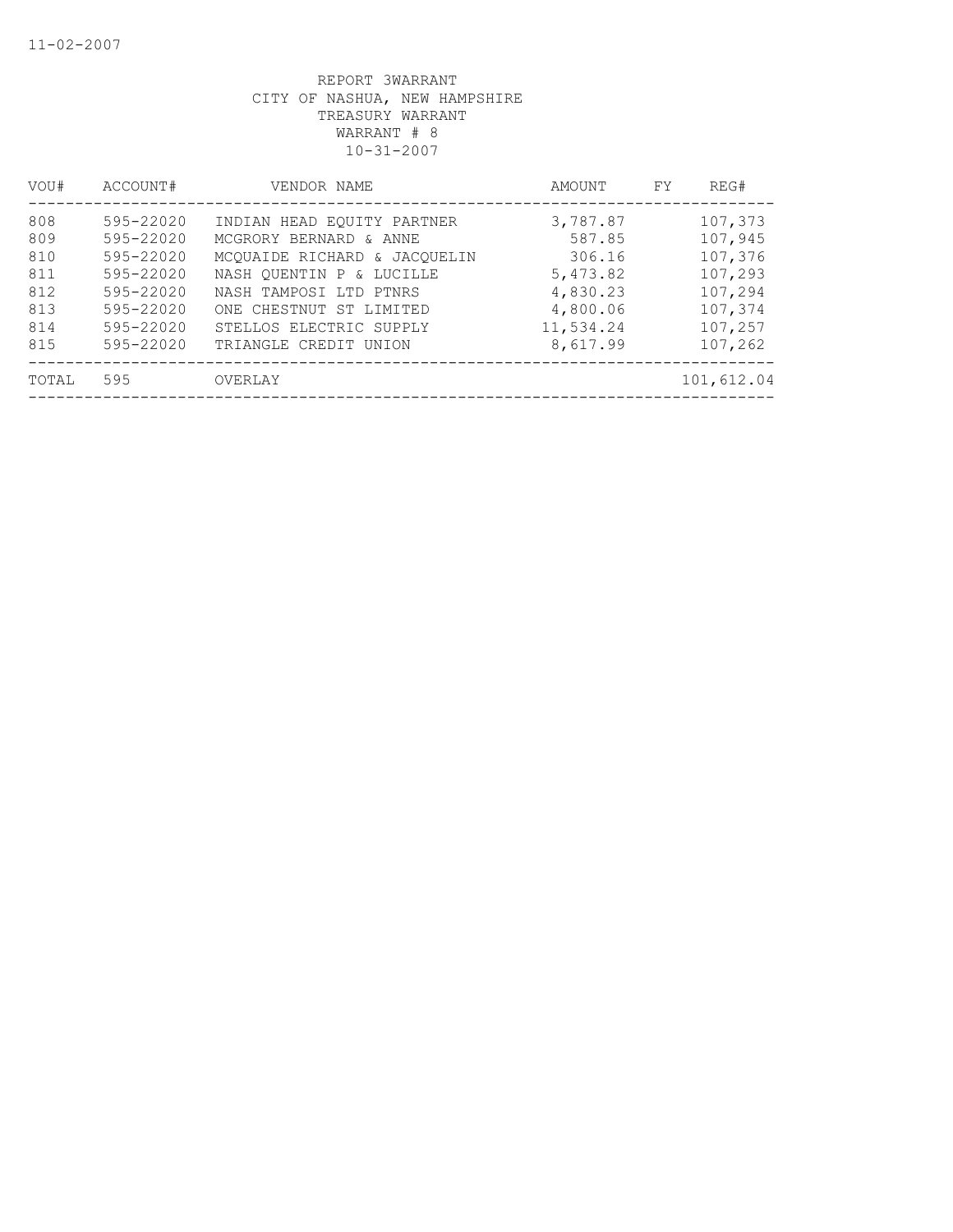REPORT 3WARRANT
CITY OF NASHUA, NEW HAMPSHIRE
TREASURY WARRANT
WARRANT # 8
10-31-2007

| VOU# | ACCOUNT# | VENDOR NAME | AMOUNT | FY | REG# |
|---|---|---|---|---|---|
| 808 | 595-22020 | INDIAN HEAD EQUITY PARTNER | 3,787.87 | | 107,373 |
| 809 | 595-22020 | MCGRORY BERNARD & ANNE | 587.85 | | 107,945 |
| 810 | 595-22020 | MCQUAIDE RICHARD & JACQUELIN | 306.16 | | 107,376 |
| 811 | 595-22020 | NASH QUENTIN P & LUCILLE | 5,473.82 | | 107,293 |
| 812 | 595-22020 | NASH TAMPOSI LTD PTNRS | 4,830.23 | | 107,294 |
| 813 | 595-22020 | ONE CHESTNUT ST LIMITED | 4,800.06 | | 107,374 |
| 814 | 595-22020 | STELLOS ELECTRIC SUPPLY | 11,534.24 | | 107,257 |
| 815 | 595-22020 | TRIANGLE CREDIT UNION | 8,617.99 | | 107,262 |
| TOTAL | 595 | OVERLAY | | | 101,612.04 |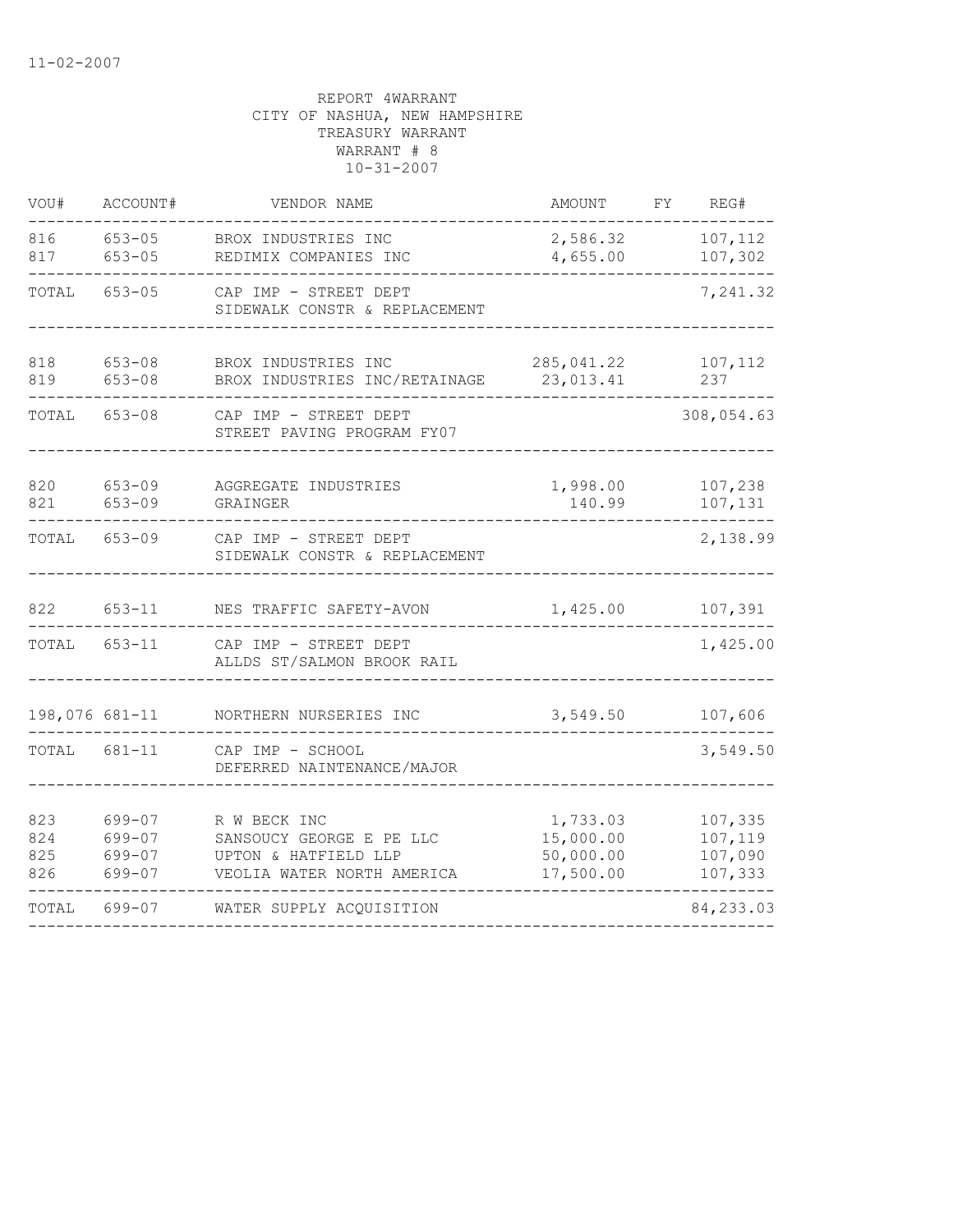11-02-2007

REPORT 4WARRANT
CITY OF NASHUA, NEW HAMPSHIRE
TREASURY WARRANT
WARRANT # 8
10-31-2007

| VOU# | ACCOUNT# | VENDOR NAME | AMOUNT | FY | REG# |
|---|---|---|---|---|---|
| 816 | 653-05 | BROX INDUSTRIES INC | 2,586.32 | | 107,112 |
| 817 | 653-05 | REDIMIX COMPANIES INC | 4,655.00 | | 107,302 |
| TOTAL | 653-05 | CAP IMP - STREET DEPT<br>SIDEWALK CONSTR & REPLACEMENT | | | 7,241.32 |
| 818 | 653-08 | BROX INDUSTRIES INC | 285,041.22 | | 107,112 |
| 819 | 653-08 | BROX INDUSTRIES INC/RETAINAGE | 23,013.41 | | 237 |
| TOTAL | 653-08 | CAP IMP - STREET DEPT<br>STREET PAVING PROGRAM FY07 | | | 308,054.63 |
| 820 | 653-09 | AGGREGATE INDUSTRIES | 1,998.00 | | 107,238 |
| 821 | 653-09 | GRAINGER | 140.99 | | 107,131 |
| TOTAL | 653-09 | CAP IMP - STREET DEPT<br>SIDEWALK CONSTR & REPLACEMENT | | | 2,138.99 |
| 822 | 653-11 | NES TRAFFIC SAFETY-AVON | 1,425.00 | | 107,391 |
| TOTAL | 653-11 | CAP IMP - STREET DEPT<br>ALLDS ST/SALMON BROOK RAIL | | | 1,425.00 |
| 198,076 | 681-11 | NORTHERN NURSERIES INC | 3,549.50 | | 107,606 |
| TOTAL | 681-11 | CAP IMP - SCHOOL<br>DEFERRED NAINTENANCE/MAJOR | | | 3,549.50 |
| 823 | 699-07 | R W BECK INC | 1,733.03 | | 107,335 |
| 824 | 699-07 | SANSOUCY GEORGE E PE LLC | 15,000.00 | | 107,119 |
| 825 | 699-07 | UPTON & HATFIELD LLP | 50,000.00 | | 107,090 |
| 826 | 699-07 | VEOLIA WATER NORTH AMERICA | 17,500.00 | | 107,333 |
| TOTAL | 699-07 | WATER SUPPLY ACQUISITION | | | 84,233.03 |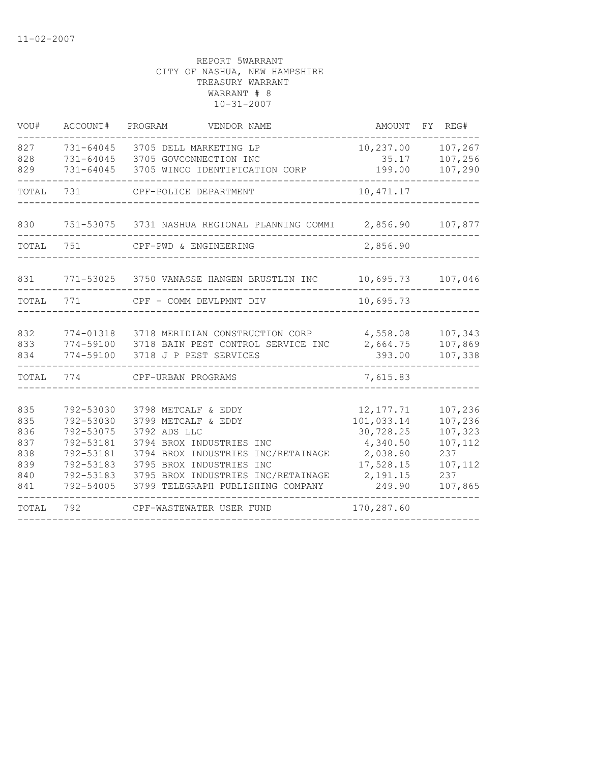REPORT 5WARRANT
CITY OF NASHUA, NEW HAMPSHIRE
TREASURY WARRANT
WARRANT # 8
10-31-2007

| VOU# | ACCOUNT# | PROGRAM | VENDOR NAME | AMOUNT | FY | REG# |
|---|---|---|---|---|---|---|
| 827 | 731-64045 | 3705 | DELL MARKETING LP | 10,237.00 | | 107,267 |
| 828 | 731-64045 | 3705 | GOVCONNECTION INC | 35.17 | | 107,256 |
| 829 | 731-64045 | 3705 | WINCO IDENTIFICATION CORP | 199.00 | | 107,290 |
| TOTAL | 731 | | CPF-POLICE DEPARTMENT | 10,471.17 | | |
| 830 | 751-53075 | 3731 | NASHUA REGIONAL PLANNING COMMI | 2,856.90 | | 107,877 |
| TOTAL | 751 | | CPF-PWD & ENGINEERING | 2,856.90 | | |
| 831 | 771-53025 | 3750 | VANASSE HANGEN BRUSTLIN INC | 10,695.73 | | 107,046 |
| TOTAL | 771 | | CPF - COMM DEVLPMNT DIV | 10,695.73 | | |
| 832 | 774-01318 | 3718 | MERIDIAN CONSTRUCTION CORP | 4,558.08 | | 107,343 |
| 833 | 774-59100 | 3718 | BAIN PEST CONTROL SERVICE INC | 2,664.75 | | 107,869 |
| 834 | 774-59100 | 3718 | J P PEST SERVICES | 393.00 | | 107,338 |
| TOTAL | 774 | | CPF-URBAN PROGRAMS | 7,615.83 | | |
| 835 | 792-53030 | 3798 | METCALF & EDDY | 12,177.71 | | 107,236 |
| 835 | 792-53030 | 3799 | METCALF & EDDY | 101,033.14 | | 107,236 |
| 836 | 792-53075 | 3792 | ADS LLC | 30,728.25 | | 107,323 |
| 837 | 792-53181 | 3794 | BROX INDUSTRIES INC | 4,340.50 | | 107,112 |
| 838 | 792-53181 | 3794 | BROX INDUSTRIES INC/RETAINAGE | 2,038.80 | | 237 |
| 839 | 792-53183 | 3795 | BROX INDUSTRIES INC | 17,528.15 | | 107,112 |
| 840 | 792-53183 | 3795 | BROX INDUSTRIES INC/RETAINAGE | 2,191.15 | | 237 |
| 841 | 792-54005 | 3799 | TELEGRAPH PUBLISHING COMPANY | 249.90 | | 107,865 |
| TOTAL | 792 | | CPF-WASTEWATER USER FUND | 170,287.60 | | |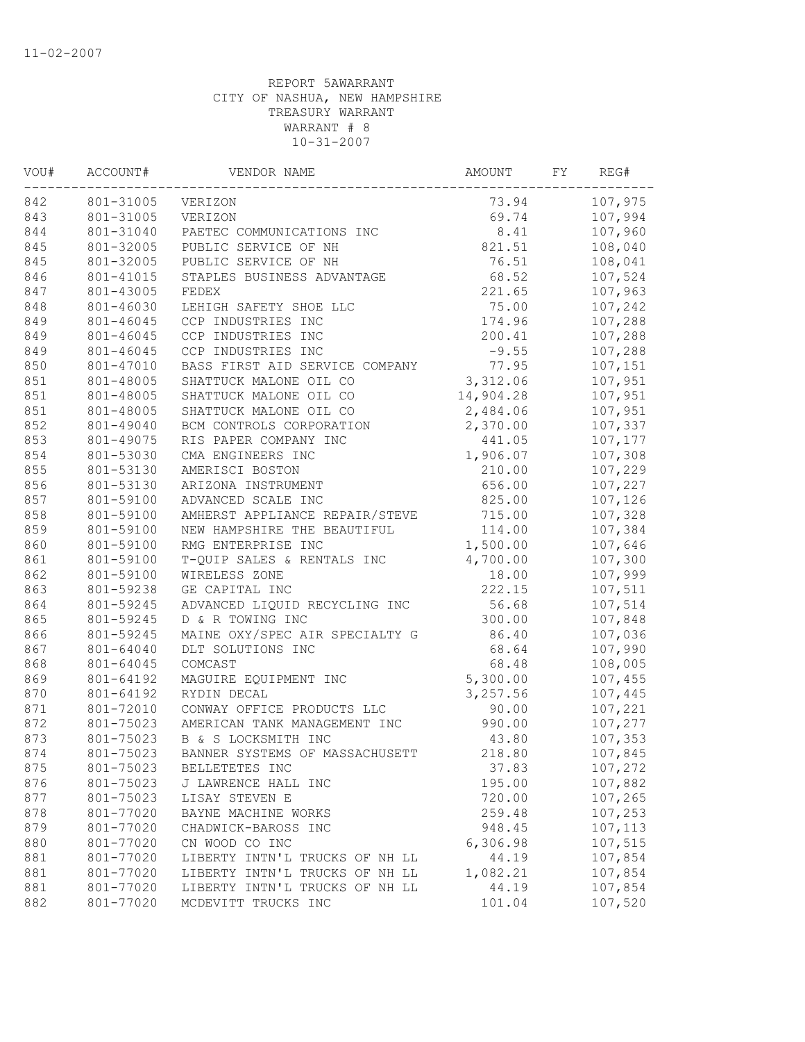11-02-2007

REPORT 5AWARRANT
CITY OF NASHUA, NEW HAMPSHIRE
TREASURY WARRANT
WARRANT # 8
10-31-2007

| VOU# | ACCOUNT# | VENDOR NAME | AMOUNT | FY | REG# |
|---|---|---|---|---|---|
| 842 | 801-31005 | VERIZON | 73.94 | | 107,975 |
| 843 | 801-31005 | VERIZON | 69.74 | | 107,994 |
| 844 | 801-31040 | PAETEC COMMUNICATIONS INC | 8.41 | | 107,960 |
| 845 | 801-32005 | PUBLIC SERVICE OF NH | 821.51 | | 108,040 |
| 845 | 801-32005 | PUBLIC SERVICE OF NH | 76.51 | | 108,041 |
| 846 | 801-41015 | STAPLES BUSINESS ADVANTAGE | 68.52 | | 107,524 |
| 847 | 801-43005 | FEDEX | 221.65 | | 107,963 |
| 848 | 801-46030 | LEHIGH SAFETY SHOE LLC | 75.00 | | 107,242 |
| 849 | 801-46045 | CCP INDUSTRIES INC | 174.96 | | 107,288 |
| 849 | 801-46045 | CCP INDUSTRIES INC | 200.41 | | 107,288 |
| 849 | 801-46045 | CCP INDUSTRIES INC | -9.55 | | 107,288 |
| 850 | 801-47010 | BASS FIRST AID SERVICE COMPANY | 77.95 | | 107,151 |
| 851 | 801-48005 | SHATTUCK MALONE OIL CO | 3,312.06 | | 107,951 |
| 851 | 801-48005 | SHATTUCK MALONE OIL CO | 14,904.28 | | 107,951 |
| 851 | 801-48005 | SHATTUCK MALONE OIL CO | 2,484.06 | | 107,951 |
| 852 | 801-49040 | BCM CONTROLS CORPORATION | 2,370.00 | | 107,337 |
| 853 | 801-49075 | RIS PAPER COMPANY INC | 441.05 | | 107,177 |
| 854 | 801-53030 | CMA ENGINEERS INC | 1,906.07 | | 107,308 |
| 855 | 801-53130 | AMERISCI BOSTON | 210.00 | | 107,229 |
| 856 | 801-53130 | ARIZONA INSTRUMENT | 656.00 | | 107,227 |
| 857 | 801-59100 | ADVANCED SCALE INC | 825.00 | | 107,126 |
| 858 | 801-59100 | AMHERST APPLIANCE REPAIR/STEVE | 715.00 | | 107,328 |
| 859 | 801-59100 | NEW HAMPSHIRE THE BEAUTIFUL | 114.00 | | 107,384 |
| 860 | 801-59100 | RMG ENTERPRISE INC | 1,500.00 | | 107,646 |
| 861 | 801-59100 | T-QUIP SALES & RENTALS INC | 4,700.00 | | 107,300 |
| 862 | 801-59100 | WIRELESS ZONE | 18.00 | | 107,999 |
| 863 | 801-59238 | GE CAPITAL INC | 222.15 | | 107,511 |
| 864 | 801-59245 | ADVANCED LIQUID RECYCLING INC | 56.68 | | 107,514 |
| 865 | 801-59245 | D & R TOWING INC | 300.00 | | 107,848 |
| 866 | 801-59245 | MAINE OXY/SPEC AIR SPECIALTY G | 86.40 | | 107,036 |
| 867 | 801-64040 | DLT SOLUTIONS INC | 68.64 | | 107,990 |
| 868 | 801-64045 | COMCAST | 68.48 | | 108,005 |
| 869 | 801-64192 | MAGUIRE EQUIPMENT INC | 5,300.00 | | 107,455 |
| 870 | 801-64192 | RYDIN DECAL | 3,257.56 | | 107,445 |
| 871 | 801-72010 | CONWAY OFFICE PRODUCTS LLC | 90.00 | | 107,221 |
| 872 | 801-75023 | AMERICAN TANK MANAGEMENT INC | 990.00 | | 107,277 |
| 873 | 801-75023 | B & S LOCKSMITH INC | 43.80 | | 107,353 |
| 874 | 801-75023 | BANNER SYSTEMS OF MASSACHUSETT | 218.80 | | 107,845 |
| 875 | 801-75023 | BELLETETES INC | 37.83 | | 107,272 |
| 876 | 801-75023 | J LAWRENCE HALL INC | 195.00 | | 107,882 |
| 877 | 801-75023 | LISAY STEVEN E | 720.00 | | 107,265 |
| 878 | 801-77020 | BAYNE MACHINE WORKS | 259.48 | | 107,253 |
| 879 | 801-77020 | CHADWICK-BAROSS INC | 948.45 | | 107,113 |
| 880 | 801-77020 | CN WOOD CO INC | 6,306.98 | | 107,515 |
| 881 | 801-77020 | LIBERTY INTN'L TRUCKS OF NH LL | 44.19 | | 107,854 |
| 881 | 801-77020 | LIBERTY INTN'L TRUCKS OF NH LL | 1,082.21 | | 107,854 |
| 881 | 801-77020 | LIBERTY INTN'L TRUCKS OF NH LL | 44.19 | | 107,854 |
| 882 | 801-77020 | MCDEVITT TRUCKS INC | 101.04 | | 107,520 |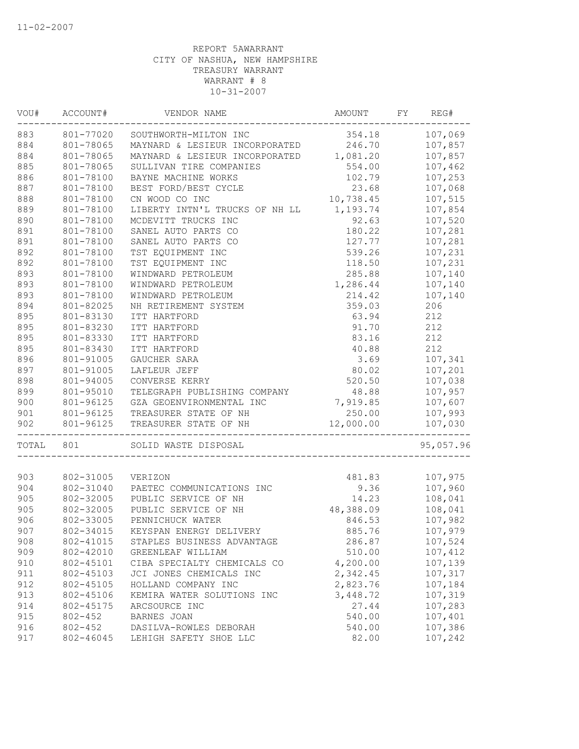11-02-2007

REPORT 5AWARRANT
CITY OF NASHUA, NEW HAMPSHIRE
TREASURY WARRANT
WARRANT # 8
10-31-2007

| VOU# | ACCOUNT# | VENDOR NAME | AMOUNT | FY | REG# |
|---|---|---|---|---|---|
| 883 | 801-77020 | SOUTHWORTH-MILTON INC | 354.18 | | 107,069 |
| 884 | 801-78065 | MAYNARD & LESIEUR INCORPORATED | 246.70 | | 107,857 |
| 884 | 801-78065 | MAYNARD & LESIEUR INCORPORATED | 1,081.20 | | 107,857 |
| 885 | 801-78065 | SULLIVAN TIRE COMPANIES | 554.00 | | 107,462 |
| 886 | 801-78100 | BAYNE MACHINE WORKS | 102.79 | | 107,253 |
| 887 | 801-78100 | BEST FORD/BEST CYCLE | 23.68 | | 107,068 |
| 888 | 801-78100 | CN WOOD CO INC | 10,738.45 | | 107,515 |
| 889 | 801-78100 | LIBERTY INTN'L TRUCKS OF NH LL | 1,193.74 | | 107,854 |
| 890 | 801-78100 | MCDEVITT TRUCKS INC | 92.63 | | 107,520 |
| 891 | 801-78100 | SANEL AUTO PARTS CO | 180.22 | | 107,281 |
| 891 | 801-78100 | SANEL AUTO PARTS CO | 127.77 | | 107,281 |
| 892 | 801-78100 | TST EQUIPMENT INC | 539.26 | | 107,231 |
| 892 | 801-78100 | TST EQUIPMENT INC | 118.50 | | 107,231 |
| 893 | 801-78100 | WINDWARD PETROLEUM | 285.88 | | 107,140 |
| 893 | 801-78100 | WINDWARD PETROLEUM | 1,286.44 | | 107,140 |
| 893 | 801-78100 | WINDWARD PETROLEUM | 214.42 | | 107,140 |
| 894 | 801-82025 | NH RETIREMENT SYSTEM | 359.03 | | 206 |
| 895 | 801-83130 | ITT HARTFORD | 63.94 | | 212 |
| 895 | 801-83230 | ITT HARTFORD | 91.70 | | 212 |
| 895 | 801-83330 | ITT HARTFORD | 83.16 | | 212 |
| 895 | 801-83430 | ITT HARTFORD | 40.88 | | 212 |
| 896 | 801-91005 | GAUCHER SARA | 3.69 | | 107,341 |
| 897 | 801-91005 | LAFLEUR JEFF | 80.02 | | 107,201 |
| 898 | 801-94005 | CONVERSE KERRY | 520.50 | | 107,038 |
| 899 | 801-95010 | TELEGRAPH PUBLISHING COMPANY | 48.88 | | 107,957 |
| 900 | 801-96125 | GZA GEOENVIRONMENTAL INC | 7,919.85 | | 107,607 |
| 901 | 801-96125 | TREASURER STATE OF NH | 250.00 | | 107,993 |
| 902 | 801-96125 | TREASURER STATE OF NH | 12,000.00 | | 107,030 |
| TOTAL | 801 | SOLID WASTE DISPOSAL | | | 95,057.96 |
| 903 | 802-31005 | VERIZON | 481.83 | | 107,975 |
| 904 | 802-31040 | PAETEC COMMUNICATIONS INC | 9.36 | | 107,960 |
| 905 | 802-32005 | PUBLIC SERVICE OF NH | 14.23 | | 108,041 |
| 905 | 802-32005 | PUBLIC SERVICE OF NH | 48,388.09 | | 108,041 |
| 906 | 802-33005 | PENNICHUCK WATER | 846.53 | | 107,982 |
| 907 | 802-34015 | KEYSPAN ENERGY DELIVERY | 885.76 | | 107,979 |
| 908 | 802-41015 | STAPLES BUSINESS ADVANTAGE | 286.87 | | 107,524 |
| 909 | 802-42010 | GREENLEAF WILLIAM | 510.00 | | 107,412 |
| 910 | 802-45101 | CIBA SPECIALTY CHEMICALS CO | 4,200.00 | | 107,139 |
| 911 | 802-45103 | JCI JONES CHEMICALS INC | 2,342.45 | | 107,317 |
| 912 | 802-45105 | HOLLAND COMPANY INC | 2,823.76 | | 107,184 |
| 913 | 802-45106 | KEMIRA WATER SOLUTIONS INC | 3,448.72 | | 107,319 |
| 914 | 802-45175 | ARCSOURCE INC | 27.44 | | 107,283 |
| 915 | 802-452 | BARNES JOAN | 540.00 | | 107,401 |
| 916 | 802-452 | DASILVA-ROWLES DEBORAH | 540.00 | | 107,386 |
| 917 | 802-46045 | LEHIGH SAFETY SHOE LLC | 82.00 | | 107,242 |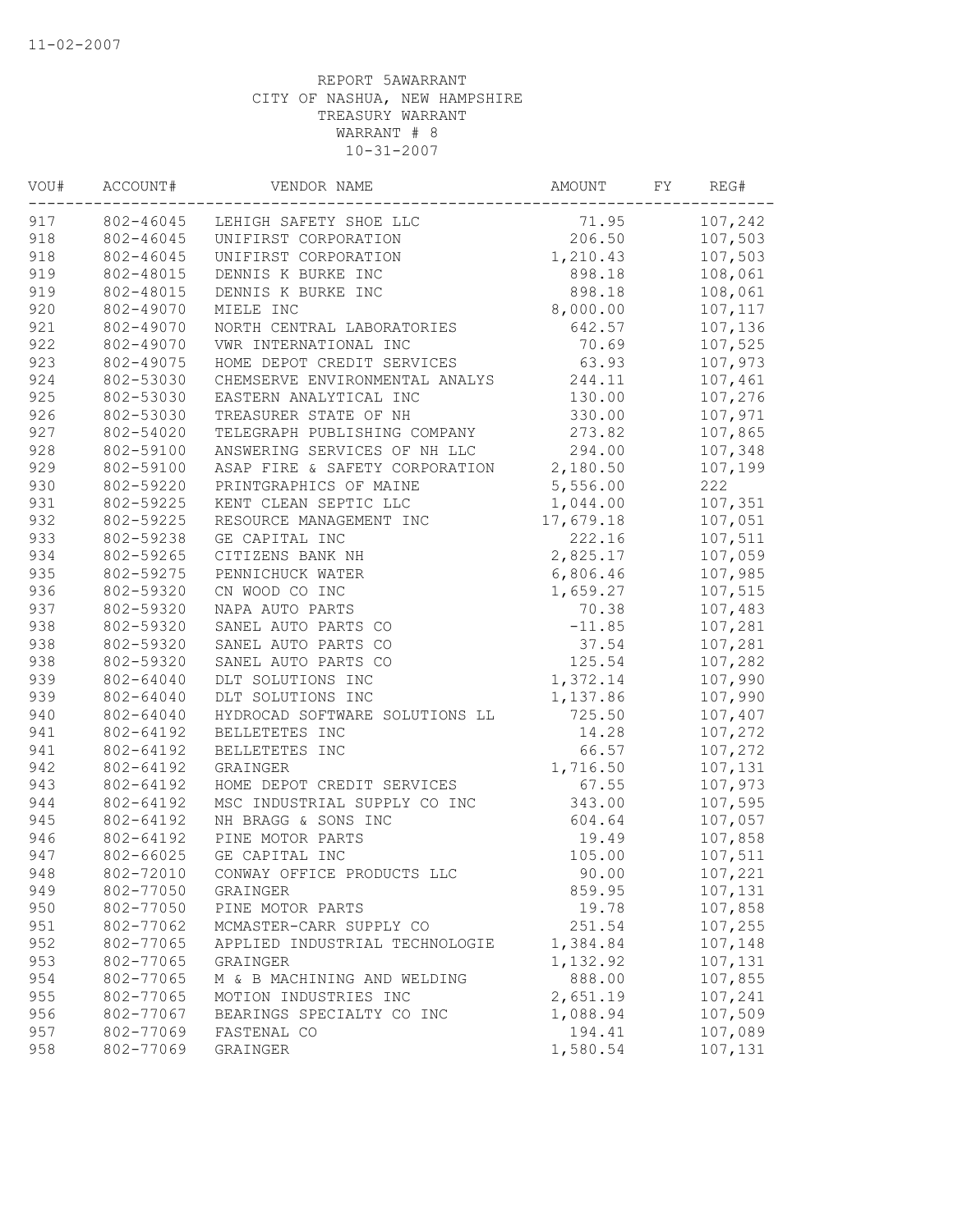11-02-2007

REPORT 5AWARRANT
CITY OF NASHUA, NEW HAMPSHIRE
TREASURY WARRANT
WARRANT # 8
10-31-2007

| VOU# | ACCOUNT# | VENDOR NAME | AMOUNT | FY | REG# |
|---|---|---|---|---|---|
| 917 | 802-46045 | LEHIGH SAFETY SHOE LLC | 71.95 | | 107,242 |
| 918 | 802-46045 | UNIFIRST CORPORATION | 206.50 | | 107,503 |
| 918 | 802-46045 | UNIFIRST CORPORATION | 1,210.43 | | 107,503 |
| 919 | 802-48015 | DENNIS K BURKE INC | 898.18 | | 108,061 |
| 919 | 802-48015 | DENNIS K BURKE INC | 898.18 | | 108,061 |
| 920 | 802-49070 | MIELE INC | 8,000.00 | | 107,117 |
| 921 | 802-49070 | NORTH CENTRAL LABORATORIES | 642.57 | | 107,136 |
| 922 | 802-49070 | VWR INTERNATIONAL INC | 70.69 | | 107,525 |
| 923 | 802-49075 | HOME DEPOT CREDIT SERVICES | 63.93 | | 107,973 |
| 924 | 802-53030 | CHEMSERVE ENVIRONMENTAL ANALYS | 244.11 | | 107,461 |
| 925 | 802-53030 | EASTERN ANALYTICAL INC | 130.00 | | 107,276 |
| 926 | 802-53030 | TREASURER STATE OF NH | 330.00 | | 107,971 |
| 927 | 802-54020 | TELEGRAPH PUBLISHING COMPANY | 273.82 | | 107,865 |
| 928 | 802-59100 | ANSWERING SERVICES OF NH LLC | 294.00 | | 107,348 |
| 929 | 802-59100 | ASAP FIRE & SAFETY CORPORATION | 2,180.50 | | 107,199 |
| 930 | 802-59220 | PRINTGRAPHICS OF MAINE | 5,556.00 | | 222 |
| 931 | 802-59225 | KENT CLEAN SEPTIC LLC | 1,044.00 | | 107,351 |
| 932 | 802-59225 | RESOURCE MANAGEMENT INC | 17,679.18 | | 107,051 |
| 933 | 802-59238 | GE CAPITAL INC | 222.16 | | 107,511 |
| 934 | 802-59265 | CITIZENS BANK NH | 2,825.17 | | 107,059 |
| 935 | 802-59275 | PENNICHUCK WATER | 6,806.46 | | 107,985 |
| 936 | 802-59320 | CN WOOD CO INC | 1,659.27 | | 107,515 |
| 937 | 802-59320 | NAPA AUTO PARTS | 70.38 | | 107,483 |
| 938 | 802-59320 | SANEL AUTO PARTS CO | -11.85 | | 107,281 |
| 938 | 802-59320 | SANEL AUTO PARTS CO | 37.54 | | 107,281 |
| 938 | 802-59320 | SANEL AUTO PARTS CO | 125.54 | | 107,282 |
| 939 | 802-64040 | DLT SOLUTIONS INC | 1,372.14 | | 107,990 |
| 939 | 802-64040 | DLT SOLUTIONS INC | 1,137.86 | | 107,990 |
| 940 | 802-64040 | HYDROCAD SOFTWARE SOLUTIONS LL | 725.50 | | 107,407 |
| 941 | 802-64192 | BELLETETES INC | 14.28 | | 107,272 |
| 941 | 802-64192 | BELLETETES INC | 66.57 | | 107,272 |
| 942 | 802-64192 | GRAINGER | 1,716.50 | | 107,131 |
| 943 | 802-64192 | HOME DEPOT CREDIT SERVICES | 67.55 | | 107,973 |
| 944 | 802-64192 | MSC INDUSTRIAL SUPPLY CO INC | 343.00 | | 107,595 |
| 945 | 802-64192 | NH BRAGG & SONS INC | 604.64 | | 107,057 |
| 946 | 802-64192 | PINE MOTOR PARTS | 19.49 | | 107,858 |
| 947 | 802-66025 | GE CAPITAL INC | 105.00 | | 107,511 |
| 948 | 802-72010 | CONWAY OFFICE PRODUCTS LLC | 90.00 | | 107,221 |
| 949 | 802-77050 | GRAINGER | 859.95 | | 107,131 |
| 950 | 802-77050 | PINE MOTOR PARTS | 19.78 | | 107,858 |
| 951 | 802-77062 | MCMASTER-CARR SUPPLY CO | 251.54 | | 107,255 |
| 952 | 802-77065 | APPLIED INDUSTRIAL TECHNOLOGIE | 1,384.84 | | 107,148 |
| 953 | 802-77065 | GRAINGER | 1,132.92 | | 107,131 |
| 954 | 802-77065 | M & B MACHINING AND WELDING | 888.00 | | 107,855 |
| 955 | 802-77065 | MOTION INDUSTRIES INC | 2,651.19 | | 107,241 |
| 956 | 802-77067 | BEARINGS SPECIALTY CO INC | 1,088.94 | | 107,509 |
| 957 | 802-77069 | FASTENAL CO | 194.41 | | 107,089 |
| 958 | 802-77069 | GRAINGER | 1,580.54 | | 107,131 |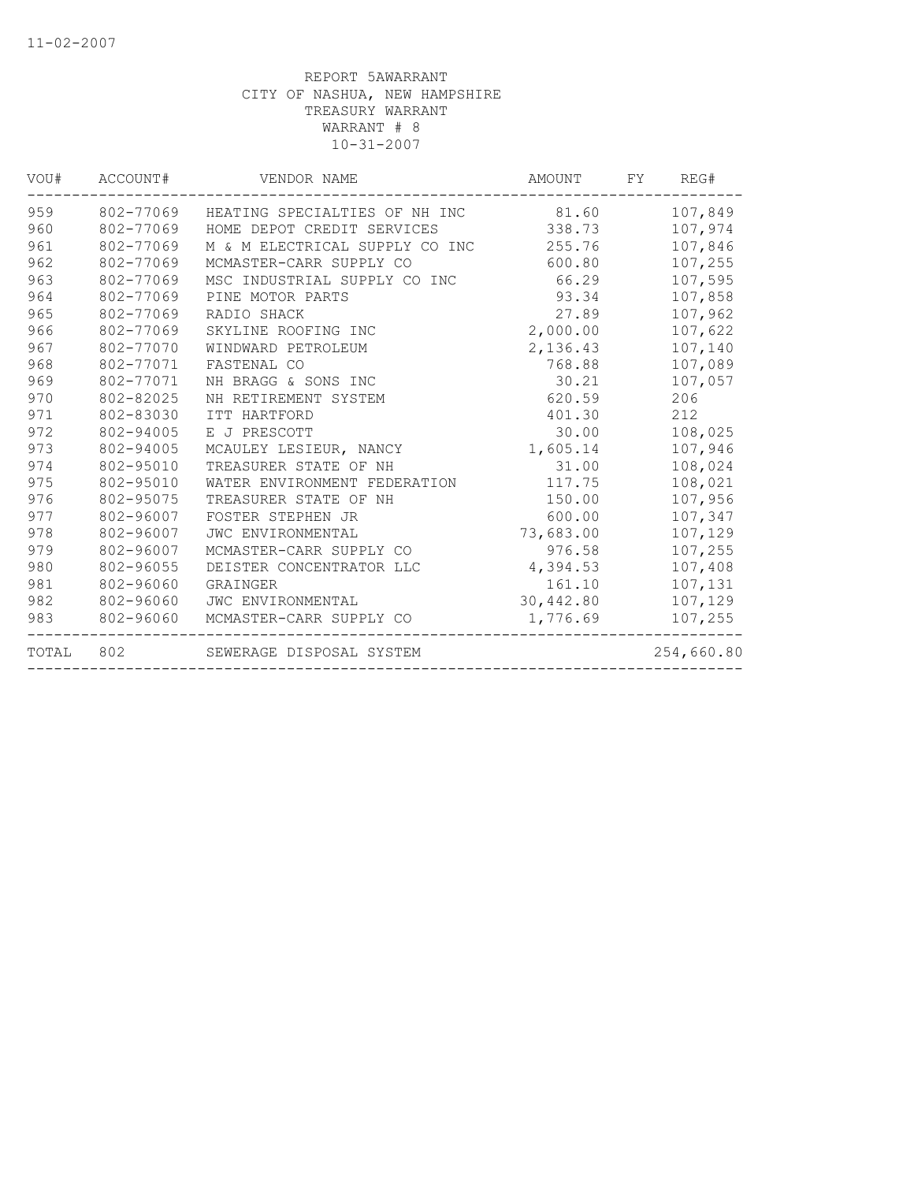11-02-2007

REPORT 5AWARRANT
CITY OF NASHUA, NEW HAMPSHIRE
TREASURY WARRANT
WARRANT # 8
10-31-2007

| VOU# | ACCOUNT# | VENDOR NAME | AMOUNT | FY | REG# |
|---|---|---|---|---|---|
| 959 | 802-77069 | HEATING SPECIALTIES OF NH INC | 81.60 | | 107,849 |
| 960 | 802-77069 | HOME DEPOT CREDIT SERVICES | 338.73 | | 107,974 |
| 961 | 802-77069 | M & M ELECTRICAL SUPPLY CO INC | 255.76 | | 107,846 |
| 962 | 802-77069 | MCMASTER-CARR SUPPLY CO | 600.80 | | 107,255 |
| 963 | 802-77069 | MSC INDUSTRIAL SUPPLY CO INC | 66.29 | | 107,595 |
| 964 | 802-77069 | PINE MOTOR PARTS | 93.34 | | 107,858 |
| 965 | 802-77069 | RADIO SHACK | 27.89 | | 107,962 |
| 966 | 802-77069 | SKYLINE ROOFING INC | 2,000.00 | | 107,622 |
| 967 | 802-77070 | WINDWARD PETROLEUM | 2,136.43 | | 107,140 |
| 968 | 802-77071 | FASTENAL CO | 768.88 | | 107,089 |
| 969 | 802-77071 | NH BRAGG & SONS INC | 30.21 | | 107,057 |
| 970 | 802-82025 | NH RETIREMENT SYSTEM | 620.59 | | 206 |
| 971 | 802-83030 | ITT HARTFORD | 401.30 | | 212 |
| 972 | 802-94005 | E J PRESCOTT | 30.00 | | 108,025 |
| 973 | 802-94005 | MCAULEY LESIEUR, NANCY | 1,605.14 | | 107,946 |
| 974 | 802-95010 | TREASURER STATE OF NH | 31.00 | | 108,024 |
| 975 | 802-95010 | WATER ENVIRONMENT FEDERATION | 117.75 | | 108,021 |
| 976 | 802-95075 | TREASURER STATE OF NH | 150.00 | | 107,956 |
| 977 | 802-96007 | FOSTER STEPHEN JR | 600.00 | | 107,347 |
| 978 | 802-96007 | JWC ENVIRONMENTAL | 73,683.00 | | 107,129 |
| 979 | 802-96007 | MCMASTER-CARR SUPPLY CO | 976.58 | | 107,255 |
| 980 | 802-96055 | DEISTER CONCENTRATOR LLC | 4,394.53 | | 107,408 |
| 981 | 802-96060 | GRAINGER | 161.10 | | 107,131 |
| 982 | 802-96060 | JWC ENVIRONMENTAL | 30,442.80 | | 107,129 |
| 983 | 802-96060 | MCMASTER-CARR SUPPLY CO | 1,776.69 | | 107,255 |
| TOTAL | 802 | SEWERAGE DISPOSAL SYSTEM | | | 254,660.80 |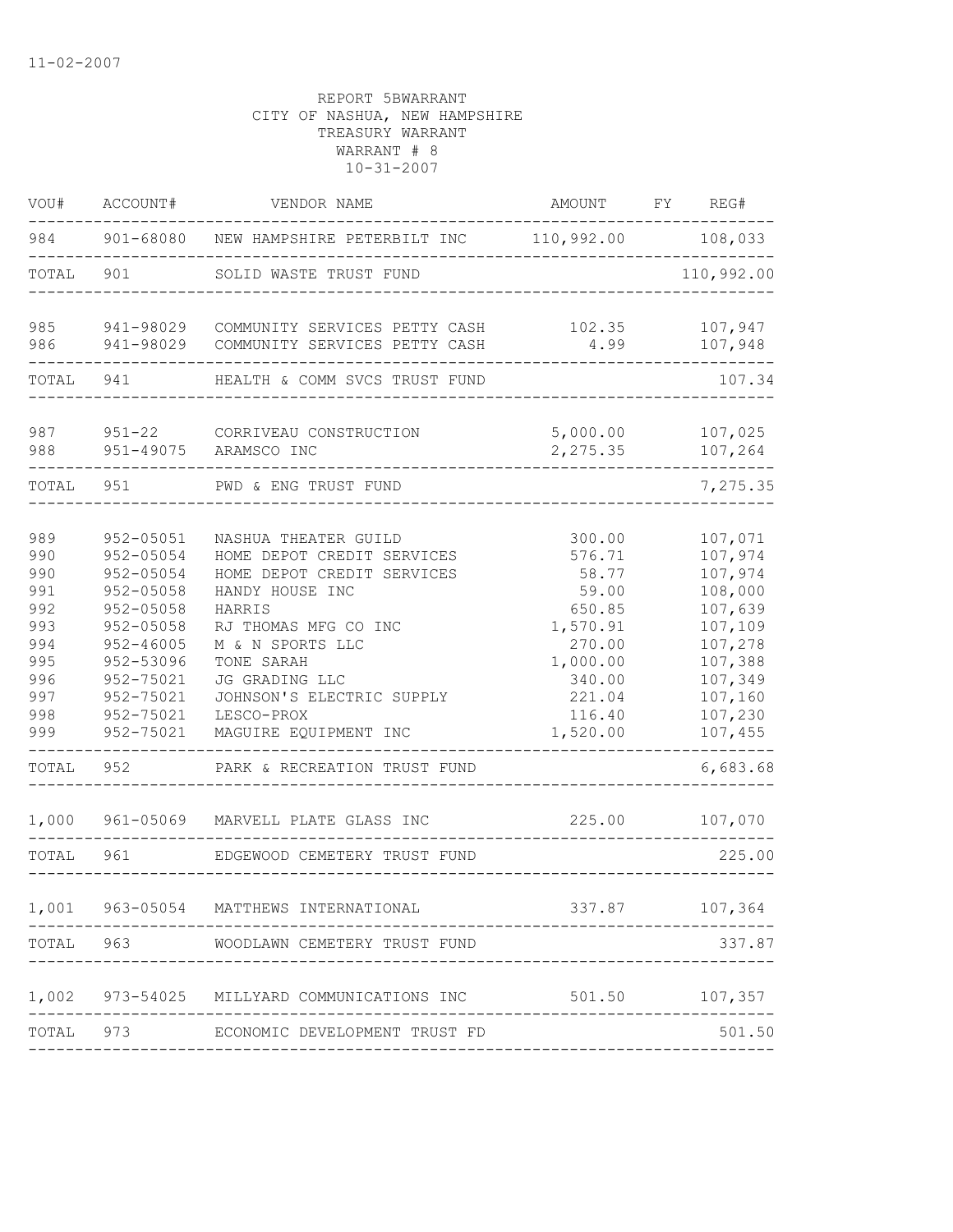11-02-2007

REPORT 5BWARRANT
CITY OF NASHUA, NEW HAMPSHIRE
TREASURY WARRANT
WARRANT # 8
10-31-2007

| VOU# | ACCOUNT# | VENDOR NAME | AMOUNT | FY | REG# |
|---|---|---|---|---|---|
| 984 | 901-68080 | NEW HAMPSHIRE PETERBILT INC | 110,992.00 | | 108,033 |
| TOTAL | 901 | SOLID WASTE TRUST FUND | | | 110,992.00 |
| 985 | 941-98029 | COMMUNITY SERVICES PETTY CASH | 102.35 | | 107,947 |
| 986 | 941-98029 | COMMUNITY SERVICES PETTY CASH | 4.99 | | 107,948 |
| TOTAL | 941 | HEALTH & COMM SVCS TRUST FUND | | | 107.34 |
| 987 | 951-22 | CORRIVEAU CONSTRUCTION | 5,000.00 | | 107,025 |
| 988 | 951-49075 | ARAMSCO INC | 2,275.35 | | 107,264 |
| TOTAL | 951 | PWD & ENG TRUST FUND | | | 7,275.35 |
| 989 | 952-05051 | NASHUA THEATER GUILD | 300.00 | | 107,071 |
| 990 | 952-05054 | HOME DEPOT CREDIT SERVICES | 576.71 | | 107,974 |
| 990 | 952-05054 | HOME DEPOT CREDIT SERVICES | 58.77 | | 107,974 |
| 991 | 952-05058 | HANDY HOUSE INC | 59.00 | | 108,000 |
| 992 | 952-05058 | HARRIS | 650.85 | | 107,639 |
| 993 | 952-05058 | RJ THOMAS MFG CO INC | 1,570.91 | | 107,109 |
| 994 | 952-46005 | M & N SPORTS LLC | 270.00 | | 107,278 |
| 995 | 952-53096 | TONE SARAH | 1,000.00 | | 107,388 |
| 996 | 952-75021 | JG GRADING LLC | 340.00 | | 107,349 |
| 997 | 952-75021 | JOHNSON'S ELECTRIC SUPPLY | 221.04 | | 107,160 |
| 998 | 952-75021 | LESCO-PROX | 116.40 | | 107,230 |
| 999 | 952-75021 | MAGUIRE EQUIPMENT INC | 1,520.00 | | 107,455 |
| TOTAL | 952 | PARK & RECREATION TRUST FUND | | | 6,683.68 |
| 1,000 | 961-05069 | MARVELL PLATE GLASS INC | 225.00 | | 107,070 |
| TOTAL | 961 | EDGEWOOD CEMETERY TRUST FUND | | | 225.00 |
| 1,001 | 963-05054 | MATTHEWS INTERNATIONAL | 337.87 | | 107,364 |
| TOTAL | 963 | WOODLAWN CEMETERY TRUST FUND | | | 337.87 |
| 1,002 | 973-54025 | MILLYARD COMMUNICATIONS INC | 501.50 | | 107,357 |
| TOTAL | 973 | ECONOMIC DEVELOPMENT TRUST FD | | | 501.50 |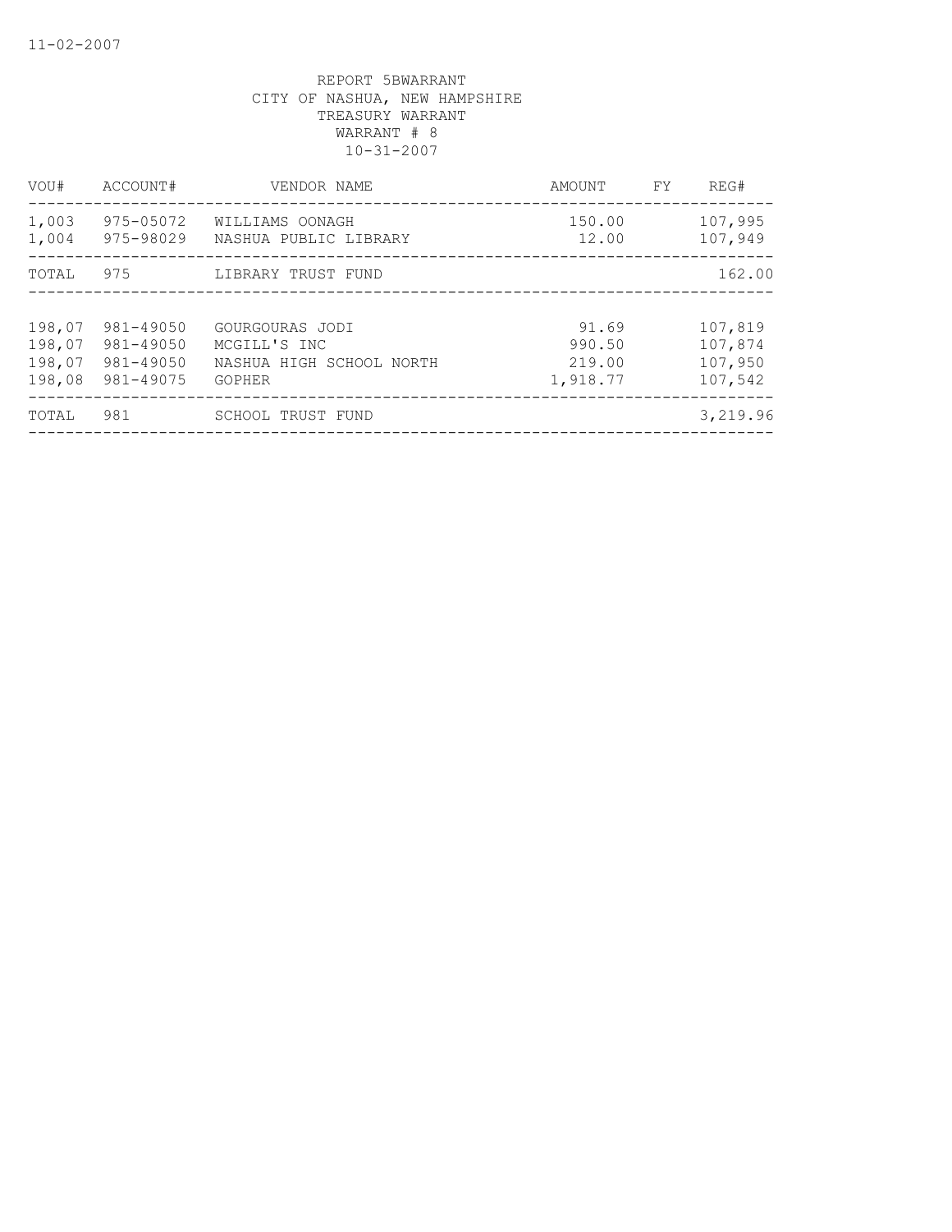11-02-2007

REPORT 5BWARRANT
CITY OF NASHUA, NEW HAMPSHIRE
TREASURY WARRANT
WARRANT # 8
10-31-2007

| VOU# | ACCOUNT# | VENDOR NAME | AMOUNT | FY | REG# |
|---|---|---|---|---|---|
| 1,003 | 975-05072 | WILLIAMS OONAGH | 150.00 | | 107,995 |
| 1,004 | 975-98029 | NASHUA PUBLIC LIBRARY | 12.00 | | 107,949 |
| TOTAL | 975 | LIBRARY TRUST FUND | | | 162.00 |
| 198,07 | 981-49050 | GOURGOURAS JODI | 91.69 | | 107,819 |
| 198,07 | 981-49050 | MCGILL'S INC | 990.50 | | 107,874 |
| 198,07 | 981-49050 | NASHUA HIGH SCHOOL NORTH | 219.00 | | 107,950 |
| 198,08 | 981-49075 | GOPHER | 1,918.77 | | 107,542 |
| TOTAL | 981 | SCHOOL TRUST FUND | | | 3,219.96 |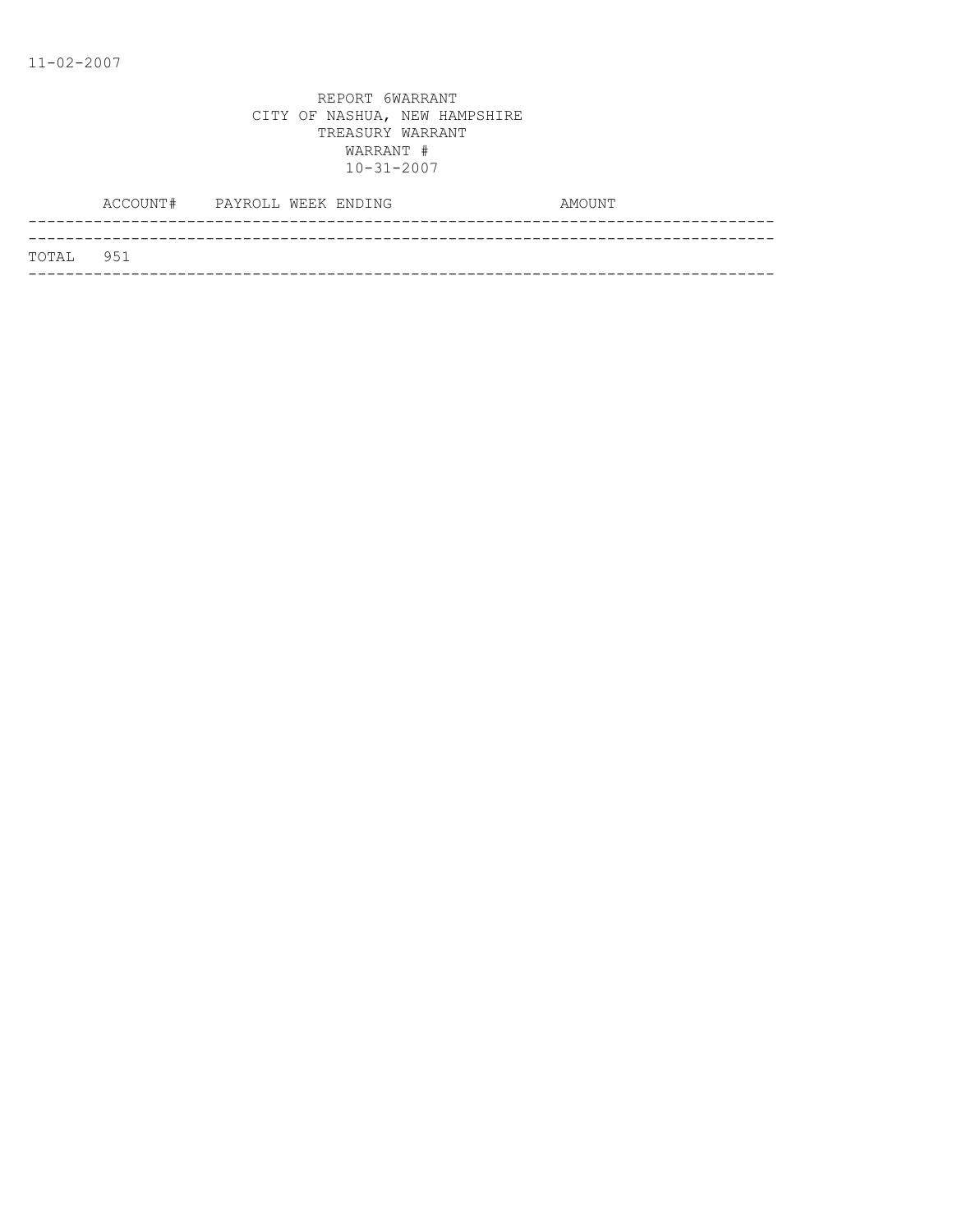11-02-2007

REPORT 6WARRANT
CITY OF NASHUA, NEW HAMPSHIRE
TREASURY WARRANT
WARRANT #
10-31-2007

| ACCOUNT# | PAYROLL WEEK ENDING | AMOUNT |
|---|---|---|
| TOTAL 951 | | |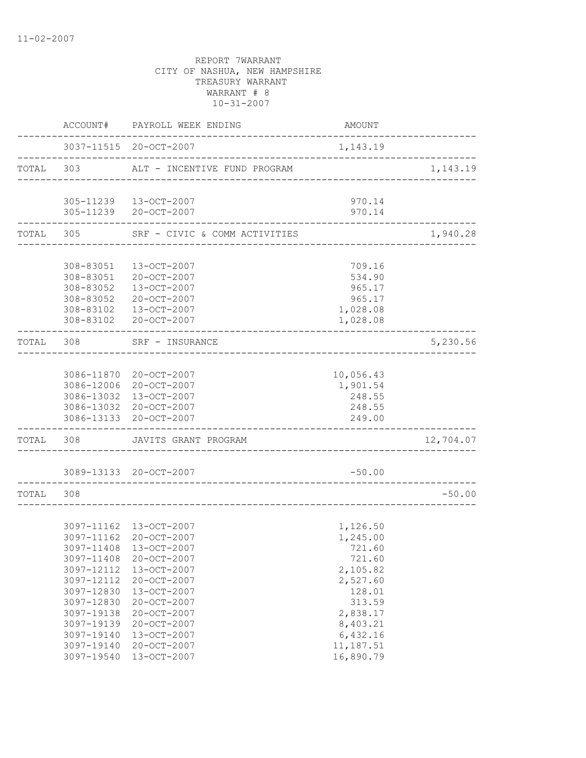11-02-2007

REPORT 7WARRANT
CITY OF NASHUA, NEW HAMPSHIRE
TREASURY WARRANT
WARRANT # 8
10-31-2007

| | ACCOUNT# | PAYROLL WEEK ENDING | AMOUNT | |
|---|---|---|---|---|
| | 3037-11515 | 20-OCT-2007 | 1,143.19 | |
| TOTAL | 303 | ALT - INCENTIVE FUND PROGRAM | | 1,143.19 |
| | 305-11239 | 13-OCT-2007 | 970.14 | |
| | 305-11239 | 20-OCT-2007 | 970.14 | |
| TOTAL | 305 | SRF - CIVIC & COMM ACTIVITIES | | 1,940.28 |
| | 308-83051 | 13-OCT-2007 | 709.16 | |
| | 308-83051 | 20-OCT-2007 | 534.90 | |
| | 308-83052 | 13-OCT-2007 | 965.17 | |
| | 308-83052 | 20-OCT-2007 | 965.17 | |
| | 308-83102 | 13-OCT-2007 | 1,028.08 | |
| | 308-83102 | 20-OCT-2007 | 1,028.08 | |
| TOTAL | 308 | SRF - INSURANCE | | 5,230.56 |
| | 3086-11870 | 20-OCT-2007 | 10,056.43 | |
| | 3086-12006 | 20-OCT-2007 | 1,901.54 | |
| | 3086-13032 | 13-OCT-2007 | 248.55 | |
| | 3086-13032 | 20-OCT-2007 | 248.55 | |
| | 3086-13133 | 20-OCT-2007 | 249.00 | |
| TOTAL | 308 | JAVITS GRANT PROGRAM | | 12,704.07 |
| | 3089-13133 | 20-OCT-2007 | -50.00 | |
| TOTAL | 308 | | | -50.00 |
| | 3097-11162 | 13-OCT-2007 | 1,126.50 | |
| | 3097-11162 | 20-OCT-2007 | 1,245.00 | |
| | 3097-11408 | 13-OCT-2007 | 721.60 | |
| | 3097-11408 | 20-OCT-2007 | 721.60 | |
| | 3097-12112 | 13-OCT-2007 | 2,105.82 | |
| | 3097-12112 | 20-OCT-2007 | 2,527.60 | |
| | 3097-12830 | 13-OCT-2007 | 128.01 | |
| | 3097-12830 | 20-OCT-2007 | 313.59 | |
| | 3097-19138 | 20-OCT-2007 | 2,838.17 | |
| | 3097-19139 | 20-OCT-2007 | 8,403.21 | |
| | 3097-19140 | 13-OCT-2007 | 6,432.16 | |
| | 3097-19140 | 20-OCT-2007 | 11,187.51 | |
| | 3097-19540 | 13-OCT-2007 | 16,890.79 | |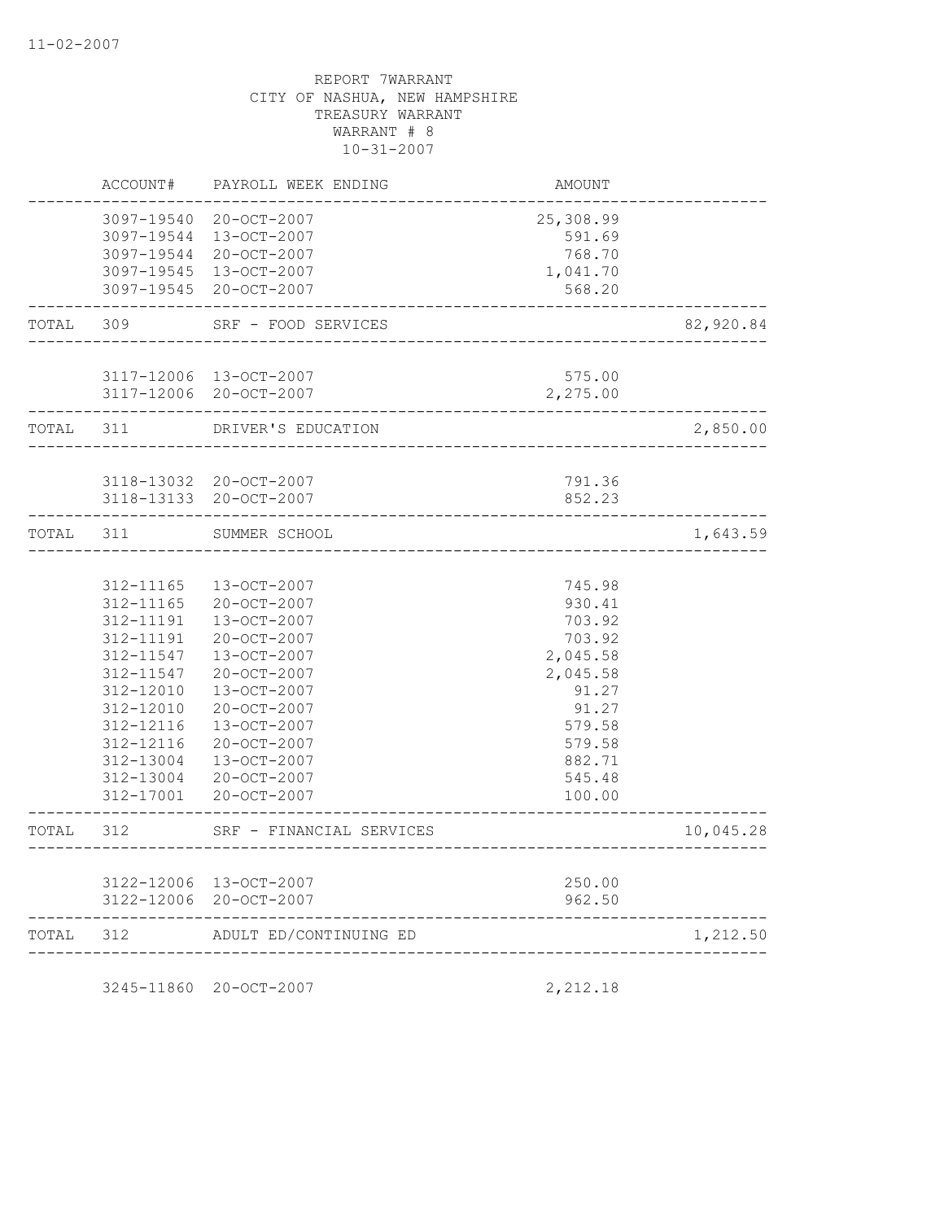11-02-2007

REPORT 7WARRANT
CITY OF NASHUA, NEW HAMPSHIRE
TREASURY WARRANT
WARRANT # 8
10-31-2007

| | ACCOUNT# | PAYROLL WEEK ENDING | AMOUNT | |
|---|---|---|---|---|
| | 3097-19540 | 20-OCT-2007 | 25,308.99 | |
| | 3097-19544 | 13-OCT-2007 | 591.69 | |
| | 3097-19544 | 20-OCT-2007 | 768.70 | |
| | 3097-19545 | 13-OCT-2007 | 1,041.70 | |
| | 3097-19545 | 20-OCT-2007 | 568.20 | |
| TOTAL | 309 | SRF - FOOD SERVICES | | 82,920.84 |
| | 3117-12006 | 13-OCT-2007 | 575.00 | |
| | 3117-12006 | 20-OCT-2007 | 2,275.00 | |
| TOTAL | 311 | DRIVER'S EDUCATION | | 2,850.00 |
| | 3118-13032 | 20-OCT-2007 | 791.36 | |
| | 3118-13133 | 20-OCT-2007 | 852.23 | |
| TOTAL | 311 | SUMMER SCHOOL | | 1,643.59 |
| | 312-11165 | 13-OCT-2007 | 745.98 | |
| | 312-11165 | 20-OCT-2007 | 930.41 | |
| | 312-11191 | 13-OCT-2007 | 703.92 | |
| | 312-11191 | 20-OCT-2007 | 703.92 | |
| | 312-11547 | 13-OCT-2007 | 2,045.58 | |
| | 312-11547 | 20-OCT-2007 | 2,045.58 | |
| | 312-12010 | 13-OCT-2007 | 91.27 | |
| | 312-12010 | 20-OCT-2007 | 91.27 | |
| | 312-12116 | 13-OCT-2007 | 579.58 | |
| | 312-12116 | 20-OCT-2007 | 579.58 | |
| | 312-13004 | 13-OCT-2007 | 882.71 | |
| | 312-13004 | 20-OCT-2007 | 545.48 | |
| | 312-17001 | 20-OCT-2007 | 100.00 | |
| TOTAL | 312 | SRF - FINANCIAL SERVICES | | 10,045.28 |
| | 3122-12006 | 13-OCT-2007 | 250.00 | |
| | 3122-12006 | 20-OCT-2007 | 962.50 | |
| TOTAL | 312 | ADULT ED/CONTINUING ED | | 1,212.50 |
| | 3245-11860 | 20-OCT-2007 | 2,212.18 | |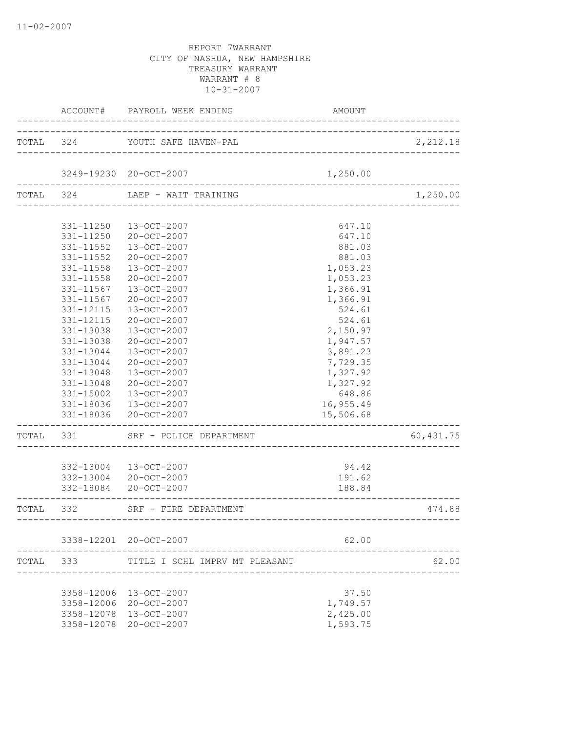11-02-2007

REPORT 7WARRANT
CITY OF NASHUA, NEW HAMPSHIRE
TREASURY WARRANT
WARRANT # 8
10-31-2007

| | ACCOUNT# | PAYROLL WEEK ENDING | AMOUNT | |
|---|---|---|---|---|
| TOTAL | 324 | YOUTH SAFE HAVEN-PAL | | 2,212.18 |
| | 3249-19230 | 20-OCT-2007 | 1,250.00 | |
| TOTAL | 324 | LAEP - WAIT TRAINING | | 1,250.00 |
| | 331-11250 | 13-OCT-2007 | 647.10 | |
| | 331-11250 | 20-OCT-2007 | 647.10 | |
| | 331-11552 | 13-OCT-2007 | 881.03 | |
| | 331-11552 | 20-OCT-2007 | 881.03 | |
| | 331-11558 | 13-OCT-2007 | 1,053.23 | |
| | 331-11558 | 20-OCT-2007 | 1,053.23 | |
| | 331-11567 | 13-OCT-2007 | 1,366.91 | |
| | 331-11567 | 20-OCT-2007 | 1,366.91 | |
| | 331-12115 | 13-OCT-2007 | 524.61 | |
| | 331-12115 | 20-OCT-2007 | 524.61 | |
| | 331-13038 | 13-OCT-2007 | 2,150.97 | |
| | 331-13038 | 20-OCT-2007 | 1,947.57 | |
| | 331-13044 | 13-OCT-2007 | 3,891.23 | |
| | 331-13044 | 20-OCT-2007 | 7,729.35 | |
| | 331-13048 | 13-OCT-2007 | 1,327.92 | |
| | 331-13048 | 20-OCT-2007 | 1,327.92 | |
| | 331-15002 | 13-OCT-2007 | 648.86 | |
| | 331-18036 | 13-OCT-2007 | 16,955.49 | |
| | 331-18036 | 20-OCT-2007 | 15,506.68 | |
| TOTAL | 331 | SRF - POLICE DEPARTMENT | | 60,431.75 |
| | 332-13004 | 13-OCT-2007 | 94.42 | |
| | 332-13004 | 20-OCT-2007 | 191.62 | |
| | 332-18084 | 20-OCT-2007 | 188.84 | |
| TOTAL | 332 | SRF - FIRE DEPARTMENT | | 474.88 |
| | 3338-12201 | 20-OCT-2007 | 62.00 | |
| TOTAL | 333 | TITLE I SCHL IMPRV MT PLEASANT | | 62.00 |
| | 3358-12006 | 13-OCT-2007 | 37.50 | |
| | 3358-12006 | 20-OCT-2007 | 1,749.57 | |
| | 3358-12078 | 13-OCT-2007 | 2,425.00 | |
| | 3358-12078 | 20-OCT-2007 | 1,593.75 | |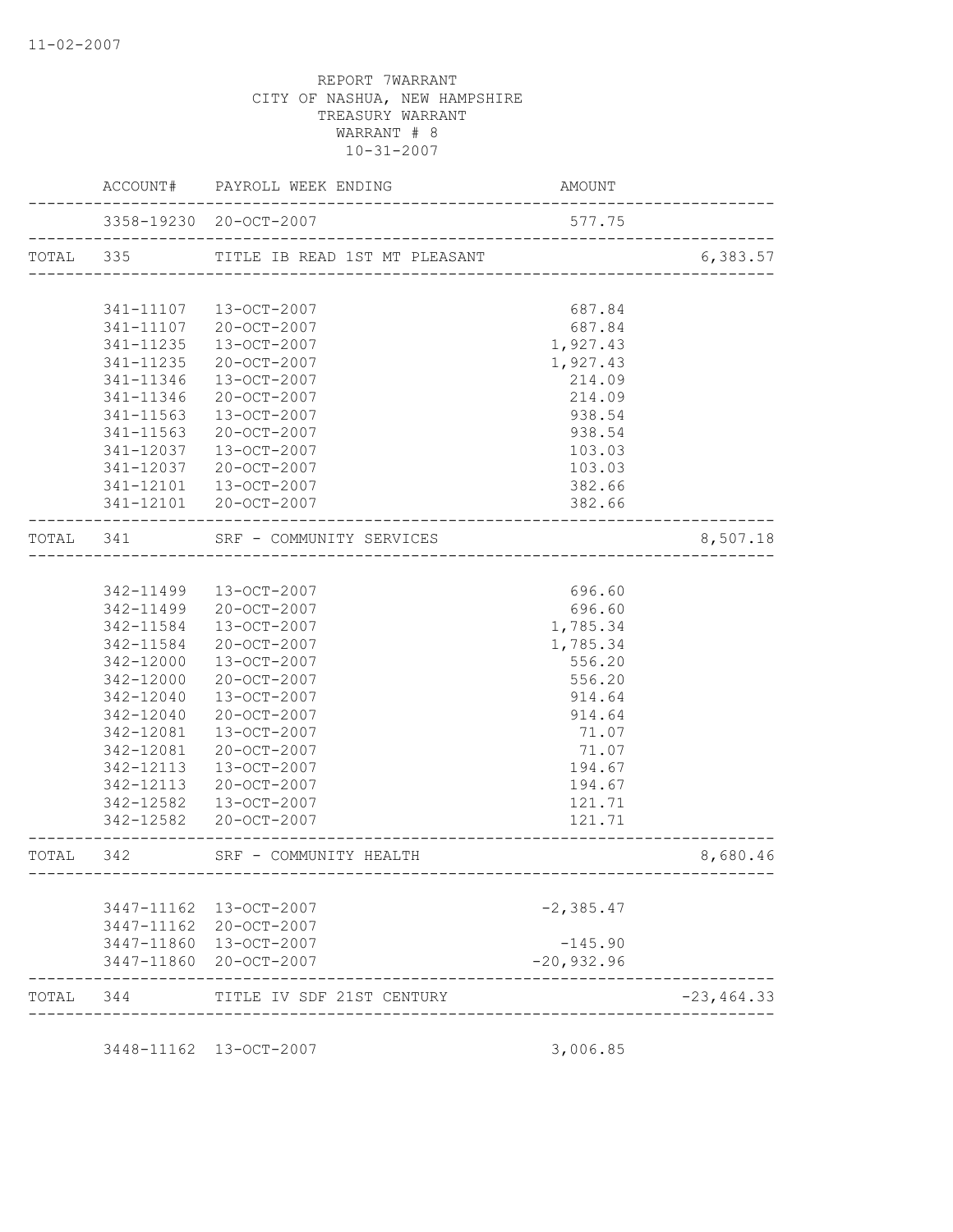REPORT 7WARRANT
CITY OF NASHUA, NEW HAMPSHIRE
TREASURY WARRANT
WARRANT # 8
10-31-2007

| | ACCOUNT# | PAYROLL WEEK ENDING | AMOUNT | |
|---|---|---|---|---|
| | 3358-19230 | 20-OCT-2007 | 577.75 | |
| TOTAL | 335 | TITLE IB READ 1ST MT PLEASANT | | 6,383.57 |
| | 341-11107 | 13-OCT-2007 | 687.84 | |
| | 341-11107 | 20-OCT-2007 | 687.84 | |
| | 341-11235 | 13-OCT-2007 | 1,927.43 | |
| | 341-11235 | 20-OCT-2007 | 1,927.43 | |
| | 341-11346 | 13-OCT-2007 | 214.09 | |
| | 341-11346 | 20-OCT-2007 | 214.09 | |
| | 341-11563 | 13-OCT-2007 | 938.54 | |
| | 341-11563 | 20-OCT-2007 | 938.54 | |
| | 341-12037 | 13-OCT-2007 | 103.03 | |
| | 341-12037 | 20-OCT-2007 | 103.03 | |
| | 341-12101 | 13-OCT-2007 | 382.66 | |
| | 341-12101 | 20-OCT-2007 | 382.66 | |
| TOTAL | 341 | SRF - COMMUNITY SERVICES | | 8,507.18 |
| | 342-11499 | 13-OCT-2007 | 696.60 | |
| | 342-11499 | 20-OCT-2007 | 696.60 | |
| | 342-11584 | 13-OCT-2007 | 1,785.34 | |
| | 342-11584 | 20-OCT-2007 | 1,785.34 | |
| | 342-12000 | 13-OCT-2007 | 556.20 | |
| | 342-12000 | 20-OCT-2007 | 556.20 | |
| | 342-12040 | 13-OCT-2007 | 914.64 | |
| | 342-12040 | 20-OCT-2007 | 914.64 | |
| | 342-12081 | 13-OCT-2007 | 71.07 | |
| | 342-12081 | 20-OCT-2007 | 71.07 | |
| | 342-12113 | 13-OCT-2007 | 194.67 | |
| | 342-12113 | 20-OCT-2007 | 194.67 | |
| | 342-12582 | 13-OCT-2007 | 121.71 | |
| | 342-12582 | 20-OCT-2007 | 121.71 | |
| TOTAL | 342 | SRF - COMMUNITY HEALTH | | 8,680.46 |
| | 3447-11162 | 13-OCT-2007 | -2,385.47 | |
| | 3447-11162 | 20-OCT-2007 | | |
| | 3447-11860 | 13-OCT-2007 | -145.90 | |
| | 3447-11860 | 20-OCT-2007 | -20,932.96 | |
| TOTAL | 344 | TITLE IV SDF 21ST CENTURY | | -23,464.33 |
| | 3448-11162 | 13-OCT-2007 | 3,006.85 | |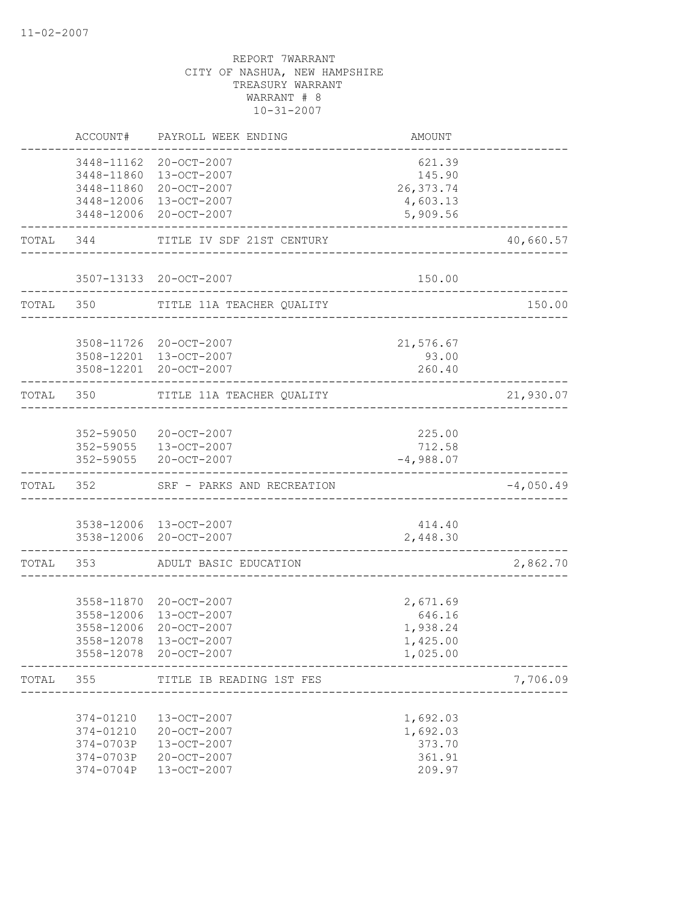REPORT 7WARRANT
CITY OF NASHUA, NEW HAMPSHIRE
TREASURY WARRANT
WARRANT # 8
10-31-2007

| | ACCOUNT# | PAYROLL WEEK ENDING | AMOUNT | |
|---|---|---|---|---|
| | 3448-11162 | 20-OCT-2007 | 621.39 | |
| | 3448-11860 | 13-OCT-2007 | 145.90 | |
| | 3448-11860 | 20-OCT-2007 | 26,373.74 | |
| | 3448-12006 | 13-OCT-2007 | 4,603.13 | |
| | 3448-12006 | 20-OCT-2007 | 5,909.56 | |
| TOTAL | 344 | TITLE IV SDF 21ST CENTURY | | 40,660.57 |
| | 3507-13133 | 20-OCT-2007 | 150.00 | |
| TOTAL | 350 | TITLE 11A TEACHER QUALITY | | 150.00 |
| | 3508-11726 | 20-OCT-2007 | 21,576.67 | |
| | 3508-12201 | 13-OCT-2007 | 93.00 | |
| | 3508-12201 | 20-OCT-2007 | 260.40 | |
| TOTAL | 350 | TITLE 11A TEACHER QUALITY | | 21,930.07 |
| | 352-59050 | 20-OCT-2007 | 225.00 | |
| | 352-59055 | 13-OCT-2007 | 712.58 | |
| | 352-59055 | 20-OCT-2007 | -4,988.07 | |
| TOTAL | 352 | SRF - PARKS AND RECREATION | | -4,050.49 |
| | 3538-12006 | 13-OCT-2007 | 414.40 | |
| | 3538-12006 | 20-OCT-2007 | 2,448.30 | |
| TOTAL | 353 | ADULT BASIC EDUCATION | | 2,862.70 |
| | 3558-11870 | 20-OCT-2007 | 2,671.69 | |
| | 3558-12006 | 13-OCT-2007 | 646.16 | |
| | 3558-12006 | 20-OCT-2007 | 1,938.24 | |
| | 3558-12078 | 13-OCT-2007 | 1,425.00 | |
| | 3558-12078 | 20-OCT-2007 | 1,025.00 | |
| TOTAL | 355 | TITLE IB READING 1ST FES | | 7,706.09 |
| | 374-01210 | 13-OCT-2007 | 1,692.03 | |
| | 374-01210 | 20-OCT-2007 | 1,692.03 | |
| | 374-0703P | 13-OCT-2007 | 373.70 | |
| | 374-0703P | 20-OCT-2007 | 361.91 | |
| | 374-0704P | 13-OCT-2007 | 209.97 | |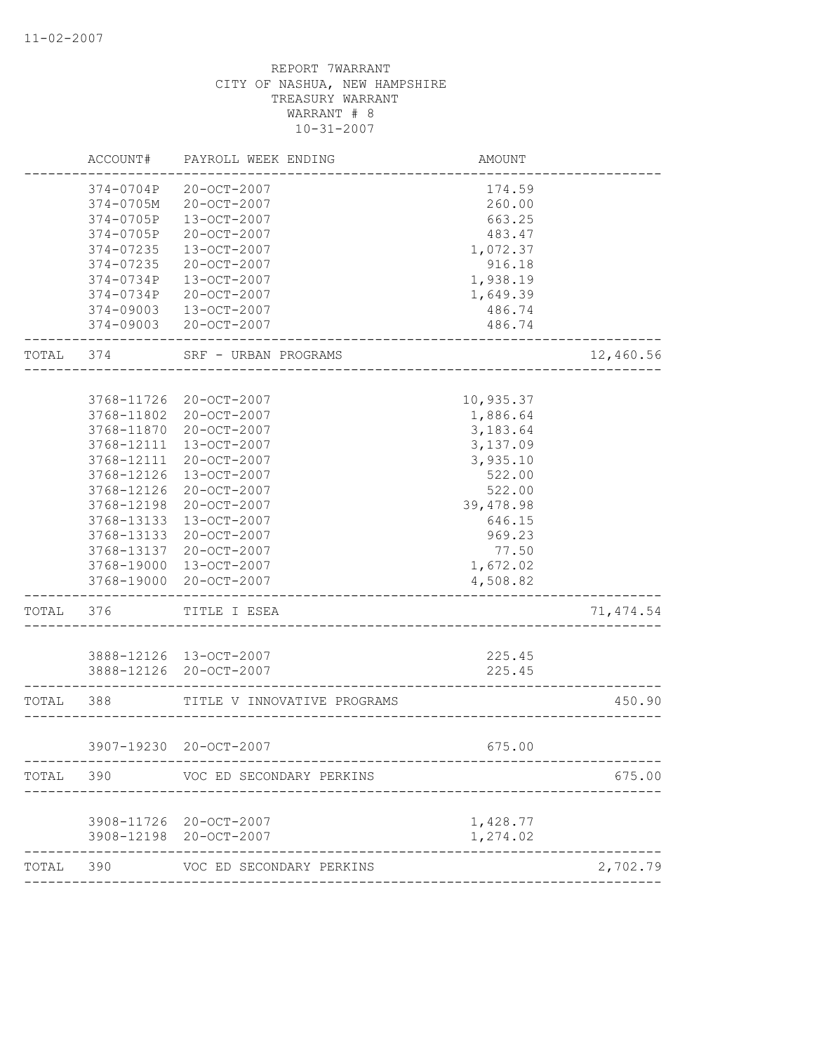REPORT 7WARRANT
CITY OF NASHUA, NEW HAMPSHIRE
TREASURY WARRANT
WARRANT # 8
10-31-2007

| | ACCOUNT# | PAYROLL WEEK ENDING | AMOUNT | |
|---|---|---|---|---|
| | 374-0704P | 20-OCT-2007 | 174.59 | |
| | 374-0705M | 20-OCT-2007 | 260.00 | |
| | 374-0705P | 13-OCT-2007 | 663.25 | |
| | 374-0705P | 20-OCT-2007 | 483.47 | |
| | 374-07235 | 13-OCT-2007 | 1,072.37 | |
| | 374-07235 | 20-OCT-2007 | 916.18 | |
| | 374-0734P | 13-OCT-2007 | 1,938.19 | |
| | 374-0734P | 20-OCT-2007 | 1,649.39 | |
| | 374-09003 | 13-OCT-2007 | 486.74 | |
| | 374-09003 | 20-OCT-2007 | 486.74 | |
| TOTAL | 374 | SRF - URBAN PROGRAMS | | 12,460.56 |
| | 3768-11726 | 20-OCT-2007 | 10,935.37 | |
| | 3768-11802 | 20-OCT-2007 | 1,886.64 | |
| | 3768-11870 | 20-OCT-2007 | 3,183.64 | |
| | 3768-12111 | 13-OCT-2007 | 3,137.09 | |
| | 3768-12111 | 20-OCT-2007 | 3,935.10 | |
| | 3768-12126 | 13-OCT-2007 | 522.00 | |
| | 3768-12126 | 20-OCT-2007 | 522.00 | |
| | 3768-12198 | 20-OCT-2007 | 39,478.98 | |
| | 3768-13133 | 13-OCT-2007 | 646.15 | |
| | 3768-13133 | 20-OCT-2007 | 969.23 | |
| | 3768-13137 | 20-OCT-2007 | 77.50 | |
| | 3768-19000 | 13-OCT-2007 | 1,672.02 | |
| | 3768-19000 | 20-OCT-2007 | 4,508.82 | |
| TOTAL | 376 | TITLE I ESEA | | 71,474.54 |
| | 3888-12126 | 13-OCT-2007 | 225.45 | |
| | 3888-12126 | 20-OCT-2007 | 225.45 | |
| TOTAL | 388 | TITLE V INNOVATIVE PROGRAMS | | 450.90 |
| | 3907-19230 | 20-OCT-2007 | 675.00 | |
| TOTAL | 390 | VOC ED SECONDARY PERKINS | | 675.00 |
| | 3908-11726 | 20-OCT-2007 | 1,428.77 | |
| | 3908-12198 | 20-OCT-2007 | 1,274.02 | |
| TOTAL | 390 | VOC ED SECONDARY PERKINS | | 2,702.79 |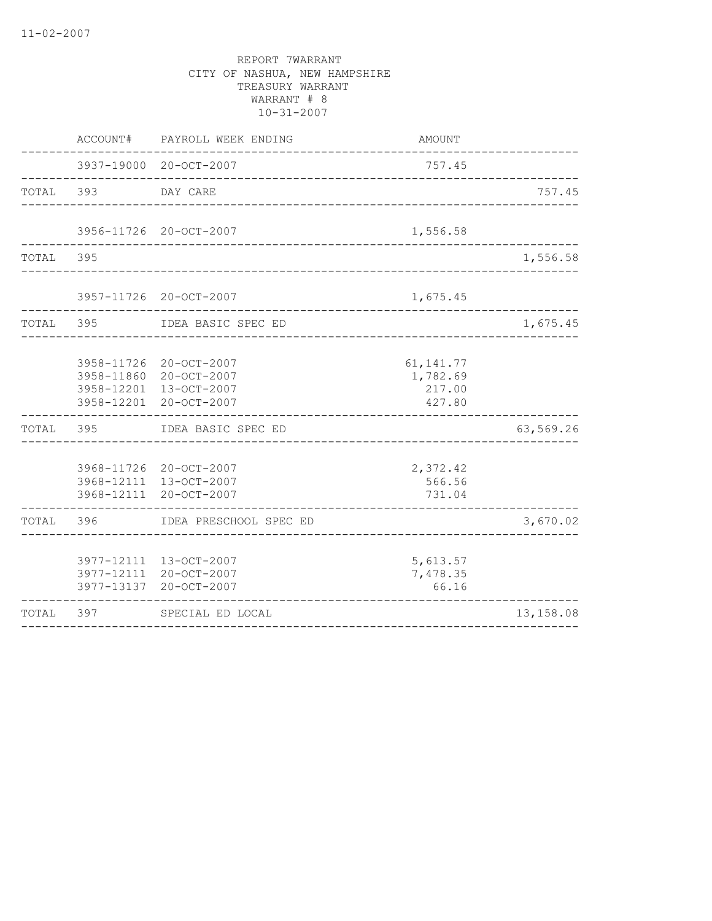11-02-2007

REPORT 7WARRANT
CITY OF NASHUA, NEW HAMPSHIRE
TREASURY WARRANT
WARRANT # 8
10-31-2007

| | ACCOUNT# | PAYROLL WEEK ENDING | AMOUNT | |
|---|---|---|---|---|
| | 3937-19000 | 20-OCT-2007 | 757.45 | |
| TOTAL | 393 | DAY CARE | | 757.45 |
| | 3956-11726 | 20-OCT-2007 | 1,556.58 | |
| TOTAL | 395 | | | 1,556.58 |
| | 3957-11726 | 20-OCT-2007 | 1,675.45 | |
| TOTAL | 395 | IDEA BASIC SPEC ED | | 1,675.45 |
| | 3958-11726 | 20-OCT-2007 | 61,141.77 | |
| | 3958-11860 | 20-OCT-2007 | 1,782.69 | |
| | 3958-12201 | 13-OCT-2007 | 217.00 | |
| | 3958-12201 | 20-OCT-2007 | 427.80 | |
| TOTAL | 395 | IDEA BASIC SPEC ED | | 63,569.26 |
| | 3968-11726 | 20-OCT-2007 | 2,372.42 | |
| | 3968-12111 | 13-OCT-2007 | 566.56 | |
| | 3968-12111 | 20-OCT-2007 | 731.04 | |
| TOTAL | 396 | IDEA PRESCHOOL SPEC ED | | 3,670.02 |
| | 3977-12111 | 13-OCT-2007 | 5,613.57 | |
| | 3977-12111 | 20-OCT-2007 | 7,478.35 | |
| | 3977-13137 | 20-OCT-2007 | 66.16 | |
| TOTAL | 397 | SPECIAL ED LOCAL | | 13,158.08 |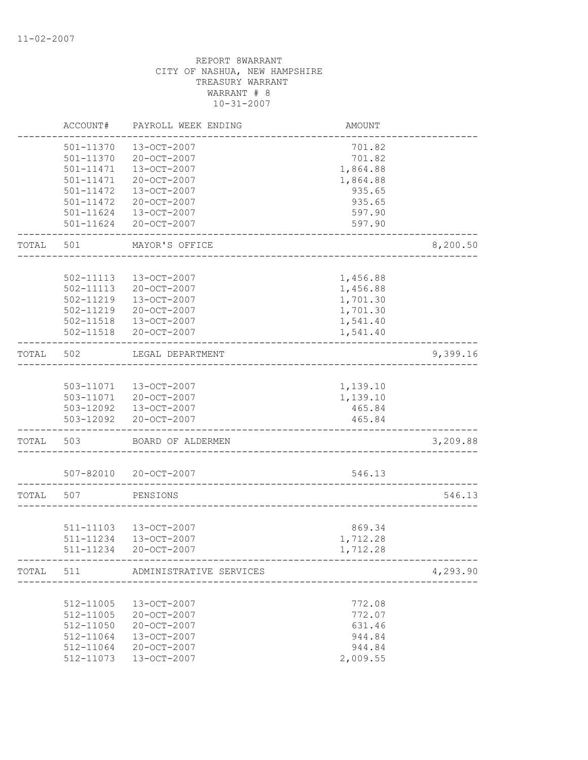11-02-2007

REPORT 8WARRANT
CITY OF NASHUA, NEW HAMPSHIRE
TREASURY WARRANT
WARRANT # 8
10-31-2007

| | ACCOUNT# | PAYROLL WEEK ENDING | AMOUNT | |
|---|---|---|---|---|
| | 501-11370 | 13-OCT-2007 | 701.82 | |
| | 501-11370 | 20-OCT-2007 | 701.82 | |
| | 501-11471 | 13-OCT-2007 | 1,864.88 | |
| | 501-11471 | 20-OCT-2007 | 1,864.88 | |
| | 501-11472 | 13-OCT-2007 | 935.65 | |
| | 501-11472 | 20-OCT-2007 | 935.65 | |
| | 501-11624 | 13-OCT-2007 | 597.90 | |
| | 501-11624 | 20-OCT-2007 | 597.90 | |
| TOTAL | 501 | MAYOR'S OFFICE | | 8,200.50 |
| | 502-11113 | 13-OCT-2007 | 1,456.88 | |
| | 502-11113 | 20-OCT-2007 | 1,456.88 | |
| | 502-11219 | 13-OCT-2007 | 1,701.30 | |
| | 502-11219 | 20-OCT-2007 | 1,701.30 | |
| | 502-11518 | 13-OCT-2007 | 1,541.40 | |
| | 502-11518 | 20-OCT-2007 | 1,541.40 | |
| TOTAL | 502 | LEGAL DEPARTMENT | | 9,399.16 |
| | 503-11071 | 13-OCT-2007 | 1,139.10 | |
| | 503-11071 | 20-OCT-2007 | 1,139.10 | |
| | 503-12092 | 13-OCT-2007 | 465.84 | |
| | 503-12092 | 20-OCT-2007 | 465.84 | |
| TOTAL | 503 | BOARD OF ALDERMEN | | 3,209.88 |
| | 507-82010 | 20-OCT-2007 | 546.13 | |
| TOTAL | 507 | PENSIONS | | 546.13 |
| | 511-11103 | 13-OCT-2007 | 869.34 | |
| | 511-11234 | 13-OCT-2007 | 1,712.28 | |
| | 511-11234 | 20-OCT-2007 | 1,712.28 | |
| TOTAL | 511 | ADMINISTRATIVE SERVICES | | 4,293.90 |
| | 512-11005 | 13-OCT-2007 | 772.08 | |
| | 512-11005 | 20-OCT-2007 | 772.07 | |
| | 512-11050 | 20-OCT-2007 | 631.46 | |
| | 512-11064 | 13-OCT-2007 | 944.84 | |
| | 512-11064 | 20-OCT-2007 | 944.84 | |
| | 512-11073 | 13-OCT-2007 | 2,009.55 | |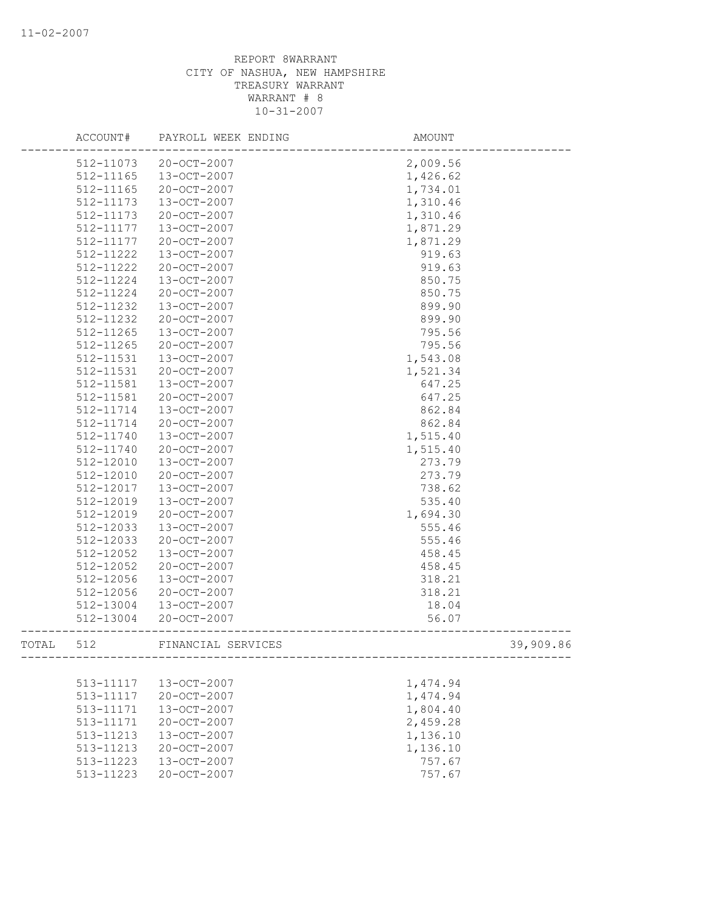REPORT 8WARRANT
CITY OF NASHUA, NEW HAMPSHIRE
TREASURY WARRANT
WARRANT # 8
10-31-2007

| | ACCOUNT# | PAYROLL WEEK ENDING | AMOUNT | |
|---|---|---|---|---|
| | 512-11073 | 20-OCT-2007 | 2,009.56 | |
| | 512-11165 | 13-OCT-2007 | 1,426.62 | |
| | 512-11165 | 20-OCT-2007 | 1,734.01 | |
| | 512-11173 | 13-OCT-2007 | 1,310.46 | |
| | 512-11173 | 20-OCT-2007 | 1,310.46 | |
| | 512-11177 | 13-OCT-2007 | 1,871.29 | |
| | 512-11177 | 20-OCT-2007 | 1,871.29 | |
| | 512-11222 | 13-OCT-2007 | 919.63 | |
| | 512-11222 | 20-OCT-2007 | 919.63 | |
| | 512-11224 | 13-OCT-2007 | 850.75 | |
| | 512-11224 | 20-OCT-2007 | 850.75 | |
| | 512-11232 | 13-OCT-2007 | 899.90 | |
| | 512-11232 | 20-OCT-2007 | 899.90 | |
| | 512-11265 | 13-OCT-2007 | 795.56 | |
| | 512-11265 | 20-OCT-2007 | 795.56 | |
| | 512-11531 | 13-OCT-2007 | 1,543.08 | |
| | 512-11531 | 20-OCT-2007 | 1,521.34 | |
| | 512-11581 | 13-OCT-2007 | 647.25 | |
| | 512-11581 | 20-OCT-2007 | 647.25 | |
| | 512-11714 | 13-OCT-2007 | 862.84 | |
| | 512-11714 | 20-OCT-2007 | 862.84 | |
| | 512-11740 | 13-OCT-2007 | 1,515.40 | |
| | 512-11740 | 20-OCT-2007 | 1,515.40 | |
| | 512-12010 | 13-OCT-2007 | 273.79 | |
| | 512-12010 | 20-OCT-2007 | 273.79 | |
| | 512-12017 | 13-OCT-2007 | 738.62 | |
| | 512-12019 | 13-OCT-2007 | 535.40 | |
| | 512-12019 | 20-OCT-2007 | 1,694.30 | |
| | 512-12033 | 13-OCT-2007 | 555.46 | |
| | 512-12033 | 20-OCT-2007 | 555.46 | |
| | 512-12052 | 13-OCT-2007 | 458.45 | |
| | 512-12052 | 20-OCT-2007 | 458.45 | |
| | 512-12056 | 13-OCT-2007 | 318.21 | |
| | 512-12056 | 20-OCT-2007 | 318.21 | |
| | 512-13004 | 13-OCT-2007 | 18.04 | |
| | 512-13004 | 20-OCT-2007 | 56.07 | |
| TOTAL | 512 | FINANCIAL SERVICES | | 39,909.86 |
| | 513-11117 | 13-OCT-2007 | 1,474.94 | |
| | 513-11117 | 20-OCT-2007 | 1,474.94 | |
| | 513-11171 | 13-OCT-2007 | 1,804.40 | |
| | 513-11171 | 20-OCT-2007 | 2,459.28 | |
| | 513-11213 | 13-OCT-2007 | 1,136.10 | |
| | 513-11213 | 20-OCT-2007 | 1,136.10 | |
| | 513-11223 | 13-OCT-2007 | 757.67 | |
| | 513-11223 | 20-OCT-2007 | 757.67 | |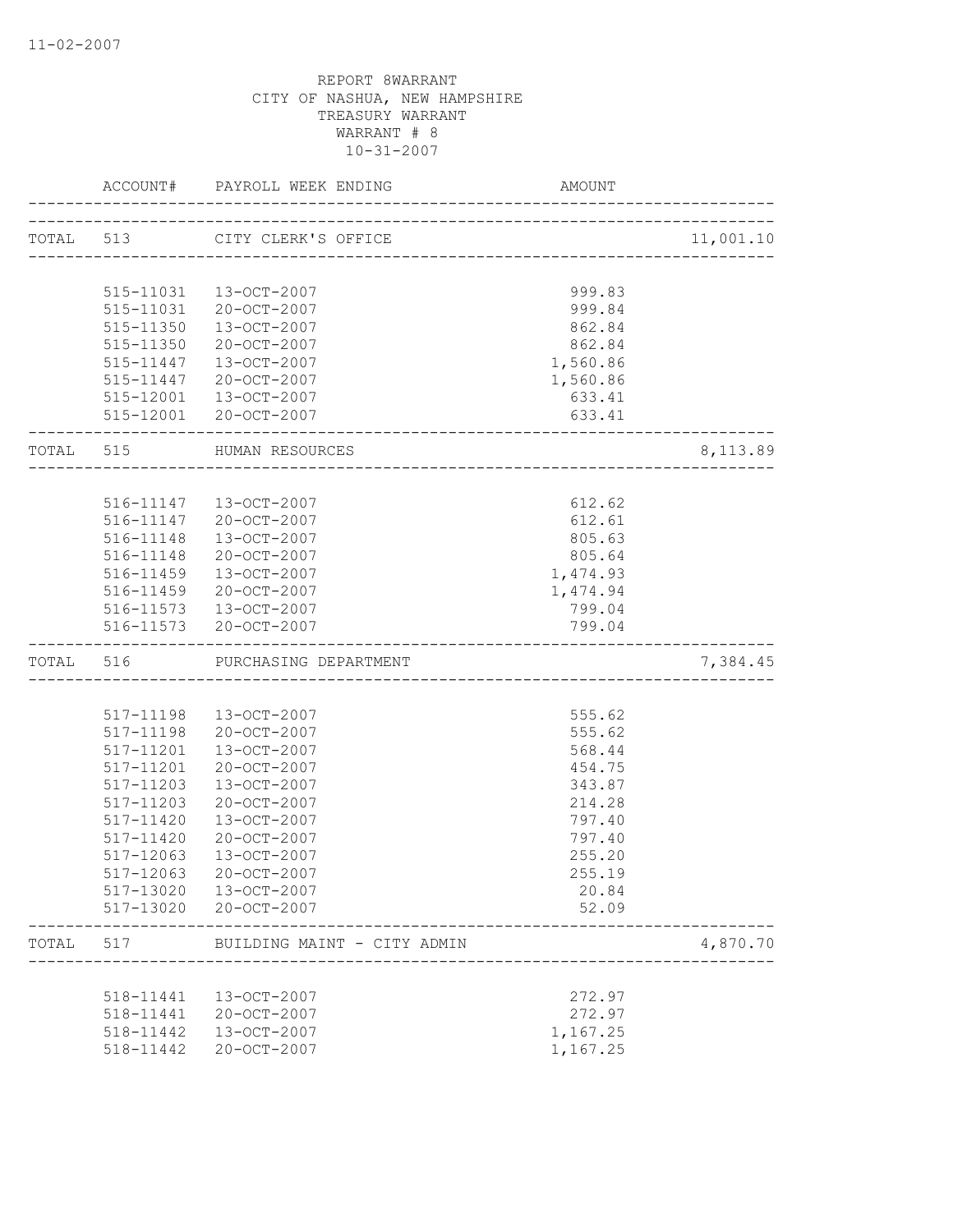REPORT 8WARRANT
CITY OF NASHUA, NEW HAMPSHIRE
TREASURY WARRANT
WARRANT # 8
10-31-2007

| | ACCOUNT# | PAYROLL WEEK ENDING | AMOUNT | |
|---|---|---|---|---|
| TOTAL | 513 | CITY CLERK'S OFFICE | | 11,001.10 |
| | 515-11031 | 13-OCT-2007 | 999.83 | |
| | 515-11031 | 20-OCT-2007 | 999.84 | |
| | 515-11350 | 13-OCT-2007 | 862.84 | |
| | 515-11350 | 20-OCT-2007 | 862.84 | |
| | 515-11447 | 13-OCT-2007 | 1,560.86 | |
| | 515-11447 | 20-OCT-2007 | 1,560.86 | |
| | 515-12001 | 13-OCT-2007 | 633.41 | |
| | 515-12001 | 20-OCT-2007 | 633.41 | |
| TOTAL | 515 | HUMAN RESOURCES | | 8,113.89 |
| | 516-11147 | 13-OCT-2007 | 612.62 | |
| | 516-11147 | 20-OCT-2007 | 612.61 | |
| | 516-11148 | 13-OCT-2007 | 805.63 | |
| | 516-11148 | 20-OCT-2007 | 805.64 | |
| | 516-11459 | 13-OCT-2007 | 1,474.93 | |
| | 516-11459 | 20-OCT-2007 | 1,474.94 | |
| | 516-11573 | 13-OCT-2007 | 799.04 | |
| | 516-11573 | 20-OCT-2007 | 799.04 | |
| TOTAL | 516 | PURCHASING DEPARTMENT | | 7,384.45 |
| | 517-11198 | 13-OCT-2007 | 555.62 | |
| | 517-11198 | 20-OCT-2007 | 555.62 | |
| | 517-11201 | 13-OCT-2007 | 568.44 | |
| | 517-11201 | 20-OCT-2007 | 454.75 | |
| | 517-11203 | 13-OCT-2007 | 343.87 | |
| | 517-11203 | 20-OCT-2007 | 214.28 | |
| | 517-11420 | 13-OCT-2007 | 797.40 | |
| | 517-11420 | 20-OCT-2007 | 797.40 | |
| | 517-12063 | 13-OCT-2007 | 255.20 | |
| | 517-12063 | 20-OCT-2007 | 255.19 | |
| | 517-13020 | 13-OCT-2007 | 20.84 | |
| | 517-13020 | 20-OCT-2007 | 52.09 | |
| TOTAL | 517 | BUILDING MAINT - CITY ADMIN | | 4,870.70 |
| | 518-11441 | 13-OCT-2007 | 272.97 | |
| | 518-11441 | 20-OCT-2007 | 272.97 | |
| | 518-11442 | 13-OCT-2007 | 1,167.25 | |
| | 518-11442 | 20-OCT-2007 | 1,167.25 | |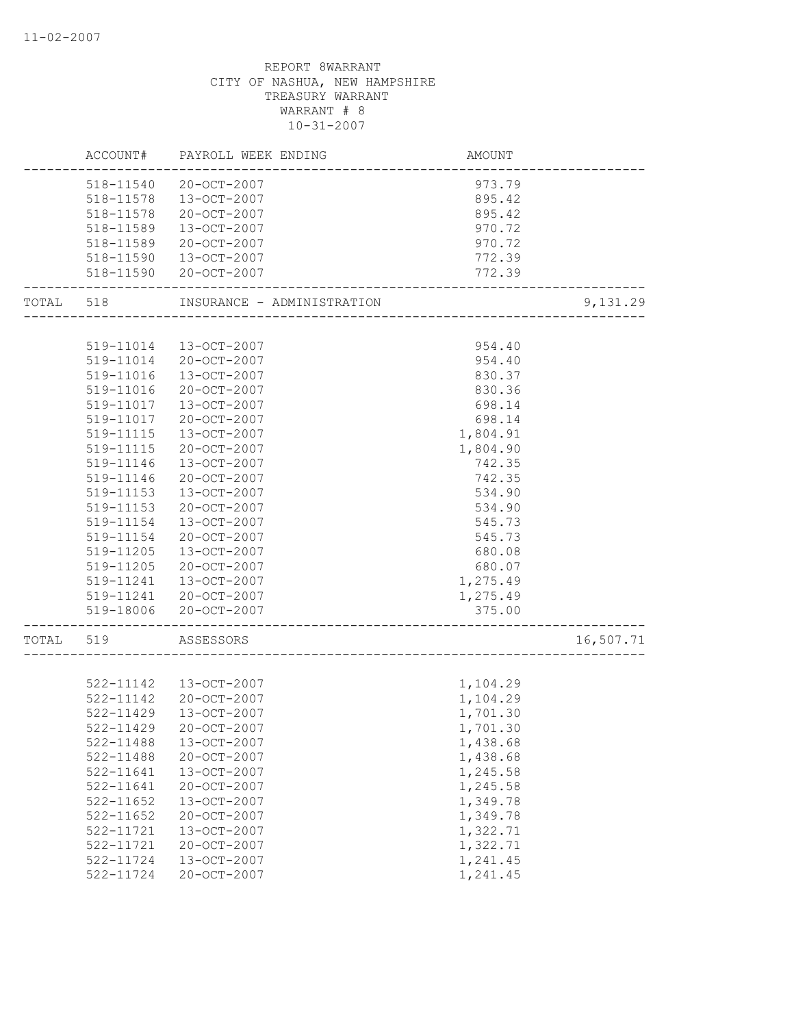REPORT 8WARRANT
CITY OF NASHUA, NEW HAMPSHIRE
TREASURY WARRANT
WARRANT # 8
10-31-2007

| | ACCOUNT# | PAYROLL WEEK ENDING | AMOUNT | |
|---|---|---|---|---|
| | 518-11540 | 20-OCT-2007 | 973.79 | |
| | 518-11578 | 13-OCT-2007 | 895.42 | |
| | 518-11578 | 20-OCT-2007 | 895.42 | |
| | 518-11589 | 13-OCT-2007 | 970.72 | |
| | 518-11589 | 20-OCT-2007 | 970.72 | |
| | 518-11590 | 13-OCT-2007 | 772.39 | |
| | 518-11590 | 20-OCT-2007 | 772.39 | |
| TOTAL | 518 | INSURANCE - ADMINISTRATION | | 9,131.29 |
| | 519-11014 | 13-OCT-2007 | 954.40 | |
| | 519-11014 | 20-OCT-2007 | 954.40 | |
| | 519-11016 | 13-OCT-2007 | 830.37 | |
| | 519-11016 | 20-OCT-2007 | 830.36 | |
| | 519-11017 | 13-OCT-2007 | 698.14 | |
| | 519-11017 | 20-OCT-2007 | 698.14 | |
| | 519-11115 | 13-OCT-2007 | 1,804.91 | |
| | 519-11115 | 20-OCT-2007 | 1,804.90 | |
| | 519-11146 | 13-OCT-2007 | 742.35 | |
| | 519-11146 | 20-OCT-2007 | 742.35 | |
| | 519-11153 | 13-OCT-2007 | 534.90 | |
| | 519-11153 | 20-OCT-2007 | 534.90 | |
| | 519-11154 | 13-OCT-2007 | 545.73 | |
| | 519-11154 | 20-OCT-2007 | 545.73 | |
| | 519-11205 | 13-OCT-2007 | 680.08 | |
| | 519-11205 | 20-OCT-2007 | 680.07 | |
| | 519-11241 | 13-OCT-2007 | 1,275.49 | |
| | 519-11241 | 20-OCT-2007 | 1,275.49 | |
| | 519-18006 | 20-OCT-2007 | 375.00 | |
| TOTAL | 519 | ASSESSORS | | 16,507.71 |
| | 522-11142 | 13-OCT-2007 | 1,104.29 | |
| | 522-11142 | 20-OCT-2007 | 1,104.29 | |
| | 522-11429 | 13-OCT-2007 | 1,701.30 | |
| | 522-11429 | 20-OCT-2007 | 1,701.30 | |
| | 522-11488 | 13-OCT-2007 | 1,438.68 | |
| | 522-11488 | 20-OCT-2007 | 1,438.68 | |
| | 522-11641 | 13-OCT-2007 | 1,245.58 | |
| | 522-11641 | 20-OCT-2007 | 1,245.58 | |
| | 522-11652 | 13-OCT-2007 | 1,349.78 | |
| | 522-11652 | 20-OCT-2007 | 1,349.78 | |
| | 522-11721 | 13-OCT-2007 | 1,322.71 | |
| | 522-11721 | 20-OCT-2007 | 1,322.71 | |
| | 522-11724 | 13-OCT-2007 | 1,241.45 | |
| | 522-11724 | 20-OCT-2007 | 1,241.45 | |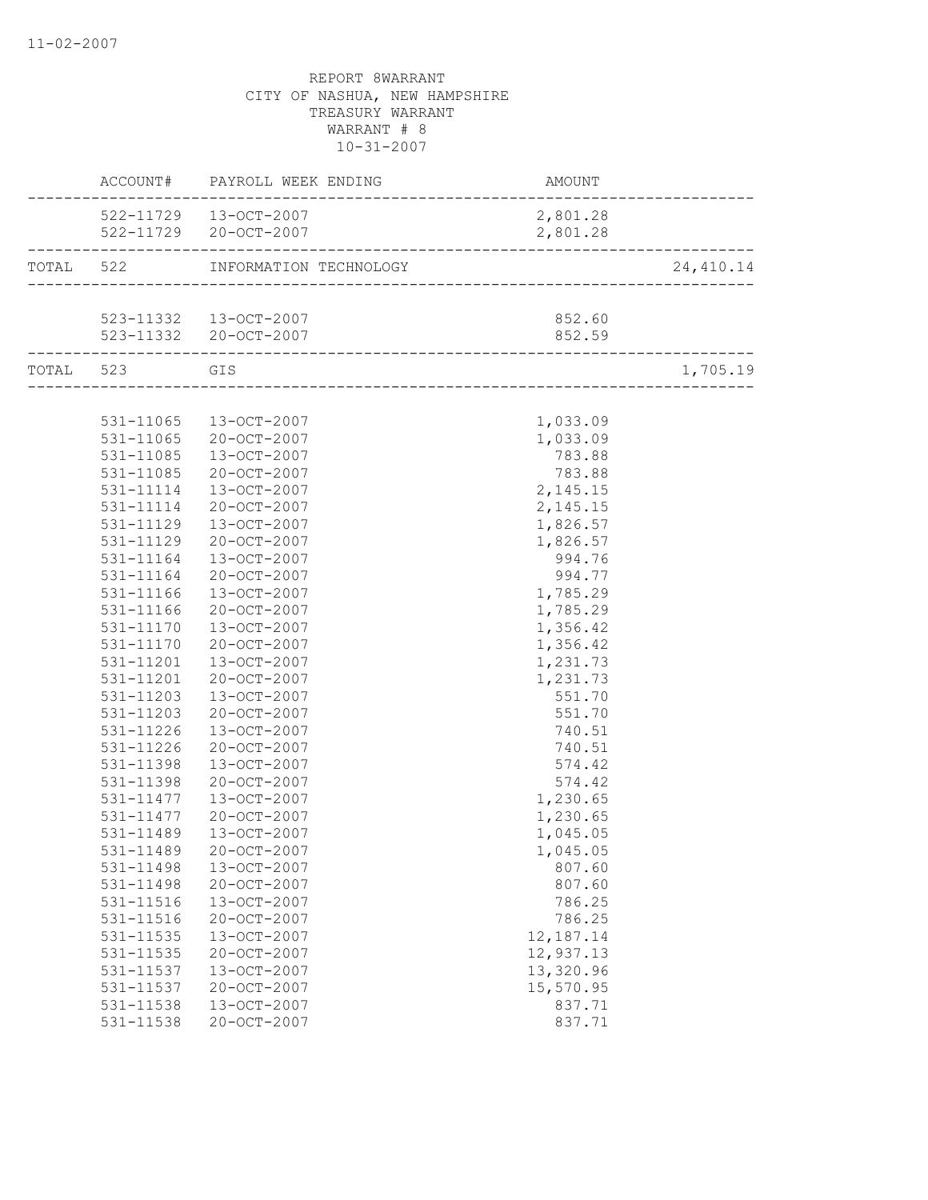REPORT 8WARRANT
CITY OF NASHUA, NEW HAMPSHIRE
TREASURY WARRANT
WARRANT # 8
10-31-2007

| | ACCOUNT# | PAYROLL WEEK ENDING | AMOUNT | |
|---|---|---|---|---|
| | 522-11729 | 13-OCT-2007 | 2,801.28 | |
| | 522-11729 | 20-OCT-2007 | 2,801.28 | |
| TOTAL | 522 | INFORMATION TECHNOLOGY | | 24,410.14 |
| | 523-11332 | 13-OCT-2007 | 852.60 | |
| | 523-11332 | 20-OCT-2007 | 852.59 | |
| TOTAL | 523 | GIS | | 1,705.19 |
| | 531-11065 | 13-OCT-2007 | 1,033.09 | |
| | 531-11065 | 20-OCT-2007 | 1,033.09 | |
| | 531-11085 | 13-OCT-2007 | 783.88 | |
| | 531-11085 | 20-OCT-2007 | 783.88 | |
| | 531-11114 | 13-OCT-2007 | 2,145.15 | |
| | 531-11114 | 20-OCT-2007 | 2,145.15 | |
| | 531-11129 | 13-OCT-2007 | 1,826.57 | |
| | 531-11129 | 20-OCT-2007 | 1,826.57 | |
| | 531-11164 | 13-OCT-2007 | 994.76 | |
| | 531-11164 | 20-OCT-2007 | 994.77 | |
| | 531-11166 | 13-OCT-2007 | 1,785.29 | |
| | 531-11166 | 20-OCT-2007 | 1,785.29 | |
| | 531-11170 | 13-OCT-2007 | 1,356.42 | |
| | 531-11170 | 20-OCT-2007 | 1,356.42 | |
| | 531-11201 | 13-OCT-2007 | 1,231.73 | |
| | 531-11201 | 20-OCT-2007 | 1,231.73 | |
| | 531-11203 | 13-OCT-2007 | 551.70 | |
| | 531-11203 | 20-OCT-2007 | 551.70 | |
| | 531-11226 | 13-OCT-2007 | 740.51 | |
| | 531-11226 | 20-OCT-2007 | 740.51 | |
| | 531-11398 | 13-OCT-2007 | 574.42 | |
| | 531-11398 | 20-OCT-2007 | 574.42 | |
| | 531-11477 | 13-OCT-2007 | 1,230.65 | |
| | 531-11477 | 20-OCT-2007 | 1,230.65 | |
| | 531-11489 | 13-OCT-2007 | 1,045.05 | |
| | 531-11489 | 20-OCT-2007 | 1,045.05 | |
| | 531-11498 | 13-OCT-2007 | 807.60 | |
| | 531-11498 | 20-OCT-2007 | 807.60 | |
| | 531-11516 | 13-OCT-2007 | 786.25 | |
| | 531-11516 | 20-OCT-2007 | 786.25 | |
| | 531-11535 | 13-OCT-2007 | 12,187.14 | |
| | 531-11535 | 20-OCT-2007 | 12,937.13 | |
| | 531-11537 | 13-OCT-2007 | 13,320.96 | |
| | 531-11537 | 20-OCT-2007 | 15,570.95 | |
| | 531-11538 | 13-OCT-2007 | 837.71 | |
| | 531-11538 | 20-OCT-2007 | 837.71 | |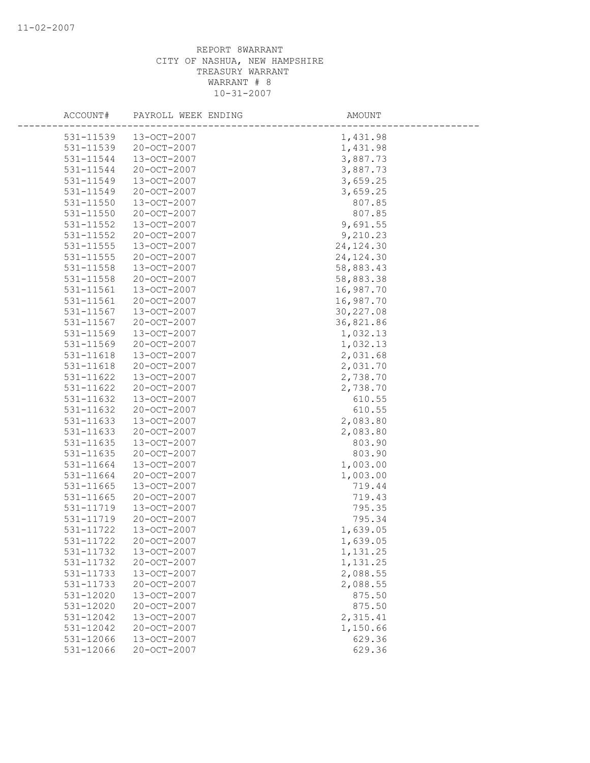REPORT 8WARRANT
CITY OF NASHUA, NEW HAMPSHIRE
TREASURY WARRANT
WARRANT # 8
10-31-2007

| ACCOUNT# | PAYROLL WEEK ENDING | AMOUNT |
|---|---|---|
| 531-11539 | 13-OCT-2007 | 1,431.98 |
| 531-11539 | 20-OCT-2007 | 1,431.98 |
| 531-11544 | 13-OCT-2007 | 3,887.73 |
| 531-11544 | 20-OCT-2007 | 3,887.73 |
| 531-11549 | 13-OCT-2007 | 3,659.25 |
| 531-11549 | 20-OCT-2007 | 3,659.25 |
| 531-11550 | 13-OCT-2007 | 807.85 |
| 531-11550 | 20-OCT-2007 | 807.85 |
| 531-11552 | 13-OCT-2007 | 9,691.55 |
| 531-11552 | 20-OCT-2007 | 9,210.23 |
| 531-11555 | 13-OCT-2007 | 24,124.30 |
| 531-11555 | 20-OCT-2007 | 24,124.30 |
| 531-11558 | 13-OCT-2007 | 58,883.43 |
| 531-11558 | 20-OCT-2007 | 58,883.38 |
| 531-11561 | 13-OCT-2007 | 16,987.70 |
| 531-11561 | 20-OCT-2007 | 16,987.70 |
| 531-11567 | 13-OCT-2007 | 30,227.08 |
| 531-11567 | 20-OCT-2007 | 36,821.86 |
| 531-11569 | 13-OCT-2007 | 1,032.13 |
| 531-11569 | 20-OCT-2007 | 1,032.13 |
| 531-11618 | 13-OCT-2007 | 2,031.68 |
| 531-11618 | 20-OCT-2007 | 2,031.70 |
| 531-11622 | 13-OCT-2007 | 2,738.70 |
| 531-11622 | 20-OCT-2007 | 2,738.70 |
| 531-11632 | 13-OCT-2007 | 610.55 |
| 531-11632 | 20-OCT-2007 | 610.55 |
| 531-11633 | 13-OCT-2007 | 2,083.80 |
| 531-11633 | 20-OCT-2007 | 2,083.80 |
| 531-11635 | 13-OCT-2007 | 803.90 |
| 531-11635 | 20-OCT-2007 | 803.90 |
| 531-11664 | 13-OCT-2007 | 1,003.00 |
| 531-11664 | 20-OCT-2007 | 1,003.00 |
| 531-11665 | 13-OCT-2007 | 719.44 |
| 531-11665 | 20-OCT-2007 | 719.43 |
| 531-11719 | 13-OCT-2007 | 795.35 |
| 531-11719 | 20-OCT-2007 | 795.34 |
| 531-11722 | 13-OCT-2007 | 1,639.05 |
| 531-11722 | 20-OCT-2007 | 1,639.05 |
| 531-11732 | 13-OCT-2007 | 1,131.25 |
| 531-11732 | 20-OCT-2007 | 1,131.25 |
| 531-11733 | 13-OCT-2007 | 2,088.55 |
| 531-11733 | 20-OCT-2007 | 2,088.55 |
| 531-12020 | 13-OCT-2007 | 875.50 |
| 531-12020 | 20-OCT-2007 | 875.50 |
| 531-12042 | 13-OCT-2007 | 2,315.41 |
| 531-12042 | 20-OCT-2007 | 1,150.66 |
| 531-12066 | 13-OCT-2007 | 629.36 |
| 531-12066 | 20-OCT-2007 | 629.36 |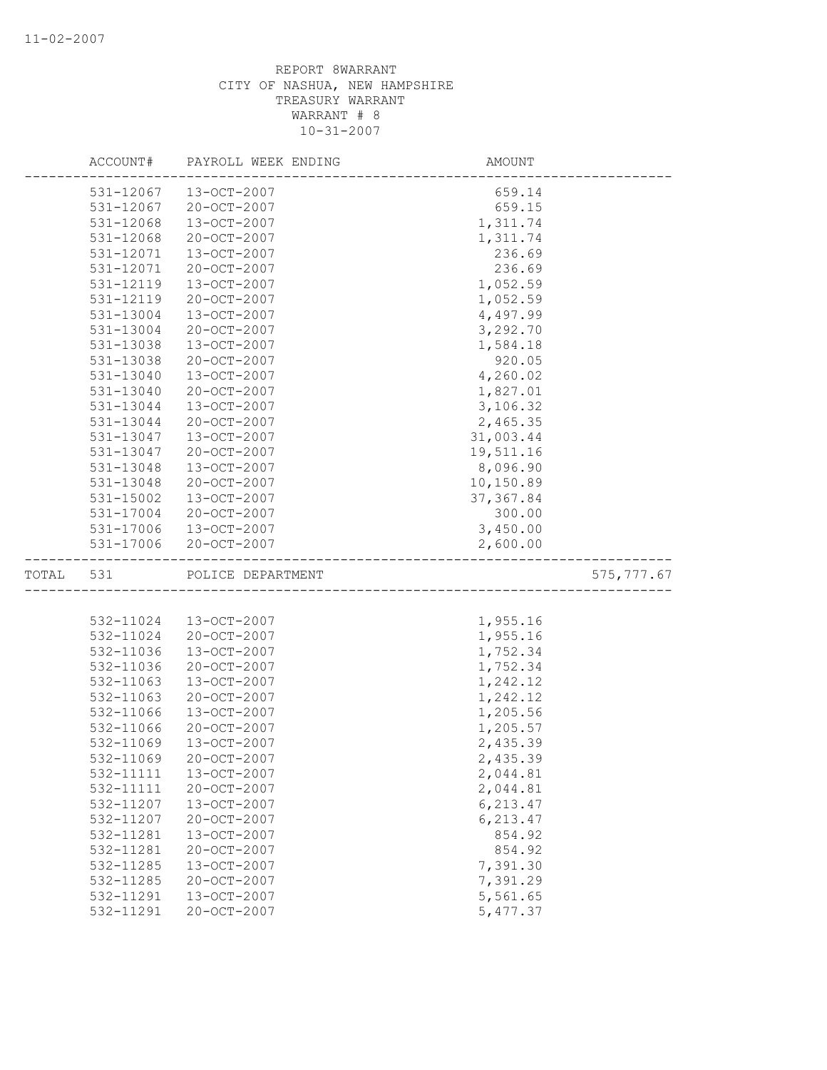REPORT 8WARRANT
CITY OF NASHUA, NEW HAMPSHIRE
TREASURY WARRANT
WARRANT # 8
10-31-2007

| ACCOUNT# | PAYROLL WEEK ENDING | AMOUNT | |
|---|---|---|---|
| 531-12067 | 13-OCT-2007 | 659.14 | |
| 531-12067 | 20-OCT-2007 | 659.15 | |
| 531-12068 | 13-OCT-2007 | 1,311.74 | |
| 531-12068 | 20-OCT-2007 | 1,311.74 | |
| 531-12071 | 13-OCT-2007 | 236.69 | |
| 531-12071 | 20-OCT-2007 | 236.69 | |
| 531-12119 | 13-OCT-2007 | 1,052.59 | |
| 531-12119 | 20-OCT-2007 | 1,052.59 | |
| 531-13004 | 13-OCT-2007 | 4,497.99 | |
| 531-13004 | 20-OCT-2007 | 3,292.70 | |
| 531-13038 | 13-OCT-2007 | 1,584.18 | |
| 531-13038 | 20-OCT-2007 | 920.05 | |
| 531-13040 | 13-OCT-2007 | 4,260.02 | |
| 531-13040 | 20-OCT-2007 | 1,827.01 | |
| 531-13044 | 13-OCT-2007 | 3,106.32 | |
| 531-13044 | 20-OCT-2007 | 2,465.35 | |
| 531-13047 | 13-OCT-2007 | 31,003.44 | |
| 531-13047 | 20-OCT-2007 | 19,511.16 | |
| 531-13048 | 13-OCT-2007 | 8,096.90 | |
| 531-13048 | 20-OCT-2007 | 10,150.89 | |
| 531-15002 | 13-OCT-2007 | 37,367.84 | |
| 531-17004 | 20-OCT-2007 | 300.00 | |
| 531-17006 | 13-OCT-2007 | 3,450.00 | |
| 531-17006 | 20-OCT-2007 | 2,600.00 | |
| TOTAL 531 | POLICE DEPARTMENT | | 575,777.67 |
| 532-11024 | 13-OCT-2007 | 1,955.16 | |
| 532-11024 | 20-OCT-2007 | 1,955.16 | |
| 532-11036 | 13-OCT-2007 | 1,752.34 | |
| 532-11036 | 20-OCT-2007 | 1,752.34 | |
| 532-11063 | 13-OCT-2007 | 1,242.12 | |
| 532-11063 | 20-OCT-2007 | 1,242.12 | |
| 532-11066 | 13-OCT-2007 | 1,205.56 | |
| 532-11066 | 20-OCT-2007 | 1,205.57 | |
| 532-11069 | 13-OCT-2007 | 2,435.39 | |
| 532-11069 | 20-OCT-2007 | 2,435.39 | |
| 532-11111 | 13-OCT-2007 | 2,044.81 | |
| 532-11111 | 20-OCT-2007 | 2,044.81 | |
| 532-11207 | 13-OCT-2007 | 6,213.47 | |
| 532-11207 | 20-OCT-2007 | 6,213.47 | |
| 532-11281 | 13-OCT-2007 | 854.92 | |
| 532-11281 | 20-OCT-2007 | 854.92 | |
| 532-11285 | 13-OCT-2007 | 7,391.30 | |
| 532-11285 | 20-OCT-2007 | 7,391.29 | |
| 532-11291 | 13-OCT-2007 | 5,561.65 | |
| 532-11291 | 20-OCT-2007 | 5,477.37 | |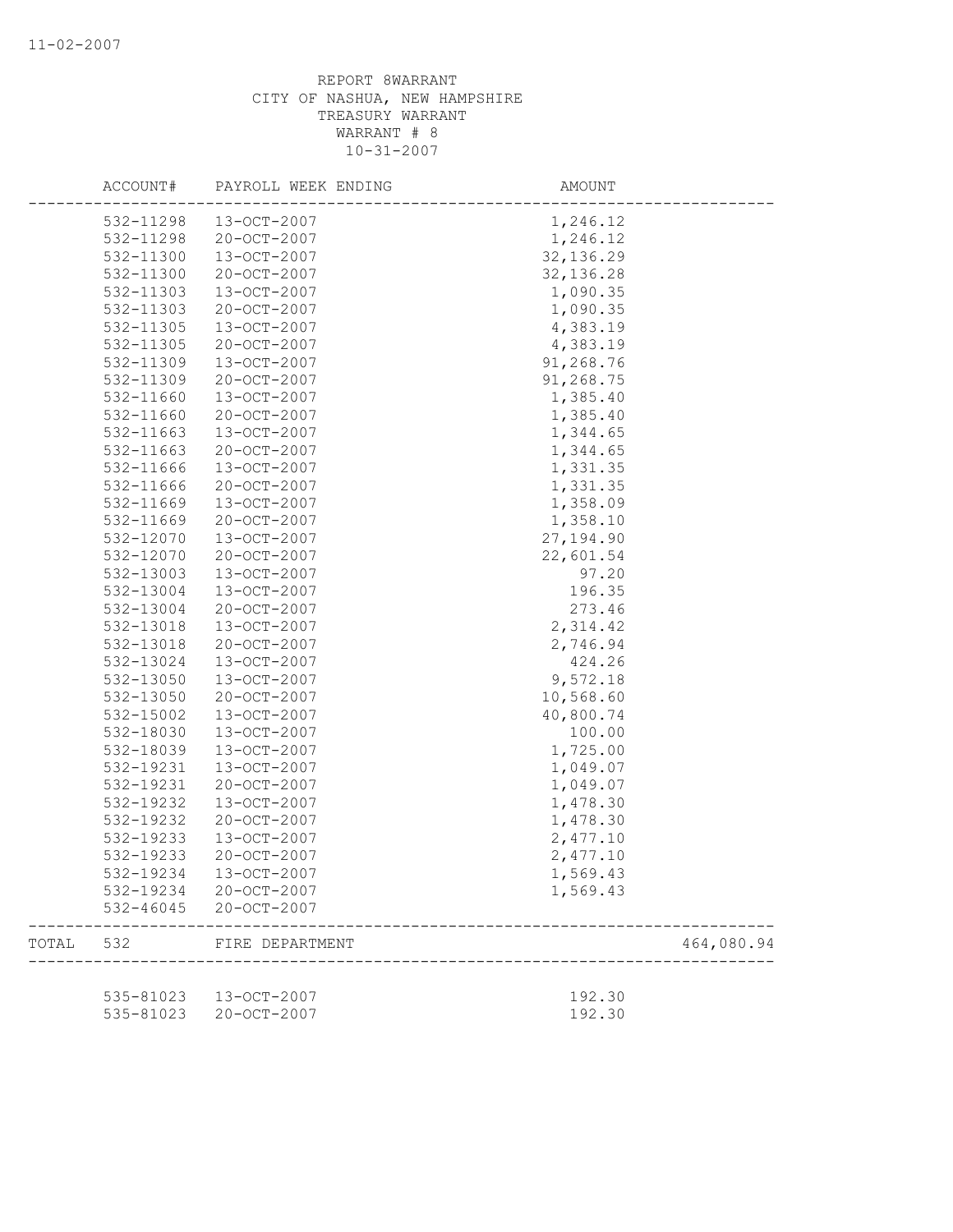11-02-2007

REPORT 8WARRANT
CITY OF NASHUA, NEW HAMPSHIRE
TREASURY WARRANT
WARRANT # 8
10-31-2007

| | ACCOUNT# | PAYROLL WEEK ENDING | AMOUNT | |
|---|---|---|---|---|
| | 532-11298 | 13-OCT-2007 | 1,246.12 | |
| | 532-11298 | 20-OCT-2007 | 1,246.12 | |
| | 532-11300 | 13-OCT-2007 | 32,136.29 | |
| | 532-11300 | 20-OCT-2007 | 32,136.28 | |
| | 532-11303 | 13-OCT-2007 | 1,090.35 | |
| | 532-11303 | 20-OCT-2007 | 1,090.35 | |
| | 532-11305 | 13-OCT-2007 | 4,383.19 | |
| | 532-11305 | 20-OCT-2007 | 4,383.19 | |
| | 532-11309 | 13-OCT-2007 | 91,268.76 | |
| | 532-11309 | 20-OCT-2007 | 91,268.75 | |
| | 532-11660 | 13-OCT-2007 | 1,385.40 | |
| | 532-11660 | 20-OCT-2007 | 1,385.40 | |
| | 532-11663 | 13-OCT-2007 | 1,344.65 | |
| | 532-11663 | 20-OCT-2007 | 1,344.65 | |
| | 532-11666 | 13-OCT-2007 | 1,331.35 | |
| | 532-11666 | 20-OCT-2007 | 1,331.35 | |
| | 532-11669 | 13-OCT-2007 | 1,358.09 | |
| | 532-11669 | 20-OCT-2007 | 1,358.10 | |
| | 532-12070 | 13-OCT-2007 | 27,194.90 | |
| | 532-12070 | 20-OCT-2007 | 22,601.54 | |
| | 532-13003 | 13-OCT-2007 | 97.20 | |
| | 532-13004 | 13-OCT-2007 | 196.35 | |
| | 532-13004 | 20-OCT-2007 | 273.46 | |
| | 532-13018 | 13-OCT-2007 | 2,314.42 | |
| | 532-13018 | 20-OCT-2007 | 2,746.94 | |
| | 532-13024 | 13-OCT-2007 | 424.26 | |
| | 532-13050 | 13-OCT-2007 | 9,572.18 | |
| | 532-13050 | 20-OCT-2007 | 10,568.60 | |
| | 532-15002 | 13-OCT-2007 | 40,800.74 | |
| | 532-18030 | 13-OCT-2007 | 100.00 | |
| | 532-18039 | 13-OCT-2007 | 1,725.00 | |
| | 532-19231 | 13-OCT-2007 | 1,049.07 | |
| | 532-19231 | 20-OCT-2007 | 1,049.07 | |
| | 532-19232 | 13-OCT-2007 | 1,478.30 | |
| | 532-19232 | 20-OCT-2007 | 1,478.30 | |
| | 532-19233 | 13-OCT-2007 | 2,477.10 | |
| | 532-19233 | 20-OCT-2007 | 2,477.10 | |
| | 532-19234 | 13-OCT-2007 | 1,569.43 | |
| | 532-19234 | 20-OCT-2007 | 1,569.43 | |
| | 532-46045 | 20-OCT-2007 | | |
| TOTAL | 532 | FIRE DEPARTMENT | | 464,080.94 |
| | 535-81023 | 13-OCT-2007 | 192.30 | |
| | 535-81023 | 20-OCT-2007 | 192.30 | |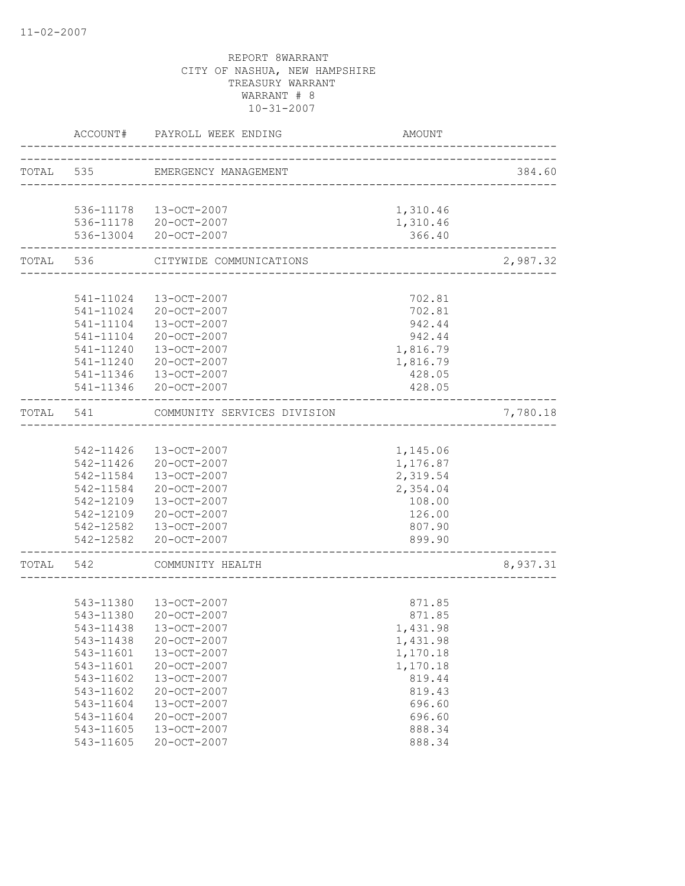REPORT 8WARRANT
CITY OF NASHUA, NEW HAMPSHIRE
TREASURY WARRANT
WARRANT # 8
10-31-2007

| | ACCOUNT# | PAYROLL WEEK ENDING | AMOUNT | |
|---|---|---|---|---|
| TOTAL | 535 | EMERGENCY MANAGEMENT | | 384.60 |
| | 536-11178 | 13-OCT-2007 | 1,310.46 | |
| | 536-11178 | 20-OCT-2007 | 1,310.46 | |
| | 536-13004 | 20-OCT-2007 | 366.40 | |
| TOTAL | 536 | CITYWIDE COMMUNICATIONS | | 2,987.32 |
| | 541-11024 | 13-OCT-2007 | 702.81 | |
| | 541-11024 | 20-OCT-2007 | 702.81 | |
| | 541-11104 | 13-OCT-2007 | 942.44 | |
| | 541-11104 | 20-OCT-2007 | 942.44 | |
| | 541-11240 | 13-OCT-2007 | 1,816.79 | |
| | 541-11240 | 20-OCT-2007 | 1,816.79 | |
| | 541-11346 | 13-OCT-2007 | 428.05 | |
| | 541-11346 | 20-OCT-2007 | 428.05 | |
| TOTAL | 541 | COMMUNITY SERVICES DIVISION | | 7,780.18 |
| | 542-11426 | 13-OCT-2007 | 1,145.06 | |
| | 542-11426 | 20-OCT-2007 | 1,176.87 | |
| | 542-11584 | 13-OCT-2007 | 2,319.54 | |
| | 542-11584 | 20-OCT-2007 | 2,354.04 | |
| | 542-12109 | 13-OCT-2007 | 108.00 | |
| | 542-12109 | 20-OCT-2007 | 126.00 | |
| | 542-12582 | 13-OCT-2007 | 807.90 | |
| | 542-12582 | 20-OCT-2007 | 899.90 | |
| TOTAL | 542 | COMMUNITY HEALTH | | 8,937.31 |
| | 543-11380 | 13-OCT-2007 | 871.85 | |
| | 543-11380 | 20-OCT-2007 | 871.85 | |
| | 543-11438 | 13-OCT-2007 | 1,431.98 | |
| | 543-11438 | 20-OCT-2007 | 1,431.98 | |
| | 543-11601 | 13-OCT-2007 | 1,170.18 | |
| | 543-11601 | 20-OCT-2007 | 1,170.18 | |
| | 543-11602 | 13-OCT-2007 | 819.44 | |
| | 543-11602 | 20-OCT-2007 | 819.43 | |
| | 543-11604 | 13-OCT-2007 | 696.60 | |
| | 543-11604 | 20-OCT-2007 | 696.60 | |
| | 543-11605 | 13-OCT-2007 | 888.34 | |
| | 543-11605 | 20-OCT-2007 | 888.34 | |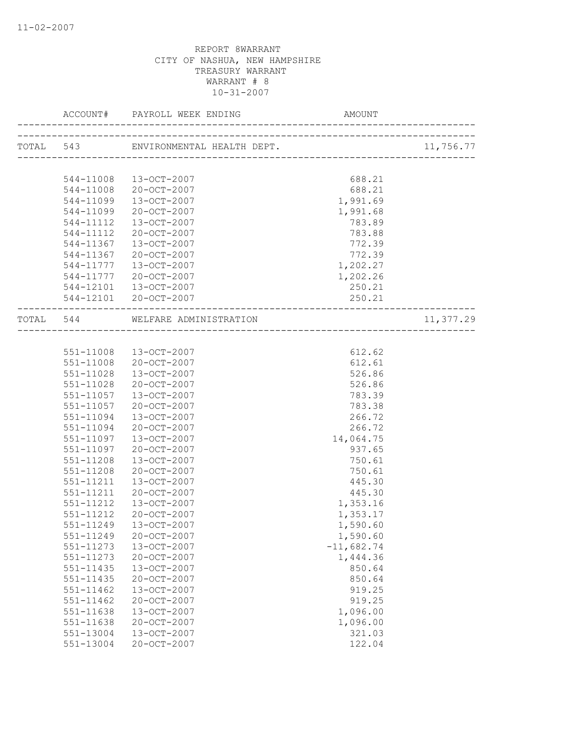REPORT 8WARRANT
CITY OF NASHUA, NEW HAMPSHIRE
TREASURY WARRANT
WARRANT # 8
10-31-2007

| | ACCOUNT# | PAYROLL WEEK ENDING | AMOUNT | |
|---|---|---|---|---|
| TOTAL | 543 | ENVIRONMENTAL HEALTH DEPT. | | 11,756.77 |
| | 544-11008 | 13-OCT-2007 | 688.21 | |
| | 544-11008 | 20-OCT-2007 | 688.21 | |
| | 544-11099 | 13-OCT-2007 | 1,991.69 | |
| | 544-11099 | 20-OCT-2007 | 1,991.68 | |
| | 544-11112 | 13-OCT-2007 | 783.89 | |
| | 544-11112 | 20-OCT-2007 | 783.88 | |
| | 544-11367 | 13-OCT-2007 | 772.39 | |
| | 544-11367 | 20-OCT-2007 | 772.39 | |
| | 544-11777 | 13-OCT-2007 | 1,202.27 | |
| | 544-11777 | 20-OCT-2007 | 1,202.26 | |
| | 544-12101 | 13-OCT-2007 | 250.21 | |
| | 544-12101 | 20-OCT-2007 | 250.21 | |
| TOTAL | 544 | WELFARE ADMINISTRATION | | 11,377.29 |
| | 551-11008 | 13-OCT-2007 | 612.62 | |
| | 551-11008 | 20-OCT-2007 | 612.61 | |
| | 551-11028 | 13-OCT-2007 | 526.86 | |
| | 551-11028 | 20-OCT-2007 | 526.86 | |
| | 551-11057 | 13-OCT-2007 | 783.39 | |
| | 551-11057 | 20-OCT-2007 | 783.38 | |
| | 551-11094 | 13-OCT-2007 | 266.72 | |
| | 551-11094 | 20-OCT-2007 | 266.72 | |
| | 551-11097 | 13-OCT-2007 | 14,064.75 | |
| | 551-11097 | 20-OCT-2007 | 937.65 | |
| | 551-11208 | 13-OCT-2007 | 750.61 | |
| | 551-11208 | 20-OCT-2007 | 750.61 | |
| | 551-11211 | 13-OCT-2007 | 445.30 | |
| | 551-11211 | 20-OCT-2007 | 445.30 | |
| | 551-11212 | 13-OCT-2007 | 1,353.16 | |
| | 551-11212 | 20-OCT-2007 | 1,353.17 | |
| | 551-11249 | 13-OCT-2007 | 1,590.60 | |
| | 551-11249 | 20-OCT-2007 | 1,590.60 | |
| | 551-11273 | 13-OCT-2007 | -11,682.74 | |
| | 551-11273 | 20-OCT-2007 | 1,444.36 | |
| | 551-11435 | 13-OCT-2007 | 850.64 | |
| | 551-11435 | 20-OCT-2007 | 850.64 | |
| | 551-11462 | 13-OCT-2007 | 919.25 | |
| | 551-11462 | 20-OCT-2007 | 919.25 | |
| | 551-11638 | 13-OCT-2007 | 1,096.00 | |
| | 551-11638 | 20-OCT-2007 | 1,096.00 | |
| | 551-13004 | 13-OCT-2007 | 321.03 | |
| | 551-13004 | 20-OCT-2007 | 122.04 | |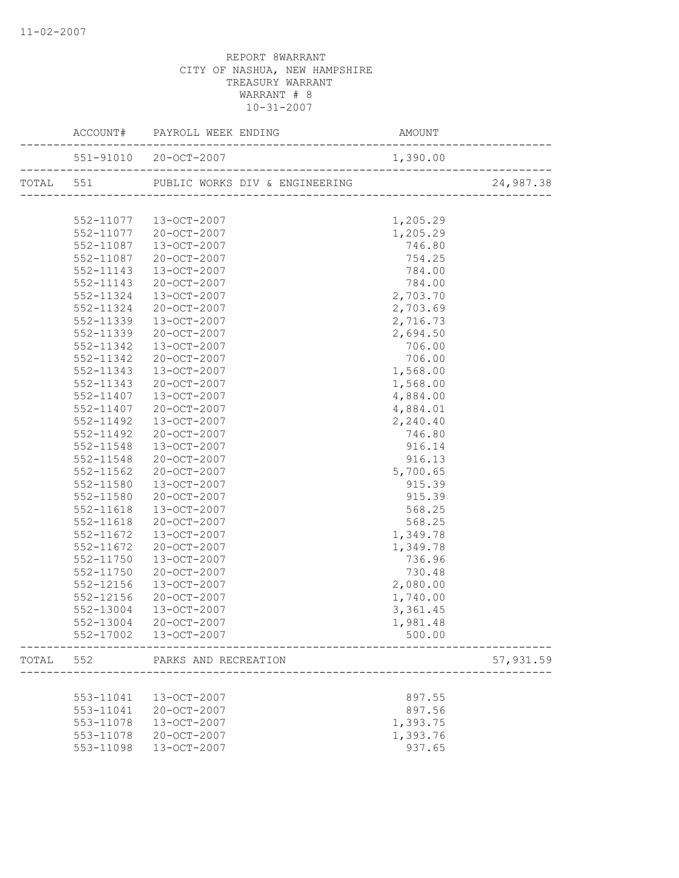REPORT 8WARRANT
CITY OF NASHUA, NEW HAMPSHIRE
TREASURY WARRANT
WARRANT # 8
10-31-2007

| | ACCOUNT# | PAYROLL WEEK ENDING | AMOUNT | |
|---|---|---|---|---|
| | 551-91010 | 20-OCT-2007 | 1,390.00 | |
| TOTAL | 551 | PUBLIC WORKS DIV & ENGINEERING | | 24,987.38 |
| | 552-11077 | 13-OCT-2007 | 1,205.29 | |
| | 552-11077 | 20-OCT-2007 | 1,205.29 | |
| | 552-11087 | 13-OCT-2007 | 746.80 | |
| | 552-11087 | 20-OCT-2007 | 754.25 | |
| | 552-11143 | 13-OCT-2007 | 784.00 | |
| | 552-11143 | 20-OCT-2007 | 784.00 | |
| | 552-11324 | 13-OCT-2007 | 2,703.70 | |
| | 552-11324 | 20-OCT-2007 | 2,703.69 | |
| | 552-11339 | 13-OCT-2007 | 2,716.73 | |
| | 552-11339 | 20-OCT-2007 | 2,694.50 | |
| | 552-11342 | 13-OCT-2007 | 706.00 | |
| | 552-11342 | 20-OCT-2007 | 706.00 | |
| | 552-11343 | 13-OCT-2007 | 1,568.00 | |
| | 552-11343 | 20-OCT-2007 | 1,568.00 | |
| | 552-11407 | 13-OCT-2007 | 4,884.00 | |
| | 552-11407 | 20-OCT-2007 | 4,884.01 | |
| | 552-11492 | 13-OCT-2007 | 2,240.40 | |
| | 552-11492 | 20-OCT-2007 | 746.80 | |
| | 552-11548 | 13-OCT-2007 | 916.14 | |
| | 552-11548 | 20-OCT-2007 | 916.13 | |
| | 552-11562 | 20-OCT-2007 | 5,700.65 | |
| | 552-11580 | 13-OCT-2007 | 915.39 | |
| | 552-11580 | 20-OCT-2007 | 915.39 | |
| | 552-11618 | 13-OCT-2007 | 568.25 | |
| | 552-11618 | 20-OCT-2007 | 568.25 | |
| | 552-11672 | 13-OCT-2007 | 1,349.78 | |
| | 552-11672 | 20-OCT-2007 | 1,349.78 | |
| | 552-11750 | 13-OCT-2007 | 736.96 | |
| | 552-11750 | 20-OCT-2007 | 730.48 | |
| | 552-12156 | 13-OCT-2007 | 2,080.00 | |
| | 552-12156 | 20-OCT-2007 | 1,740.00 | |
| | 552-13004 | 13-OCT-2007 | 3,361.45 | |
| | 552-13004 | 20-OCT-2007 | 1,981.48 | |
| | 552-17002 | 13-OCT-2007 | 500.00 | |
| TOTAL | 552 | PARKS AND RECREATION | | 57,931.59 |
| | 553-11041 | 13-OCT-2007 | 897.55 | |
| | 553-11041 | 20-OCT-2007 | 897.56 | |
| | 553-11078 | 13-OCT-2007 | 1,393.75 | |
| | 553-11078 | 20-OCT-2007 | 1,393.76 | |
| | 553-11098 | 13-OCT-2007 | 937.65 | |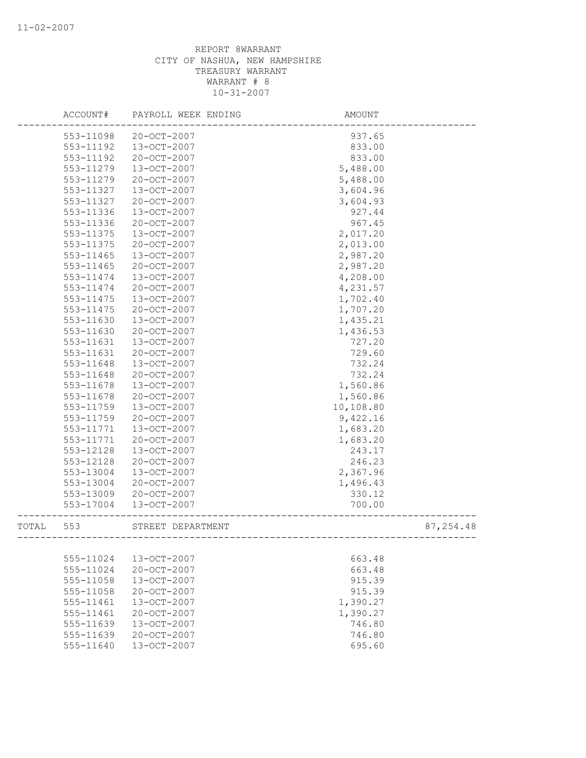REPORT 8WARRANT
CITY OF NASHUA, NEW HAMPSHIRE
TREASURY WARRANT
WARRANT # 8
10-31-2007

| | ACCOUNT# | PAYROLL WEEK ENDING | AMOUNT | |
|---|---|---|---|---|
| | 553-11098 | 20-OCT-2007 | 937.65 | |
| | 553-11192 | 13-OCT-2007 | 833.00 | |
| | 553-11192 | 20-OCT-2007 | 833.00 | |
| | 553-11279 | 13-OCT-2007 | 5,488.00 | |
| | 553-11279 | 20-OCT-2007 | 5,488.00 | |
| | 553-11327 | 13-OCT-2007 | 3,604.96 | |
| | 553-11327 | 20-OCT-2007 | 3,604.93 | |
| | 553-11336 | 13-OCT-2007 | 927.44 | |
| | 553-11336 | 20-OCT-2007 | 967.45 | |
| | 553-11375 | 13-OCT-2007 | 2,017.20 | |
| | 553-11375 | 20-OCT-2007 | 2,013.00 | |
| | 553-11465 | 13-OCT-2007 | 2,987.20 | |
| | 553-11465 | 20-OCT-2007 | 2,987.20 | |
| | 553-11474 | 13-OCT-2007 | 4,208.00 | |
| | 553-11474 | 20-OCT-2007 | 4,231.57 | |
| | 553-11475 | 13-OCT-2007 | 1,702.40 | |
| | 553-11475 | 20-OCT-2007 | 1,707.20 | |
| | 553-11630 | 13-OCT-2007 | 1,435.21 | |
| | 553-11630 | 20-OCT-2007 | 1,436.53 | |
| | 553-11631 | 13-OCT-2007 | 727.20 | |
| | 553-11631 | 20-OCT-2007 | 729.60 | |
| | 553-11648 | 13-OCT-2007 | 732.24 | |
| | 553-11648 | 20-OCT-2007 | 732.24 | |
| | 553-11678 | 13-OCT-2007 | 1,560.86 | |
| | 553-11678 | 20-OCT-2007 | 1,560.86 | |
| | 553-11759 | 13-OCT-2007 | 10,108.80 | |
| | 553-11759 | 20-OCT-2007 | 9,422.16 | |
| | 553-11771 | 13-OCT-2007 | 1,683.20 | |
| | 553-11771 | 20-OCT-2007 | 1,683.20 | |
| | 553-12128 | 13-OCT-2007 | 243.17 | |
| | 553-12128 | 20-OCT-2007 | 246.23 | |
| | 553-13004 | 13-OCT-2007 | 2,367.96 | |
| | 553-13004 | 20-OCT-2007 | 1,496.43 | |
| | 553-13009 | 20-OCT-2007 | 330.12 | |
| | 553-17004 | 13-OCT-2007 | 700.00 | |
| TOTAL | 553 | STREET DEPARTMENT | | 87,254.48 |
| | 555-11024 | 13-OCT-2007 | 663.48 | |
| | 555-11024 | 20-OCT-2007 | 663.48 | |
| | 555-11058 | 13-OCT-2007 | 915.39 | |
| | 555-11058 | 20-OCT-2007 | 915.39 | |
| | 555-11461 | 13-OCT-2007 | 1,390.27 | |
| | 555-11461 | 20-OCT-2007 | 1,390.27 | |
| | 555-11639 | 13-OCT-2007 | 746.80 | |
| | 555-11639 | 20-OCT-2007 | 746.80 | |
| | 555-11640 | 13-OCT-2007 | 695.60 | |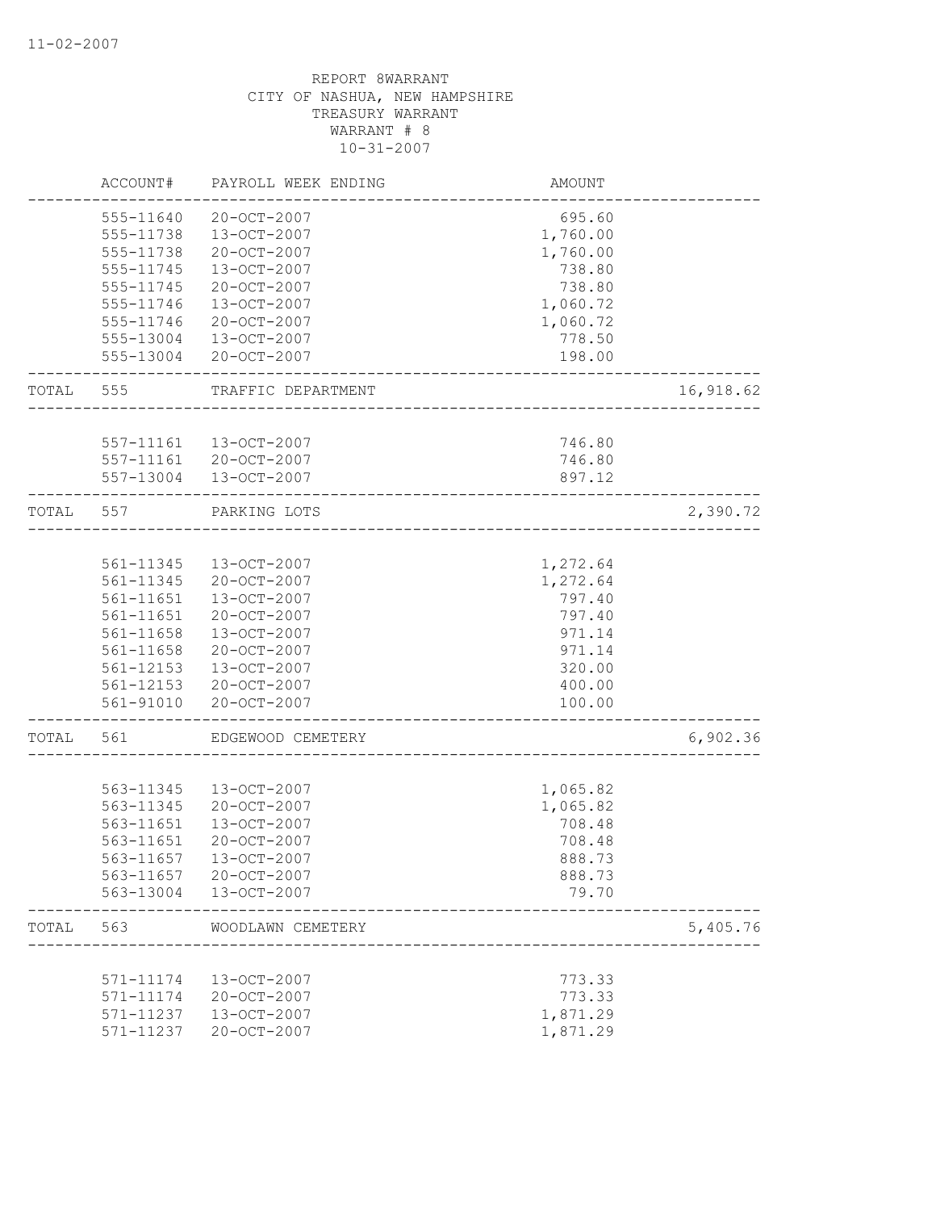REPORT 8WARRANT
CITY OF NASHUA, NEW HAMPSHIRE
TREASURY WARRANT
WARRANT # 8
10-31-2007

| ACCOUNT# | PAYROLL WEEK ENDING | AMOUNT | |
|---|---|---|---|
| 555-11640 | 20-OCT-2007 | 695.60 | |
| 555-11738 | 13-OCT-2007 | 1,760.00 | |
| 555-11738 | 20-OCT-2007 | 1,760.00 | |
| 555-11745 | 13-OCT-2007 | 738.80 | |
| 555-11745 | 20-OCT-2007 | 738.80 | |
| 555-11746 | 13-OCT-2007 | 1,060.72 | |
| 555-11746 | 20-OCT-2007 | 1,060.72 | |
| 555-13004 | 13-OCT-2007 | 778.50 | |
| 555-13004 | 20-OCT-2007 | 198.00 | |
| TOTAL 555 | TRAFFIC DEPARTMENT | | 16,918.62 |
| 557-11161 | 13-OCT-2007 | 746.80 | |
| 557-11161 | 20-OCT-2007 | 746.80 | |
| 557-13004 | 13-OCT-2007 | 897.12 | |
| TOTAL 557 | PARKING LOTS | | 2,390.72 |
| 561-11345 | 13-OCT-2007 | 1,272.64 | |
| 561-11345 | 20-OCT-2007 | 1,272.64 | |
| 561-11651 | 13-OCT-2007 | 797.40 | |
| 561-11651 | 20-OCT-2007 | 797.40 | |
| 561-11658 | 13-OCT-2007 | 971.14 | |
| 561-11658 | 20-OCT-2007 | 971.14 | |
| 561-12153 | 13-OCT-2007 | 320.00 | |
| 561-12153 | 20-OCT-2007 | 400.00 | |
| 561-91010 | 20-OCT-2007 | 100.00 | |
| TOTAL 561 | EDGEWOOD CEMETERY | | 6,902.36 |
| 563-11345 | 13-OCT-2007 | 1,065.82 | |
| 563-11345 | 20-OCT-2007 | 1,065.82 | |
| 563-11651 | 13-OCT-2007 | 708.48 | |
| 563-11651 | 20-OCT-2007 | 708.48 | |
| 563-11657 | 13-OCT-2007 | 888.73 | |
| 563-11657 | 20-OCT-2007 | 888.73 | |
| 563-13004 | 13-OCT-2007 | 79.70 | |
| TOTAL 563 | WOODLAWN CEMETERY | | 5,405.76 |
| 571-11174 | 13-OCT-2007 | 773.33 | |
| 571-11174 | 20-OCT-2007 | 773.33 | |
| 571-11237 | 13-OCT-2007 | 1,871.29 | |
| 571-11237 | 20-OCT-2007 | 1,871.29 | |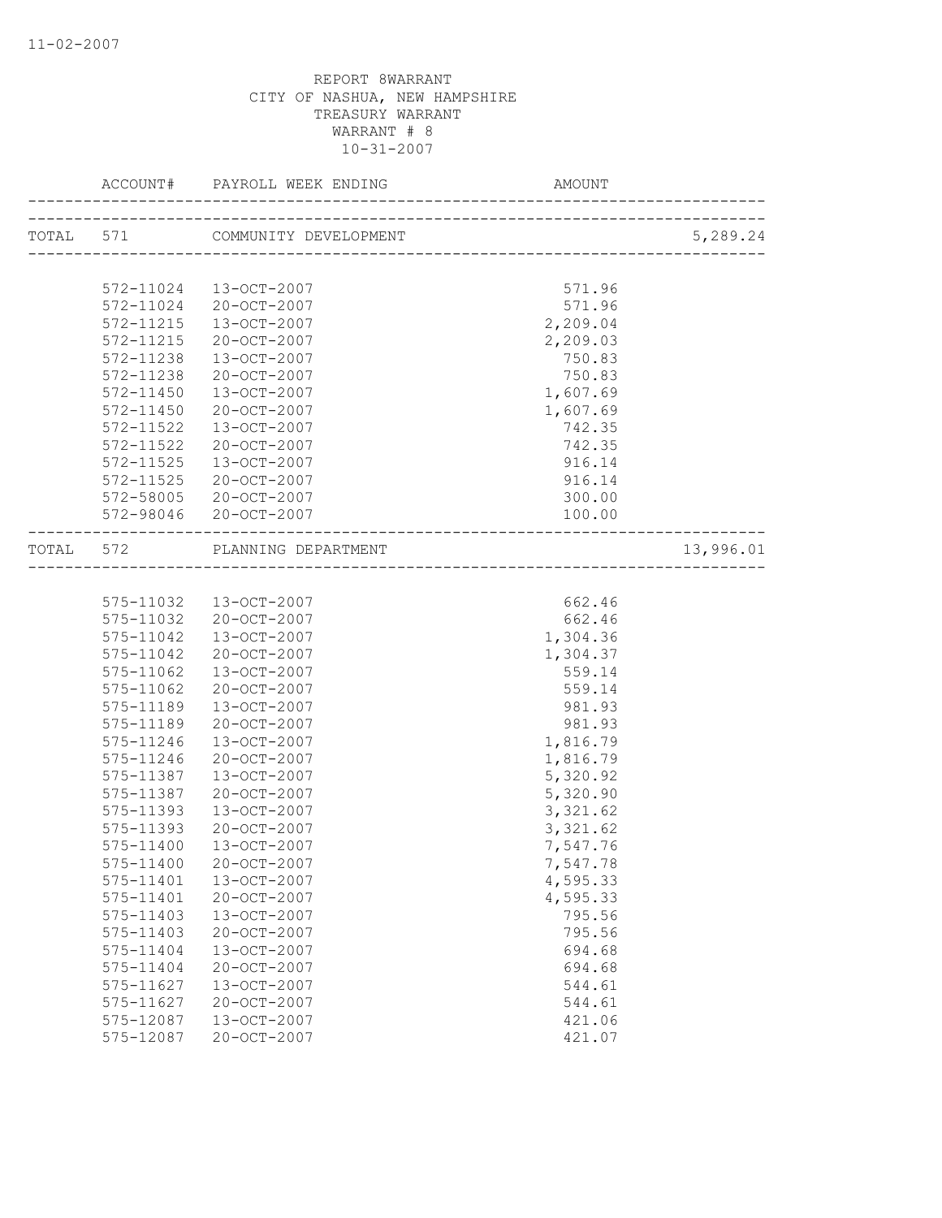11-02-2007

REPORT 8WARRANT
CITY OF NASHUA, NEW HAMPSHIRE
TREASURY WARRANT
WARRANT # 8
10-31-2007

| | ACCOUNT# | PAYROLL WEEK ENDING | AMOUNT | |
|---|---|---|---|---|
| TOTAL | 571 | COMMUNITY DEVELOPMENT | | 5,289.24 |
| | 572-11024 | 13-OCT-2007 | 571.96 | |
| | 572-11024 | 20-OCT-2007 | 571.96 | |
| | 572-11215 | 13-OCT-2007 | 2,209.04 | |
| | 572-11215 | 20-OCT-2007 | 2,209.03 | |
| | 572-11238 | 13-OCT-2007 | 750.83 | |
| | 572-11238 | 20-OCT-2007 | 750.83 | |
| | 572-11450 | 13-OCT-2007 | 1,607.69 | |
| | 572-11450 | 20-OCT-2007 | 1,607.69 | |
| | 572-11522 | 13-OCT-2007 | 742.35 | |
| | 572-11522 | 20-OCT-2007 | 742.35 | |
| | 572-11525 | 13-OCT-2007 | 916.14 | |
| | 572-11525 | 20-OCT-2007 | 916.14 | |
| | 572-58005 | 20-OCT-2007 | 300.00 | |
| | 572-98046 | 20-OCT-2007 | 100.00 | |
| TOTAL | 572 | PLANNING DEPARTMENT | | 13,996.01 |
| | 575-11032 | 13-OCT-2007 | 662.46 | |
| | 575-11032 | 20-OCT-2007 | 662.46 | |
| | 575-11042 | 13-OCT-2007 | 1,304.36 | |
| | 575-11042 | 20-OCT-2007 | 1,304.37 | |
| | 575-11062 | 13-OCT-2007 | 559.14 | |
| | 575-11062 | 20-OCT-2007 | 559.14 | |
| | 575-11189 | 13-OCT-2007 | 981.93 | |
| | 575-11189 | 20-OCT-2007 | 981.93 | |
| | 575-11246 | 13-OCT-2007 | 1,816.79 | |
| | 575-11246 | 20-OCT-2007 | 1,816.79 | |
| | 575-11387 | 13-OCT-2007 | 5,320.92 | |
| | 575-11387 | 20-OCT-2007 | 5,320.90 | |
| | 575-11393 | 13-OCT-2007 | 3,321.62 | |
| | 575-11393 | 20-OCT-2007 | 3,321.62 | |
| | 575-11400 | 13-OCT-2007 | 7,547.76 | |
| | 575-11400 | 20-OCT-2007 | 7,547.78 | |
| | 575-11401 | 13-OCT-2007 | 4,595.33 | |
| | 575-11401 | 20-OCT-2007 | 4,595.33 | |
| | 575-11403 | 13-OCT-2007 | 795.56 | |
| | 575-11403 | 20-OCT-2007 | 795.56 | |
| | 575-11404 | 13-OCT-2007 | 694.68 | |
| | 575-11404 | 20-OCT-2007 | 694.68 | |
| | 575-11627 | 13-OCT-2007 | 544.61 | |
| | 575-11627 | 20-OCT-2007 | 544.61 | |
| | 575-12087 | 13-OCT-2007 | 421.06 | |
| | 575-12087 | 20-OCT-2007 | 421.07 | |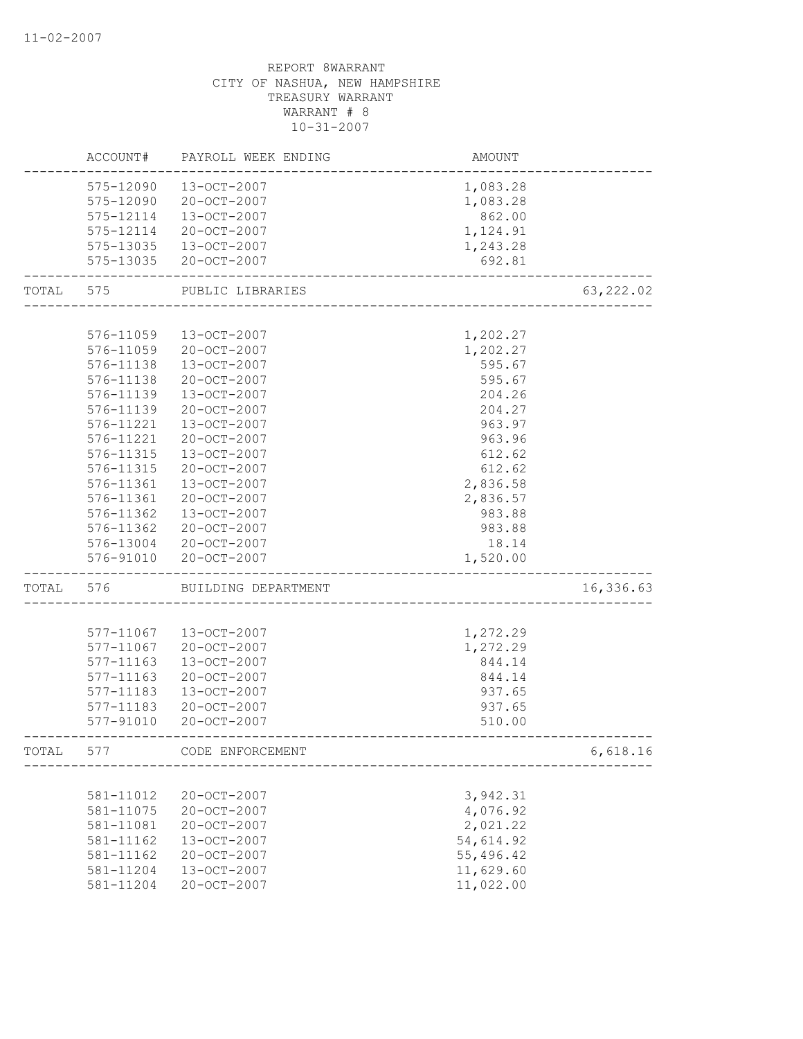REPORT 8WARRANT
CITY OF NASHUA, NEW HAMPSHIRE
TREASURY WARRANT
WARRANT # 8
10-31-2007

| | ACCOUNT# | PAYROLL WEEK ENDING | AMOUNT | |
|---|---|---|---|---|
| | 575-12090 | 13-OCT-2007 | 1,083.28 | |
| | 575-12090 | 20-OCT-2007 | 1,083.28 | |
| | 575-12114 | 13-OCT-2007 | 862.00 | |
| | 575-12114 | 20-OCT-2007 | 1,124.91 | |
| | 575-13035 | 13-OCT-2007 | 1,243.28 | |
| | 575-13035 | 20-OCT-2007 | 692.81 | |
| TOTAL | 575 | PUBLIC LIBRARIES | | 63,222.02 |
| | 576-11059 | 13-OCT-2007 | 1,202.27 | |
| | 576-11059 | 20-OCT-2007 | 1,202.27 | |
| | 576-11138 | 13-OCT-2007 | 595.67 | |
| | 576-11138 | 20-OCT-2007 | 595.67 | |
| | 576-11139 | 13-OCT-2007 | 204.26 | |
| | 576-11139 | 20-OCT-2007 | 204.27 | |
| | 576-11221 | 13-OCT-2007 | 963.97 | |
| | 576-11221 | 20-OCT-2007 | 963.96 | |
| | 576-11315 | 13-OCT-2007 | 612.62 | |
| | 576-11315 | 20-OCT-2007 | 612.62 | |
| | 576-11361 | 13-OCT-2007 | 2,836.58 | |
| | 576-11361 | 20-OCT-2007 | 2,836.57 | |
| | 576-11362 | 13-OCT-2007 | 983.88 | |
| | 576-11362 | 20-OCT-2007 | 983.88 | |
| | 576-13004 | 20-OCT-2007 | 18.14 | |
| | 576-91010 | 20-OCT-2007 | 1,520.00 | |
| TOTAL | 576 | BUILDING DEPARTMENT | | 16,336.63 |
| | 577-11067 | 13-OCT-2007 | 1,272.29 | |
| | 577-11067 | 20-OCT-2007 | 1,272.29 | |
| | 577-11163 | 13-OCT-2007 | 844.14 | |
| | 577-11163 | 20-OCT-2007 | 844.14 | |
| | 577-11183 | 13-OCT-2007 | 937.65 | |
| | 577-11183 | 20-OCT-2007 | 937.65 | |
| | 577-91010 | 20-OCT-2007 | 510.00 | |
| TOTAL | 577 | CODE ENFORCEMENT | | 6,618.16 |
| | 581-11012 | 20-OCT-2007 | 3,942.31 | |
| | 581-11075 | 20-OCT-2007 | 4,076.92 | |
| | 581-11081 | 20-OCT-2007 | 2,021.22 | |
| | 581-11162 | 13-OCT-2007 | 54,614.92 | |
| | 581-11162 | 20-OCT-2007 | 55,496.42 | |
| | 581-11204 | 13-OCT-2007 | 11,629.60 | |
| | 581-11204 | 20-OCT-2007 | 11,022.00 | |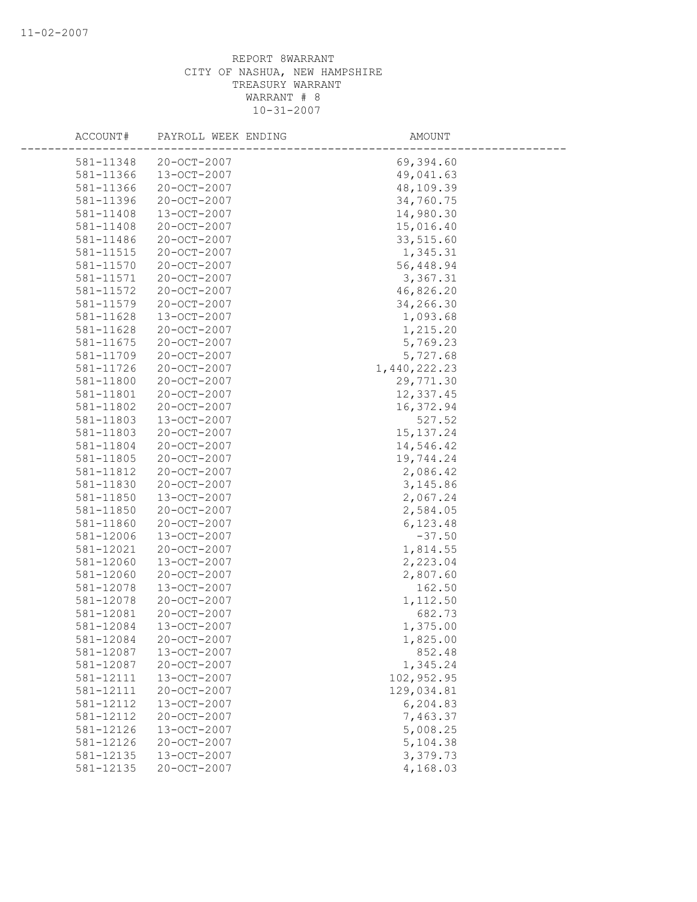REPORT 8WARRANT
CITY OF NASHUA, NEW HAMPSHIRE
TREASURY WARRANT
WARRANT # 8
10-31-2007

| ACCOUNT# | PAYROLL WEEK ENDING | AMOUNT |
|---|---|---|
| 581-11348 | 20-OCT-2007 | 69,394.60 |
| 581-11366 | 13-OCT-2007 | 49,041.63 |
| 581-11366 | 20-OCT-2007 | 48,109.39 |
| 581-11396 | 20-OCT-2007 | 34,760.75 |
| 581-11408 | 13-OCT-2007 | 14,980.30 |
| 581-11408 | 20-OCT-2007 | 15,016.40 |
| 581-11486 | 20-OCT-2007 | 33,515.60 |
| 581-11515 | 20-OCT-2007 | 1,345.31 |
| 581-11570 | 20-OCT-2007 | 56,448.94 |
| 581-11571 | 20-OCT-2007 | 3,367.31 |
| 581-11572 | 20-OCT-2007 | 46,826.20 |
| 581-11579 | 20-OCT-2007 | 34,266.30 |
| 581-11628 | 13-OCT-2007 | 1,093.68 |
| 581-11628 | 20-OCT-2007 | 1,215.20 |
| 581-11675 | 20-OCT-2007 | 5,769.23 |
| 581-11709 | 20-OCT-2007 | 5,727.68 |
| 581-11726 | 20-OCT-2007 | 1,440,222.23 |
| 581-11800 | 20-OCT-2007 | 29,771.30 |
| 581-11801 | 20-OCT-2007 | 12,337.45 |
| 581-11802 | 20-OCT-2007 | 16,372.94 |
| 581-11803 | 13-OCT-2007 | 527.52 |
| 581-11803 | 20-OCT-2007 | 15,137.24 |
| 581-11804 | 20-OCT-2007 | 14,546.42 |
| 581-11805 | 20-OCT-2007 | 19,744.24 |
| 581-11812 | 20-OCT-2007 | 2,086.42 |
| 581-11830 | 20-OCT-2007 | 3,145.86 |
| 581-11850 | 13-OCT-2007 | 2,067.24 |
| 581-11850 | 20-OCT-2007 | 2,584.05 |
| 581-11860 | 20-OCT-2007 | 6,123.48 |
| 581-12006 | 13-OCT-2007 | -37.50 |
| 581-12021 | 20-OCT-2007 | 1,814.55 |
| 581-12060 | 13-OCT-2007 | 2,223.04 |
| 581-12060 | 20-OCT-2007 | 2,807.60 |
| 581-12078 | 13-OCT-2007 | 162.50 |
| 581-12078 | 20-OCT-2007 | 1,112.50 |
| 581-12081 | 20-OCT-2007 | 682.73 |
| 581-12084 | 13-OCT-2007 | 1,375.00 |
| 581-12084 | 20-OCT-2007 | 1,825.00 |
| 581-12087 | 13-OCT-2007 | 852.48 |
| 581-12087 | 20-OCT-2007 | 1,345.24 |
| 581-12111 | 13-OCT-2007 | 102,952.95 |
| 581-12111 | 20-OCT-2007 | 129,034.81 |
| 581-12112 | 13-OCT-2007 | 6,204.83 |
| 581-12112 | 20-OCT-2007 | 7,463.37 |
| 581-12126 | 13-OCT-2007 | 5,008.25 |
| 581-12126 | 20-OCT-2007 | 5,104.38 |
| 581-12135 | 13-OCT-2007 | 3,379.73 |
| 581-12135 | 20-OCT-2007 | 4,168.03 |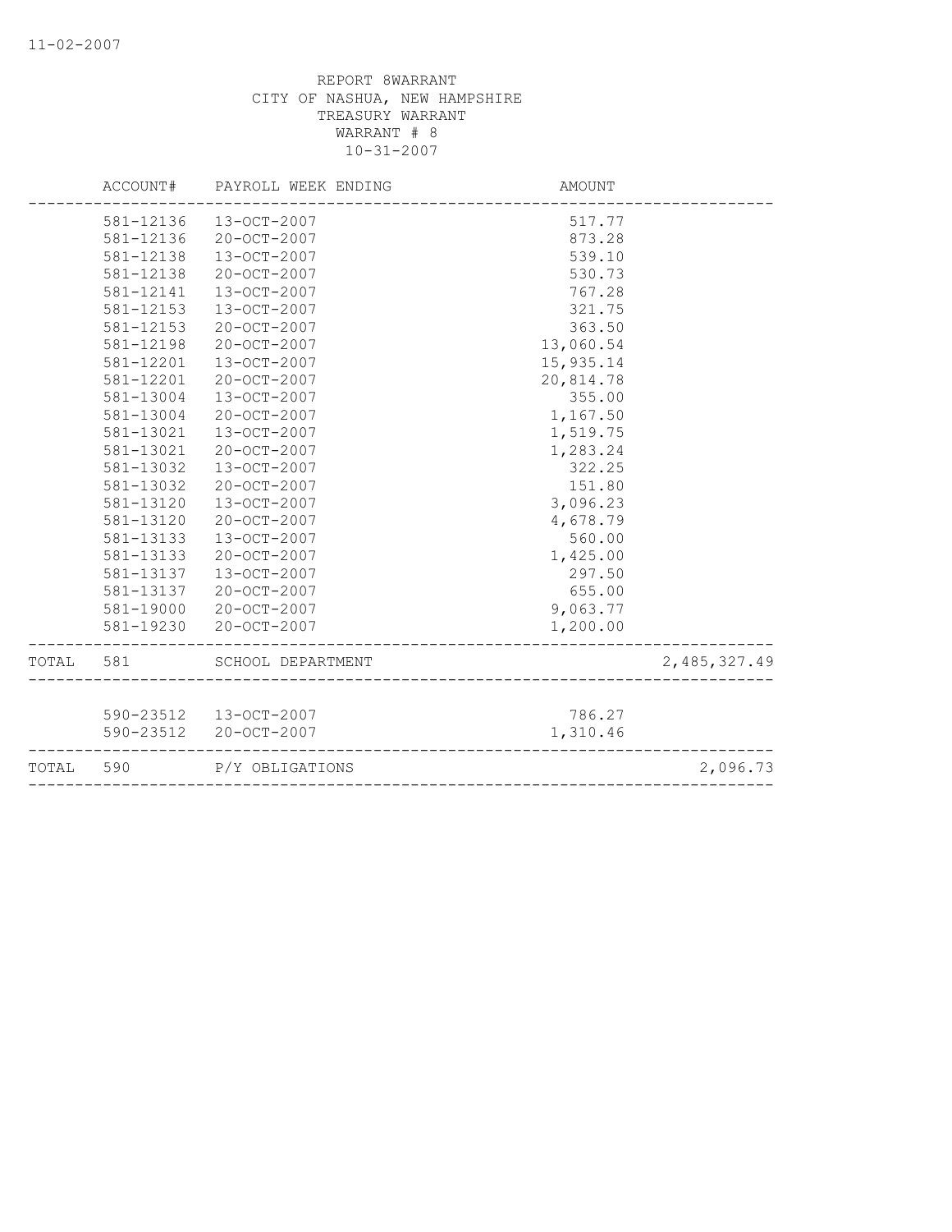REPORT 8WARRANT
CITY OF NASHUA, NEW HAMPSHIRE
TREASURY WARRANT
WARRANT # 8
10-31-2007

| | ACCOUNT# | PAYROLL WEEK ENDING | AMOUNT | |
|---|---|---|---|---|
| | 581-12136 | 13-OCT-2007 | 517.77 | |
| | 581-12136 | 20-OCT-2007 | 873.28 | |
| | 581-12138 | 13-OCT-2007 | 539.10 | |
| | 581-12138 | 20-OCT-2007 | 530.73 | |
| | 581-12141 | 13-OCT-2007 | 767.28 | |
| | 581-12153 | 13-OCT-2007 | 321.75 | |
| | 581-12153 | 20-OCT-2007 | 363.50 | |
| | 581-12198 | 20-OCT-2007 | 13,060.54 | |
| | 581-12201 | 13-OCT-2007 | 15,935.14 | |
| | 581-12201 | 20-OCT-2007 | 20,814.78 | |
| | 581-13004 | 13-OCT-2007 | 355.00 | |
| | 581-13004 | 20-OCT-2007 | 1,167.50 | |
| | 581-13021 | 13-OCT-2007 | 1,519.75 | |
| | 581-13021 | 20-OCT-2007 | 1,283.24 | |
| | 581-13032 | 13-OCT-2007 | 322.25 | |
| | 581-13032 | 20-OCT-2007 | 151.80 | |
| | 581-13120 | 13-OCT-2007 | 3,096.23 | |
| | 581-13120 | 20-OCT-2007 | 4,678.79 | |
| | 581-13133 | 13-OCT-2007 | 560.00 | |
| | 581-13133 | 20-OCT-2007 | 1,425.00 | |
| | 581-13137 | 13-OCT-2007 | 297.50 | |
| | 581-13137 | 20-OCT-2007 | 655.00 | |
| | 581-19000 | 20-OCT-2007 | 9,063.77 | |
| | 581-19230 | 20-OCT-2007 | 1,200.00 | |
| TOTAL | 581 | SCHOOL DEPARTMENT | | 2,485,327.49 |
| | 590-23512 | 13-OCT-2007 | 786.27 | |
| | 590-23512 | 20-OCT-2007 | 1,310.46 | |
| TOTAL | 590 | P/Y OBLIGATIONS | | 2,096.73 |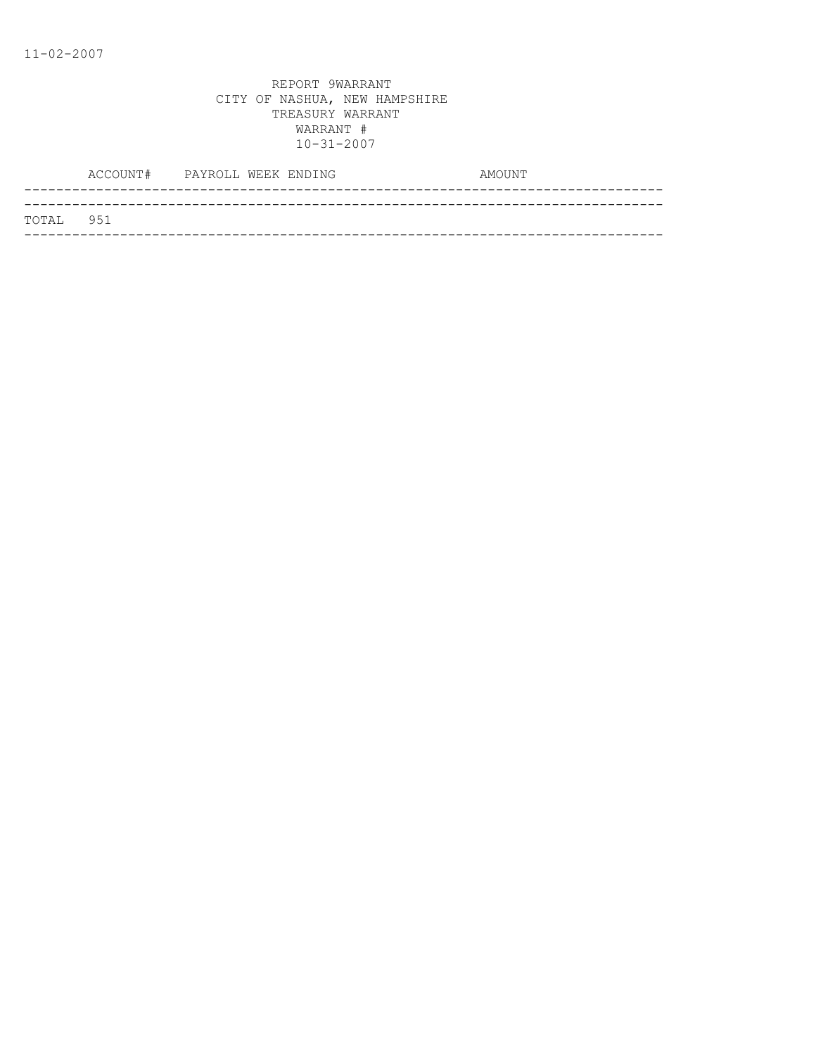11-02-2007

REPORT 9WARRANT
CITY OF NASHUA, NEW HAMPSHIRE
TREASURY WARRANT
WARRANT #
10-31-2007

| ACCOUNT# | PAYROLL WEEK ENDING | AMOUNT |
| --- | --- | --- |
| TOTAL 951 | | |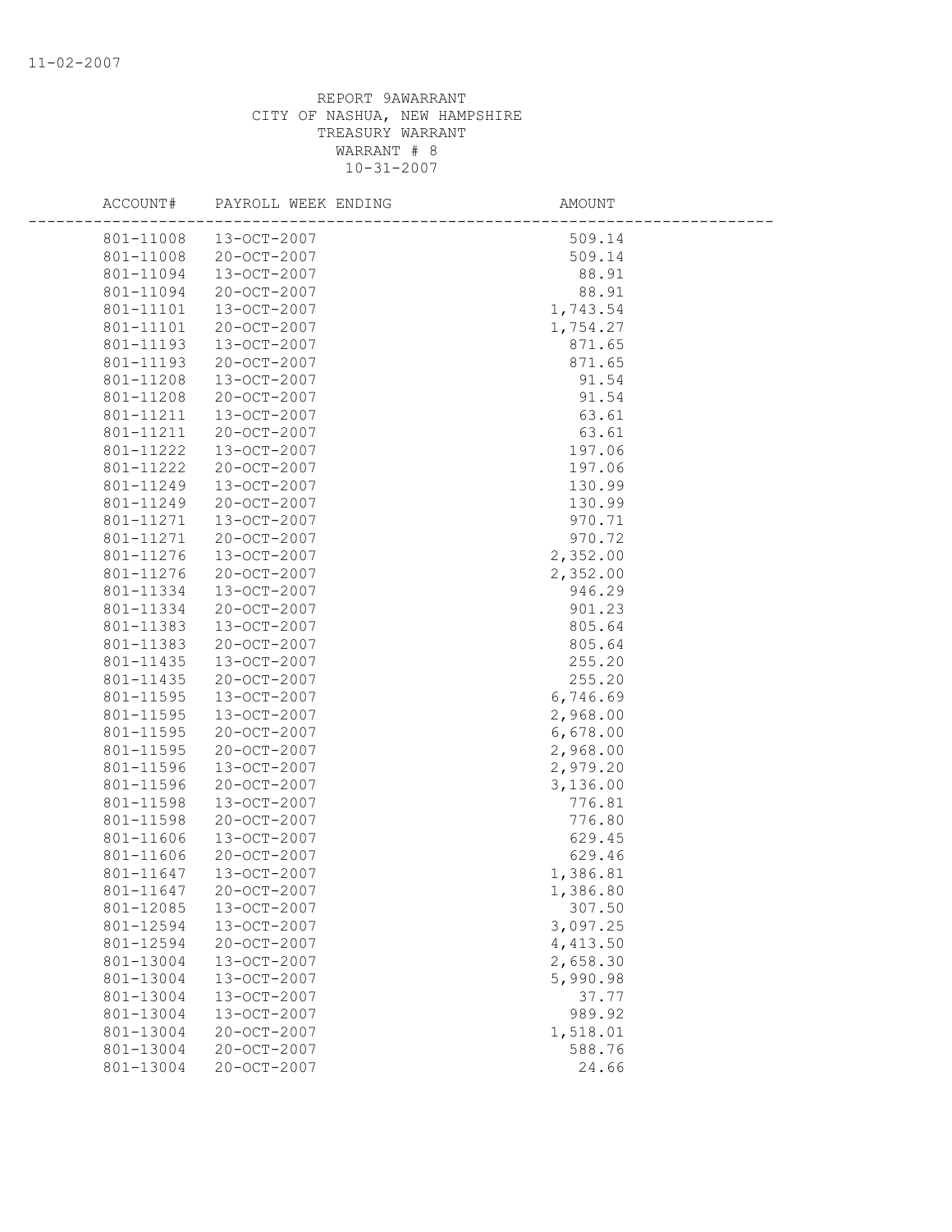REPORT 9AWARRANT
CITY OF NASHUA, NEW HAMPSHIRE
TREASURY WARRANT
WARRANT # 8
10-31-2007

| ACCOUNT# | PAYROLL WEEK ENDING | AMOUNT |
|---|---|---|
| 801-11008 | 13-OCT-2007 | 509.14 |
| 801-11008 | 20-OCT-2007 | 509.14 |
| 801-11094 | 13-OCT-2007 | 88.91 |
| 801-11094 | 20-OCT-2007 | 88.91 |
| 801-11101 | 13-OCT-2007 | 1,743.54 |
| 801-11101 | 20-OCT-2007 | 1,754.27 |
| 801-11193 | 13-OCT-2007 | 871.65 |
| 801-11193 | 20-OCT-2007 | 871.65 |
| 801-11208 | 13-OCT-2007 | 91.54 |
| 801-11208 | 20-OCT-2007 | 91.54 |
| 801-11211 | 13-OCT-2007 | 63.61 |
| 801-11211 | 20-OCT-2007 | 63.61 |
| 801-11222 | 13-OCT-2007 | 197.06 |
| 801-11222 | 20-OCT-2007 | 197.06 |
| 801-11249 | 13-OCT-2007 | 130.99 |
| 801-11249 | 20-OCT-2007 | 130.99 |
| 801-11271 | 13-OCT-2007 | 970.71 |
| 801-11271 | 20-OCT-2007 | 970.72 |
| 801-11276 | 13-OCT-2007 | 2,352.00 |
| 801-11276 | 20-OCT-2007 | 2,352.00 |
| 801-11334 | 13-OCT-2007 | 946.29 |
| 801-11334 | 20-OCT-2007 | 901.23 |
| 801-11383 | 13-OCT-2007 | 805.64 |
| 801-11383 | 20-OCT-2007 | 805.64 |
| 801-11435 | 13-OCT-2007 | 255.20 |
| 801-11435 | 20-OCT-2007 | 255.20 |
| 801-11595 | 13-OCT-2007 | 6,746.69 |
| 801-11595 | 13-OCT-2007 | 2,968.00 |
| 801-11595 | 20-OCT-2007 | 6,678.00 |
| 801-11595 | 20-OCT-2007 | 2,968.00 |
| 801-11596 | 13-OCT-2007 | 2,979.20 |
| 801-11596 | 20-OCT-2007 | 3,136.00 |
| 801-11598 | 13-OCT-2007 | 776.81 |
| 801-11598 | 20-OCT-2007 | 776.80 |
| 801-11606 | 13-OCT-2007 | 629.45 |
| 801-11606 | 20-OCT-2007 | 629.46 |
| 801-11647 | 13-OCT-2007 | 1,386.81 |
| 801-11647 | 20-OCT-2007 | 1,386.80 |
| 801-12085 | 13-OCT-2007 | 307.50 |
| 801-12594 | 13-OCT-2007 | 3,097.25 |
| 801-12594 | 20-OCT-2007 | 4,413.50 |
| 801-13004 | 13-OCT-2007 | 2,658.30 |
| 801-13004 | 13-OCT-2007 | 5,990.98 |
| 801-13004 | 13-OCT-2007 | 37.77 |
| 801-13004 | 13-OCT-2007 | 989.92 |
| 801-13004 | 20-OCT-2007 | 1,518.01 |
| 801-13004 | 20-OCT-2007 | 588.76 |
| 801-13004 | 20-OCT-2007 | 24.66 |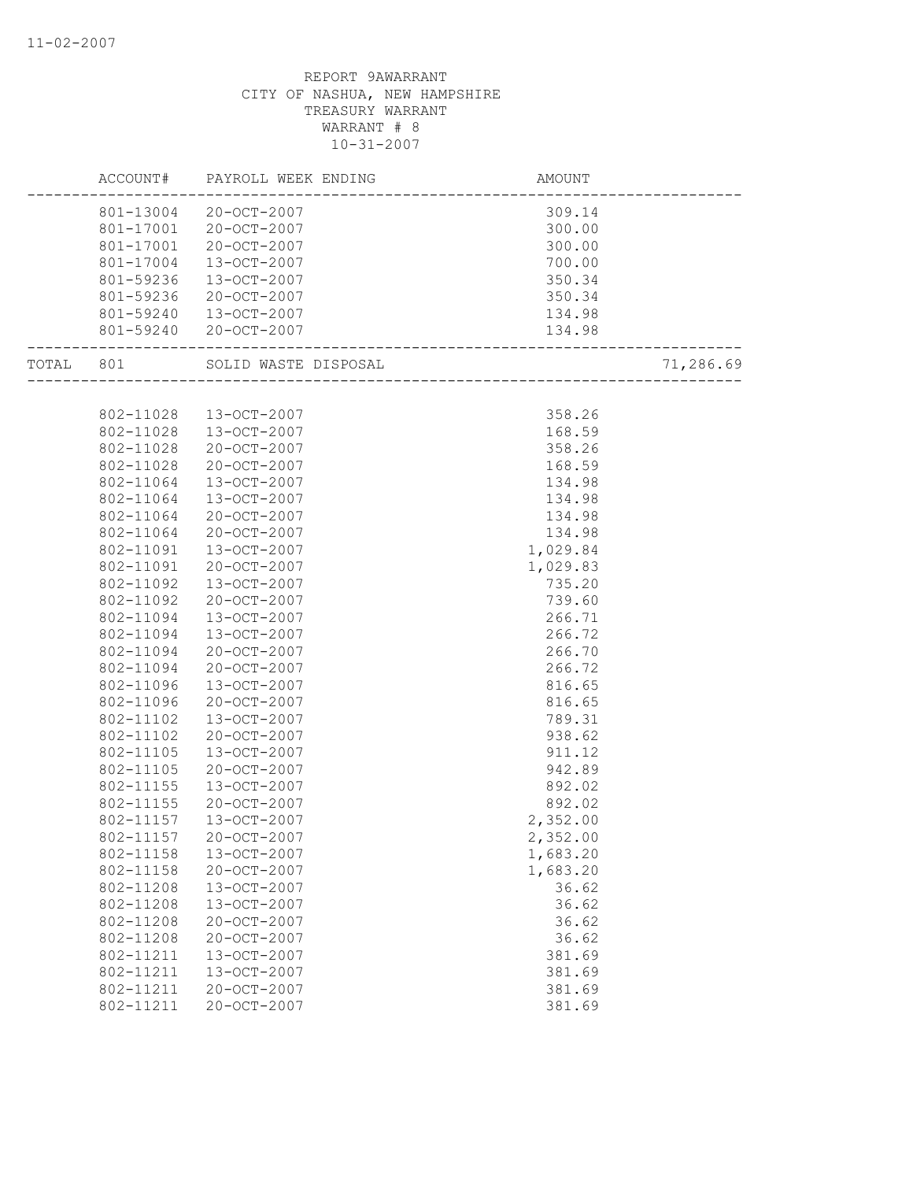11-02-2007

REPORT 9AWARRANT
CITY OF NASHUA, NEW HAMPSHIRE
TREASURY WARRANT
WARRANT # 8
10-31-2007

| | ACCOUNT# | PAYROLL WEEK ENDING | AMOUNT | |
|---|---|---|---|---|
| | 801-13004 | 20-OCT-2007 | 309.14 | |
| | 801-17001 | 20-OCT-2007 | 300.00 | |
| | 801-17001 | 20-OCT-2007 | 300.00 | |
| | 801-17004 | 13-OCT-2007 | 700.00 | |
| | 801-59236 | 13-OCT-2007 | 350.34 | |
| | 801-59236 | 20-OCT-2007 | 350.34 | |
| | 801-59240 | 13-OCT-2007 | 134.98 | |
| | 801-59240 | 20-OCT-2007 | 134.98 | |
| TOTAL | 801 | SOLID WASTE DISPOSAL | | 71,286.69 |
| | 802-11028 | 13-OCT-2007 | 358.26 | |
| | 802-11028 | 13-OCT-2007 | 168.59 | |
| | 802-11028 | 20-OCT-2007 | 358.26 | |
| | 802-11028 | 20-OCT-2007 | 168.59 | |
| | 802-11064 | 13-OCT-2007 | 134.98 | |
| | 802-11064 | 13-OCT-2007 | 134.98 | |
| | 802-11064 | 20-OCT-2007 | 134.98 | |
| | 802-11064 | 20-OCT-2007 | 134.98 | |
| | 802-11091 | 13-OCT-2007 | 1,029.84 | |
| | 802-11091 | 20-OCT-2007 | 1,029.83 | |
| | 802-11092 | 13-OCT-2007 | 735.20 | |
| | 802-11092 | 20-OCT-2007 | 739.60 | |
| | 802-11094 | 13-OCT-2007 | 266.71 | |
| | 802-11094 | 13-OCT-2007 | 266.72 | |
| | 802-11094 | 20-OCT-2007 | 266.70 | |
| | 802-11094 | 20-OCT-2007 | 266.72 | |
| | 802-11096 | 13-OCT-2007 | 816.65 | |
| | 802-11096 | 20-OCT-2007 | 816.65 | |
| | 802-11102 | 13-OCT-2007 | 789.31 | |
| | 802-11102 | 20-OCT-2007 | 938.62 | |
| | 802-11105 | 13-OCT-2007 | 911.12 | |
| | 802-11105 | 20-OCT-2007 | 942.89 | |
| | 802-11155 | 13-OCT-2007 | 892.02 | |
| | 802-11155 | 20-OCT-2007 | 892.02 | |
| | 802-11157 | 13-OCT-2007 | 2,352.00 | |
| | 802-11157 | 20-OCT-2007 | 2,352.00 | |
| | 802-11158 | 13-OCT-2007 | 1,683.20 | |
| | 802-11158 | 20-OCT-2007 | 1,683.20 | |
| | 802-11208 | 13-OCT-2007 | 36.62 | |
| | 802-11208 | 13-OCT-2007 | 36.62 | |
| | 802-11208 | 20-OCT-2007 | 36.62 | |
| | 802-11208 | 20-OCT-2007 | 36.62 | |
| | 802-11211 | 13-OCT-2007 | 381.69 | |
| | 802-11211 | 13-OCT-2007 | 381.69 | |
| | 802-11211 | 20-OCT-2007 | 381.69 | |
| | 802-11211 | 20-OCT-2007 | 381.69 | |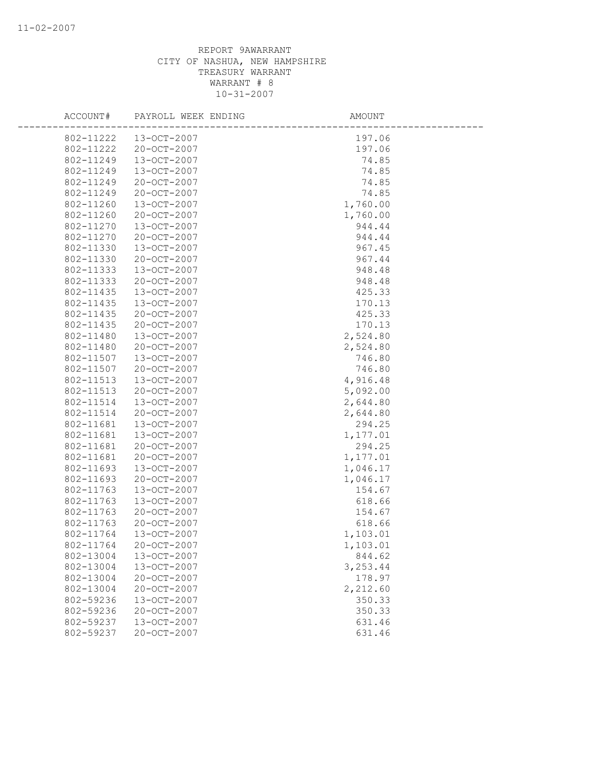REPORT 9AWARRANT
CITY OF NASHUA, NEW HAMPSHIRE
TREASURY WARRANT
WARRANT # 8
10-31-2007

| ACCOUNT# | PAYROLL WEEK ENDING | AMOUNT |
|---|---|---|
| 802-11222 | 13-OCT-2007 | 197.06 |
| 802-11222 | 20-OCT-2007 | 197.06 |
| 802-11249 | 13-OCT-2007 | 74.85 |
| 802-11249 | 13-OCT-2007 | 74.85 |
| 802-11249 | 20-OCT-2007 | 74.85 |
| 802-11249 | 20-OCT-2007 | 74.85 |
| 802-11260 | 13-OCT-2007 | 1,760.00 |
| 802-11260 | 20-OCT-2007 | 1,760.00 |
| 802-11270 | 13-OCT-2007 | 944.44 |
| 802-11270 | 20-OCT-2007 | 944.44 |
| 802-11330 | 13-OCT-2007 | 967.45 |
| 802-11330 | 20-OCT-2007 | 967.44 |
| 802-11333 | 13-OCT-2007 | 948.48 |
| 802-11333 | 20-OCT-2007 | 948.48 |
| 802-11435 | 13-OCT-2007 | 425.33 |
| 802-11435 | 13-OCT-2007 | 170.13 |
| 802-11435 | 20-OCT-2007 | 425.33 |
| 802-11435 | 20-OCT-2007 | 170.13 |
| 802-11480 | 13-OCT-2007 | 2,524.80 |
| 802-11480 | 20-OCT-2007 | 2,524.80 |
| 802-11507 | 13-OCT-2007 | 746.80 |
| 802-11507 | 20-OCT-2007 | 746.80 |
| 802-11513 | 13-OCT-2007 | 4,916.48 |
| 802-11513 | 20-OCT-2007 | 5,092.00 |
| 802-11514 | 13-OCT-2007 | 2,644.80 |
| 802-11514 | 20-OCT-2007 | 2,644.80 |
| 802-11681 | 13-OCT-2007 | 294.25 |
| 802-11681 | 13-OCT-2007 | 1,177.01 |
| 802-11681 | 20-OCT-2007 | 294.25 |
| 802-11681 | 20-OCT-2007 | 1,177.01 |
| 802-11693 | 13-OCT-2007 | 1,046.17 |
| 802-11693 | 20-OCT-2007 | 1,046.17 |
| 802-11763 | 13-OCT-2007 | 154.67 |
| 802-11763 | 13-OCT-2007 | 618.66 |
| 802-11763 | 20-OCT-2007 | 154.67 |
| 802-11763 | 20-OCT-2007 | 618.66 |
| 802-11764 | 13-OCT-2007 | 1,103.01 |
| 802-11764 | 20-OCT-2007 | 1,103.01 |
| 802-13004 | 13-OCT-2007 | 844.62 |
| 802-13004 | 13-OCT-2007 | 3,253.44 |
| 802-13004 | 20-OCT-2007 | 178.97 |
| 802-13004 | 20-OCT-2007 | 2,212.60 |
| 802-59236 | 13-OCT-2007 | 350.33 |
| 802-59236 | 20-OCT-2007 | 350.33 |
| 802-59237 | 13-OCT-2007 | 631.46 |
| 802-59237 | 20-OCT-2007 | 631.46 |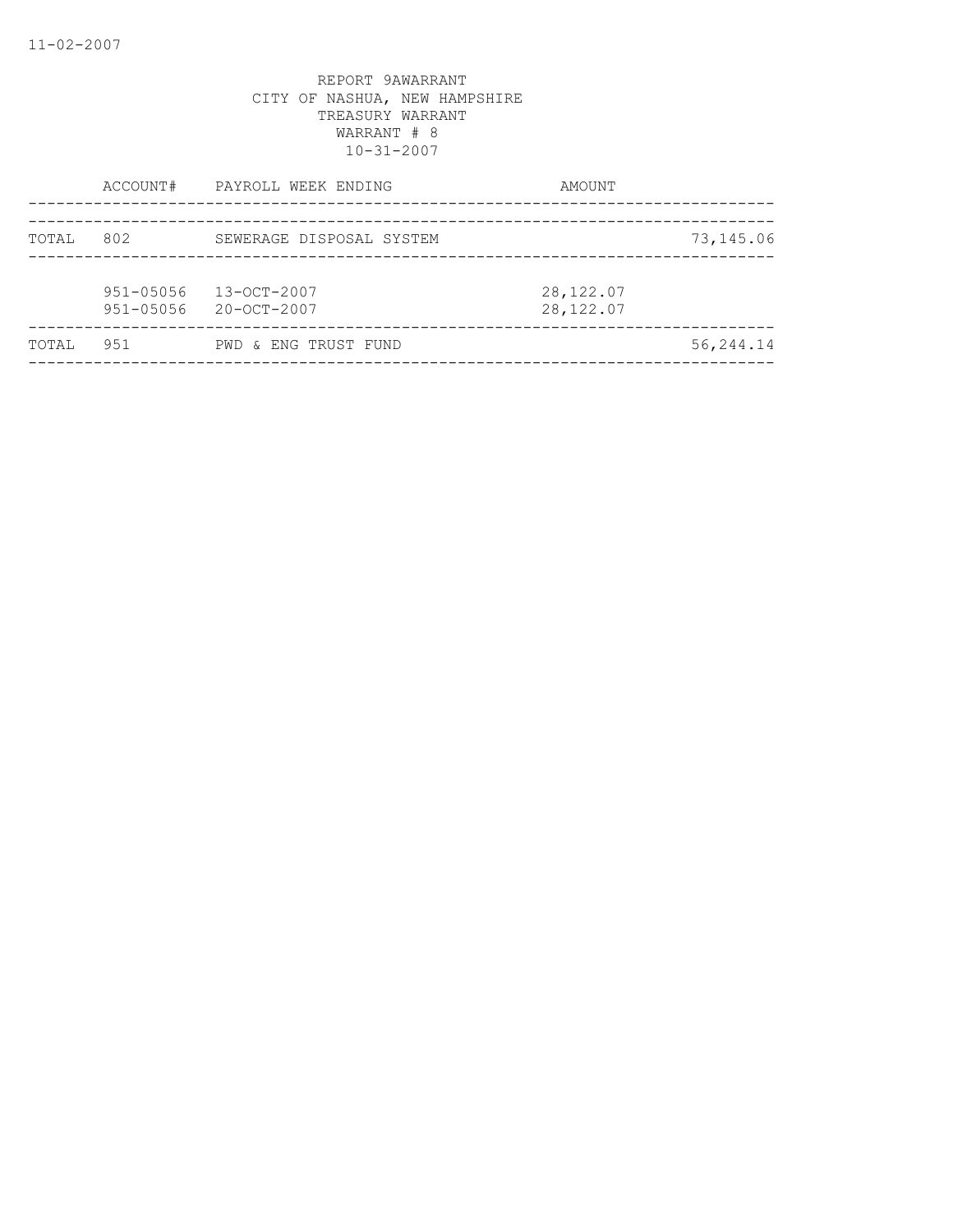REPORT 9AWARRANT
CITY OF NASHUA, NEW HAMPSHIRE
TREASURY WARRANT
WARRANT # 8
10-31-2007

| | ACCOUNT# | PAYROLL WEEK ENDING | AMOUNT | |
|---|---|---|---|---|
| TOTAL | 802 | SEWERAGE DISPOSAL SYSTEM | | 73,145.06 |
| | 951-05056 | 13-OCT-2007 | 28,122.07 | |
| | 951-05056 | 20-OCT-2007 | 28,122.07 | |
| TOTAL | 951 | PWD & ENG TRUST FUND | | 56,244.14 |